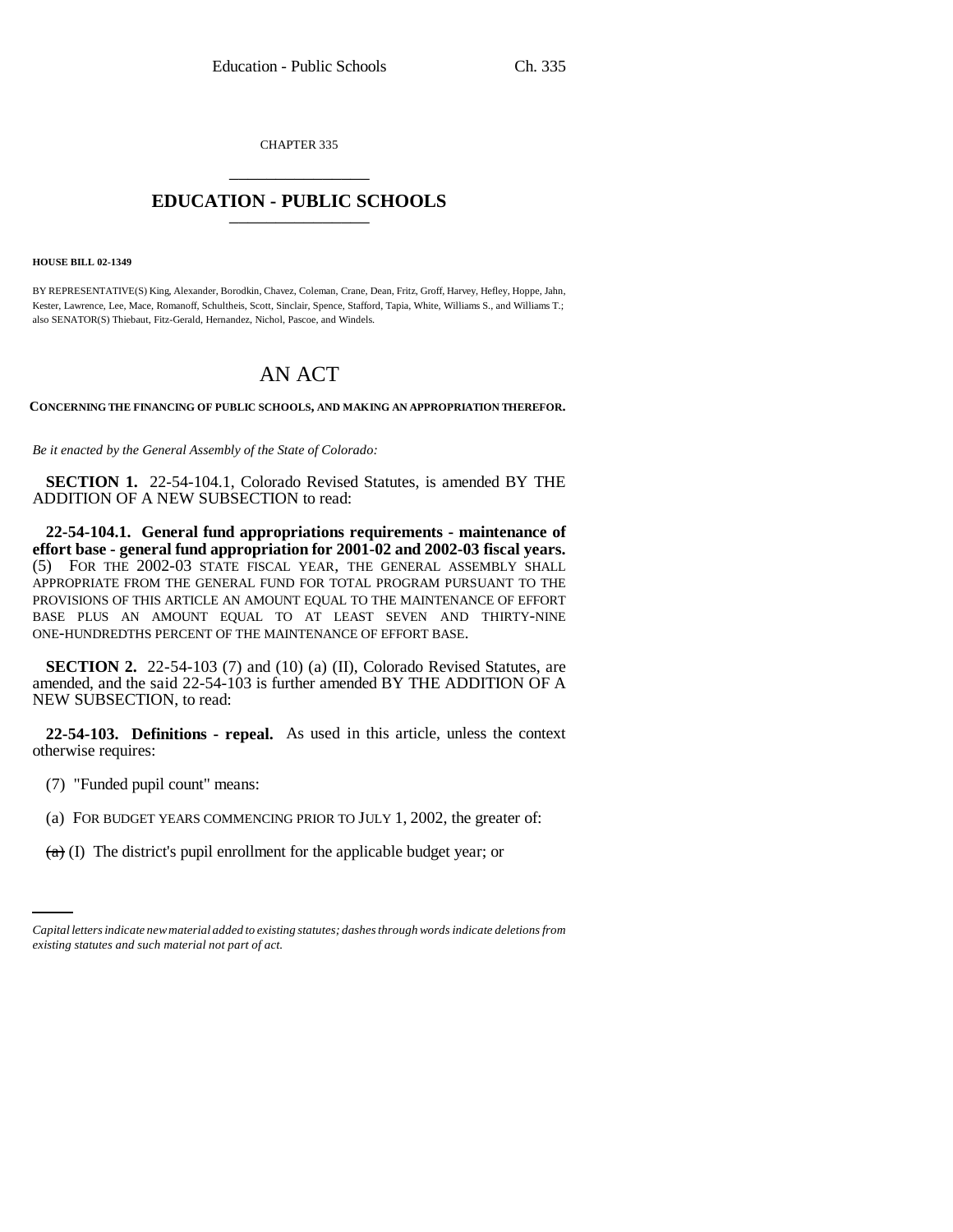CHAPTER 335

# EDUCATION - PUBLIC SCHOOLS

**HOUSE BILL 02-1349**

BY REPRESENTATIVE(S) King, Alexander, Borodkin, Chavez, Coleman, Crane, Dean, Fritz, Groff, Harvey, Hefley, Hoppe, Jahn, Kester, Lawrence, Lee, Mace, Romanoff, Schultheis, Scott, Sinclair, Spence, Stafford, Tapia, White, Williams S., and Williams T.; also SENATOR(S) Thiebaut, Fitz-Gerald, Hernandez, Nichol, Pascoe, and Windels.

# AN ACT

**CONCERNING THE FINANCING OF PUBLIC SCHOOLS, AND MAKING AN APPROPRIATION THEREFOR.**

*Be it enacted by the General Assembly of the State of Colorado:*

**SECTION 1.** 22-54-104.1, Colorado Revised Statutes, is amended BY THE ADDITION OF A NEW SUBSECTION to read:

**22-54-104.1. General fund appropriations requirements - maintenance of effort base - general fund appropriation for 2001-02 and 2002-03 fiscal years.** (5) FOR THE 2002-03 STATE FISCAL YEAR, THE GENERAL ASSEMBLY SHALL APPROPRIATE FROM THE GENERAL FUND FOR TOTAL PROGRAM PURSUANT TO THE PROVISIONS OF THIS ARTICLE AN AMOUNT EQUAL TO THE MAINTENANCE OF EFFORT BASE PLUS AN AMOUNT EQUAL TO AT LEAST SEVEN AND THIRTY-NINE ONE-HUNDREDTHS PERCENT OF THE MAINTENANCE OF EFFORT BASE.

**SECTION 2.** 22-54-103 (7) and (10) (a) (II), Colorado Revised Statutes, are amended, and the said 22-54-103 is further amended BY THE ADDITION OF A NEW SUBSECTION, to read:

**22-54-103. Definitions - repeal.** As used in this article, unless the context otherwise requires:

(7) "Funded pupil count" means:

(a) FOR BUDGET YEARS COMMENCING PRIOR TO JULY 1, 2002, the greater of:

~~(a)~~ (I) The district's pupil enrollment for the applicable budget year; or

*Capital letters indicate new material added to existing statutes; dashes through words indicate deletions from existing statutes and such material not part of act.*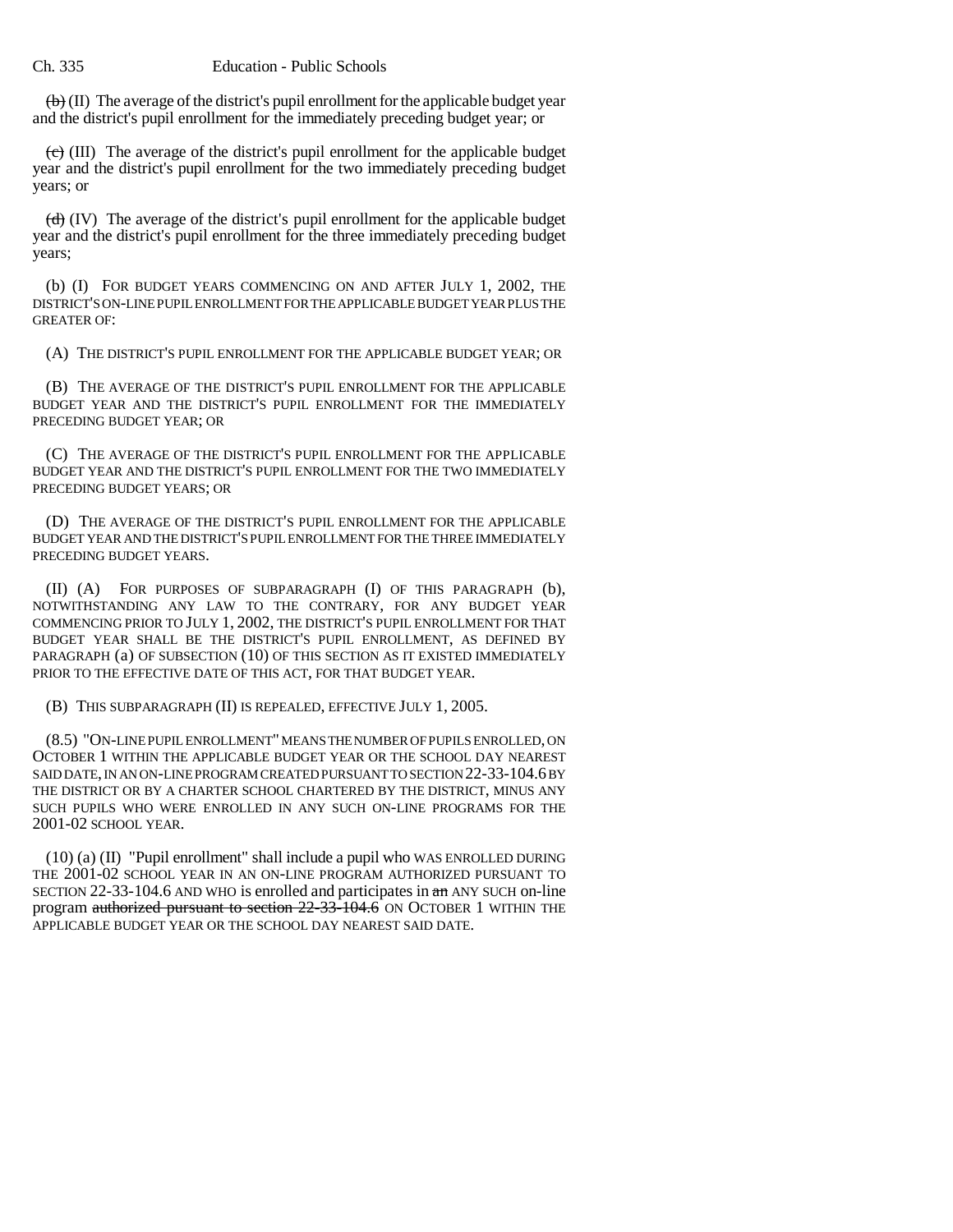~~(b)~~ (II) The average of the district's pupil enrollment for the applicable budget year and the district's pupil enrollment for the immediately preceding budget year; or

~~(c)~~ (III) The average of the district's pupil enrollment for the applicable budget year and the district's pupil enrollment for the two immediately preceding budget years; or

~~(d)~~ (IV) The average of the district's pupil enrollment for the applicable budget year and the district's pupil enrollment for the three immediately preceding budget years;

(b) (I) FOR BUDGET YEARS COMMENCING ON AND AFTER JULY 1, 2002, THE DISTRICT'S ON-LINE PUPIL ENROLLMENT FOR THE APPLICABLE BUDGET YEAR PLUS THE GREATER OF:

(A) THE DISTRICT'S PUPIL ENROLLMENT FOR THE APPLICABLE BUDGET YEAR; OR

(B) THE AVERAGE OF THE DISTRICT'S PUPIL ENROLLMENT FOR THE APPLICABLE BUDGET YEAR AND THE DISTRICT'S PUPIL ENROLLMENT FOR THE IMMEDIATELY PRECEDING BUDGET YEAR; OR

(C) THE AVERAGE OF THE DISTRICT'S PUPIL ENROLLMENT FOR THE APPLICABLE BUDGET YEAR AND THE DISTRICT'S PUPIL ENROLLMENT FOR THE TWO IMMEDIATELY PRECEDING BUDGET YEARS; OR

(D) THE AVERAGE OF THE DISTRICT'S PUPIL ENROLLMENT FOR THE APPLICABLE BUDGET YEAR AND THE DISTRICT'S PUPIL ENROLLMENT FOR THE THREE IMMEDIATELY PRECEDING BUDGET YEARS.

(II) (A) FOR PURPOSES OF SUBPARAGRAPH (I) OF THIS PARAGRAPH (b), NOTWITHSTANDING ANY LAW TO THE CONTRARY, FOR ANY BUDGET YEAR COMMENCING PRIOR TO JULY 1, 2002, THE DISTRICT'S PUPIL ENROLLMENT FOR THAT BUDGET YEAR SHALL BE THE DISTRICT'S PUPIL ENROLLMENT, AS DEFINED BY PARAGRAPH (a) OF SUBSECTION (10) OF THIS SECTION AS IT EXISTED IMMEDIATELY PRIOR TO THE EFFECTIVE DATE OF THIS ACT, FOR THAT BUDGET YEAR.

(B) THIS SUBPARAGRAPH (II) IS REPEALED, EFFECTIVE JULY 1, 2005.

(8.5) "ON-LINE PUPIL ENROLLMENT" MEANS THE NUMBER OF PUPILS ENROLLED, ON OCTOBER 1 WITHIN THE APPLICABLE BUDGET YEAR OR THE SCHOOL DAY NEAREST SAID DATE, IN AN ON-LINE PROGRAM CREATED PURSUANT TO SECTION 22-33-104.6 BY THE DISTRICT OR BY A CHARTER SCHOOL CHARTERED BY THE DISTRICT, MINUS ANY SUCH PUPILS WHO WERE ENROLLED IN ANY SUCH ON-LINE PROGRAMS FOR THE 2001-02 SCHOOL YEAR.

(10) (a) (II) "Pupil enrollment" shall include a pupil who WAS ENROLLED DURING THE 2001-02 SCHOOL YEAR IN AN ON-LINE PROGRAM AUTHORIZED PURSUANT TO SECTION 22-33-104.6 AND WHO is enrolled and participates in ~~an~~ ANY SUCH on-line program ~~authorized pursuant to section 22-33-104.6~~ ON OCTOBER 1 WITHIN THE APPLICABLE BUDGET YEAR OR THE SCHOOL DAY NEAREST SAID DATE.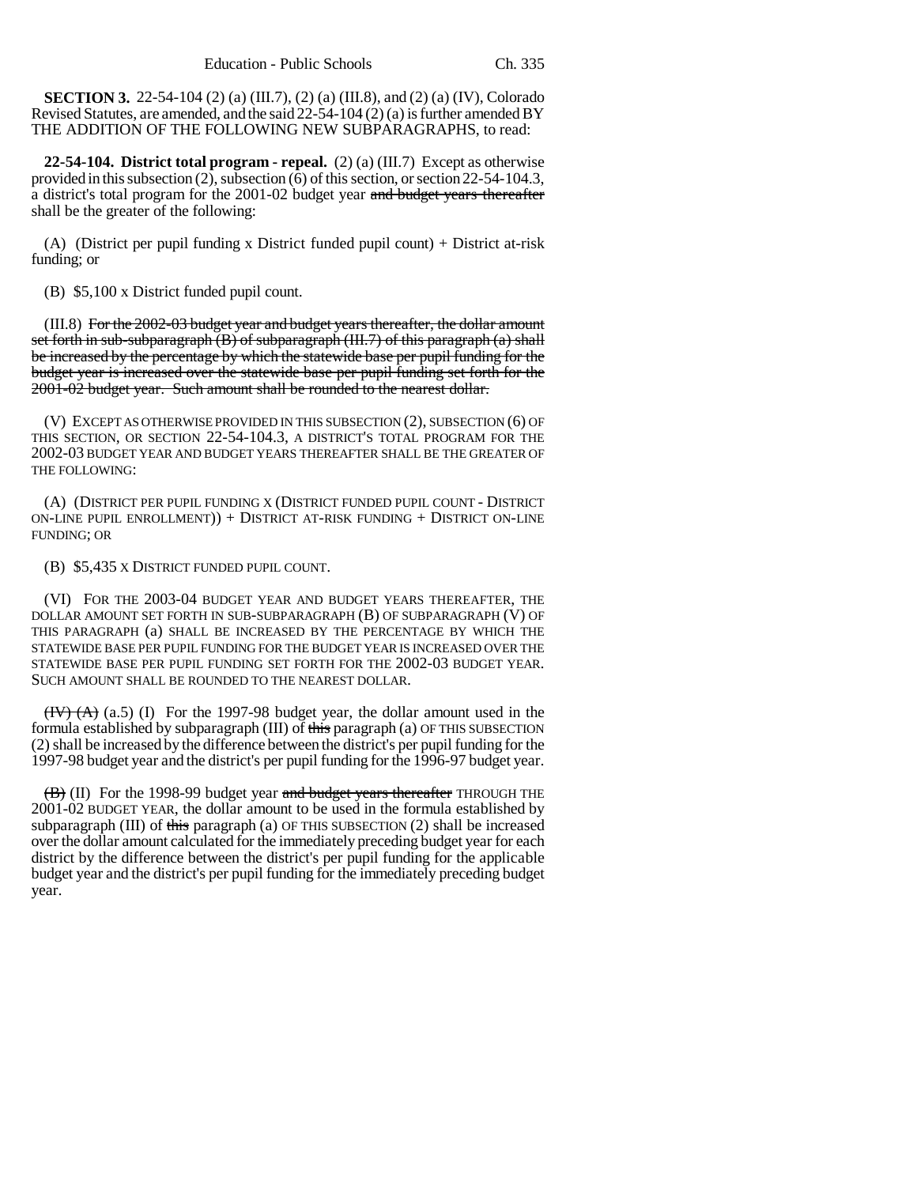**SECTION 3.** 22-54-104 (2) (a) (III.7), (2) (a) (III.8), and (2) (a) (IV), Colorado Revised Statutes, are amended, and the said 22-54-104 (2) (a) is further amended BY THE ADDITION OF THE FOLLOWING NEW SUBPARAGRAPHS, to read:

**22-54-104. District total program - repeal.** (2) (a) (III.7) Except as otherwise provided in this subsection (2), subsection (6) of this section, or section 22-54-104.3, a district's total program for the 2001-02 budget year ~~and budget years thereafter~~ shall be the greater of the following:

(A) (District per pupil funding x District funded pupil count) + District at-risk funding; or

(B) \$5,100 x District funded pupil count.

(III.8) ~~For the 2002-03 budget year and budget years thereafter, the dollar amount set forth in sub-subparagraph (B) of subparagraph (III.7) of this paragraph (a) shall be increased by the percentage by which the statewide base per pupil funding for the budget year is increased over the statewide base per pupil funding set forth for the 2001-02 budget year. Such amount shall be rounded to the nearest dollar.~~

(V) EXCEPT AS OTHERWISE PROVIDED IN THIS SUBSECTION (2), SUBSECTION (6) OF THIS SECTION, OR SECTION 22-54-104.3, A DISTRICT'S TOTAL PROGRAM FOR THE 2002-03 BUDGET YEAR AND BUDGET YEARS THEREAFTER SHALL BE THE GREATER OF THE FOLLOWING:

(A) (DISTRICT PER PUPIL FUNDING X (DISTRICT FUNDED PUPIL COUNT - DISTRICT ON-LINE PUPIL ENROLLMENT)) + DISTRICT AT-RISK FUNDING + DISTRICT ON-LINE FUNDING; OR

(B) \$5,435 X DISTRICT FUNDED PUPIL COUNT.

(VI) FOR THE 2003-04 BUDGET YEAR AND BUDGET YEARS THEREAFTER, THE DOLLAR AMOUNT SET FORTH IN SUB-SUBPARAGRAPH (B) OF SUBPARAGRAPH (V) OF THIS PARAGRAPH (a) SHALL BE INCREASED BY THE PERCENTAGE BY WHICH THE STATEWIDE BASE PER PUPIL FUNDING FOR THE BUDGET YEAR IS INCREASED OVER THE STATEWIDE BASE PER PUPIL FUNDING SET FORTH FOR THE 2002-03 BUDGET YEAR. SUCH AMOUNT SHALL BE ROUNDED TO THE NEAREST DOLLAR.

~~(IV) (A)~~ (a.5) (I) For the 1997-98 budget year, the dollar amount used in the formula established by subparagraph (III) of ~~this~~ paragraph (a) OF THIS SUBSECTION (2) shall be increased by the difference between the district's per pupil funding for the 1997-98 budget year and the district's per pupil funding for the 1996-97 budget year.

~~(B)~~ (II) For the 1998-99 budget year ~~and budget years thereafter~~ THROUGH THE 2001-02 BUDGET YEAR, the dollar amount to be used in the formula established by subparagraph (III) of ~~this~~ paragraph (a) OF THIS SUBSECTION (2) shall be increased over the dollar amount calculated for the immediately preceding budget year for each district by the difference between the district's per pupil funding for the applicable budget year and the district's per pupil funding for the immediately preceding budget year.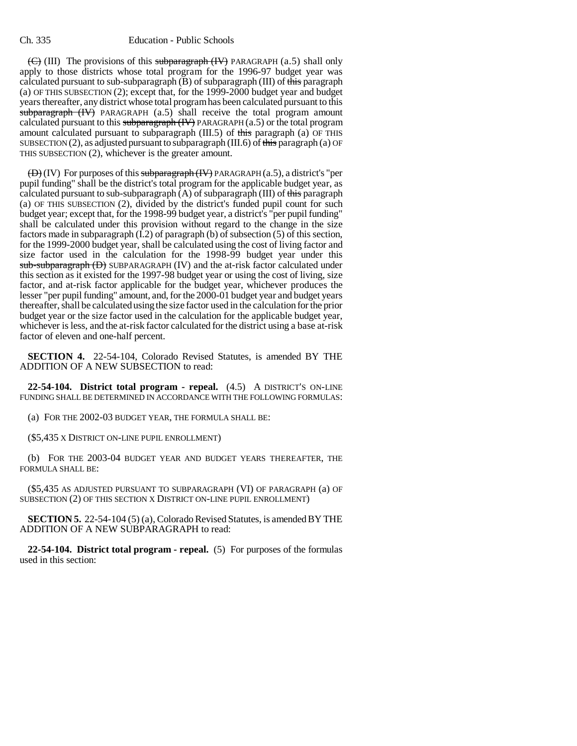(C) (III) The provisions of this subparagraph (IV) PARAGRAPH (a.5) shall only apply to those districts whose total program for the 1996-97 budget year was calculated pursuant to sub-subparagraph (B) of subparagraph (III) of this paragraph (a) OF THIS SUBSECTION (2); except that, for the 1999-2000 budget year and budget years thereafter, any district whose total program has been calculated pursuant to this subparagraph (IV) PARAGRAPH (a.5) shall receive the total program amount calculated pursuant to this subparagraph (IV) PARAGRAPH (a.5) or the total program amount calculated pursuant to subparagraph (III.5) of this paragraph (a) OF THIS SUBSECTION (2), as adjusted pursuant to subparagraph (III.6) of this paragraph (a) OF THIS SUBSECTION (2), whichever is the greater amount.

(D) (IV) For purposes of this subparagraph (IV) PARAGRAPH (a.5), a district's "per pupil funding" shall be the district's total program for the applicable budget year, as calculated pursuant to sub-subparagraph (A) of subparagraph (III) of this paragraph (a) OF THIS SUBSECTION (2), divided by the district's funded pupil count for such budget year; except that, for the 1998-99 budget year, a district's "per pupil funding" shall be calculated under this provision without regard to the change in the size factors made in subparagraph (I.2) of paragraph (b) of subsection (5) of this section, for the 1999-2000 budget year, shall be calculated using the cost of living factor and size factor used in the calculation for the 1998-99 budget year under this sub-subparagraph (D) SUBPARAGRAPH (IV) and the at-risk factor calculated under this section as it existed for the 1997-98 budget year or using the cost of living, size factor, and at-risk factor applicable for the budget year, whichever produces the lesser "per pupil funding" amount, and, for the 2000-01 budget year and budget years thereafter, shall be calculated using the size factor used in the calculation for the prior budget year or the size factor used in the calculation for the applicable budget year, whichever is less, and the at-risk factor calculated for the district using a base at-risk factor of eleven and one-half percent.

**SECTION 4.** 22-54-104, Colorado Revised Statutes, is amended BY THE ADDITION OF A NEW SUBSECTION to read:

**22-54-104. District total program - repeal.** (4.5) A DISTRICT'S ON-LINE FUNDING SHALL BE DETERMINED IN ACCORDANCE WITH THE FOLLOWING FORMULAS:

(a) FOR THE 2002-03 BUDGET YEAR, THE FORMULA SHALL BE:

($5,435 X DISTRICT ON-LINE PUPIL ENROLLMENT)

(b) FOR THE 2003-04 BUDGET YEAR AND BUDGET YEARS THEREAFTER, THE FORMULA SHALL BE:

($5,435 AS ADJUSTED PURSUANT TO SUBPARAGRAPH (VI) OF PARAGRAPH (a) OF SUBSECTION (2) OF THIS SECTION X DISTRICT ON-LINE PUPIL ENROLLMENT)

**SECTION 5.** 22-54-104 (5) (a), Colorado Revised Statutes, is amended BY THE ADDITION OF A NEW SUBPARAGRAPH to read:

**22-54-104. District total program - repeal.** (5) For purposes of the formulas used in this section: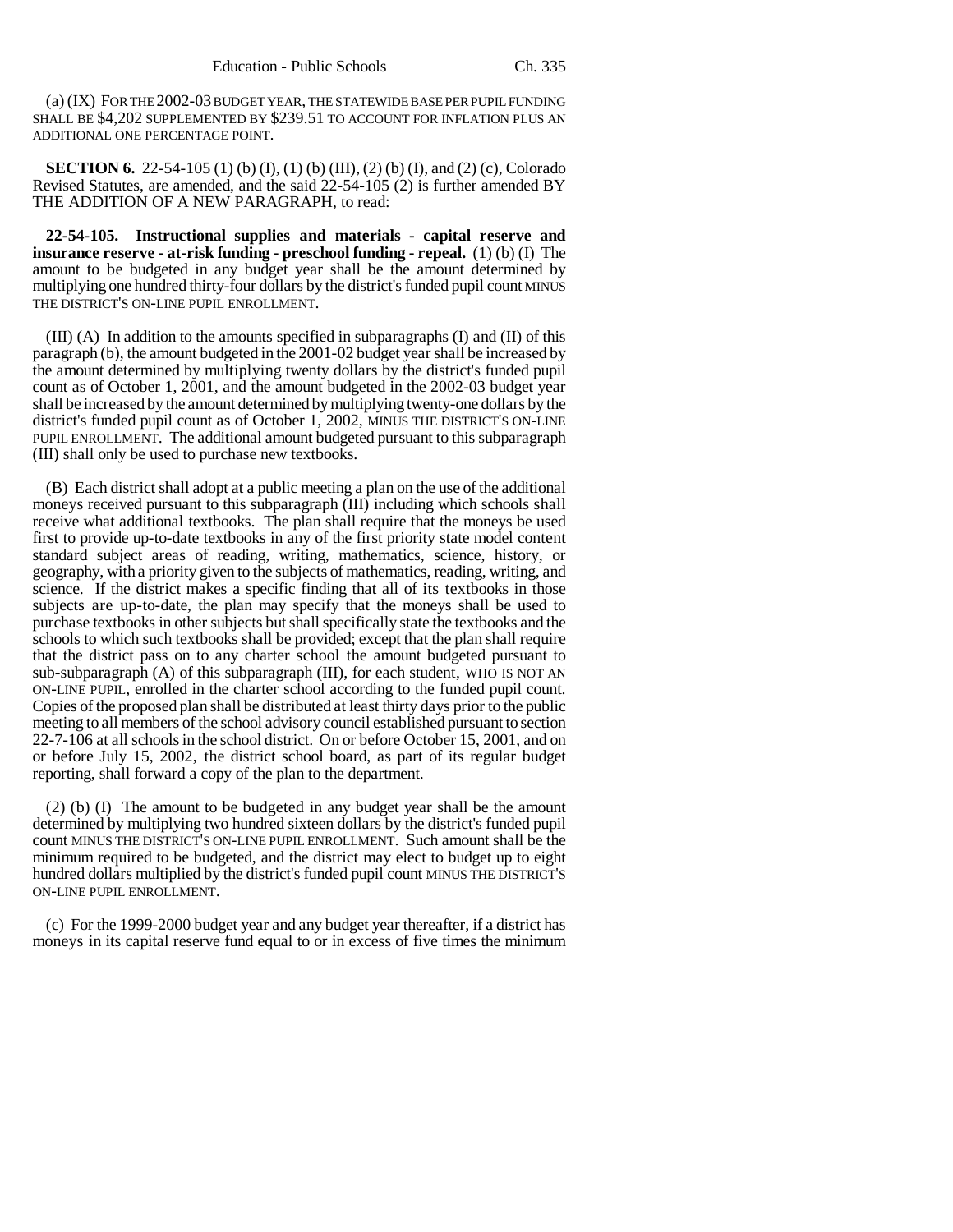(a) (IX) FOR THE 2002-03 BUDGET YEAR, THE STATEWIDE BASE PER PUPIL FUNDING SHALL BE $4,202 SUPPLEMENTED BY $239.51 TO ACCOUNT FOR INFLATION PLUS AN ADDITIONAL ONE PERCENTAGE POINT.

**SECTION 6.** 22-54-105 (1) (b) (I), (1) (b) (III), (2) (b) (I), and (2) (c), Colorado Revised Statutes, are amended, and the said 22-54-105 (2) is further amended BY THE ADDITION OF A NEW PARAGRAPH, to read:

**22-54-105. Instructional supplies and materials - capital reserve and insurance reserve - at-risk funding - preschool funding - repeal.** (1) (b) (I) The amount to be budgeted in any budget year shall be the amount determined by multiplying one hundred thirty-four dollars by the district's funded pupil count MINUS THE DISTRICT'S ON-LINE PUPIL ENROLLMENT.

(III) (A) In addition to the amounts specified in subparagraphs (I) and (II) of this paragraph (b), the amount budgeted in the 2001-02 budget year shall be increased by the amount determined by multiplying twenty dollars by the district's funded pupil count as of October 1, 2001, and the amount budgeted in the 2002-03 budget year shall be increased by the amount determined by multiplying twenty-one dollars by the district's funded pupil count as of October 1, 2002, MINUS THE DISTRICT'S ON-LINE PUPIL ENROLLMENT. The additional amount budgeted pursuant to this subparagraph (III) shall only be used to purchase new textbooks.

(B) Each district shall adopt at a public meeting a plan on the use of the additional moneys received pursuant to this subparagraph (III) including which schools shall receive what additional textbooks. The plan shall require that the moneys be used first to provide up-to-date textbooks in any of the first priority state model content standard subject areas of reading, writing, mathematics, science, history, or geography, with a priority given to the subjects of mathematics, reading, writing, and science. If the district makes a specific finding that all of its textbooks in those subjects are up-to-date, the plan may specify that the moneys shall be used to purchase textbooks in other subjects but shall specifically state the textbooks and the schools to which such textbooks shall be provided; except that the plan shall require that the district pass on to any charter school the amount budgeted pursuant to sub-subparagraph (A) of this subparagraph (III), for each student, WHO IS NOT AN ON-LINE PUPIL, enrolled in the charter school according to the funded pupil count. Copies of the proposed plan shall be distributed at least thirty days prior to the public meeting to all members of the school advisory council established pursuant to section 22-7-106 at all schools in the school district. On or before October 15, 2001, and on or before July 15, 2002, the district school board, as part of its regular budget reporting, shall forward a copy of the plan to the department.

(2) (b) (I) The amount to be budgeted in any budget year shall be the amount determined by multiplying two hundred sixteen dollars by the district's funded pupil count MINUS THE DISTRICT'S ON-LINE PUPIL ENROLLMENT. Such amount shall be the minimum required to be budgeted, and the district may elect to budget up to eight hundred dollars multiplied by the district's funded pupil count MINUS THE DISTRICT'S ON-LINE PUPIL ENROLLMENT.

(c) For the 1999-2000 budget year and any budget year thereafter, if a district has moneys in its capital reserve fund equal to or in excess of five times the minimum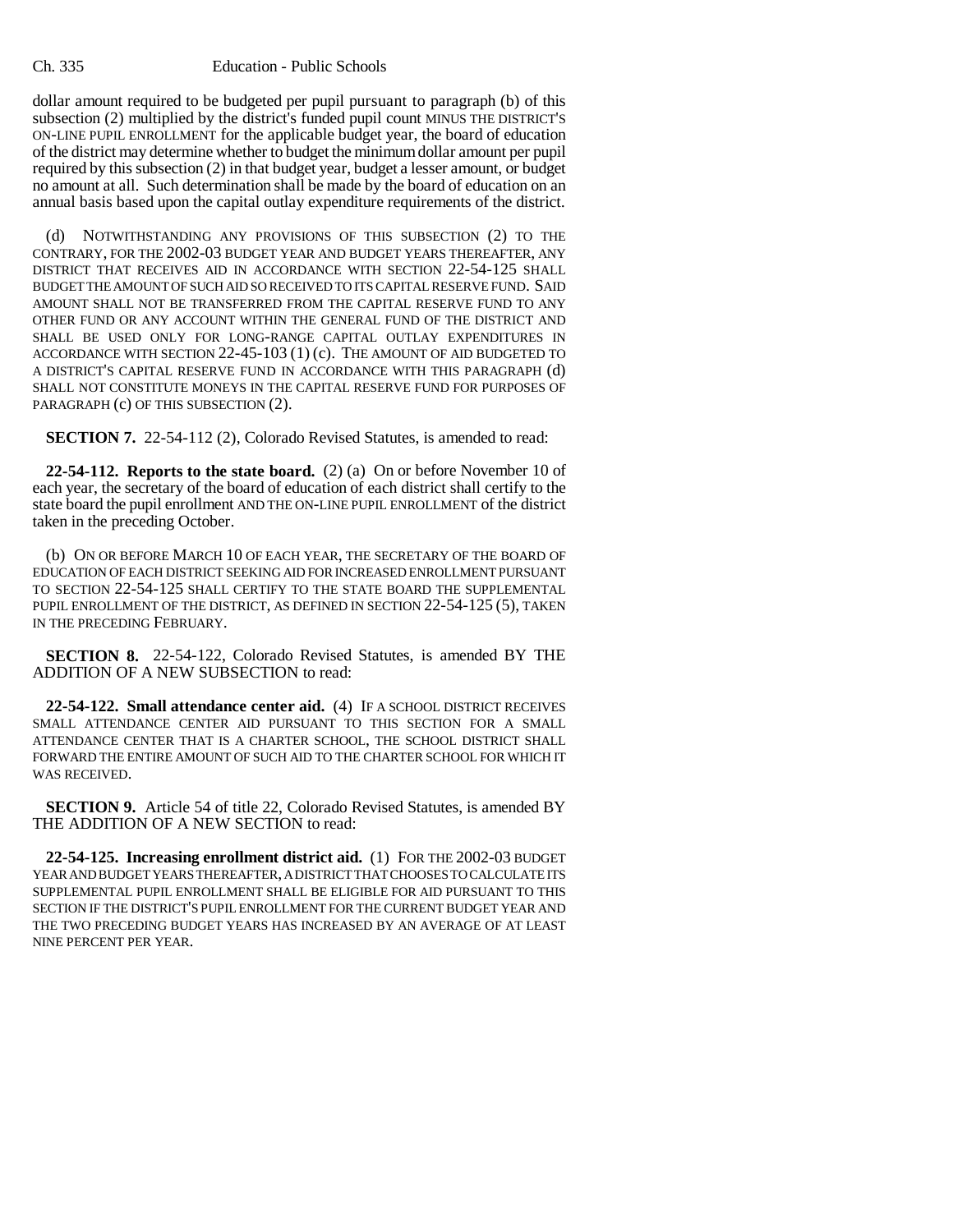dollar amount required to be budgeted per pupil pursuant to paragraph (b) of this subsection (2) multiplied by the district's funded pupil count MINUS THE DISTRICT'S ON-LINE PUPIL ENROLLMENT for the applicable budget year, the board of education of the district may determine whether to budget the minimum dollar amount per pupil required by this subsection (2) in that budget year, budget a lesser amount, or budget no amount at all. Such determination shall be made by the board of education on an annual basis based upon the capital outlay expenditure requirements of the district.

(d) NOTWITHSTANDING ANY PROVISIONS OF THIS SUBSECTION (2) TO THE CONTRARY, FOR THE 2002-03 BUDGET YEAR AND BUDGET YEARS THEREAFTER, ANY DISTRICT THAT RECEIVES AID IN ACCORDANCE WITH SECTION 22-54-125 SHALL BUDGET THE AMOUNT OF SUCH AID SO RECEIVED TO ITS CAPITAL RESERVE FUND. SAID AMOUNT SHALL NOT BE TRANSFERRED FROM THE CAPITAL RESERVE FUND TO ANY OTHER FUND OR ANY ACCOUNT WITHIN THE GENERAL FUND OF THE DISTRICT AND SHALL BE USED ONLY FOR LONG-RANGE CAPITAL OUTLAY EXPENDITURES IN ACCORDANCE WITH SECTION 22-45-103 (1) (c). THE AMOUNT OF AID BUDGETED TO A DISTRICT'S CAPITAL RESERVE FUND IN ACCORDANCE WITH THIS PARAGRAPH (d) SHALL NOT CONSTITUTE MONEYS IN THE CAPITAL RESERVE FUND FOR PURPOSES OF PARAGRAPH (c) OF THIS SUBSECTION (2).

**SECTION 7.** 22-54-112 (2), Colorado Revised Statutes, is amended to read:

**22-54-112. Reports to the state board.** (2) (a) On or before November 10 of each year, the secretary of the board of education of each district shall certify to the state board the pupil enrollment AND THE ON-LINE PUPIL ENROLLMENT of the district taken in the preceding October.

(b) ON OR BEFORE MARCH 10 OF EACH YEAR, THE SECRETARY OF THE BOARD OF EDUCATION OF EACH DISTRICT SEEKING AID FOR INCREASED ENROLLMENT PURSUANT TO SECTION 22-54-125 SHALL CERTIFY TO THE STATE BOARD THE SUPPLEMENTAL PUPIL ENROLLMENT OF THE DISTRICT, AS DEFINED IN SECTION 22-54-125 (5), TAKEN IN THE PRECEDING FEBRUARY.

**SECTION 8.** 22-54-122, Colorado Revised Statutes, is amended BY THE ADDITION OF A NEW SUBSECTION to read:

**22-54-122. Small attendance center aid.** (4) IF A SCHOOL DISTRICT RECEIVES SMALL ATTENDANCE CENTER AID PURSUANT TO THIS SECTION FOR A SMALL ATTENDANCE CENTER THAT IS A CHARTER SCHOOL, THE SCHOOL DISTRICT SHALL FORWARD THE ENTIRE AMOUNT OF SUCH AID TO THE CHARTER SCHOOL FOR WHICH IT WAS RECEIVED.

**SECTION 9.** Article 54 of title 22, Colorado Revised Statutes, is amended BY THE ADDITION OF A NEW SECTION to read:

**22-54-125. Increasing enrollment district aid.** (1) FOR THE 2002-03 BUDGET YEAR AND BUDGET YEARS THEREAFTER, A DISTRICT THAT CHOOSES TO CALCULATE ITS SUPPLEMENTAL PUPIL ENROLLMENT SHALL BE ELIGIBLE FOR AID PURSUANT TO THIS SECTION IF THE DISTRICT'S PUPIL ENROLLMENT FOR THE CURRENT BUDGET YEAR AND THE TWO PRECEDING BUDGET YEARS HAS INCREASED BY AN AVERAGE OF AT LEAST NINE PERCENT PER YEAR.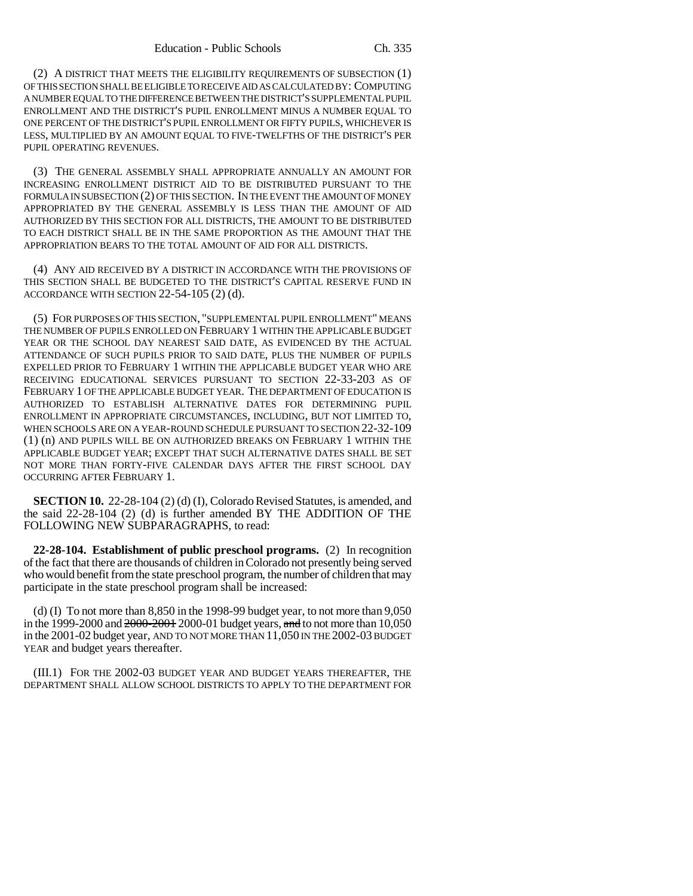(2) A DISTRICT THAT MEETS THE ELIGIBILITY REQUIREMENTS OF SUBSECTION (1) OF THIS SECTION SHALL BE ELIGIBLE TO RECEIVE AID AS CALCULATED BY: COMPUTING A NUMBER EQUAL TO THE DIFFERENCE BETWEEN THE DISTRICT'S SUPPLEMENTAL PUPIL ENROLLMENT AND THE DISTRICT'S PUPIL ENROLLMENT MINUS A NUMBER EQUAL TO ONE PERCENT OF THE DISTRICT'S PUPIL ENROLLMENT OR FIFTY PUPILS, WHICHEVER IS LESS, MULTIPLIED BY AN AMOUNT EQUAL TO FIVE-TWELFTHS OF THE DISTRICT'S PER PUPIL OPERATING REVENUES.

(3) THE GENERAL ASSEMBLY SHALL APPROPRIATE ANNUALLY AN AMOUNT FOR INCREASING ENROLLMENT DISTRICT AID TO BE DISTRIBUTED PURSUANT TO THE FORMULA IN SUBSECTION (2) OF THIS SECTION. IN THE EVENT THE AMOUNT OF MONEY APPROPRIATED BY THE GENERAL ASSEMBLY IS LESS THAN THE AMOUNT OF AID AUTHORIZED BY THIS SECTION FOR ALL DISTRICTS, THE AMOUNT TO BE DISTRIBUTED TO EACH DISTRICT SHALL BE IN THE SAME PROPORTION AS THE AMOUNT THAT THE APPROPRIATION BEARS TO THE TOTAL AMOUNT OF AID FOR ALL DISTRICTS.

(4) ANY AID RECEIVED BY A DISTRICT IN ACCORDANCE WITH THE PROVISIONS OF THIS SECTION SHALL BE BUDGETED TO THE DISTRICT'S CAPITAL RESERVE FUND IN ACCORDANCE WITH SECTION 22-54-105 (2) (d).

(5) FOR PURPOSES OF THIS SECTION, "SUPPLEMENTAL PUPIL ENROLLMENT" MEANS THE NUMBER OF PUPILS ENROLLED ON FEBRUARY 1 WITHIN THE APPLICABLE BUDGET YEAR OR THE SCHOOL DAY NEAREST SAID DATE, AS EVIDENCED BY THE ACTUAL ATTENDANCE OF SUCH PUPILS PRIOR TO SAID DATE, PLUS THE NUMBER OF PUPILS EXPELLED PRIOR TO FEBRUARY 1 WITHIN THE APPLICABLE BUDGET YEAR WHO ARE RECEIVING EDUCATIONAL SERVICES PURSUANT TO SECTION 22-33-203 AS OF FEBRUARY 1 OF THE APPLICABLE BUDGET YEAR. THE DEPARTMENT OF EDUCATION IS AUTHORIZED TO ESTABLISH ALTERNATIVE DATES FOR DETERMINING PUPIL ENROLLMENT IN APPROPRIATE CIRCUMSTANCES, INCLUDING, BUT NOT LIMITED TO, WHEN SCHOOLS ARE ON A YEAR-ROUND SCHEDULE PURSUANT TO SECTION 22-32-109 (1) (n) AND PUPILS WILL BE ON AUTHORIZED BREAKS ON FEBRUARY 1 WITHIN THE APPLICABLE BUDGET YEAR; EXCEPT THAT SUCH ALTERNATIVE DATES SHALL BE SET NOT MORE THAN FORTY-FIVE CALENDAR DAYS AFTER THE FIRST SCHOOL DAY OCCURRING AFTER FEBRUARY 1.

**SECTION 10.** 22-28-104 (2) (d) (I), Colorado Revised Statutes, is amended, and the said 22-28-104 (2) (d) is further amended BY THE ADDITION OF THE FOLLOWING NEW SUBPARAGRAPHS, to read:

**22-28-104. Establishment of public preschool programs.** (2) In recognition of the fact that there are thousands of children in Colorado not presently being served who would benefit from the state preschool program, the number of children that may participate in the state preschool program shall be increased:

(d) (I) To not more than 8,850 in the 1998-99 budget year, to not more than 9,050 in the 1999-2000 and ~~2000-2001~~ 2000-01 budget years, ~~and~~ to not more than 10,050 in the 2001-02 budget year, AND TO NOT MORE THAN 11,050 IN THE 2002-03 BUDGET YEAR and budget years thereafter.

(III.1) FOR THE 2002-03 BUDGET YEAR AND BUDGET YEARS THEREAFTER, THE DEPARTMENT SHALL ALLOW SCHOOL DISTRICTS TO APPLY TO THE DEPARTMENT FOR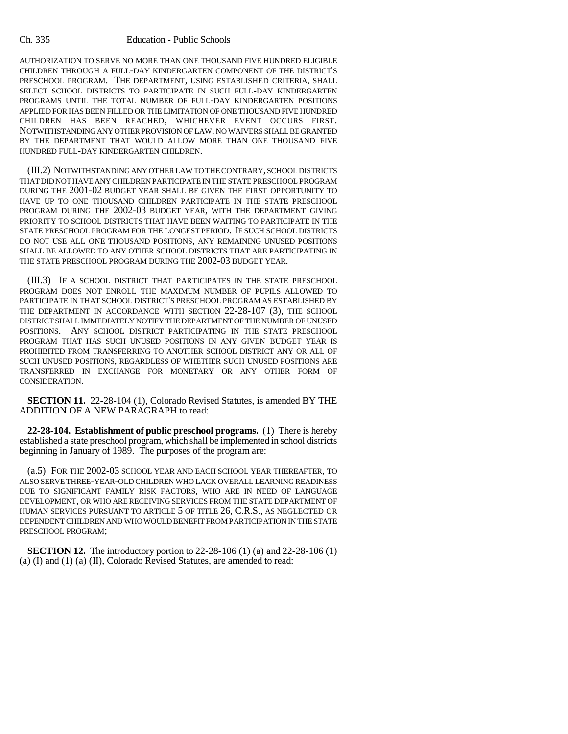AUTHORIZATION TO SERVE NO MORE THAN ONE THOUSAND FIVE HUNDRED ELIGIBLE CHILDREN THROUGH A FULL-DAY KINDERGARTEN COMPONENT OF THE DISTRICT'S PRESCHOOL PROGRAM. THE DEPARTMENT, USING ESTABLISHED CRITERIA, SHALL SELECT SCHOOL DISTRICTS TO PARTICIPATE IN SUCH FULL-DAY KINDERGARTEN PROGRAMS UNTIL THE TOTAL NUMBER OF FULL-DAY KINDERGARTEN POSITIONS APPLIED FOR HAS BEEN FILLED OR THE LIMITATION OF ONE THOUSAND FIVE HUNDRED CHILDREN HAS BEEN REACHED, WHICHEVER EVENT OCCURS FIRST. NOTWITHSTANDING ANY OTHER PROVISION OF LAW, NO WAIVERS SHALL BE GRANTED BY THE DEPARTMENT THAT WOULD ALLOW MORE THAN ONE THOUSAND FIVE HUNDRED FULL-DAY KINDERGARTEN CHILDREN.

(III.2) NOTWITHSTANDING ANY OTHER LAW TO THE CONTRARY, SCHOOL DISTRICTS THAT DID NOT HAVE ANY CHILDREN PARTICIPATE IN THE STATE PRESCHOOL PROGRAM DURING THE 2001-02 BUDGET YEAR SHALL BE GIVEN THE FIRST OPPORTUNITY TO HAVE UP TO ONE THOUSAND CHILDREN PARTICIPATE IN THE STATE PRESCHOOL PROGRAM DURING THE 2002-03 BUDGET YEAR, WITH THE DEPARTMENT GIVING PRIORITY TO SCHOOL DISTRICTS THAT HAVE BEEN WAITING TO PARTICIPATE IN THE STATE PRESCHOOL PROGRAM FOR THE LONGEST PERIOD. IF SUCH SCHOOL DISTRICTS DO NOT USE ALL ONE THOUSAND POSITIONS, ANY REMAINING UNUSED POSITIONS SHALL BE ALLOWED TO ANY OTHER SCHOOL DISTRICTS THAT ARE PARTICIPATING IN THE STATE PRESCHOOL PROGRAM DURING THE 2002-03 BUDGET YEAR.

(III.3) IF A SCHOOL DISTRICT THAT PARTICIPATES IN THE STATE PRESCHOOL PROGRAM DOES NOT ENROLL THE MAXIMUM NUMBER OF PUPILS ALLOWED TO PARTICIPATE IN THAT SCHOOL DISTRICT'S PRESCHOOL PROGRAM AS ESTABLISHED BY THE DEPARTMENT IN ACCORDANCE WITH SECTION 22-28-107 (3), THE SCHOOL DISTRICT SHALL IMMEDIATELY NOTIFY THE DEPARTMENT OF THE NUMBER OF UNUSED POSITIONS. ANY SCHOOL DISTRICT PARTICIPATING IN THE STATE PRESCHOOL PROGRAM THAT HAS SUCH UNUSED POSITIONS IN ANY GIVEN BUDGET YEAR IS PROHIBITED FROM TRANSFERRING TO ANOTHER SCHOOL DISTRICT ANY OR ALL OF SUCH UNUSED POSITIONS, REGARDLESS OF WHETHER SUCH UNUSED POSITIONS ARE TRANSFERRED IN EXCHANGE FOR MONETARY OR ANY OTHER FORM OF CONSIDERATION.

**SECTION 11.** 22-28-104 (1), Colorado Revised Statutes, is amended BY THE ADDITION OF A NEW PARAGRAPH to read:

**22-28-104. Establishment of public preschool programs.** (1) There is hereby established a state preschool program, which shall be implemented in school districts beginning in January of 1989. The purposes of the program are:

(a.5) FOR THE 2002-03 SCHOOL YEAR AND EACH SCHOOL YEAR THEREAFTER, TO ALSO SERVE THREE-YEAR-OLD CHILDREN WHO LACK OVERALL LEARNING READINESS DUE TO SIGNIFICANT FAMILY RISK FACTORS, WHO ARE IN NEED OF LANGUAGE DEVELOPMENT, OR WHO ARE RECEIVING SERVICES FROM THE STATE DEPARTMENT OF HUMAN SERVICES PURSUANT TO ARTICLE 5 OF TITLE 26, C.R.S., AS NEGLECTED OR DEPENDENT CHILDREN AND WHO WOULD BENEFIT FROM PARTICIPATION IN THE STATE PRESCHOOL PROGRAM;

**SECTION 12.** The introductory portion to 22-28-106 (1) (a) and 22-28-106 (1) (a) (I) and (1) (a) (II), Colorado Revised Statutes, are amended to read: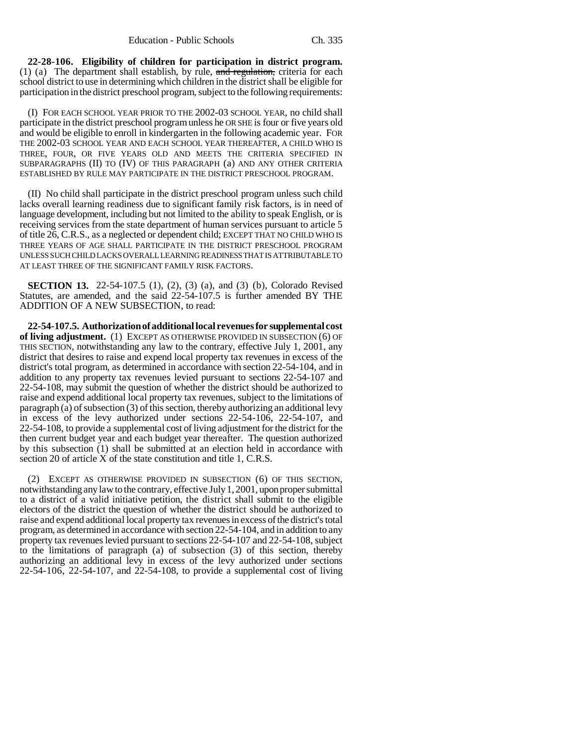**22-28-106. Eligibility of children for participation in district program.** (1) (a) The department shall establish, by rule, ~~and regulation,~~ criteria for each school district to use in determining which children in the district shall be eligible for participation in the district preschool program, subject to the following requirements:

(I) FOR EACH SCHOOL YEAR PRIOR TO THE 2002-03 SCHOOL YEAR, no child shall participate in the district preschool program unless he OR SHE is four or five years old and would be eligible to enroll in kindergarten in the following academic year. FOR THE 2002-03 SCHOOL YEAR AND EACH SCHOOL YEAR THEREAFTER, A CHILD WHO IS THREE, FOUR, OR FIVE YEARS OLD AND MEETS THE CRITERIA SPECIFIED IN SUBPARAGRAPHS (II) TO (IV) OF THIS PARAGRAPH (a) AND ANY OTHER CRITERIA ESTABLISHED BY RULE MAY PARTICIPATE IN THE DISTRICT PRESCHOOL PROGRAM.

(II) No child shall participate in the district preschool program unless such child lacks overall learning readiness due to significant family risk factors, is in need of language development, including but not limited to the ability to speak English, or is receiving services from the state department of human services pursuant to article 5 of title 26, C.R.S., as a neglected or dependent child; EXCEPT THAT NO CHILD WHO IS THREE YEARS OF AGE SHALL PARTICIPATE IN THE DISTRICT PRESCHOOL PROGRAM UNLESS SUCH CHILD LACKS OVERALL LEARNING READINESS THAT IS ATTRIBUTABLE TO AT LEAST THREE OF THE SIGNIFICANT FAMILY RISK FACTORS.

**SECTION 13.** 22-54-107.5 (1), (2), (3) (a), and (3) (b), Colorado Revised Statutes, are amended, and the said 22-54-107.5 is further amended BY THE ADDITION OF A NEW SUBSECTION, to read:

**22-54-107.5. Authorization of additional local revenues for supplemental cost of living adjustment.** (1) EXCEPT AS OTHERWISE PROVIDED IN SUBSECTION (6) OF THIS SECTION, notwithstanding any law to the contrary, effective July 1, 2001, any district that desires to raise and expend local property tax revenues in excess of the district's total program, as determined in accordance with section 22-54-104, and in addition to any property tax revenues levied pursuant to sections 22-54-107 and 22-54-108, may submit the question of whether the district should be authorized to raise and expend additional local property tax revenues, subject to the limitations of paragraph (a) of subsection (3) of this section, thereby authorizing an additional levy in excess of the levy authorized under sections 22-54-106, 22-54-107, and 22-54-108, to provide a supplemental cost of living adjustment for the district for the then current budget year and each budget year thereafter. The question authorized by this subsection (1) shall be submitted at an election held in accordance with section 20 of article X of the state constitution and title 1, C.R.S.

(2) EXCEPT AS OTHERWISE PROVIDED IN SUBSECTION (6) OF THIS SECTION, notwithstanding any law to the contrary, effective July 1, 2001, upon proper submittal to a district of a valid initiative petition, the district shall submit to the eligible electors of the district the question of whether the district should be authorized to raise and expend additional local property tax revenues in excess of the district's total program, as determined in accordance with section 22-54-104, and in addition to any property tax revenues levied pursuant to sections 22-54-107 and 22-54-108, subject to the limitations of paragraph (a) of subsection (3) of this section, thereby authorizing an additional levy in excess of the levy authorized under sections 22-54-106, 22-54-107, and 22-54-108, to provide a supplemental cost of living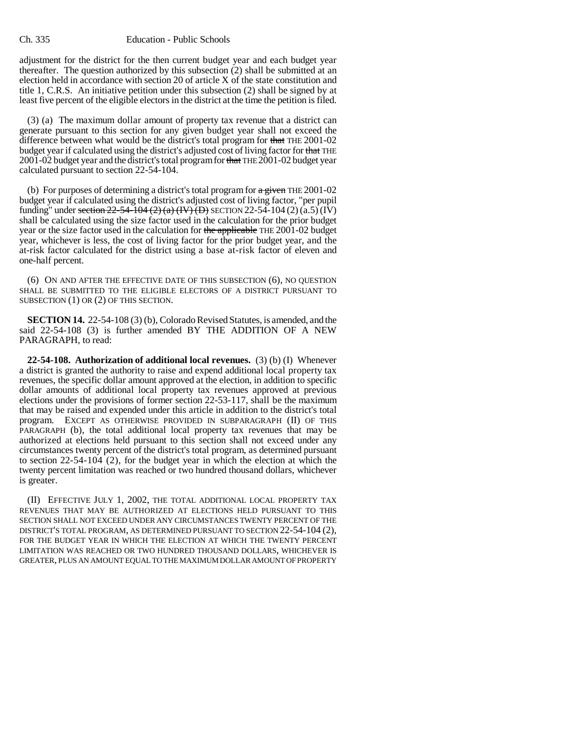adjustment for the district for the then current budget year and each budget year thereafter. The question authorized by this subsection (2) shall be submitted at an election held in accordance with section 20 of article X of the state constitution and title 1, C.R.S. An initiative petition under this subsection (2) shall be signed by at least five percent of the eligible electors in the district at the time the petition is filed.

(3) (a) The maximum dollar amount of property tax revenue that a district can generate pursuant to this section for any given budget year shall not exceed the difference between what would be the district's total program for ~~that~~ THE 2001-02 budget year if calculated using the district's adjusted cost of living factor for ~~that~~ THE 2001-02 budget year and the district's total program for ~~that~~ THE 2001-02 budget year calculated pursuant to section 22-54-104.

(b) For purposes of determining a district's total program for ~~a given~~ THE 2001-02 budget year if calculated using the district's adjusted cost of living factor, "per pupil funding" under ~~section 22-54-104 (2) (a) (IV) (D)~~ SECTION 22-54-104 (2) (a.5) (IV) shall be calculated using the size factor used in the calculation for the prior budget year or the size factor used in the calculation for ~~the applicable~~ THE 2001-02 budget year, whichever is less, the cost of living factor for the prior budget year, and the at-risk factor calculated for the district using a base at-risk factor of eleven and one-half percent.

(6) ON AND AFTER THE EFFECTIVE DATE OF THIS SUBSECTION (6), NO QUESTION SHALL BE SUBMITTED TO THE ELIGIBLE ELECTORS OF A DISTRICT PURSUANT TO SUBSECTION (1) OR (2) OF THIS SECTION.

**SECTION 14.** 22-54-108 (3) (b), Colorado Revised Statutes, is amended, and the said 22-54-108 (3) is further amended BY THE ADDITION OF A NEW PARAGRAPH, to read:

**22-54-108. Authorization of additional local revenues.** (3) (b) (I) Whenever a district is granted the authority to raise and expend additional local property tax revenues, the specific dollar amount approved at the election, in addition to specific dollar amounts of additional local property tax revenues approved at previous elections under the provisions of former section 22-53-117, shall be the maximum that may be raised and expended under this article in addition to the district's total program. EXCEPT AS OTHERWISE PROVIDED IN SUBPARAGRAPH (II) OF THIS PARAGRAPH (b), the total additional local property tax revenues that may be authorized at elections held pursuant to this section shall not exceed under any circumstances twenty percent of the district's total program, as determined pursuant to section 22-54-104 (2), for the budget year in which the election at which the twenty percent limitation was reached or two hundred thousand dollars, whichever is greater.

(II) EFFECTIVE JULY 1, 2002, THE TOTAL ADDITIONAL LOCAL PROPERTY TAX REVENUES THAT MAY BE AUTHORIZED AT ELECTIONS HELD PURSUANT TO THIS SECTION SHALL NOT EXCEED UNDER ANY CIRCUMSTANCES TWENTY PERCENT OF THE DISTRICT'S TOTAL PROGRAM, AS DETERMINED PURSUANT TO SECTION 22-54-104 (2), FOR THE BUDGET YEAR IN WHICH THE ELECTION AT WHICH THE TWENTY PERCENT LIMITATION WAS REACHED OR TWO HUNDRED THOUSAND DOLLARS, WHICHEVER IS GREATER, PLUS AN AMOUNT EQUAL TO THE MAXIMUM DOLLAR AMOUNT OF PROPERTY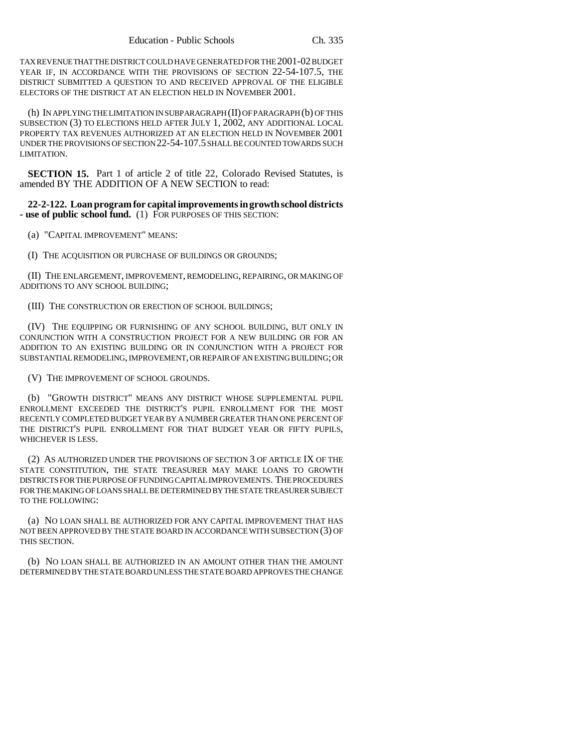TAX REVENUE THAT THE DISTRICT COULD HAVE GENERATED FOR THE 2001-02 BUDGET YEAR IF, IN ACCORDANCE WITH THE PROVISIONS OF SECTION 22-54-107.5, THE DISTRICT SUBMITTED A QUESTION TO AND RECEIVED APPROVAL OF THE ELIGIBLE ELECTORS OF THE DISTRICT AT AN ELECTION HELD IN NOVEMBER 2001.

(h) IN APPLYING THE LIMITATION IN SUBPARAGRAPH (II) OF PARAGRAPH (b) OF THIS SUBSECTION (3) TO ELECTIONS HELD AFTER JULY 1, 2002, ANY ADDITIONAL LOCAL PROPERTY TAX REVENUES AUTHORIZED AT AN ELECTION HELD IN NOVEMBER 2001 UNDER THE PROVISIONS OF SECTION 22-54-107.5 SHALL BE COUNTED TOWARDS SUCH LIMITATION.

**SECTION 15.** Part 1 of article 2 of title 22, Colorado Revised Statutes, is amended BY THE ADDITION OF A NEW SECTION to read:

**22-2-122. Loan program for capital improvements in growth school districts - use of public school fund.** (1) FOR PURPOSES OF THIS SECTION:

(a) "CAPITAL IMPROVEMENT" MEANS:

(I) THE ACQUISITION OR PURCHASE OF BUILDINGS OR GROUNDS;

(II) THE ENLARGEMENT, IMPROVEMENT, REMODELING, REPAIRING, OR MAKING OF ADDITIONS TO ANY SCHOOL BUILDING;

(III) THE CONSTRUCTION OR ERECTION OF SCHOOL BUILDINGS;

(IV) THE EQUIPPING OR FURNISHING OF ANY SCHOOL BUILDING, BUT ONLY IN CONJUNCTION WITH A CONSTRUCTION PROJECT FOR A NEW BUILDING OR FOR AN ADDITION TO AN EXISTING BUILDING OR IN CONJUNCTION WITH A PROJECT FOR SUBSTANTIAL REMODELING, IMPROVEMENT, OR REPAIR OF AN EXISTING BUILDING; OR

(V) THE IMPROVEMENT OF SCHOOL GROUNDS.

(b) "GROWTH DISTRICT" MEANS ANY DISTRICT WHOSE SUPPLEMENTAL PUPIL ENROLLMENT EXCEEDED THE DISTRICT'S PUPIL ENROLLMENT FOR THE MOST RECENTLY COMPLETED BUDGET YEAR BY A NUMBER GREATER THAN ONE PERCENT OF THE DISTRICT'S PUPIL ENROLLMENT FOR THAT BUDGET YEAR OR FIFTY PUPILS, WHICHEVER IS LESS.

(2) AS AUTHORIZED UNDER THE PROVISIONS OF SECTION 3 OF ARTICLE IX OF THE STATE CONSTITUTION, THE STATE TREASURER MAY MAKE LOANS TO GROWTH DISTRICTS FOR THE PURPOSE OF FUNDING CAPITAL IMPROVEMENTS. THE PROCEDURES FOR THE MAKING OF LOANS SHALL BE DETERMINED BY THE STATE TREASURER SUBJECT TO THE FOLLOWING:

(a) NO LOAN SHALL BE AUTHORIZED FOR ANY CAPITAL IMPROVEMENT THAT HAS NOT BEEN APPROVED BY THE STATE BOARD IN ACCORDANCE WITH SUBSECTION (3) OF THIS SECTION.

(b) NO LOAN SHALL BE AUTHORIZED IN AN AMOUNT OTHER THAN THE AMOUNT DETERMINED BY THE STATE BOARD UNLESS THE STATE BOARD APPROVES THE CHANGE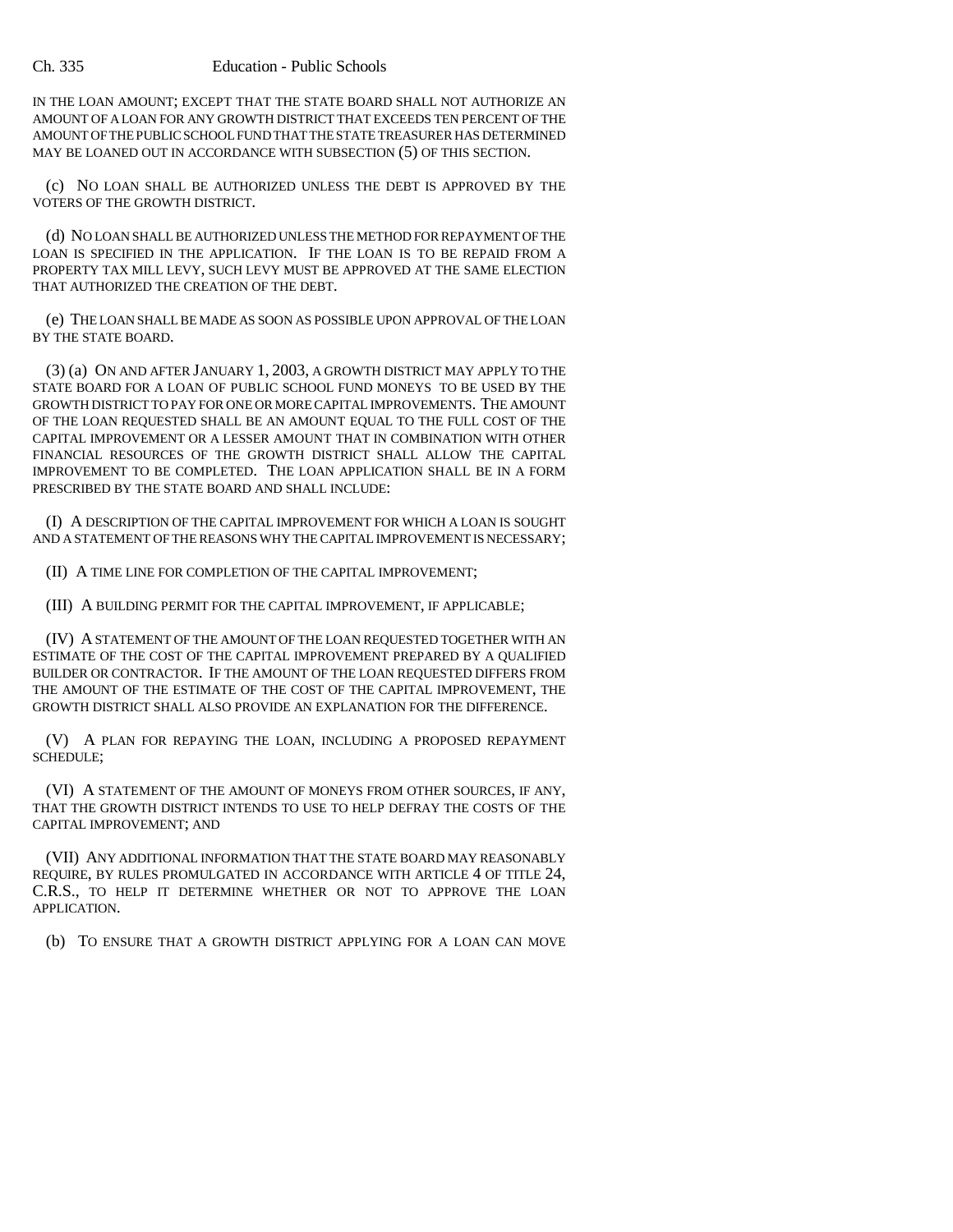IN THE LOAN AMOUNT; EXCEPT THAT THE STATE BOARD SHALL NOT AUTHORIZE AN AMOUNT OF A LOAN FOR ANY GROWTH DISTRICT THAT EXCEEDS TEN PERCENT OF THE AMOUNT OF THE PUBLIC SCHOOL FUND THAT THE STATE TREASURER HAS DETERMINED MAY BE LOANED OUT IN ACCORDANCE WITH SUBSECTION (5) OF THIS SECTION.

(c) NO LOAN SHALL BE AUTHORIZED UNLESS THE DEBT IS APPROVED BY THE VOTERS OF THE GROWTH DISTRICT.

(d) NO LOAN SHALL BE AUTHORIZED UNLESS THE METHOD FOR REPAYMENT OF THE LOAN IS SPECIFIED IN THE APPLICATION. IF THE LOAN IS TO BE REPAID FROM A PROPERTY TAX MILL LEVY, SUCH LEVY MUST BE APPROVED AT THE SAME ELECTION THAT AUTHORIZED THE CREATION OF THE DEBT.

(e) THE LOAN SHALL BE MADE AS SOON AS POSSIBLE UPON APPROVAL OF THE LOAN BY THE STATE BOARD.

(3) (a) ON AND AFTER JANUARY 1, 2003, A GROWTH DISTRICT MAY APPLY TO THE STATE BOARD FOR A LOAN OF PUBLIC SCHOOL FUND MONEYS TO BE USED BY THE GROWTH DISTRICT TO PAY FOR ONE OR MORE CAPITAL IMPROVEMENTS. THE AMOUNT OF THE LOAN REQUESTED SHALL BE AN AMOUNT EQUAL TO THE FULL COST OF THE CAPITAL IMPROVEMENT OR A LESSER AMOUNT THAT IN COMBINATION WITH OTHER FINANCIAL RESOURCES OF THE GROWTH DISTRICT SHALL ALLOW THE CAPITAL IMPROVEMENT TO BE COMPLETED. THE LOAN APPLICATION SHALL BE IN A FORM PRESCRIBED BY THE STATE BOARD AND SHALL INCLUDE:

(I) A DESCRIPTION OF THE CAPITAL IMPROVEMENT FOR WHICH A LOAN IS SOUGHT AND A STATEMENT OF THE REASONS WHY THE CAPITAL IMPROVEMENT IS NECESSARY;

(II) A TIME LINE FOR COMPLETION OF THE CAPITAL IMPROVEMENT;

(III) A BUILDING PERMIT FOR THE CAPITAL IMPROVEMENT, IF APPLICABLE;

(IV) A STATEMENT OF THE AMOUNT OF THE LOAN REQUESTED TOGETHER WITH AN ESTIMATE OF THE COST OF THE CAPITAL IMPROVEMENT PREPARED BY A QUALIFIED BUILDER OR CONTRACTOR. IF THE AMOUNT OF THE LOAN REQUESTED DIFFERS FROM THE AMOUNT OF THE ESTIMATE OF THE COST OF THE CAPITAL IMPROVEMENT, THE GROWTH DISTRICT SHALL ALSO PROVIDE AN EXPLANATION FOR THE DIFFERENCE.

(V) A PLAN FOR REPAYING THE LOAN, INCLUDING A PROPOSED REPAYMENT SCHEDULE;

(VI) A STATEMENT OF THE AMOUNT OF MONEYS FROM OTHER SOURCES, IF ANY, THAT THE GROWTH DISTRICT INTENDS TO USE TO HELP DEFRAY THE COSTS OF THE CAPITAL IMPROVEMENT; AND

(VII) ANY ADDITIONAL INFORMATION THAT THE STATE BOARD MAY REASONABLY REQUIRE, BY RULES PROMULGATED IN ACCORDANCE WITH ARTICLE 4 OF TITLE 24, C.R.S., TO HELP IT DETERMINE WHETHER OR NOT TO APPROVE THE LOAN APPLICATION.

(b) TO ENSURE THAT A GROWTH DISTRICT APPLYING FOR A LOAN CAN MOVE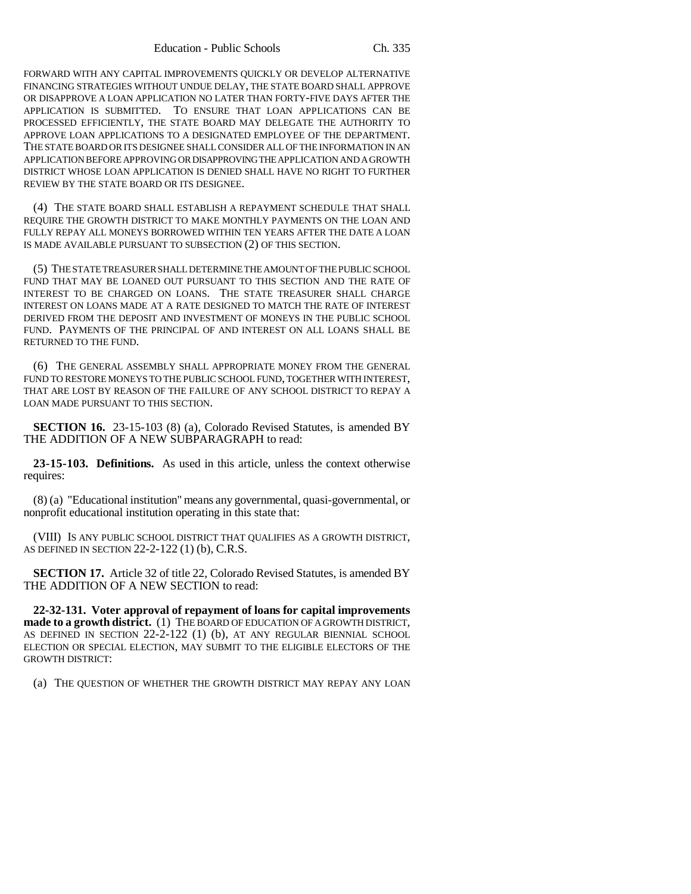FORWARD WITH ANY CAPITAL IMPROVEMENTS QUICKLY OR DEVELOP ALTERNATIVE FINANCING STRATEGIES WITHOUT UNDUE DELAY, THE STATE BOARD SHALL APPROVE OR DISAPPROVE A LOAN APPLICATION NO LATER THAN FORTY-FIVE DAYS AFTER THE APPLICATION IS SUBMITTED. TO ENSURE THAT LOAN APPLICATIONS CAN BE PROCESSED EFFICIENTLY, THE STATE BOARD MAY DELEGATE THE AUTHORITY TO APPROVE LOAN APPLICATIONS TO A DESIGNATED EMPLOYEE OF THE DEPARTMENT. THE STATE BOARD OR ITS DESIGNEE SHALL CONSIDER ALL OF THE INFORMATION IN AN APPLICATION BEFORE APPROVING OR DISAPPROVING THE APPLICATION AND A GROWTH DISTRICT WHOSE LOAN APPLICATION IS DENIED SHALL HAVE NO RIGHT TO FURTHER REVIEW BY THE STATE BOARD OR ITS DESIGNEE.

(4) THE STATE BOARD SHALL ESTABLISH A REPAYMENT SCHEDULE THAT SHALL REQUIRE THE GROWTH DISTRICT TO MAKE MONTHLY PAYMENTS ON THE LOAN AND FULLY REPAY ALL MONEYS BORROWED WITHIN TEN YEARS AFTER THE DATE A LOAN IS MADE AVAILABLE PURSUANT TO SUBSECTION (2) OF THIS SECTION.

(5) THE STATE TREASURER SHALL DETERMINE THE AMOUNT OF THE PUBLIC SCHOOL FUND THAT MAY BE LOANED OUT PURSUANT TO THIS SECTION AND THE RATE OF INTEREST TO BE CHARGED ON LOANS. THE STATE TREASURER SHALL CHARGE INTEREST ON LOANS MADE AT A RATE DESIGNED TO MATCH THE RATE OF INTEREST DERIVED FROM THE DEPOSIT AND INVESTMENT OF MONEYS IN THE PUBLIC SCHOOL FUND. PAYMENTS OF THE PRINCIPAL OF AND INTEREST ON ALL LOANS SHALL BE RETURNED TO THE FUND.

(6) THE GENERAL ASSEMBLY SHALL APPROPRIATE MONEY FROM THE GENERAL FUND TO RESTORE MONEYS TO THE PUBLIC SCHOOL FUND, TOGETHER WITH INTEREST, THAT ARE LOST BY REASON OF THE FAILURE OF ANY SCHOOL DISTRICT TO REPAY A LOAN MADE PURSUANT TO THIS SECTION.

**SECTION 16.** 23-15-103 (8) (a), Colorado Revised Statutes, is amended BY THE ADDITION OF A NEW SUBPARAGRAPH to read:

**23-15-103. Definitions.** As used in this article, unless the context otherwise requires:

(8) (a) "Educational institution" means any governmental, quasi-governmental, or nonprofit educational institution operating in this state that:

(VIII) IS ANY PUBLIC SCHOOL DISTRICT THAT QUALIFIES AS A GROWTH DISTRICT, AS DEFINED IN SECTION 22-2-122 (1) (b), C.R.S.

**SECTION 17.** Article 32 of title 22, Colorado Revised Statutes, is amended BY THE ADDITION OF A NEW SECTION to read:

**22-32-131. Voter approval of repayment of loans for capital improvements made to a growth district.** (1) THE BOARD OF EDUCATION OF A GROWTH DISTRICT, AS DEFINED IN SECTION 22-2-122 (1) (b), AT ANY REGULAR BIENNIAL SCHOOL ELECTION OR SPECIAL ELECTION, MAY SUBMIT TO THE ELIGIBLE ELECTORS OF THE GROWTH DISTRICT:

(a) THE QUESTION OF WHETHER THE GROWTH DISTRICT MAY REPAY ANY LOAN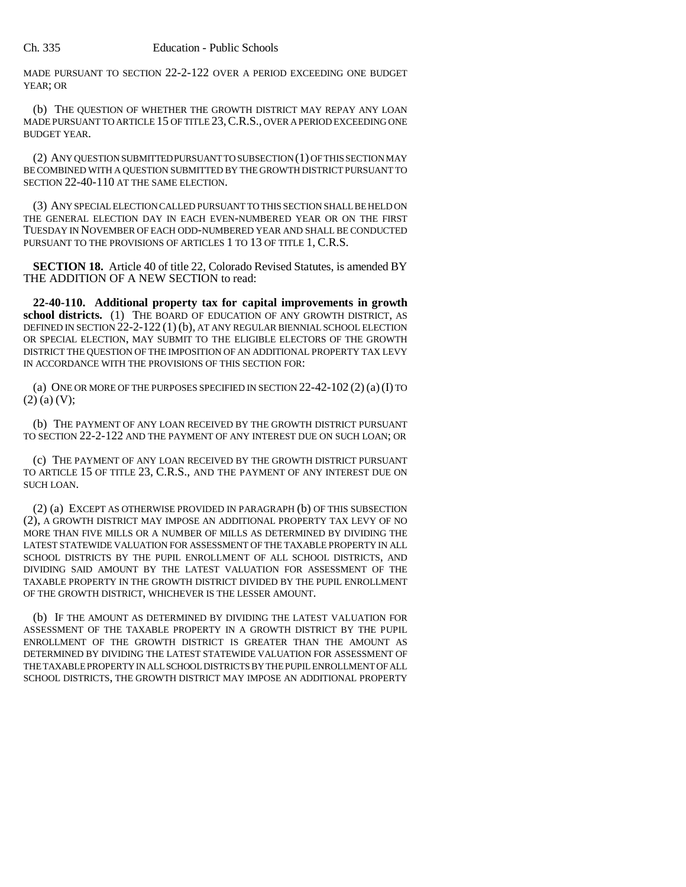MADE PURSUANT TO SECTION 22-2-122 OVER A PERIOD EXCEEDING ONE BUDGET YEAR; OR

(b) THE QUESTION OF WHETHER THE GROWTH DISTRICT MAY REPAY ANY LOAN MADE PURSUANT TO ARTICLE 15 OF TITLE 23, C.R.S., OVER A PERIOD EXCEEDING ONE BUDGET YEAR.

(2) ANY QUESTION SUBMITTED PURSUANT TO SUBSECTION (1) OF THIS SECTION MAY BE COMBINED WITH A QUESTION SUBMITTED BY THE GROWTH DISTRICT PURSUANT TO SECTION 22-40-110 AT THE SAME ELECTION.

(3) ANY SPECIAL ELECTION CALLED PURSUANT TO THIS SECTION SHALL BE HELD ON THE GENERAL ELECTION DAY IN EACH EVEN-NUMBERED YEAR OR ON THE FIRST TUESDAY IN NOVEMBER OF EACH ODD-NUMBERED YEAR AND SHALL BE CONDUCTED PURSUANT TO THE PROVISIONS OF ARTICLES 1 TO 13 OF TITLE 1, C.R.S.

**SECTION 18.** Article 40 of title 22, Colorado Revised Statutes, is amended BY THE ADDITION OF A NEW SECTION to read:

**22-40-110. Additional property tax for capital improvements in growth school districts.** (1) THE BOARD OF EDUCATION OF ANY GROWTH DISTRICT, AS DEFINED IN SECTION 22-2-122 (1) (b), AT ANY REGULAR BIENNIAL SCHOOL ELECTION OR SPECIAL ELECTION, MAY SUBMIT TO THE ELIGIBLE ELECTORS OF THE GROWTH DISTRICT THE QUESTION OF THE IMPOSITION OF AN ADDITIONAL PROPERTY TAX LEVY IN ACCORDANCE WITH THE PROVISIONS OF THIS SECTION FOR:

(a) ONE OR MORE OF THE PURPOSES SPECIFIED IN SECTION 22-42-102 (2) (a) (I) TO (2) (a) (V);

(b) THE PAYMENT OF ANY LOAN RECEIVED BY THE GROWTH DISTRICT PURSUANT TO SECTION 22-2-122 AND THE PAYMENT OF ANY INTEREST DUE ON SUCH LOAN; OR

(c) THE PAYMENT OF ANY LOAN RECEIVED BY THE GROWTH DISTRICT PURSUANT TO ARTICLE 15 OF TITLE 23, C.R.S., AND THE PAYMENT OF ANY INTEREST DUE ON SUCH LOAN.

(2) (a) EXCEPT AS OTHERWISE PROVIDED IN PARAGRAPH (b) OF THIS SUBSECTION (2), A GROWTH DISTRICT MAY IMPOSE AN ADDITIONAL PROPERTY TAX LEVY OF NO MORE THAN FIVE MILLS OR A NUMBER OF MILLS AS DETERMINED BY DIVIDING THE LATEST STATEWIDE VALUATION FOR ASSESSMENT OF THE TAXABLE PROPERTY IN ALL SCHOOL DISTRICTS BY THE PUPIL ENROLLMENT OF ALL SCHOOL DISTRICTS, AND DIVIDING SAID AMOUNT BY THE LATEST VALUATION FOR ASSESSMENT OF THE TAXABLE PROPERTY IN THE GROWTH DISTRICT DIVIDED BY THE PUPIL ENROLLMENT OF THE GROWTH DISTRICT, WHICHEVER IS THE LESSER AMOUNT.

(b) IF THE AMOUNT AS DETERMINED BY DIVIDING THE LATEST VALUATION FOR ASSESSMENT OF THE TAXABLE PROPERTY IN A GROWTH DISTRICT BY THE PUPIL ENROLLMENT OF THE GROWTH DISTRICT IS GREATER THAN THE AMOUNT AS DETERMINED BY DIVIDING THE LATEST STATEWIDE VALUATION FOR ASSESSMENT OF THE TAXABLE PROPERTY IN ALL SCHOOL DISTRICTS BY THE PUPIL ENROLLMENT OF ALL SCHOOL DISTRICTS, THE GROWTH DISTRICT MAY IMPOSE AN ADDITIONAL PROPERTY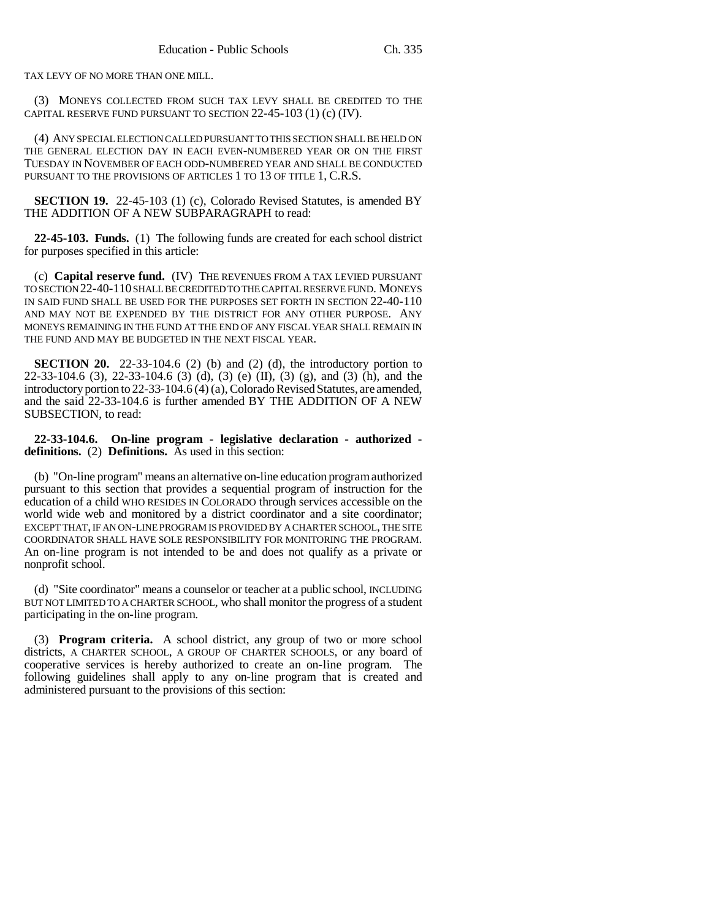TAX LEVY OF NO MORE THAN ONE MILL.

(3) MONEYS COLLECTED FROM SUCH TAX LEVY SHALL BE CREDITED TO THE CAPITAL RESERVE FUND PURSUANT TO SECTION 22-45-103 (1) (c) (IV).

(4) ANY SPECIAL ELECTION CALLED PURSUANT TO THIS SECTION SHALL BE HELD ON THE GENERAL ELECTION DAY IN EACH EVEN-NUMBERED YEAR OR ON THE FIRST TUESDAY IN NOVEMBER OF EACH ODD-NUMBERED YEAR AND SHALL BE CONDUCTED PURSUANT TO THE PROVISIONS OF ARTICLES 1 TO 13 OF TITLE 1, C.R.S.

**SECTION 19.** 22-45-103 (1) (c), Colorado Revised Statutes, is amended BY THE ADDITION OF A NEW SUBPARAGRAPH to read:

**22-45-103. Funds.** (1) The following funds are created for each school district for purposes specified in this article:

(c) **Capital reserve fund.** (IV) THE REVENUES FROM A TAX LEVIED PURSUANT TO SECTION 22-40-110 SHALL BE CREDITED TO THE CAPITAL RESERVE FUND. MONEYS IN SAID FUND SHALL BE USED FOR THE PURPOSES SET FORTH IN SECTION 22-40-110 AND MAY NOT BE EXPENDED BY THE DISTRICT FOR ANY OTHER PURPOSE. ANY MONEYS REMAINING IN THE FUND AT THE END OF ANY FISCAL YEAR SHALL REMAIN IN THE FUND AND MAY BE BUDGETED IN THE NEXT FISCAL YEAR.

**SECTION 20.** 22-33-104.6 (2) (b) and (2) (d), the introductory portion to 22-33-104.6 (3), 22-33-104.6 (3) (d), (3) (e) (II), (3) (g), and (3) (h), and the introductory portion to 22-33-104.6 (4) (a), Colorado Revised Statutes, are amended, and the said 22-33-104.6 is further amended BY THE ADDITION OF A NEW SUBSECTION, to read:

**22-33-104.6. On-line program - legislative declaration - authorized - definitions.** (2) **Definitions.** As used in this section:

(b) "On-line program" means an alternative on-line education program authorized pursuant to this section that provides a sequential program of instruction for the education of a child WHO RESIDES IN COLORADO through services accessible on the world wide web and monitored by a district coordinator and a site coordinator; EXCEPT THAT, IF AN ON-LINE PROGRAM IS PROVIDED BY A CHARTER SCHOOL, THE SITE COORDINATOR SHALL HAVE SOLE RESPONSIBILITY FOR MONITORING THE PROGRAM. An on-line program is not intended to be and does not qualify as a private or nonprofit school.

(d) "Site coordinator" means a counselor or teacher at a public school, INCLUDING BUT NOT LIMITED TO A CHARTER SCHOOL, who shall monitor the progress of a student participating in the on-line program.

(3) **Program criteria.** A school district, any group of two or more school districts, A CHARTER SCHOOL, A GROUP OF CHARTER SCHOOLS, or any board of cooperative services is hereby authorized to create an on-line program. The following guidelines shall apply to any on-line program that is created and administered pursuant to the provisions of this section: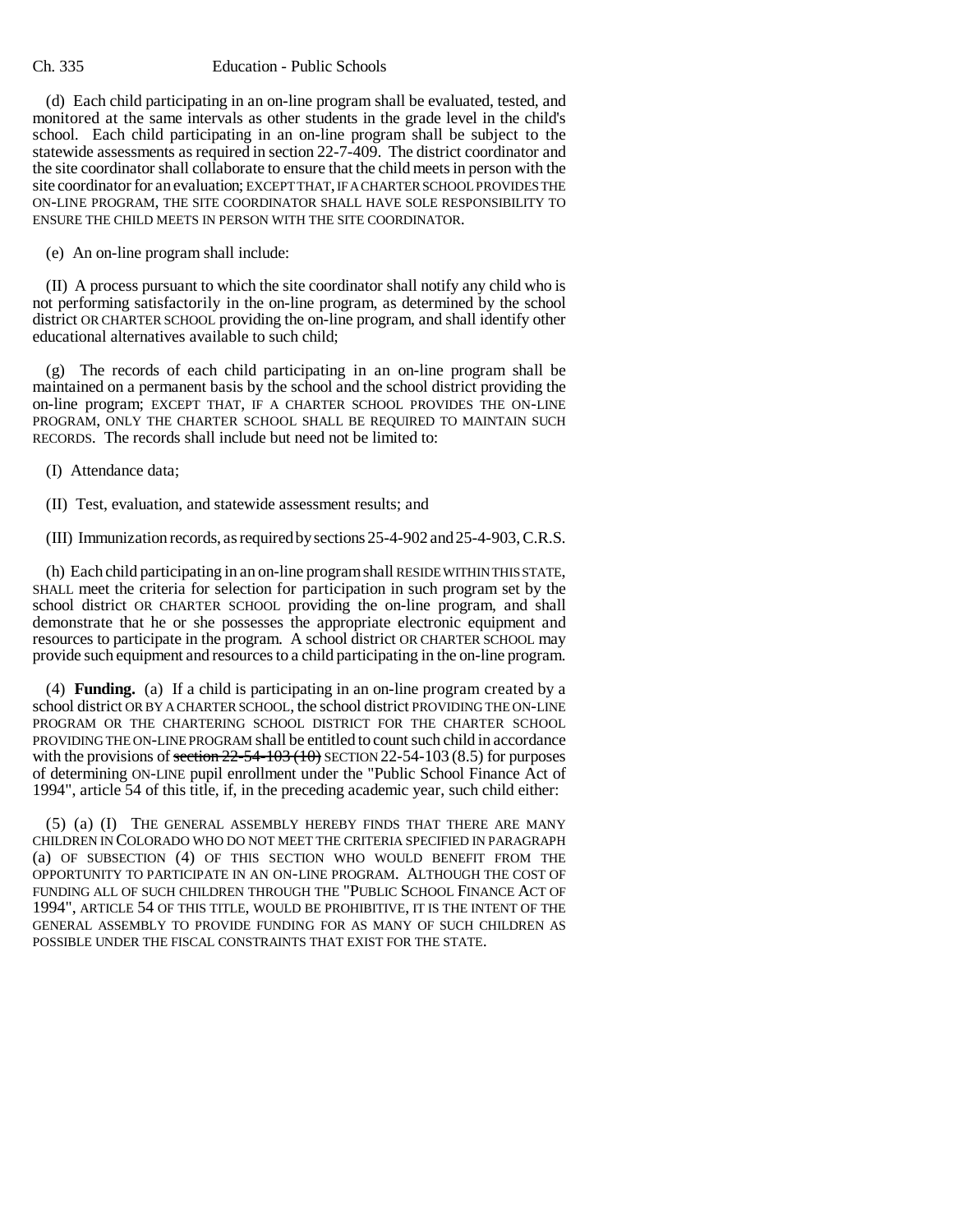(d) Each child participating in an on-line program shall be evaluated, tested, and monitored at the same intervals as other students in the grade level in the child's school. Each child participating in an on-line program shall be subject to the statewide assessments as required in section 22-7-409. The district coordinator and the site coordinator shall collaborate to ensure that the child meets in person with the site coordinator for an evaluation; EXCEPT THAT, IF A CHARTER SCHOOL PROVIDES THE ON-LINE PROGRAM, THE SITE COORDINATOR SHALL HAVE SOLE RESPONSIBILITY TO ENSURE THE CHILD MEETS IN PERSON WITH THE SITE COORDINATOR.

(e) An on-line program shall include:

(II) A process pursuant to which the site coordinator shall notify any child who is not performing satisfactorily in the on-line program, as determined by the school district OR CHARTER SCHOOL providing the on-line program, and shall identify other educational alternatives available to such child;

(g) The records of each child participating in an on-line program shall be maintained on a permanent basis by the school and the school district providing the on-line program; EXCEPT THAT, IF A CHARTER SCHOOL PROVIDES THE ON-LINE PROGRAM, ONLY THE CHARTER SCHOOL SHALL BE REQUIRED TO MAINTAIN SUCH RECORDS. The records shall include but need not be limited to:

(I) Attendance data;

(II) Test, evaluation, and statewide assessment results; and

(III) Immunization records, as required by sections 25-4-902 and 25-4-903, C.R.S.

(h) Each child participating in an on-line program shall RESIDE WITHIN THIS STATE, SHALL meet the criteria for selection for participation in such program set by the school district OR CHARTER SCHOOL providing the on-line program, and shall demonstrate that he or she possesses the appropriate electronic equipment and resources to participate in the program. A school district OR CHARTER SCHOOL may provide such equipment and resources to a child participating in the on-line program.

(4) **Funding.** (a) If a child is participating in an on-line program created by a school district OR BY A CHARTER SCHOOL, the school district PROVIDING THE ON-LINE PROGRAM OR THE CHARTERING SCHOOL DISTRICT FOR THE CHARTER SCHOOL PROVIDING THE ON-LINE PROGRAM shall be entitled to count such child in accordance with the provisions of ~~section 22-54-103 (10)~~ SECTION 22-54-103 (8.5) for purposes of determining ON-LINE pupil enrollment under the "Public School Finance Act of 1994", article 54 of this title, if, in the preceding academic year, such child either:

(5) (a) (I) THE GENERAL ASSEMBLY HEREBY FINDS THAT THERE ARE MANY CHILDREN IN COLORADO WHO DO NOT MEET THE CRITERIA SPECIFIED IN PARAGRAPH (a) OF SUBSECTION (4) OF THIS SECTION WHO WOULD BENEFIT FROM THE OPPORTUNITY TO PARTICIPATE IN AN ON-LINE PROGRAM. ALTHOUGH THE COST OF FUNDING ALL OF SUCH CHILDREN THROUGH THE "PUBLIC SCHOOL FINANCE ACT OF 1994", ARTICLE 54 OF THIS TITLE, WOULD BE PROHIBITIVE, IT IS THE INTENT OF THE GENERAL ASSEMBLY TO PROVIDE FUNDING FOR AS MANY OF SUCH CHILDREN AS POSSIBLE UNDER THE FISCAL CONSTRAINTS THAT EXIST FOR THE STATE.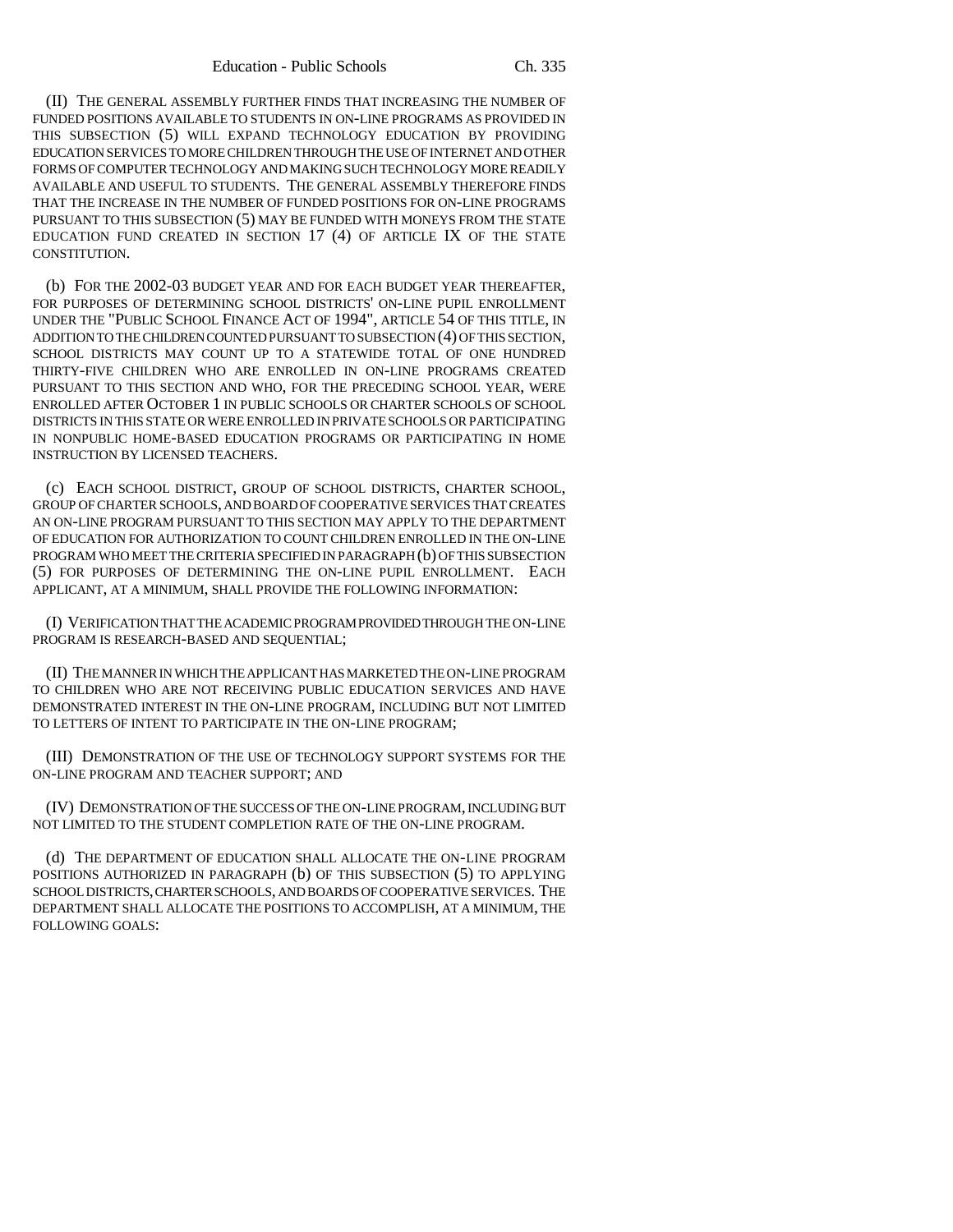(II) THE GENERAL ASSEMBLY FURTHER FINDS THAT INCREASING THE NUMBER OF FUNDED POSITIONS AVAILABLE TO STUDENTS IN ON-LINE PROGRAMS AS PROVIDED IN THIS SUBSECTION (5) WILL EXPAND TECHNOLOGY EDUCATION BY PROVIDING EDUCATION SERVICES TO MORE CHILDREN THROUGH THE USE OF INTERNET AND OTHER FORMS OF COMPUTER TECHNOLOGY AND MAKING SUCH TECHNOLOGY MORE READILY AVAILABLE AND USEFUL TO STUDENTS. THE GENERAL ASSEMBLY THEREFORE FINDS THAT THE INCREASE IN THE NUMBER OF FUNDED POSITIONS FOR ON-LINE PROGRAMS PURSUANT TO THIS SUBSECTION (5) MAY BE FUNDED WITH MONEYS FROM THE STATE EDUCATION FUND CREATED IN SECTION 17 (4) OF ARTICLE IX OF THE STATE CONSTITUTION.

(b) FOR THE 2002-03 BUDGET YEAR AND FOR EACH BUDGET YEAR THEREAFTER, FOR PURPOSES OF DETERMINING SCHOOL DISTRICTS' ON-LINE PUPIL ENROLLMENT UNDER THE "PUBLIC SCHOOL FINANCE ACT OF 1994", ARTICLE 54 OF THIS TITLE, IN ADDITION TO THE CHILDREN COUNTED PURSUANT TO SUBSECTION (4) OF THIS SECTION, SCHOOL DISTRICTS MAY COUNT UP TO A STATEWIDE TOTAL OF ONE HUNDRED THIRTY-FIVE CHILDREN WHO ARE ENROLLED IN ON-LINE PROGRAMS CREATED PURSUANT TO THIS SECTION AND WHO, FOR THE PRECEDING SCHOOL YEAR, WERE ENROLLED AFTER OCTOBER 1 IN PUBLIC SCHOOLS OR CHARTER SCHOOLS OF SCHOOL DISTRICTS IN THIS STATE OR WERE ENROLLED IN PRIVATE SCHOOLS OR PARTICIPATING IN NONPUBLIC HOME-BASED EDUCATION PROGRAMS OR PARTICIPATING IN HOME INSTRUCTION BY LICENSED TEACHERS.

(c) EACH SCHOOL DISTRICT, GROUP OF SCHOOL DISTRICTS, CHARTER SCHOOL, GROUP OF CHARTER SCHOOLS, AND BOARD OF COOPERATIVE SERVICES THAT CREATES AN ON-LINE PROGRAM PURSUANT TO THIS SECTION MAY APPLY TO THE DEPARTMENT OF EDUCATION FOR AUTHORIZATION TO COUNT CHILDREN ENROLLED IN THE ON-LINE PROGRAM WHO MEET THE CRITERIA SPECIFIED IN PARAGRAPH (b) OF THIS SUBSECTION (5) FOR PURPOSES OF DETERMINING THE ON-LINE PUPIL ENROLLMENT. EACH APPLICANT, AT A MINIMUM, SHALL PROVIDE THE FOLLOWING INFORMATION:

(I) VERIFICATION THAT THE ACADEMIC PROGRAM PROVIDED THROUGH THE ON-LINE PROGRAM IS RESEARCH-BASED AND SEQUENTIAL;

(II) THE MANNER IN WHICH THE APPLICANT HAS MARKETED THE ON-LINE PROGRAM TO CHILDREN WHO ARE NOT RECEIVING PUBLIC EDUCATION SERVICES AND HAVE DEMONSTRATED INTEREST IN THE ON-LINE PROGRAM, INCLUDING BUT NOT LIMITED TO LETTERS OF INTENT TO PARTICIPATE IN THE ON-LINE PROGRAM;

(III) DEMONSTRATION OF THE USE OF TECHNOLOGY SUPPORT SYSTEMS FOR THE ON-LINE PROGRAM AND TEACHER SUPPORT; AND

(IV) DEMONSTRATION OF THE SUCCESS OF THE ON-LINE PROGRAM, INCLUDING BUT NOT LIMITED TO THE STUDENT COMPLETION RATE OF THE ON-LINE PROGRAM.

(d) THE DEPARTMENT OF EDUCATION SHALL ALLOCATE THE ON-LINE PROGRAM POSITIONS AUTHORIZED IN PARAGRAPH (b) OF THIS SUBSECTION (5) TO APPLYING SCHOOL DISTRICTS, CHARTER SCHOOLS, AND BOARDS OF COOPERATIVE SERVICES. THE DEPARTMENT SHALL ALLOCATE THE POSITIONS TO ACCOMPLISH, AT A MINIMUM, THE FOLLOWING GOALS: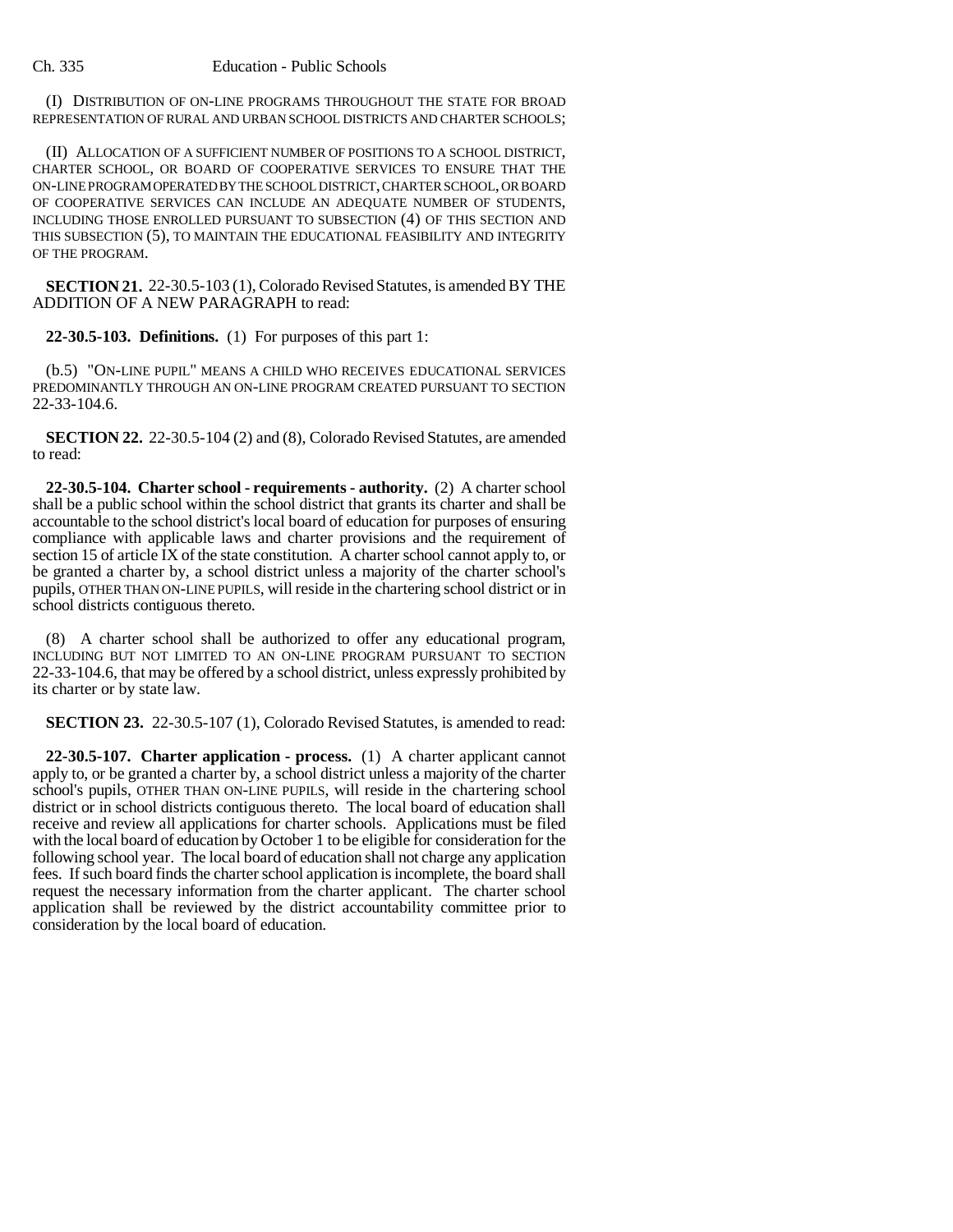(I) DISTRIBUTION OF ON-LINE PROGRAMS THROUGHOUT THE STATE FOR BROAD REPRESENTATION OF RURAL AND URBAN SCHOOL DISTRICTS AND CHARTER SCHOOLS;

(II) ALLOCATION OF A SUFFICIENT NUMBER OF POSITIONS TO A SCHOOL DISTRICT, CHARTER SCHOOL, OR BOARD OF COOPERATIVE SERVICES TO ENSURE THAT THE ON-LINE PROGRAM OPERATED BY THE SCHOOL DISTRICT, CHARTER SCHOOL, OR BOARD OF COOPERATIVE SERVICES CAN INCLUDE AN ADEQUATE NUMBER OF STUDENTS, INCLUDING THOSE ENROLLED PURSUANT TO SUBSECTION (4) OF THIS SECTION AND THIS SUBSECTION (5), TO MAINTAIN THE EDUCATIONAL FEASIBILITY AND INTEGRITY OF THE PROGRAM.

**SECTION 21.** 22-30.5-103 (1), Colorado Revised Statutes, is amended BY THE ADDITION OF A NEW PARAGRAPH to read:

**22-30.5-103. Definitions.** (1) For purposes of this part 1:

(b.5) "ON-LINE PUPIL" MEANS A CHILD WHO RECEIVES EDUCATIONAL SERVICES PREDOMINANTLY THROUGH AN ON-LINE PROGRAM CREATED PURSUANT TO SECTION 22-33-104.6.

**SECTION 22.** 22-30.5-104 (2) and (8), Colorado Revised Statutes, are amended to read:

**22-30.5-104. Charter school - requirements - authority.** (2) A charter school shall be a public school within the school district that grants its charter and shall be accountable to the school district's local board of education for purposes of ensuring compliance with applicable laws and charter provisions and the requirement of section 15 of article IX of the state constitution. A charter school cannot apply to, or be granted a charter by, a school district unless a majority of the charter school's pupils, OTHER THAN ON-LINE PUPILS, will reside in the chartering school district or in school districts contiguous thereto.

(8) A charter school shall be authorized to offer any educational program, INCLUDING BUT NOT LIMITED TO AN ON-LINE PROGRAM PURSUANT TO SECTION 22-33-104.6, that may be offered by a school district, unless expressly prohibited by its charter or by state law.

**SECTION 23.** 22-30.5-107 (1), Colorado Revised Statutes, is amended to read:

**22-30.5-107. Charter application - process.** (1) A charter applicant cannot apply to, or be granted a charter by, a school district unless a majority of the charter school's pupils, OTHER THAN ON-LINE PUPILS, will reside in the chartering school district or in school districts contiguous thereto. The local board of education shall receive and review all applications for charter schools. Applications must be filed with the local board of education by October 1 to be eligible for consideration for the following school year. The local board of education shall not charge any application fees. If such board finds the charter school application is incomplete, the board shall request the necessary information from the charter applicant. The charter school application shall be reviewed by the district accountability committee prior to consideration by the local board of education.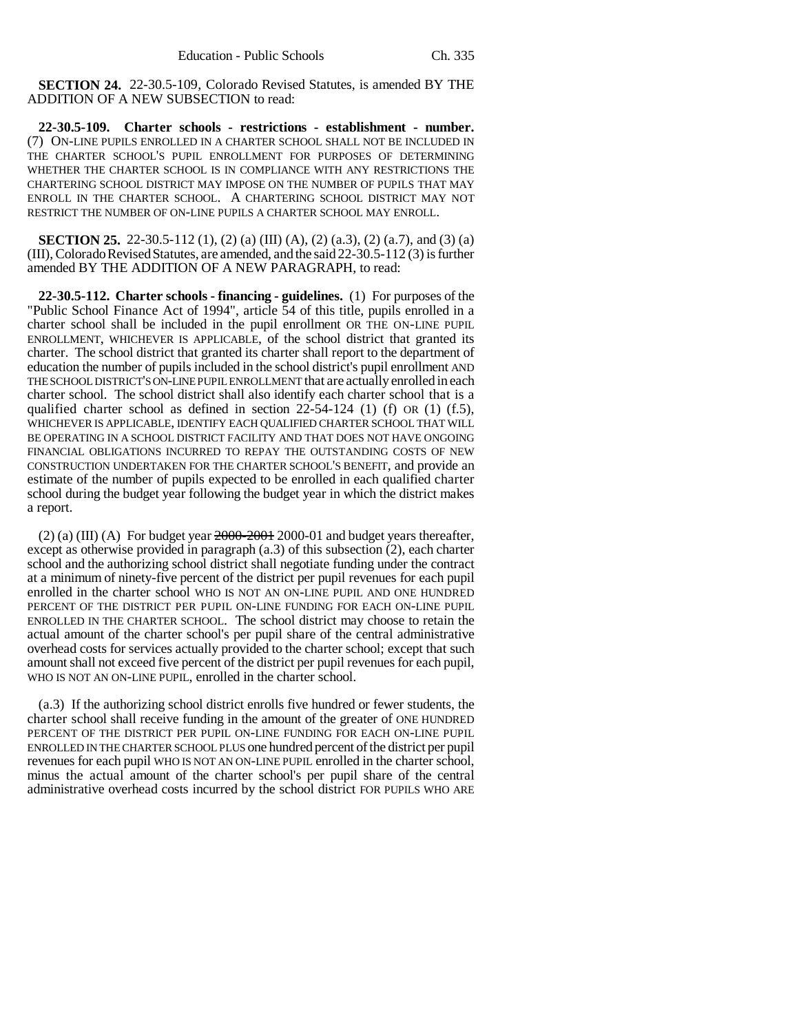**SECTION 24.** 22-30.5-109, Colorado Revised Statutes, is amended BY THE ADDITION OF A NEW SUBSECTION to read:

**22-30.5-109. Charter schools - restrictions - establishment - number.** (7) ON-LINE PUPILS ENROLLED IN A CHARTER SCHOOL SHALL NOT BE INCLUDED IN THE CHARTER SCHOOL'S PUPIL ENROLLMENT FOR PURPOSES OF DETERMINING WHETHER THE CHARTER SCHOOL IS IN COMPLIANCE WITH ANY RESTRICTIONS THE CHARTERING SCHOOL DISTRICT MAY IMPOSE ON THE NUMBER OF PUPILS THAT MAY ENROLL IN THE CHARTER SCHOOL. A CHARTERING SCHOOL DISTRICT MAY NOT RESTRICT THE NUMBER OF ON-LINE PUPILS A CHARTER SCHOOL MAY ENROLL.

**SECTION 25.** 22-30.5-112 (1), (2) (a) (III) (A), (2) (a.3), (2) (a.7), and (3) (a) (III), Colorado Revised Statutes, are amended, and the said 22-30.5-112 (3) is further amended BY THE ADDITION OF A NEW PARAGRAPH, to read:

**22-30.5-112. Charter schools - financing - guidelines.** (1) For purposes of the "Public School Finance Act of 1994", article 54 of this title, pupils enrolled in a charter school shall be included in the pupil enrollment OR THE ON-LINE PUPIL ENROLLMENT, WHICHEVER IS APPLICABLE, of the school district that granted its charter. The school district that granted its charter shall report to the department of education the number of pupils included in the school district's pupil enrollment AND THE SCHOOL DISTRICT'S ON-LINE PUPIL ENROLLMENT that are actually enrolled in each charter school. The school district shall also identify each charter school that is a qualified charter school as defined in section 22-54-124 (1) (f) OR (1) (f.5), WHICHEVER IS APPLICABLE, IDENTIFY EACH QUALIFIED CHARTER SCHOOL THAT WILL BE OPERATING IN A SCHOOL DISTRICT FACILITY AND THAT DOES NOT HAVE ONGOING FINANCIAL OBLIGATIONS INCURRED TO REPAY THE OUTSTANDING COSTS OF NEW CONSTRUCTION UNDERTAKEN FOR THE CHARTER SCHOOL'S BENEFIT, and provide an estimate of the number of pupils expected to be enrolled in each qualified charter school during the budget year following the budget year in which the district makes a report.

(2) (a) (III) (A) For budget year ~~2000-2001~~ 2000-01 and budget years thereafter, except as otherwise provided in paragraph (a.3) of this subsection (2), each charter school and the authorizing school district shall negotiate funding under the contract at a minimum of ninety-five percent of the district per pupil revenues for each pupil enrolled in the charter school WHO IS NOT AN ON-LINE PUPIL AND ONE HUNDRED PERCENT OF THE DISTRICT PER PUPIL ON-LINE FUNDING FOR EACH ON-LINE PUPIL ENROLLED IN THE CHARTER SCHOOL. The school district may choose to retain the actual amount of the charter school's per pupil share of the central administrative overhead costs for services actually provided to the charter school; except that such amount shall not exceed five percent of the district per pupil revenues for each pupil, WHO IS NOT AN ON-LINE PUPIL, enrolled in the charter school.

(a.3) If the authorizing school district enrolls five hundred or fewer students, the charter school shall receive funding in the amount of the greater of ONE HUNDRED PERCENT OF THE DISTRICT PER PUPIL ON-LINE FUNDING FOR EACH ON-LINE PUPIL ENROLLED IN THE CHARTER SCHOOL PLUS one hundred percent of the district per pupil revenues for each pupil WHO IS NOT AN ON-LINE PUPIL enrolled in the charter school, minus the actual amount of the charter school's per pupil share of the central administrative overhead costs incurred by the school district FOR PUPILS WHO ARE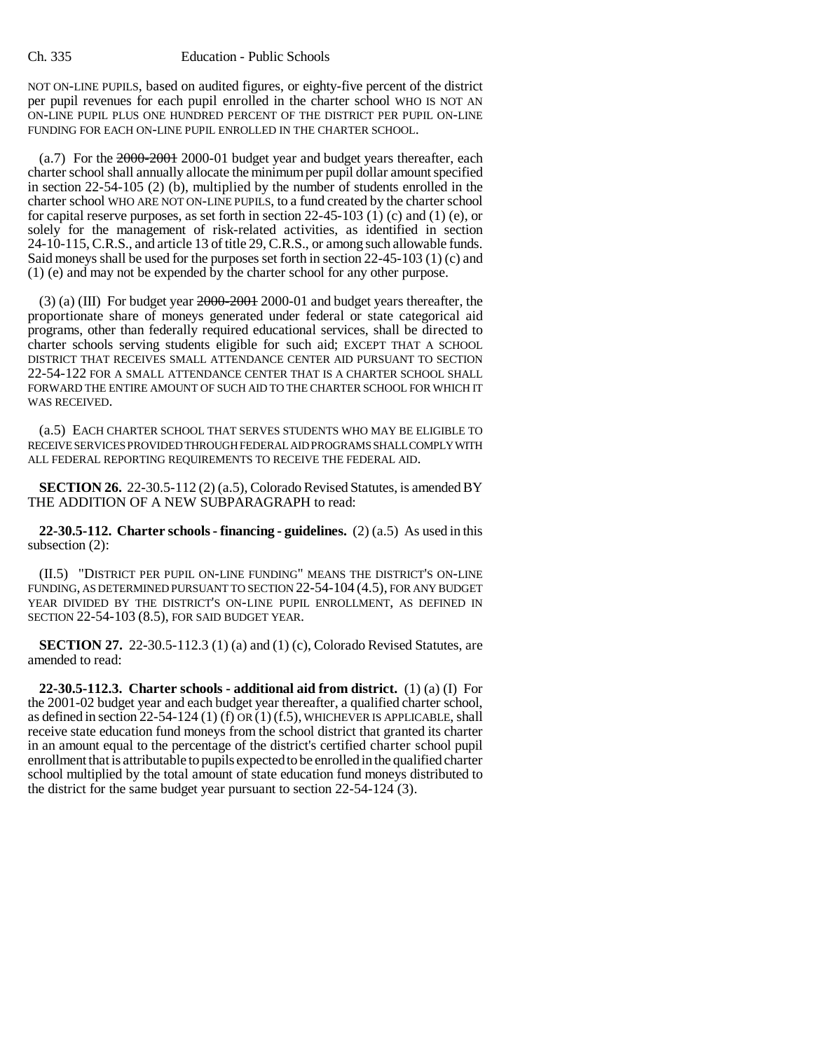NOT ON-LINE PUPILS, based on audited figures, or eighty-five percent of the district per pupil revenues for each pupil enrolled in the charter school WHO IS NOT AN ON-LINE PUPIL PLUS ONE HUNDRED PERCENT OF THE DISTRICT PER PUPIL ON-LINE FUNDING FOR EACH ON-LINE PUPIL ENROLLED IN THE CHARTER SCHOOL.

(a.7) For the ~~2000-2001~~ 2000-01 budget year and budget years thereafter, each charter school shall annually allocate the minimum per pupil dollar amount specified in section 22-54-105 (2) (b), multiplied by the number of students enrolled in the charter school WHO ARE NOT ON-LINE PUPILS, to a fund created by the charter school for capital reserve purposes, as set forth in section 22-45-103 (1) (c) and (1) (e), or solely for the management of risk-related activities, as identified in section 24-10-115, C.R.S., and article 13 of title 29, C.R.S., or among such allowable funds. Said moneys shall be used for the purposes set forth in section 22-45-103 (1) (c) and (1) (e) and may not be expended by the charter school for any other purpose.

(3) (a) (III) For budget year ~~2000-2001~~ 2000-01 and budget years thereafter, the proportionate share of moneys generated under federal or state categorical aid programs, other than federally required educational services, shall be directed to charter schools serving students eligible for such aid; EXCEPT THAT A SCHOOL DISTRICT THAT RECEIVES SMALL ATTENDANCE CENTER AID PURSUANT TO SECTION 22-54-122 FOR A SMALL ATTENDANCE CENTER THAT IS A CHARTER SCHOOL SHALL FORWARD THE ENTIRE AMOUNT OF SUCH AID TO THE CHARTER SCHOOL FOR WHICH IT WAS RECEIVED.

(a.5) EACH CHARTER SCHOOL THAT SERVES STUDENTS WHO MAY BE ELIGIBLE TO RECEIVE SERVICES PROVIDED THROUGH FEDERAL AID PROGRAMS SHALL COMPLY WITH ALL FEDERAL REPORTING REQUIREMENTS TO RECEIVE THE FEDERAL AID.

**SECTION 26.** 22-30.5-112 (2) (a.5), Colorado Revised Statutes, is amended BY THE ADDITION OF A NEW SUBPARAGRAPH to read:

**22-30.5-112. Charter schools - financing - guidelines.** (2) (a.5) As used in this subsection (2):

(II.5) "DISTRICT PER PUPIL ON-LINE FUNDING" MEANS THE DISTRICT'S ON-LINE FUNDING, AS DETERMINED PURSUANT TO SECTION 22-54-104 (4.5), FOR ANY BUDGET YEAR DIVIDED BY THE DISTRICT'S ON-LINE PUPIL ENROLLMENT, AS DEFINED IN SECTION 22-54-103 (8.5), FOR SAID BUDGET YEAR.

**SECTION 27.** 22-30.5-112.3 (1) (a) and (1) (c), Colorado Revised Statutes, are amended to read:

**22-30.5-112.3. Charter schools - additional aid from district.** (1) (a) (I) For the 2001-02 budget year and each budget year thereafter, a qualified charter school, as defined in section 22-54-124 (1) (f) OR (1) (f.5), WHICHEVER IS APPLICABLE, shall receive state education fund moneys from the school district that granted its charter in an amount equal to the percentage of the district's certified charter school pupil enrollment that is attributable to pupils expected to be enrolled in the qualified charter school multiplied by the total amount of state education fund moneys distributed to the district for the same budget year pursuant to section 22-54-124 (3).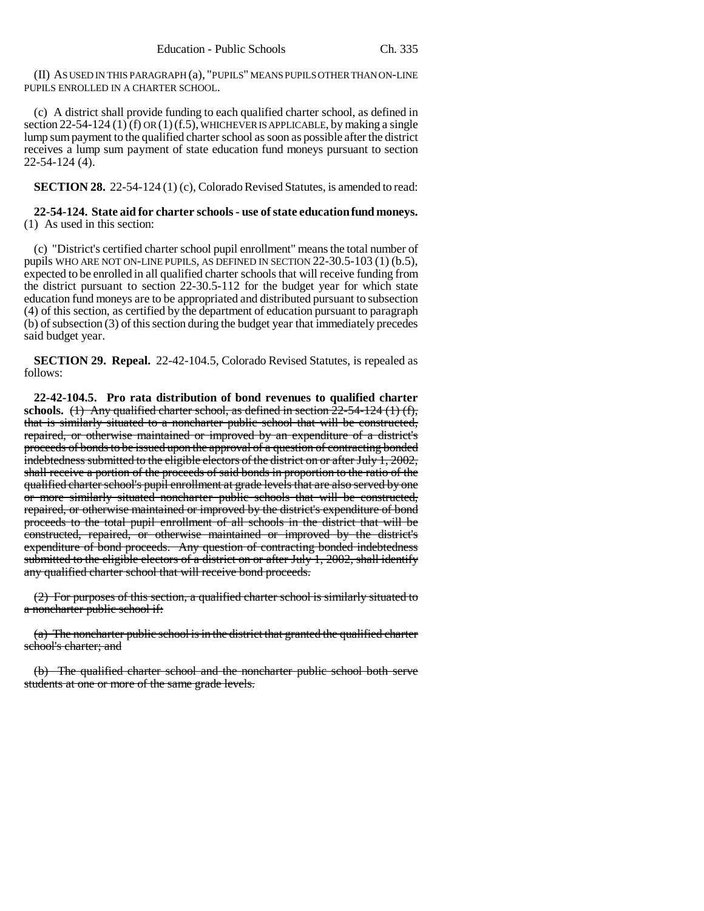(II) AS USED IN THIS PARAGRAPH (a), "PUPILS" MEANS PUPILS OTHER THAN ON-LINE PUPILS ENROLLED IN A CHARTER SCHOOL.

(c) A district shall provide funding to each qualified charter school, as defined in section 22-54-124 (1) (f) OR (1) (f.5), WHICHEVER IS APPLICABLE, by making a single lump sum payment to the qualified charter school as soon as possible after the district receives a lump sum payment of state education fund moneys pursuant to section 22-54-124 (4).

**SECTION 28.** 22-54-124 (1) (c), Colorado Revised Statutes, is amended to read:

**22-54-124. State aid for charter schools - use of state education fund moneys.** (1) As used in this section:

(c) "District's certified charter school pupil enrollment" means the total number of pupils WHO ARE NOT ON-LINE PUPILS, AS DEFINED IN SECTION 22-30.5-103 (1) (b.5), expected to be enrolled in all qualified charter schools that will receive funding from the district pursuant to section 22-30.5-112 for the budget year for which state education fund moneys are to be appropriated and distributed pursuant to subsection (4) of this section, as certified by the department of education pursuant to paragraph (b) of subsection (3) of this section during the budget year that immediately precedes said budget year.

**SECTION 29. Repeal.** 22-42-104.5, Colorado Revised Statutes, is repealed as follows:

**22-42-104.5. Pro rata distribution of bond revenues to qualified charter schools.** ~~(1) Any qualified charter school, as defined in section 22-54-124 (1) (f), that is similarly situated to a noncharter public school that will be constructed, repaired, or otherwise maintained or improved by an expenditure of a district's proceeds of bonds to be issued upon the approval of a question of contracting bonded indebtedness submitted to the eligible electors of the district on or after July 1, 2002, shall receive a portion of the proceeds of said bonds in proportion to the ratio of the qualified charter school's pupil enrollment at grade levels that are also served by one or more similarly situated noncharter public schools that will be constructed, repaired, or otherwise maintained or improved by the district's expenditure of bond proceeds to the total pupil enrollment of all schools in the district that will be constructed, repaired, or otherwise maintained or improved by the district's expenditure of bond proceeds. Any question of contracting bonded indebtedness submitted to the eligible electors of a district on or after July 1, 2002, shall identify any qualified charter school that will receive bond proceeds.~~

~~(2) For purposes of this section, a qualified charter school is similarly situated to a noncharter public school if:~~

~~(a) The noncharter public school is in the district that granted the qualified charter school's charter; and~~

~~(b) The qualified charter school and the noncharter public school both serve students at one or more of the same grade levels.~~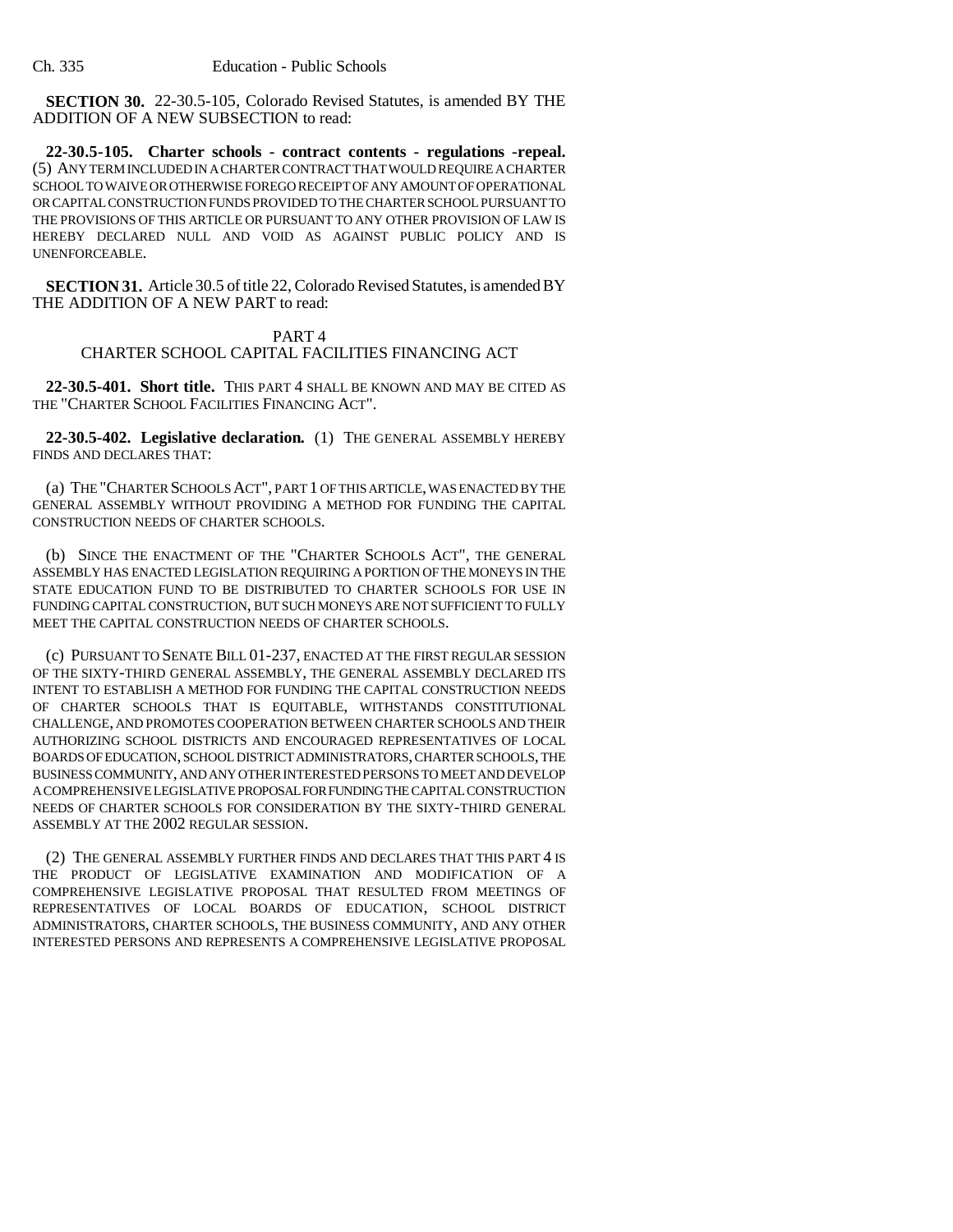**SECTION 30.** 22-30.5-105, Colorado Revised Statutes, is amended BY THE ADDITION OF A NEW SUBSECTION to read:

**22-30.5-105. Charter schools - contract contents - regulations -repeal.** (5) ANY TERM INCLUDED IN A CHARTER CONTRACT THAT WOULD REQUIRE A CHARTER SCHOOL TO WAIVE OR OTHERWISE FOREGO RECEIPT OF ANY AMOUNT OF OPERATIONAL OR CAPITAL CONSTRUCTION FUNDS PROVIDED TO THE CHARTER SCHOOL PURSUANT TO THE PROVISIONS OF THIS ARTICLE OR PURSUANT TO ANY OTHER PROVISION OF LAW IS HEREBY DECLARED NULL AND VOID AS AGAINST PUBLIC POLICY AND IS UNENFORCEABLE.

**SECTION 31.** Article 30.5 of title 22, Colorado Revised Statutes, is amended BY THE ADDITION OF A NEW PART to read:

PART 4
CHARTER SCHOOL CAPITAL FACILITIES FINANCING ACT

**22-30.5-401. Short title.** THIS PART 4 SHALL BE KNOWN AND MAY BE CITED AS THE "CHARTER SCHOOL FACILITIES FINANCING ACT".

**22-30.5-402. Legislative declaration.** (1) THE GENERAL ASSEMBLY HEREBY FINDS AND DECLARES THAT:

(a) THE "CHARTER SCHOOLS ACT", PART 1 OF THIS ARTICLE, WAS ENACTED BY THE GENERAL ASSEMBLY WITHOUT PROVIDING A METHOD FOR FUNDING THE CAPITAL CONSTRUCTION NEEDS OF CHARTER SCHOOLS.

(b) SINCE THE ENACTMENT OF THE "CHARTER SCHOOLS ACT", THE GENERAL ASSEMBLY HAS ENACTED LEGISLATION REQUIRING A PORTION OF THE MONEYS IN THE STATE EDUCATION FUND TO BE DISTRIBUTED TO CHARTER SCHOOLS FOR USE IN FUNDING CAPITAL CONSTRUCTION, BUT SUCH MONEYS ARE NOT SUFFICIENT TO FULLY MEET THE CAPITAL CONSTRUCTION NEEDS OF CHARTER SCHOOLS.

(c) PURSUANT TO SENATE BILL 01-237, ENACTED AT THE FIRST REGULAR SESSION OF THE SIXTY-THIRD GENERAL ASSEMBLY, THE GENERAL ASSEMBLY DECLARED ITS INTENT TO ESTABLISH A METHOD FOR FUNDING THE CAPITAL CONSTRUCTION NEEDS OF CHARTER SCHOOLS THAT IS EQUITABLE, WITHSTANDS CONSTITUTIONAL CHALLENGE, AND PROMOTES COOPERATION BETWEEN CHARTER SCHOOLS AND THEIR AUTHORIZING SCHOOL DISTRICTS AND ENCOURAGED REPRESENTATIVES OF LOCAL BOARDS OF EDUCATION, SCHOOL DISTRICT ADMINISTRATORS, CHARTER SCHOOLS, THE BUSINESS COMMUNITY, AND ANY OTHER INTERESTED PERSONS TO MEET AND DEVELOP A COMPREHENSIVE LEGISLATIVE PROPOSAL FOR FUNDING THE CAPITAL CONSTRUCTION NEEDS OF CHARTER SCHOOLS FOR CONSIDERATION BY THE SIXTY-THIRD GENERAL ASSEMBLY AT THE 2002 REGULAR SESSION.

(2) THE GENERAL ASSEMBLY FURTHER FINDS AND DECLARES THAT THIS PART 4 IS THE PRODUCT OF LEGISLATIVE EXAMINATION AND MODIFICATION OF A COMPREHENSIVE LEGISLATIVE PROPOSAL THAT RESULTED FROM MEETINGS OF REPRESENTATIVES OF LOCAL BOARDS OF EDUCATION, SCHOOL DISTRICT ADMINISTRATORS, CHARTER SCHOOLS, THE BUSINESS COMMUNITY, AND ANY OTHER INTERESTED PERSONS AND REPRESENTS A COMPREHENSIVE LEGISLATIVE PROPOSAL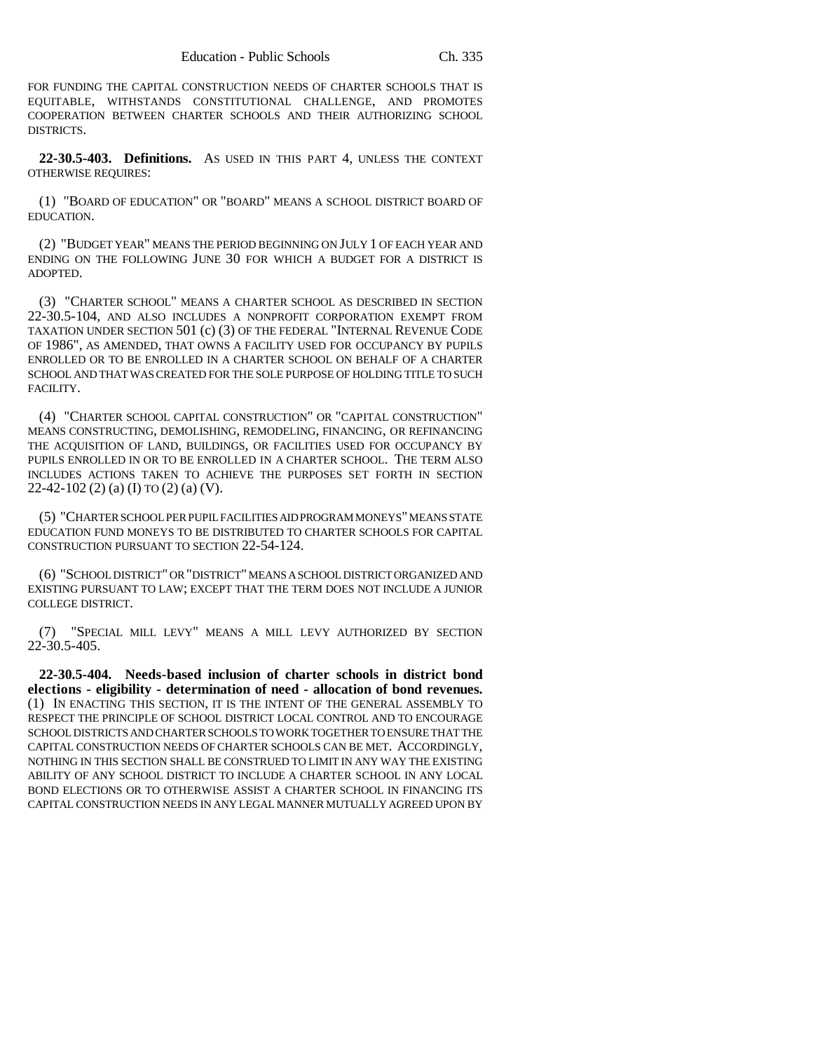FOR FUNDING THE CAPITAL CONSTRUCTION NEEDS OF CHARTER SCHOOLS THAT IS EQUITABLE, WITHSTANDS CONSTITUTIONAL CHALLENGE, AND PROMOTES COOPERATION BETWEEN CHARTER SCHOOLS AND THEIR AUTHORIZING SCHOOL DISTRICTS.

**22-30.5-403. Definitions.** AS USED IN THIS PART 4, UNLESS THE CONTEXT OTHERWISE REQUIRES:

(1) "BOARD OF EDUCATION" OR "BOARD" MEANS A SCHOOL DISTRICT BOARD OF EDUCATION.

(2) "BUDGET YEAR" MEANS THE PERIOD BEGINNING ON JULY 1 OF EACH YEAR AND ENDING ON THE FOLLOWING JUNE 30 FOR WHICH A BUDGET FOR A DISTRICT IS ADOPTED.

(3) "CHARTER SCHOOL" MEANS A CHARTER SCHOOL AS DESCRIBED IN SECTION 22-30.5-104, AND ALSO INCLUDES A NONPROFIT CORPORATION EXEMPT FROM TAXATION UNDER SECTION 501 (c) (3) OF THE FEDERAL "INTERNAL REVENUE CODE OF 1986", AS AMENDED, THAT OWNS A FACILITY USED FOR OCCUPANCY BY PUPILS ENROLLED OR TO BE ENROLLED IN A CHARTER SCHOOL ON BEHALF OF A CHARTER SCHOOL AND THAT WAS CREATED FOR THE SOLE PURPOSE OF HOLDING TITLE TO SUCH FACILITY.

(4) "CHARTER SCHOOL CAPITAL CONSTRUCTION" OR "CAPITAL CONSTRUCTION" MEANS CONSTRUCTING, DEMOLISHING, REMODELING, FINANCING, OR REFINANCING THE ACQUISITION OF LAND, BUILDINGS, OR FACILITIES USED FOR OCCUPANCY BY PUPILS ENROLLED IN OR TO BE ENROLLED IN A CHARTER SCHOOL. THE TERM ALSO INCLUDES ACTIONS TAKEN TO ACHIEVE THE PURPOSES SET FORTH IN SECTION 22-42-102 (2) (a) (I) TO (2) (a) (V).

(5) "CHARTER SCHOOL PER PUPIL FACILITIES AID PROGRAM MONEYS" MEANS STATE EDUCATION FUND MONEYS TO BE DISTRIBUTED TO CHARTER SCHOOLS FOR CAPITAL CONSTRUCTION PURSUANT TO SECTION 22-54-124.

(6) "SCHOOL DISTRICT" OR "DISTRICT" MEANS A SCHOOL DISTRICT ORGANIZED AND EXISTING PURSUANT TO LAW; EXCEPT THAT THE TERM DOES NOT INCLUDE A JUNIOR COLLEGE DISTRICT.

(7) "SPECIAL MILL LEVY" MEANS A MILL LEVY AUTHORIZED BY SECTION 22-30.5-405.

**22-30.5-404. Needs-based inclusion of charter schools in district bond elections - eligibility - determination of need - allocation of bond revenues.** (1) IN ENACTING THIS SECTION, IT IS THE INTENT OF THE GENERAL ASSEMBLY TO RESPECT THE PRINCIPLE OF SCHOOL DISTRICT LOCAL CONTROL AND TO ENCOURAGE SCHOOL DISTRICTS AND CHARTER SCHOOLS TO WORK TOGETHER TO ENSURE THAT THE CAPITAL CONSTRUCTION NEEDS OF CHARTER SCHOOLS CAN BE MET. ACCORDINGLY, NOTHING IN THIS SECTION SHALL BE CONSTRUED TO LIMIT IN ANY WAY THE EXISTING ABILITY OF ANY SCHOOL DISTRICT TO INCLUDE A CHARTER SCHOOL IN ANY LOCAL BOND ELECTIONS OR TO OTHERWISE ASSIST A CHARTER SCHOOL IN FINANCING ITS CAPITAL CONSTRUCTION NEEDS IN ANY LEGAL MANNER MUTUALLY AGREED UPON BY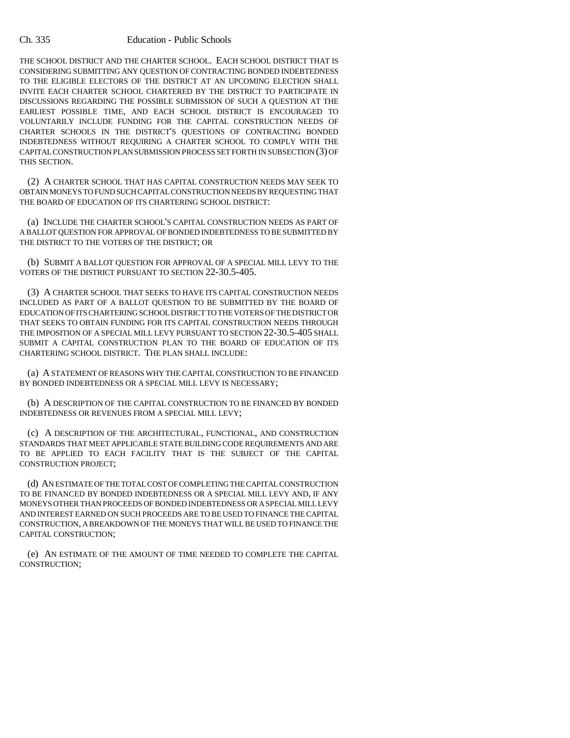THE SCHOOL DISTRICT AND THE CHARTER SCHOOL. EACH SCHOOL DISTRICT THAT IS CONSIDERING SUBMITTING ANY QUESTION OF CONTRACTING BONDED INDEBTEDNESS TO THE ELIGIBLE ELECTORS OF THE DISTRICT AT AN UPCOMING ELECTION SHALL INVITE EACH CHARTER SCHOOL CHARTERED BY THE DISTRICT TO PARTICIPATE IN DISCUSSIONS REGARDING THE POSSIBLE SUBMISSION OF SUCH A QUESTION AT THE EARLIEST POSSIBLE TIME, AND EACH SCHOOL DISTRICT IS ENCOURAGED TO VOLUNTARILY INCLUDE FUNDING FOR THE CAPITAL CONSTRUCTION NEEDS OF CHARTER SCHOOLS IN THE DISTRICT'S QUESTIONS OF CONTRACTING BONDED INDEBTEDNESS WITHOUT REQUIRING A CHARTER SCHOOL TO COMPLY WITH THE CAPITAL CONSTRUCTION PLAN SUBMISSION PROCESS SET FORTH IN SUBSECTION (3) OF THIS SECTION.

(2) A CHARTER SCHOOL THAT HAS CAPITAL CONSTRUCTION NEEDS MAY SEEK TO OBTAIN MONEYS TO FUND SUCH CAPITAL CONSTRUCTION NEEDS BY REQUESTING THAT THE BOARD OF EDUCATION OF ITS CHARTERING SCHOOL DISTRICT:

(a) INCLUDE THE CHARTER SCHOOL'S CAPITAL CONSTRUCTION NEEDS AS PART OF A BALLOT QUESTION FOR APPROVAL OF BONDED INDEBTEDNESS TO BE SUBMITTED BY THE DISTRICT TO THE VOTERS OF THE DISTRICT; OR

(b) SUBMIT A BALLOT QUESTION FOR APPROVAL OF A SPECIAL MILL LEVY TO THE VOTERS OF THE DISTRICT PURSUANT TO SECTION 22-30.5-405.

(3) A CHARTER SCHOOL THAT SEEKS TO HAVE ITS CAPITAL CONSTRUCTION NEEDS INCLUDED AS PART OF A BALLOT QUESTION TO BE SUBMITTED BY THE BOARD OF EDUCATION OF ITS CHARTERING SCHOOL DISTRICT TO THE VOTERS OF THE DISTRICT OR THAT SEEKS TO OBTAIN FUNDING FOR ITS CAPITAL CONSTRUCTION NEEDS THROUGH THE IMPOSITION OF A SPECIAL MILL LEVY PURSUANT TO SECTION 22-30.5-405 SHALL SUBMIT A CAPITAL CONSTRUCTION PLAN TO THE BOARD OF EDUCATION OF ITS CHARTERING SCHOOL DISTRICT. THE PLAN SHALL INCLUDE:

(a) A STATEMENT OF REASONS WHY THE CAPITAL CONSTRUCTION TO BE FINANCED BY BONDED INDEBTEDNESS OR A SPECIAL MILL LEVY IS NECESSARY;

(b) A DESCRIPTION OF THE CAPITAL CONSTRUCTION TO BE FINANCED BY BONDED INDEBTEDNESS OR REVENUES FROM A SPECIAL MILL LEVY;

(c) A DESCRIPTION OF THE ARCHITECTURAL, FUNCTIONAL, AND CONSTRUCTION STANDARDS THAT MEET APPLICABLE STATE BUILDING CODE REQUIREMENTS AND ARE TO BE APPLIED TO EACH FACILITY THAT IS THE SUBJECT OF THE CAPITAL CONSTRUCTION PROJECT;

(d) AN ESTIMATE OF THE TOTAL COST OF COMPLETING THE CAPITAL CONSTRUCTION TO BE FINANCED BY BONDED INDEBTEDNESS OR A SPECIAL MILL LEVY AND, IF ANY MONEYS OTHER THAN PROCEEDS OF BONDED INDEBTEDNESS OR A SPECIAL MILL LEVY AND INTEREST EARNED ON SUCH PROCEEDS ARE TO BE USED TO FINANCE THE CAPITAL CONSTRUCTION, A BREAKDOWN OF THE MONEYS THAT WILL BE USED TO FINANCE THE CAPITAL CONSTRUCTION;

(e) AN ESTIMATE OF THE AMOUNT OF TIME NEEDED TO COMPLETE THE CAPITAL CONSTRUCTION;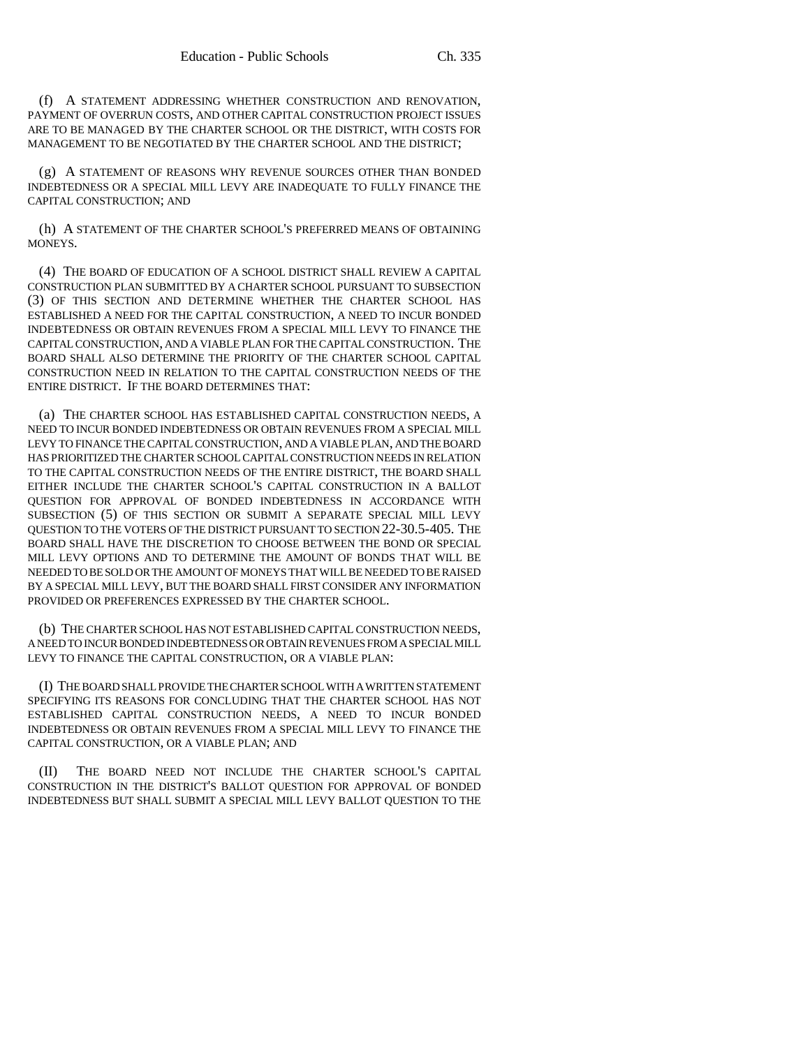(f) A STATEMENT ADDRESSING WHETHER CONSTRUCTION AND RENOVATION, PAYMENT OF OVERRUN COSTS, AND OTHER CAPITAL CONSTRUCTION PROJECT ISSUES ARE TO BE MANAGED BY THE CHARTER SCHOOL OR THE DISTRICT, WITH COSTS FOR MANAGEMENT TO BE NEGOTIATED BY THE CHARTER SCHOOL AND THE DISTRICT;

(g) A STATEMENT OF REASONS WHY REVENUE SOURCES OTHER THAN BONDED INDEBTEDNESS OR A SPECIAL MILL LEVY ARE INADEQUATE TO FULLY FINANCE THE CAPITAL CONSTRUCTION; AND

(h) A STATEMENT OF THE CHARTER SCHOOL'S PREFERRED MEANS OF OBTAINING MONEYS.

(4) THE BOARD OF EDUCATION OF A SCHOOL DISTRICT SHALL REVIEW A CAPITAL CONSTRUCTION PLAN SUBMITTED BY A CHARTER SCHOOL PURSUANT TO SUBSECTION (3) OF THIS SECTION AND DETERMINE WHETHER THE CHARTER SCHOOL HAS ESTABLISHED A NEED FOR THE CAPITAL CONSTRUCTION, A NEED TO INCUR BONDED INDEBTEDNESS OR OBTAIN REVENUES FROM A SPECIAL MILL LEVY TO FINANCE THE CAPITAL CONSTRUCTION, AND A VIABLE PLAN FOR THE CAPITAL CONSTRUCTION. THE BOARD SHALL ALSO DETERMINE THE PRIORITY OF THE CHARTER SCHOOL CAPITAL CONSTRUCTION NEED IN RELATION TO THE CAPITAL CONSTRUCTION NEEDS OF THE ENTIRE DISTRICT. IF THE BOARD DETERMINES THAT:

(a) THE CHARTER SCHOOL HAS ESTABLISHED CAPITAL CONSTRUCTION NEEDS, A NEED TO INCUR BONDED INDEBTEDNESS OR OBTAIN REVENUES FROM A SPECIAL MILL LEVY TO FINANCE THE CAPITAL CONSTRUCTION, AND A VIABLE PLAN, AND THE BOARD HAS PRIORITIZED THE CHARTER SCHOOL CAPITAL CONSTRUCTION NEEDS IN RELATION TO THE CAPITAL CONSTRUCTION NEEDS OF THE ENTIRE DISTRICT, THE BOARD SHALL EITHER INCLUDE THE CHARTER SCHOOL'S CAPITAL CONSTRUCTION IN A BALLOT QUESTION FOR APPROVAL OF BONDED INDEBTEDNESS IN ACCORDANCE WITH SUBSECTION (5) OF THIS SECTION OR SUBMIT A SEPARATE SPECIAL MILL LEVY QUESTION TO THE VOTERS OF THE DISTRICT PURSUANT TO SECTION 22-30.5-405. THE BOARD SHALL HAVE THE DISCRETION TO CHOOSE BETWEEN THE BOND OR SPECIAL MILL LEVY OPTIONS AND TO DETERMINE THE AMOUNT OF BONDS THAT WILL BE NEEDED TO BE SOLD OR THE AMOUNT OF MONEYS THAT WILL BE NEEDED TO BE RAISED BY A SPECIAL MILL LEVY, BUT THE BOARD SHALL FIRST CONSIDER ANY INFORMATION PROVIDED OR PREFERENCES EXPRESSED BY THE CHARTER SCHOOL.

(b) THE CHARTER SCHOOL HAS NOT ESTABLISHED CAPITAL CONSTRUCTION NEEDS, A NEED TO INCUR BONDED INDEBTEDNESS OR OBTAIN REVENUES FROM A SPECIAL MILL LEVY TO FINANCE THE CAPITAL CONSTRUCTION, OR A VIABLE PLAN:

(I) THE BOARD SHALL PROVIDE THE CHARTER SCHOOL WITH A WRITTEN STATEMENT SPECIFYING ITS REASONS FOR CONCLUDING THAT THE CHARTER SCHOOL HAS NOT ESTABLISHED CAPITAL CONSTRUCTION NEEDS, A NEED TO INCUR BONDED INDEBTEDNESS OR OBTAIN REVENUES FROM A SPECIAL MILL LEVY TO FINANCE THE CAPITAL CONSTRUCTION, OR A VIABLE PLAN; AND

(II) THE BOARD NEED NOT INCLUDE THE CHARTER SCHOOL'S CAPITAL CONSTRUCTION IN THE DISTRICT'S BALLOT QUESTION FOR APPROVAL OF BONDED INDEBTEDNESS BUT SHALL SUBMIT A SPECIAL MILL LEVY BALLOT QUESTION TO THE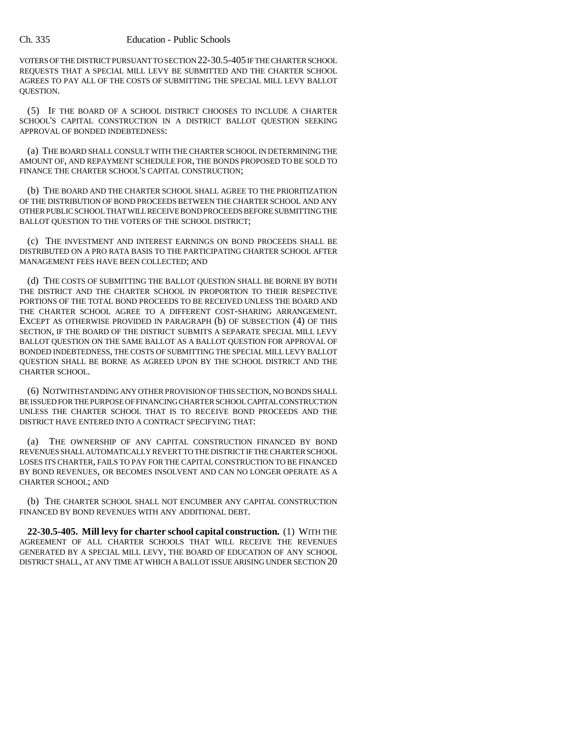VOTERS OF THE DISTRICT PURSUANT TO SECTION 22-30.5-405 IF THE CHARTER SCHOOL REQUESTS THAT A SPECIAL MILL LEVY BE SUBMITTED AND THE CHARTER SCHOOL AGREES TO PAY ALL OF THE COSTS OF SUBMITTING THE SPECIAL MILL LEVY BALLOT QUESTION.

(5) IF THE BOARD OF A SCHOOL DISTRICT CHOOSES TO INCLUDE A CHARTER SCHOOL'S CAPITAL CONSTRUCTION IN A DISTRICT BALLOT QUESTION SEEKING APPROVAL OF BONDED INDEBTEDNESS:

(a) THE BOARD SHALL CONSULT WITH THE CHARTER SCHOOL IN DETERMINING THE AMOUNT OF, AND REPAYMENT SCHEDULE FOR, THE BONDS PROPOSED TO BE SOLD TO FINANCE THE CHARTER SCHOOL'S CAPITAL CONSTRUCTION;

(b) THE BOARD AND THE CHARTER SCHOOL SHALL AGREE TO THE PRIORITIZATION OF THE DISTRIBUTION OF BOND PROCEEDS BETWEEN THE CHARTER SCHOOL AND ANY OTHER PUBLIC SCHOOL THAT WILL RECEIVE BOND PROCEEDS BEFORE SUBMITTING THE BALLOT QUESTION TO THE VOTERS OF THE SCHOOL DISTRICT;

(c) THE INVESTMENT AND INTEREST EARNINGS ON BOND PROCEEDS SHALL BE DISTRIBUTED ON A PRO RATA BASIS TO THE PARTICIPATING CHARTER SCHOOL AFTER MANAGEMENT FEES HAVE BEEN COLLECTED; AND

(d) THE COSTS OF SUBMITTING THE BALLOT QUESTION SHALL BE BORNE BY BOTH THE DISTRICT AND THE CHARTER SCHOOL IN PROPORTION TO THEIR RESPECTIVE PORTIONS OF THE TOTAL BOND PROCEEDS TO BE RECEIVED UNLESS THE BOARD AND THE CHARTER SCHOOL AGREE TO A DIFFERENT COST-SHARING ARRANGEMENT. EXCEPT AS OTHERWISE PROVIDED IN PARAGRAPH (b) OF SUBSECTION (4) OF THIS SECTION, IF THE BOARD OF THE DISTRICT SUBMITS A SEPARATE SPECIAL MILL LEVY BALLOT QUESTION ON THE SAME BALLOT AS A BALLOT QUESTION FOR APPROVAL OF BONDED INDEBTEDNESS, THE COSTS OF SUBMITTING THE SPECIAL MILL LEVY BALLOT QUESTION SHALL BE BORNE AS AGREED UPON BY THE SCHOOL DISTRICT AND THE CHARTER SCHOOL.

(6) NOTWITHSTANDING ANY OTHER PROVISION OF THIS SECTION, NO BONDS SHALL BE ISSUED FOR THE PURPOSE OF FINANCING CHARTER SCHOOL CAPITAL CONSTRUCTION UNLESS THE CHARTER SCHOOL THAT IS TO RECEIVE BOND PROCEEDS AND THE DISTRICT HAVE ENTERED INTO A CONTRACT SPECIFYING THAT:

(a) THE OWNERSHIP OF ANY CAPITAL CONSTRUCTION FINANCED BY BOND REVENUES SHALL AUTOMATICALLY REVERT TO THE DISTRICT IF THE CHARTER SCHOOL LOSES ITS CHARTER, FAILS TO PAY FOR THE CAPITAL CONSTRUCTION TO BE FINANCED BY BOND REVENUES, OR BECOMES INSOLVENT AND CAN NO LONGER OPERATE AS A CHARTER SCHOOL; AND

(b) THE CHARTER SCHOOL SHALL NOT ENCUMBER ANY CAPITAL CONSTRUCTION FINANCED BY BOND REVENUES WITH ANY ADDITIONAL DEBT.

**22-30.5-405. Mill levy for charter school capital construction.** (1) WITH THE AGREEMENT OF ALL CHARTER SCHOOLS THAT WILL RECEIVE THE REVENUES GENERATED BY A SPECIAL MILL LEVY, THE BOARD OF EDUCATION OF ANY SCHOOL DISTRICT SHALL, AT ANY TIME AT WHICH A BALLOT ISSUE ARISING UNDER SECTION 20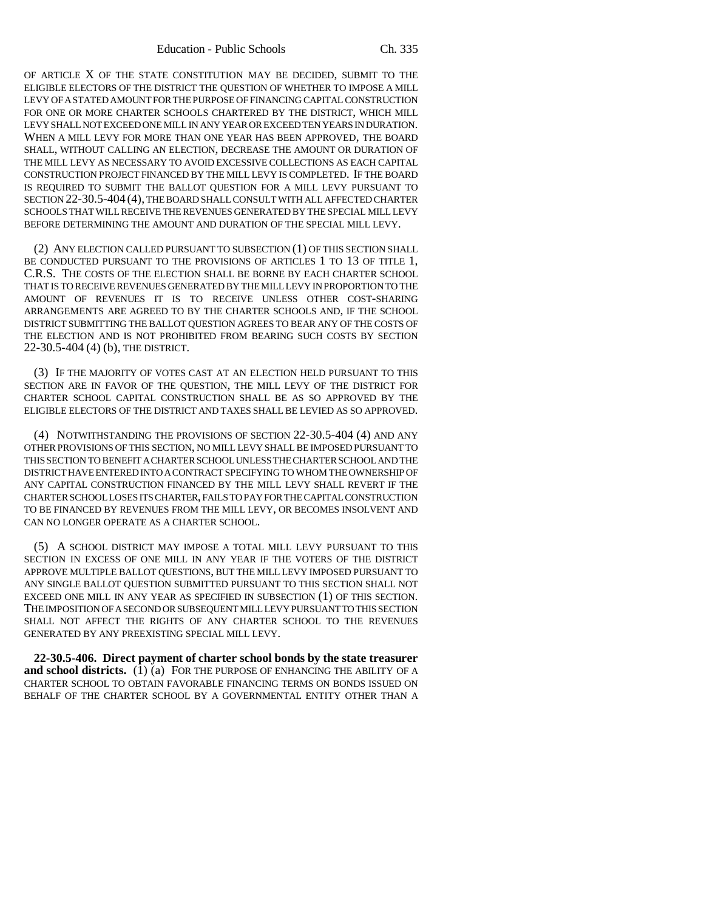OF ARTICLE X OF THE STATE CONSTITUTION MAY BE DECIDED, SUBMIT TO THE ELIGIBLE ELECTORS OF THE DISTRICT THE QUESTION OF WHETHER TO IMPOSE A MILL LEVY OF A STATED AMOUNT FOR THE PURPOSE OF FINANCING CAPITAL CONSTRUCTION FOR ONE OR MORE CHARTER SCHOOLS CHARTERED BY THE DISTRICT, WHICH MILL LEVY SHALL NOT EXCEED ONE MILL IN ANY YEAR OR EXCEED TEN YEARS IN DURATION. WHEN A MILL LEVY FOR MORE THAN ONE YEAR HAS BEEN APPROVED, THE BOARD SHALL, WITHOUT CALLING AN ELECTION, DECREASE THE AMOUNT OR DURATION OF THE MILL LEVY AS NECESSARY TO AVOID EXCESSIVE COLLECTIONS AS EACH CAPITAL CONSTRUCTION PROJECT FINANCED BY THE MILL LEVY IS COMPLETED. IF THE BOARD IS REQUIRED TO SUBMIT THE BALLOT QUESTION FOR A MILL LEVY PURSUANT TO SECTION 22-30.5-404 (4), THE BOARD SHALL CONSULT WITH ALL AFFECTED CHARTER SCHOOLS THAT WILL RECEIVE THE REVENUES GENERATED BY THE SPECIAL MILL LEVY BEFORE DETERMINING THE AMOUNT AND DURATION OF THE SPECIAL MILL LEVY.

(2) ANY ELECTION CALLED PURSUANT TO SUBSECTION (1) OF THIS SECTION SHALL BE CONDUCTED PURSUANT TO THE PROVISIONS OF ARTICLES 1 TO 13 OF TITLE 1, C.R.S. THE COSTS OF THE ELECTION SHALL BE BORNE BY EACH CHARTER SCHOOL THAT IS TO RECEIVE REVENUES GENERATED BY THE MILL LEVY IN PROPORTION TO THE AMOUNT OF REVENUES IT IS TO RECEIVE UNLESS OTHER COST-SHARING ARRANGEMENTS ARE AGREED TO BY THE CHARTER SCHOOLS AND, IF THE SCHOOL DISTRICT SUBMITTING THE BALLOT QUESTION AGREES TO BEAR ANY OF THE COSTS OF THE ELECTION AND IS NOT PROHIBITED FROM BEARING SUCH COSTS BY SECTION 22-30.5-404 (4) (b), THE DISTRICT.

(3) IF THE MAJORITY OF VOTES CAST AT AN ELECTION HELD PURSUANT TO THIS SECTION ARE IN FAVOR OF THE QUESTION, THE MILL LEVY OF THE DISTRICT FOR CHARTER SCHOOL CAPITAL CONSTRUCTION SHALL BE AS SO APPROVED BY THE ELIGIBLE ELECTORS OF THE DISTRICT AND TAXES SHALL BE LEVIED AS SO APPROVED.

(4) NOTWITHSTANDING THE PROVISIONS OF SECTION 22-30.5-404 (4) AND ANY OTHER PROVISIONS OF THIS SECTION, NO MILL LEVY SHALL BE IMPOSED PURSUANT TO THIS SECTION TO BENEFIT A CHARTER SCHOOL UNLESS THE CHARTER SCHOOL AND THE DISTRICT HAVE ENTERED INTO A CONTRACT SPECIFYING TO WHOM THE OWNERSHIP OF ANY CAPITAL CONSTRUCTION FINANCED BY THE MILL LEVY SHALL REVERT IF THE CHARTER SCHOOL LOSES ITS CHARTER, FAILS TO PAY FOR THE CAPITAL CONSTRUCTION TO BE FINANCED BY REVENUES FROM THE MILL LEVY, OR BECOMES INSOLVENT AND CAN NO LONGER OPERATE AS A CHARTER SCHOOL.

(5) A SCHOOL DISTRICT MAY IMPOSE A TOTAL MILL LEVY PURSUANT TO THIS SECTION IN EXCESS OF ONE MILL IN ANY YEAR IF THE VOTERS OF THE DISTRICT APPROVE MULTIPLE BALLOT QUESTIONS, BUT THE MILL LEVY IMPOSED PURSUANT TO ANY SINGLE BALLOT QUESTION SUBMITTED PURSUANT TO THIS SECTION SHALL NOT EXCEED ONE MILL IN ANY YEAR AS SPECIFIED IN SUBSECTION (1) OF THIS SECTION. THE IMPOSITION OF A SECOND OR SUBSEQUENT MILL LEVY PURSUANT TO THIS SECTION SHALL NOT AFFECT THE RIGHTS OF ANY CHARTER SCHOOL TO THE REVENUES GENERATED BY ANY PREEXISTING SPECIAL MILL LEVY.

**22-30.5-406. Direct payment of charter school bonds by the state treasurer and school districts.** (1) (a) FOR THE PURPOSE OF ENHANCING THE ABILITY OF A CHARTER SCHOOL TO OBTAIN FAVORABLE FINANCING TERMS ON BONDS ISSUED ON BEHALF OF THE CHARTER SCHOOL BY A GOVERNMENTAL ENTITY OTHER THAN A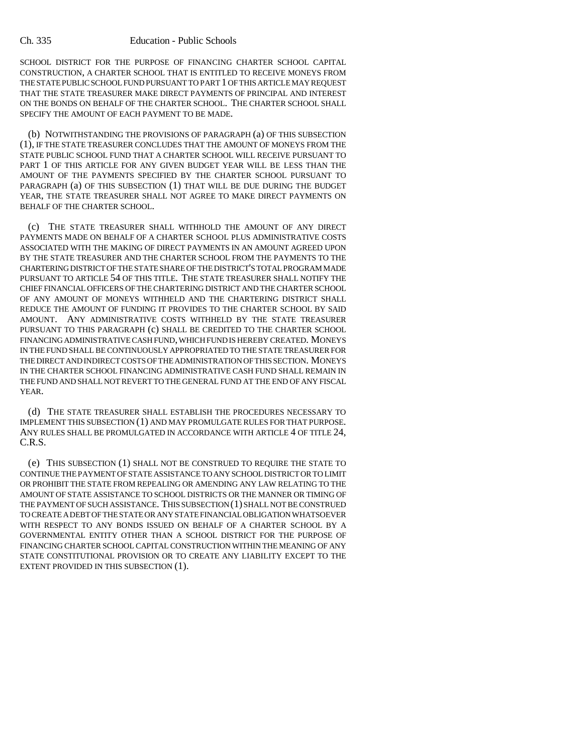SCHOOL DISTRICT FOR THE PURPOSE OF FINANCING CHARTER SCHOOL CAPITAL CONSTRUCTION, A CHARTER SCHOOL THAT IS ENTITLED TO RECEIVE MONEYS FROM THE STATE PUBLIC SCHOOL FUND PURSUANT TO PART 1 OF THIS ARTICLE MAY REQUEST THAT THE STATE TREASURER MAKE DIRECT PAYMENTS OF PRINCIPAL AND INTEREST ON THE BONDS ON BEHALF OF THE CHARTER SCHOOL. THE CHARTER SCHOOL SHALL SPECIFY THE AMOUNT OF EACH PAYMENT TO BE MADE.

(b) NOTWITHSTANDING THE PROVISIONS OF PARAGRAPH (a) OF THIS SUBSECTION (1), IF THE STATE TREASURER CONCLUDES THAT THE AMOUNT OF MONEYS FROM THE STATE PUBLIC SCHOOL FUND THAT A CHARTER SCHOOL WILL RECEIVE PURSUANT TO PART 1 OF THIS ARTICLE FOR ANY GIVEN BUDGET YEAR WILL BE LESS THAN THE AMOUNT OF THE PAYMENTS SPECIFIED BY THE CHARTER SCHOOL PURSUANT TO PARAGRAPH (a) OF THIS SUBSECTION (1) THAT WILL BE DUE DURING THE BUDGET YEAR, THE STATE TREASURER SHALL NOT AGREE TO MAKE DIRECT PAYMENTS ON BEHALF OF THE CHARTER SCHOOL.

(c) THE STATE TREASURER SHALL WITHHOLD THE AMOUNT OF ANY DIRECT PAYMENTS MADE ON BEHALF OF A CHARTER SCHOOL PLUS ADMINISTRATIVE COSTS ASSOCIATED WITH THE MAKING OF DIRECT PAYMENTS IN AN AMOUNT AGREED UPON BY THE STATE TREASURER AND THE CHARTER SCHOOL FROM THE PAYMENTS TO THE CHARTERING DISTRICT OF THE STATE SHARE OF THE DISTRICT'S TOTAL PROGRAM MADE PURSUANT TO ARTICLE 54 OF THIS TITLE. THE STATE TREASURER SHALL NOTIFY THE CHIEF FINANCIAL OFFICERS OF THE CHARTERING DISTRICT AND THE CHARTER SCHOOL OF ANY AMOUNT OF MONEYS WITHHELD AND THE CHARTERING DISTRICT SHALL REDUCE THE AMOUNT OF FUNDING IT PROVIDES TO THE CHARTER SCHOOL BY SAID AMOUNT. ANY ADMINISTRATIVE COSTS WITHHELD BY THE STATE TREASURER PURSUANT TO THIS PARAGRAPH (c) SHALL BE CREDITED TO THE CHARTER SCHOOL FINANCING ADMINISTRATIVE CASH FUND, WHICH FUND IS HEREBY CREATED. MONEYS IN THE FUND SHALL BE CONTINUOUSLY APPROPRIATED TO THE STATE TREASURER FOR THE DIRECT AND INDIRECT COSTS OF THE ADMINISTRATION OF THIS SECTION. MONEYS IN THE CHARTER SCHOOL FINANCING ADMINISTRATIVE CASH FUND SHALL REMAIN IN THE FUND AND SHALL NOT REVERT TO THE GENERAL FUND AT THE END OF ANY FISCAL YEAR.

(d) THE STATE TREASURER SHALL ESTABLISH THE PROCEDURES NECESSARY TO IMPLEMENT THIS SUBSECTION (1) AND MAY PROMULGATE RULES FOR THAT PURPOSE. ANY RULES SHALL BE PROMULGATED IN ACCORDANCE WITH ARTICLE 4 OF TITLE 24, C.R.S.

(e) THIS SUBSECTION (1) SHALL NOT BE CONSTRUED TO REQUIRE THE STATE TO CONTINUE THE PAYMENT OF STATE ASSISTANCE TO ANY SCHOOL DISTRICT OR TO LIMIT OR PROHIBIT THE STATE FROM REPEALING OR AMENDING ANY LAW RELATING TO THE AMOUNT OF STATE ASSISTANCE TO SCHOOL DISTRICTS OR THE MANNER OR TIMING OF THE PAYMENT OF SUCH ASSISTANCE. THIS SUBSECTION (1) SHALL NOT BE CONSTRUED TO CREATE A DEBT OF THE STATE OR ANY STATE FINANCIAL OBLIGATION WHATSOEVER WITH RESPECT TO ANY BONDS ISSUED ON BEHALF OF A CHARTER SCHOOL BY A GOVERNMENTAL ENTITY OTHER THAN A SCHOOL DISTRICT FOR THE PURPOSE OF FINANCING CHARTER SCHOOL CAPITAL CONSTRUCTION WITHIN THE MEANING OF ANY STATE CONSTITUTIONAL PROVISION OR TO CREATE ANY LIABILITY EXCEPT TO THE EXTENT PROVIDED IN THIS SUBSECTION (1).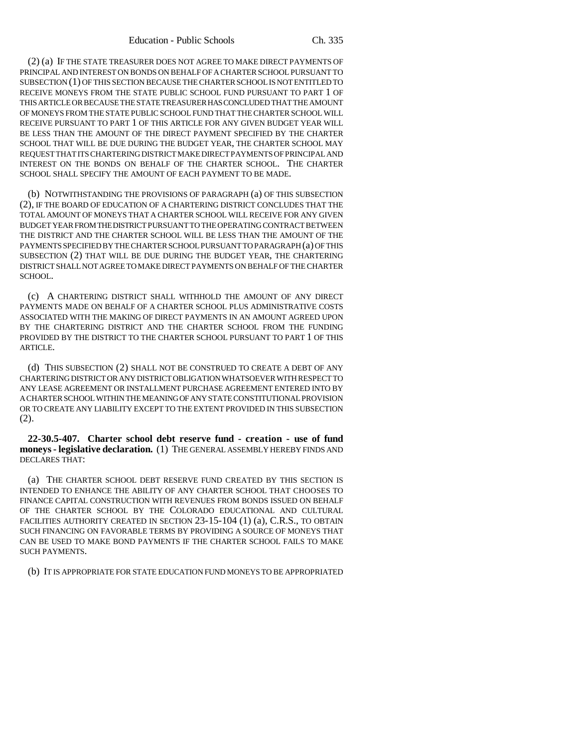(2) (a) IF THE STATE TREASURER DOES NOT AGREE TO MAKE DIRECT PAYMENTS OF PRINCIPAL AND INTEREST ON BONDS ON BEHALF OF A CHARTER SCHOOL PURSUANT TO SUBSECTION (1) OF THIS SECTION BECAUSE THE CHARTER SCHOOL IS NOT ENTITLED TO RECEIVE MONEYS FROM THE STATE PUBLIC SCHOOL FUND PURSUANT TO PART 1 OF THIS ARTICLE OR BECAUSE THE STATE TREASURER HAS CONCLUDED THAT THE AMOUNT OF MONEYS FROM THE STATE PUBLIC SCHOOL FUND THAT THE CHARTER SCHOOL WILL RECEIVE PURSUANT TO PART 1 OF THIS ARTICLE FOR ANY GIVEN BUDGET YEAR WILL BE LESS THAN THE AMOUNT OF THE DIRECT PAYMENT SPECIFIED BY THE CHARTER SCHOOL THAT WILL BE DUE DURING THE BUDGET YEAR, THE CHARTER SCHOOL MAY REQUEST THAT ITS CHARTERING DISTRICT MAKE DIRECT PAYMENTS OF PRINCIPAL AND INTEREST ON THE BONDS ON BEHALF OF THE CHARTER SCHOOL. THE CHARTER SCHOOL SHALL SPECIFY THE AMOUNT OF EACH PAYMENT TO BE MADE.

(b) NOTWITHSTANDING THE PROVISIONS OF PARAGRAPH (a) OF THIS SUBSECTION (2), IF THE BOARD OF EDUCATION OF A CHARTERING DISTRICT CONCLUDES THAT THE TOTAL AMOUNT OF MONEYS THAT A CHARTER SCHOOL WILL RECEIVE FOR ANY GIVEN BUDGET YEAR FROM THE DISTRICT PURSUANT TO THE OPERATING CONTRACT BETWEEN THE DISTRICT AND THE CHARTER SCHOOL WILL BE LESS THAN THE AMOUNT OF THE PAYMENTS SPECIFIED BY THE CHARTER SCHOOL PURSUANT TO PARAGRAPH (a) OF THIS SUBSECTION (2) THAT WILL BE DUE DURING THE BUDGET YEAR, THE CHARTERING DISTRICT SHALL NOT AGREE TO MAKE DIRECT PAYMENTS ON BEHALF OF THE CHARTER SCHOOL.

(c) A CHARTERING DISTRICT SHALL WITHHOLD THE AMOUNT OF ANY DIRECT PAYMENTS MADE ON BEHALF OF A CHARTER SCHOOL PLUS ADMINISTRATIVE COSTS ASSOCIATED WITH THE MAKING OF DIRECT PAYMENTS IN AN AMOUNT AGREED UPON BY THE CHARTERING DISTRICT AND THE CHARTER SCHOOL FROM THE FUNDING PROVIDED BY THE DISTRICT TO THE CHARTER SCHOOL PURSUANT TO PART 1 OF THIS ARTICLE.

(d) THIS SUBSECTION (2) SHALL NOT BE CONSTRUED TO CREATE A DEBT OF ANY CHARTERING DISTRICT OR ANY DISTRICT OBLIGATION WHATSOEVER WITH RESPECT TO ANY LEASE AGREEMENT OR INSTALLMENT PURCHASE AGREEMENT ENTERED INTO BY A CHARTER SCHOOL WITHIN THE MEANING OF ANY STATE CONSTITUTIONAL PROVISION OR TO CREATE ANY LIABILITY EXCEPT TO THE EXTENT PROVIDED IN THIS SUBSECTION (2).

**22-30.5-407. Charter school debt reserve fund - creation - use of fund moneys - legislative declaration.** (1) THE GENERAL ASSEMBLY HEREBY FINDS AND DECLARES THAT:

(a) THE CHARTER SCHOOL DEBT RESERVE FUND CREATED BY THIS SECTION IS INTENDED TO ENHANCE THE ABILITY OF ANY CHARTER SCHOOL THAT CHOOSES TO FINANCE CAPITAL CONSTRUCTION WITH REVENUES FROM BONDS ISSUED ON BEHALF OF THE CHARTER SCHOOL BY THE COLORADO EDUCATIONAL AND CULTURAL FACILITIES AUTHORITY CREATED IN SECTION 23-15-104 (1) (a), C.R.S., TO OBTAIN SUCH FINANCING ON FAVORABLE TERMS BY PROVIDING A SOURCE OF MONEYS THAT CAN BE USED TO MAKE BOND PAYMENTS IF THE CHARTER SCHOOL FAILS TO MAKE SUCH PAYMENTS.

(b) IT IS APPROPRIATE FOR STATE EDUCATION FUND MONEYS TO BE APPROPRIATED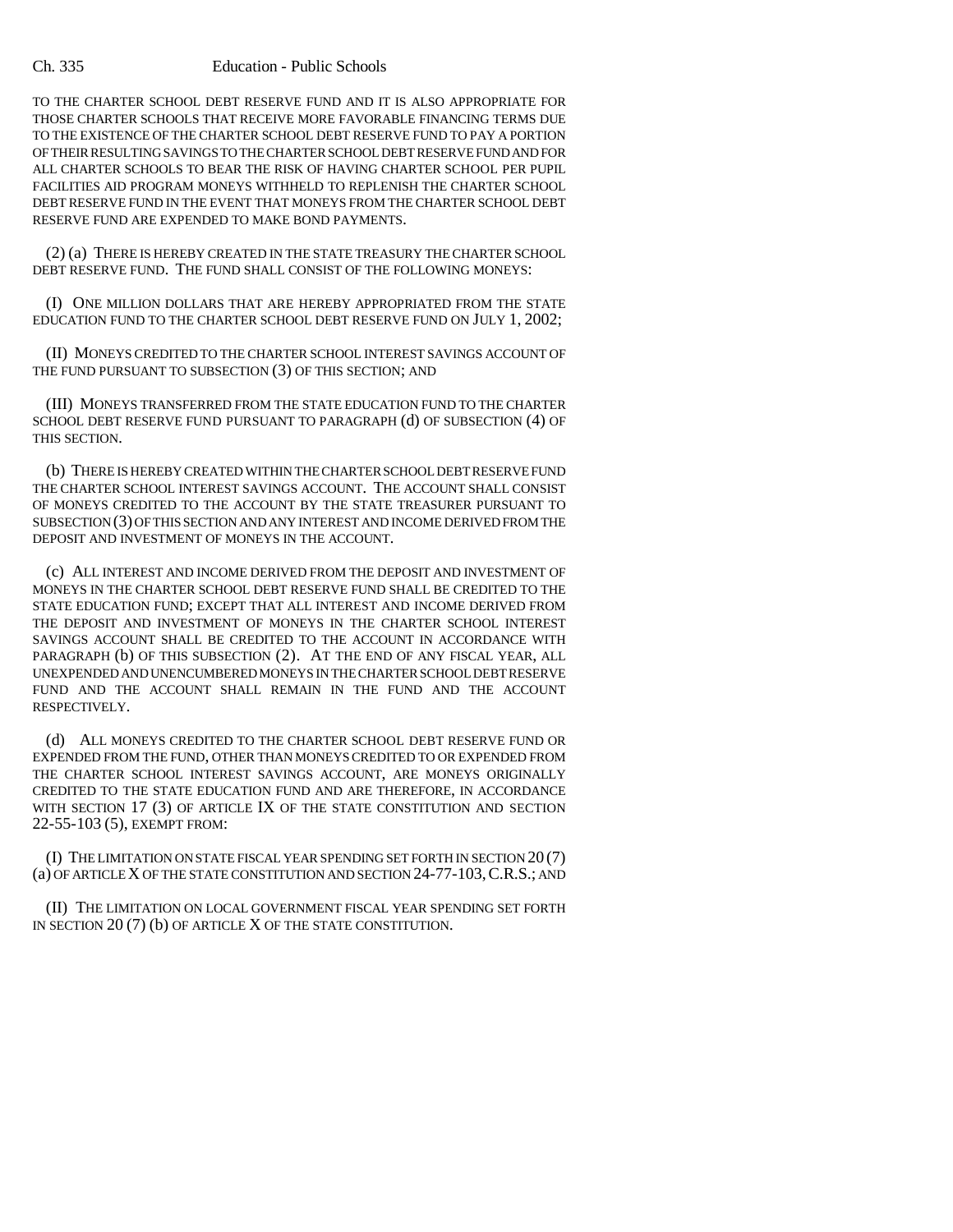TO THE CHARTER SCHOOL DEBT RESERVE FUND AND IT IS ALSO APPROPRIATE FOR THOSE CHARTER SCHOOLS THAT RECEIVE MORE FAVORABLE FINANCING TERMS DUE TO THE EXISTENCE OF THE CHARTER SCHOOL DEBT RESERVE FUND TO PAY A PORTION OF THEIR RESULTING SAVINGS TO THE CHARTER SCHOOL DEBT RESERVE FUND AND FOR ALL CHARTER SCHOOLS TO BEAR THE RISK OF HAVING CHARTER SCHOOL PER PUPIL FACILITIES AID PROGRAM MONEYS WITHHELD TO REPLENISH THE CHARTER SCHOOL DEBT RESERVE FUND IN THE EVENT THAT MONEYS FROM THE CHARTER SCHOOL DEBT RESERVE FUND ARE EXPENDED TO MAKE BOND PAYMENTS.

(2) (a) THERE IS HEREBY CREATED IN THE STATE TREASURY THE CHARTER SCHOOL DEBT RESERVE FUND. THE FUND SHALL CONSIST OF THE FOLLOWING MONEYS:

(I) ONE MILLION DOLLARS THAT ARE HEREBY APPROPRIATED FROM THE STATE EDUCATION FUND TO THE CHARTER SCHOOL DEBT RESERVE FUND ON JULY 1, 2002;

(II) MONEYS CREDITED TO THE CHARTER SCHOOL INTEREST SAVINGS ACCOUNT OF THE FUND PURSUANT TO SUBSECTION (3) OF THIS SECTION; AND

(III) MONEYS TRANSFERRED FROM THE STATE EDUCATION FUND TO THE CHARTER SCHOOL DEBT RESERVE FUND PURSUANT TO PARAGRAPH (d) OF SUBSECTION (4) OF THIS SECTION.

(b) THERE IS HEREBY CREATED WITHIN THE CHARTER SCHOOL DEBT RESERVE FUND THE CHARTER SCHOOL INTEREST SAVINGS ACCOUNT. THE ACCOUNT SHALL CONSIST OF MONEYS CREDITED TO THE ACCOUNT BY THE STATE TREASURER PURSUANT TO SUBSECTION (3) OF THIS SECTION AND ANY INTEREST AND INCOME DERIVED FROM THE DEPOSIT AND INVESTMENT OF MONEYS IN THE ACCOUNT.

(c) ALL INTEREST AND INCOME DERIVED FROM THE DEPOSIT AND INVESTMENT OF MONEYS IN THE CHARTER SCHOOL DEBT RESERVE FUND SHALL BE CREDITED TO THE STATE EDUCATION FUND; EXCEPT THAT ALL INTEREST AND INCOME DERIVED FROM THE DEPOSIT AND INVESTMENT OF MONEYS IN THE CHARTER SCHOOL INTEREST SAVINGS ACCOUNT SHALL BE CREDITED TO THE ACCOUNT IN ACCORDANCE WITH PARAGRAPH (b) OF THIS SUBSECTION (2). AT THE END OF ANY FISCAL YEAR, ALL UNEXPENDED AND UNENCUMBERED MONEYS IN THE CHARTER SCHOOL DEBT RESERVE FUND AND THE ACCOUNT SHALL REMAIN IN THE FUND AND THE ACCOUNT RESPECTIVELY.

(d) ALL MONEYS CREDITED TO THE CHARTER SCHOOL DEBT RESERVE FUND OR EXPENDED FROM THE FUND, OTHER THAN MONEYS CREDITED TO OR EXPENDED FROM THE CHARTER SCHOOL INTEREST SAVINGS ACCOUNT, ARE MONEYS ORIGINALLY CREDITED TO THE STATE EDUCATION FUND AND ARE THEREFORE, IN ACCORDANCE WITH SECTION 17 (3) OF ARTICLE IX OF THE STATE CONSTITUTION AND SECTION 22-55-103 (5), EXEMPT FROM:

(I) THE LIMITATION ON STATE FISCAL YEAR SPENDING SET FORTH IN SECTION 20 (7) (a) OF ARTICLE X OF THE STATE CONSTITUTION AND SECTION 24-77-103, C.R.S.; AND

(II) THE LIMITATION ON LOCAL GOVERNMENT FISCAL YEAR SPENDING SET FORTH IN SECTION 20 (7) (b) OF ARTICLE X OF THE STATE CONSTITUTION.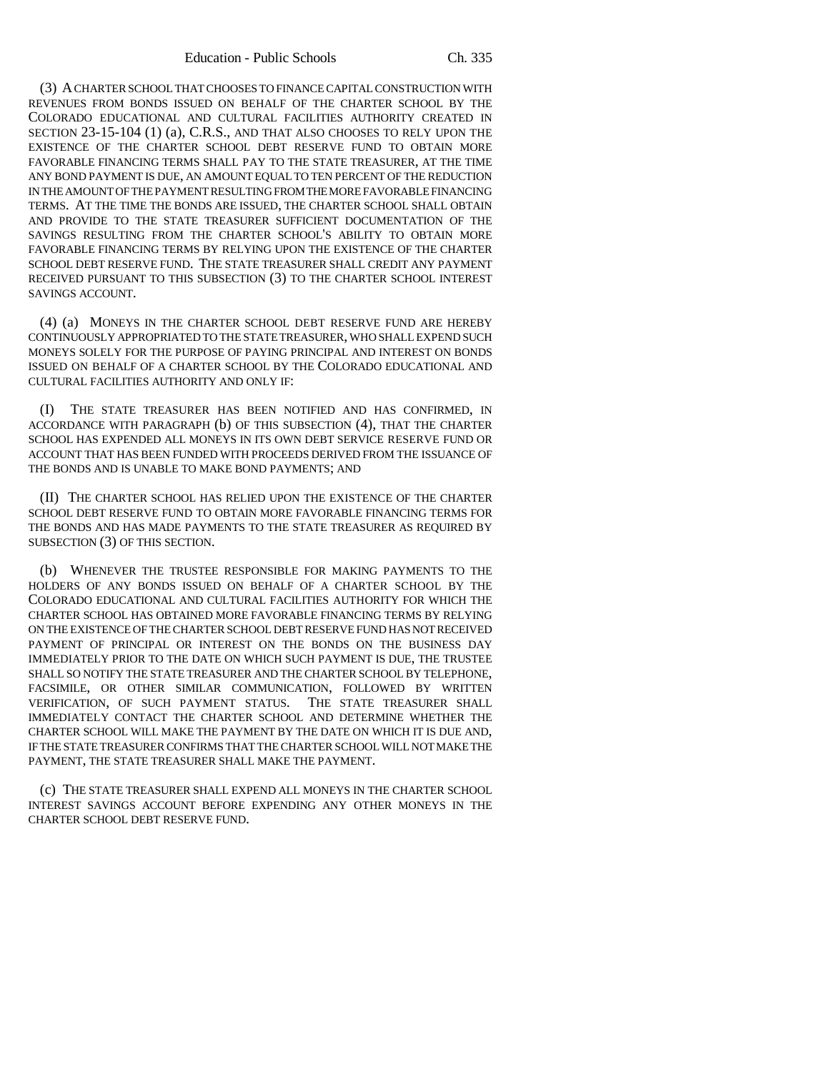(3) A CHARTER SCHOOL THAT CHOOSES TO FINANCE CAPITAL CONSTRUCTION WITH REVENUES FROM BONDS ISSUED ON BEHALF OF THE CHARTER SCHOOL BY THE COLORADO EDUCATIONAL AND CULTURAL FACILITIES AUTHORITY CREATED IN SECTION 23-15-104 (1) (a), C.R.S., AND THAT ALSO CHOOSES TO RELY UPON THE EXISTENCE OF THE CHARTER SCHOOL DEBT RESERVE FUND TO OBTAIN MORE FAVORABLE FINANCING TERMS SHALL PAY TO THE STATE TREASURER, AT THE TIME ANY BOND PAYMENT IS DUE, AN AMOUNT EQUAL TO TEN PERCENT OF THE REDUCTION IN THE AMOUNT OF THE PAYMENT RESULTING FROM THE MORE FAVORABLE FINANCING TERMS. AT THE TIME THE BONDS ARE ISSUED, THE CHARTER SCHOOL SHALL OBTAIN AND PROVIDE TO THE STATE TREASURER SUFFICIENT DOCUMENTATION OF THE SAVINGS RESULTING FROM THE CHARTER SCHOOL'S ABILITY TO OBTAIN MORE FAVORABLE FINANCING TERMS BY RELYING UPON THE EXISTENCE OF THE CHARTER SCHOOL DEBT RESERVE FUND. THE STATE TREASURER SHALL CREDIT ANY PAYMENT RECEIVED PURSUANT TO THIS SUBSECTION (3) TO THE CHARTER SCHOOL INTEREST SAVINGS ACCOUNT.

(4) (a) MONEYS IN THE CHARTER SCHOOL DEBT RESERVE FUND ARE HEREBY CONTINUOUSLY APPROPRIATED TO THE STATE TREASURER, WHO SHALL EXPEND SUCH MONEYS SOLELY FOR THE PURPOSE OF PAYING PRINCIPAL AND INTEREST ON BONDS ISSUED ON BEHALF OF A CHARTER SCHOOL BY THE COLORADO EDUCATIONAL AND CULTURAL FACILITIES AUTHORITY AND ONLY IF:

(I) THE STATE TREASURER HAS BEEN NOTIFIED AND HAS CONFIRMED, IN ACCORDANCE WITH PARAGRAPH (b) OF THIS SUBSECTION (4), THAT THE CHARTER SCHOOL HAS EXPENDED ALL MONEYS IN ITS OWN DEBT SERVICE RESERVE FUND OR ACCOUNT THAT HAS BEEN FUNDED WITH PROCEEDS DERIVED FROM THE ISSUANCE OF THE BONDS AND IS UNABLE TO MAKE BOND PAYMENTS; AND

(II) THE CHARTER SCHOOL HAS RELIED UPON THE EXISTENCE OF THE CHARTER SCHOOL DEBT RESERVE FUND TO OBTAIN MORE FAVORABLE FINANCING TERMS FOR THE BONDS AND HAS MADE PAYMENTS TO THE STATE TREASURER AS REQUIRED BY SUBSECTION (3) OF THIS SECTION.

(b) WHENEVER THE TRUSTEE RESPONSIBLE FOR MAKING PAYMENTS TO THE HOLDERS OF ANY BONDS ISSUED ON BEHALF OF A CHARTER SCHOOL BY THE COLORADO EDUCATIONAL AND CULTURAL FACILITIES AUTHORITY FOR WHICH THE CHARTER SCHOOL HAS OBTAINED MORE FAVORABLE FINANCING TERMS BY RELYING ON THE EXISTENCE OF THE CHARTER SCHOOL DEBT RESERVE FUND HAS NOT RECEIVED PAYMENT OF PRINCIPAL OR INTEREST ON THE BONDS ON THE BUSINESS DAY IMMEDIATELY PRIOR TO THE DATE ON WHICH SUCH PAYMENT IS DUE, THE TRUSTEE SHALL SO NOTIFY THE STATE TREASURER AND THE CHARTER SCHOOL BY TELEPHONE, FACSIMILE, OR OTHER SIMILAR COMMUNICATION, FOLLOWED BY WRITTEN VERIFICATION, OF SUCH PAYMENT STATUS. THE STATE TREASURER SHALL IMMEDIATELY CONTACT THE CHARTER SCHOOL AND DETERMINE WHETHER THE CHARTER SCHOOL WILL MAKE THE PAYMENT BY THE DATE ON WHICH IT IS DUE AND, IF THE STATE TREASURER CONFIRMS THAT THE CHARTER SCHOOL WILL NOT MAKE THE PAYMENT, THE STATE TREASURER SHALL MAKE THE PAYMENT.

(c) THE STATE TREASURER SHALL EXPEND ALL MONEYS IN THE CHARTER SCHOOL INTEREST SAVINGS ACCOUNT BEFORE EXPENDING ANY OTHER MONEYS IN THE CHARTER SCHOOL DEBT RESERVE FUND.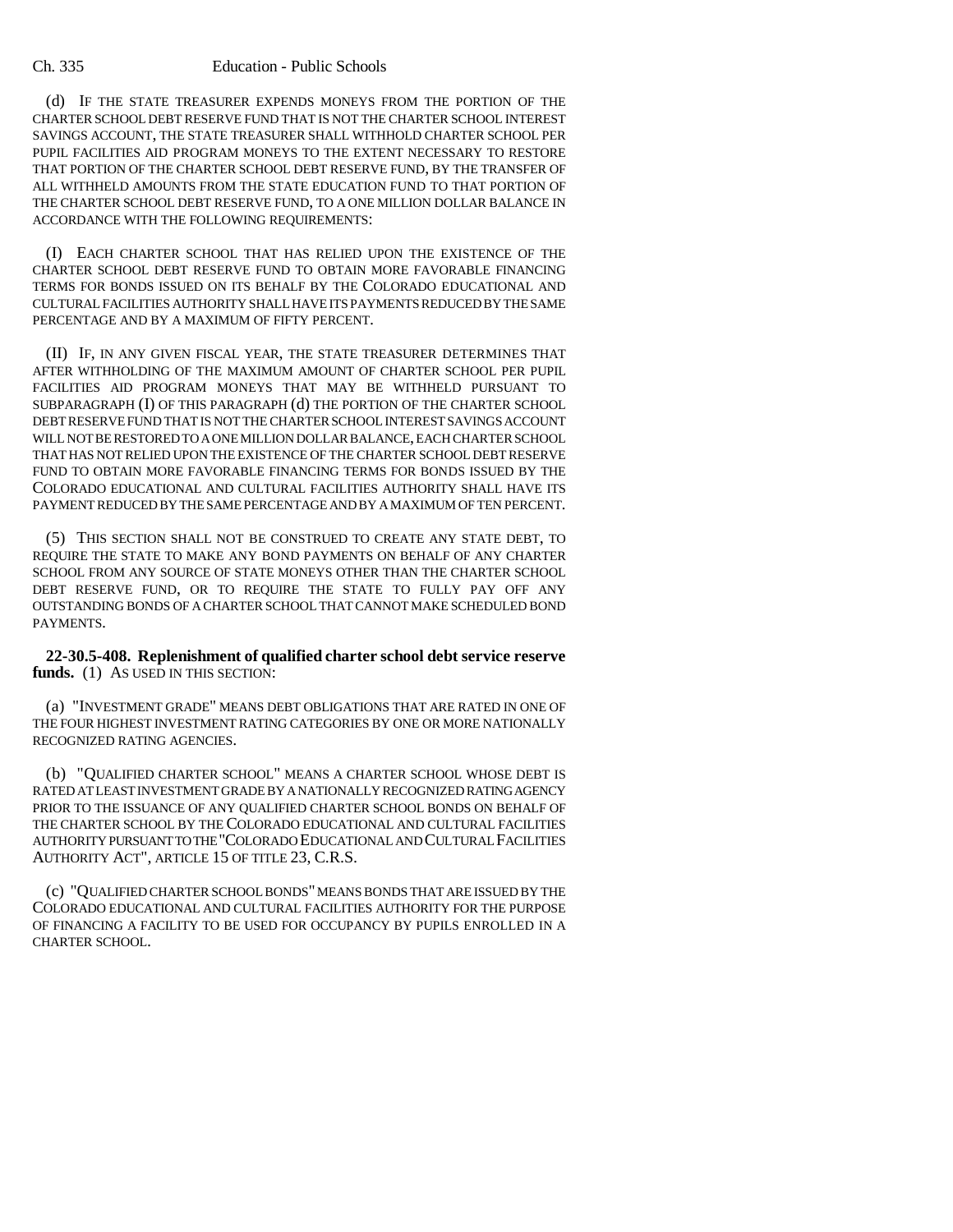(d) IF THE STATE TREASURER EXPENDS MONEYS FROM THE PORTION OF THE CHARTER SCHOOL DEBT RESERVE FUND THAT IS NOT THE CHARTER SCHOOL INTEREST SAVINGS ACCOUNT, THE STATE TREASURER SHALL WITHHOLD CHARTER SCHOOL PER PUPIL FACILITIES AID PROGRAM MONEYS TO THE EXTENT NECESSARY TO RESTORE THAT PORTION OF THE CHARTER SCHOOL DEBT RESERVE FUND, BY THE TRANSFER OF ALL WITHHELD AMOUNTS FROM THE STATE EDUCATION FUND TO THAT PORTION OF THE CHARTER SCHOOL DEBT RESERVE FUND, TO A ONE MILLION DOLLAR BALANCE IN ACCORDANCE WITH THE FOLLOWING REQUIREMENTS:

(I) EACH CHARTER SCHOOL THAT HAS RELIED UPON THE EXISTENCE OF THE CHARTER SCHOOL DEBT RESERVE FUND TO OBTAIN MORE FAVORABLE FINANCING TERMS FOR BONDS ISSUED ON ITS BEHALF BY THE COLORADO EDUCATIONAL AND CULTURAL FACILITIES AUTHORITY SHALL HAVE ITS PAYMENTS REDUCED BY THE SAME PERCENTAGE AND BY A MAXIMUM OF FIFTY PERCENT.

(II) IF, IN ANY GIVEN FISCAL YEAR, THE STATE TREASURER DETERMINES THAT AFTER WITHHOLDING OF THE MAXIMUM AMOUNT OF CHARTER SCHOOL PER PUPIL FACILITIES AID PROGRAM MONEYS THAT MAY BE WITHHELD PURSUANT TO SUBPARAGRAPH (I) OF THIS PARAGRAPH (d) THE PORTION OF THE CHARTER SCHOOL DEBT RESERVE FUND THAT IS NOT THE CHARTER SCHOOL INTEREST SAVINGS ACCOUNT WILL NOT BE RESTORED TO A ONE MILLION DOLLAR BALANCE, EACH CHARTER SCHOOL THAT HAS NOT RELIED UPON THE EXISTENCE OF THE CHARTER SCHOOL DEBT RESERVE FUND TO OBTAIN MORE FAVORABLE FINANCING TERMS FOR BONDS ISSUED BY THE COLORADO EDUCATIONAL AND CULTURAL FACILITIES AUTHORITY SHALL HAVE ITS PAYMENT REDUCED BY THE SAME PERCENTAGE AND BY A MAXIMUM OF TEN PERCENT.

(5) THIS SECTION SHALL NOT BE CONSTRUED TO CREATE ANY STATE DEBT, TO REQUIRE THE STATE TO MAKE ANY BOND PAYMENTS ON BEHALF OF ANY CHARTER SCHOOL FROM ANY SOURCE OF STATE MONEYS OTHER THAN THE CHARTER SCHOOL DEBT RESERVE FUND, OR TO REQUIRE THE STATE TO FULLY PAY OFF ANY OUTSTANDING BONDS OF A CHARTER SCHOOL THAT CANNOT MAKE SCHEDULED BOND PAYMENTS.

**22-30.5-408. Replenishment of qualified charter school debt service reserve funds.** (1) AS USED IN THIS SECTION:

(a) "INVESTMENT GRADE" MEANS DEBT OBLIGATIONS THAT ARE RATED IN ONE OF THE FOUR HIGHEST INVESTMENT RATING CATEGORIES BY ONE OR MORE NATIONALLY RECOGNIZED RATING AGENCIES.

(b) "QUALIFIED CHARTER SCHOOL" MEANS A CHARTER SCHOOL WHOSE DEBT IS RATED AT LEAST INVESTMENT GRADE BY A NATIONALLY RECOGNIZED RATING AGENCY PRIOR TO THE ISSUANCE OF ANY QUALIFIED CHARTER SCHOOL BONDS ON BEHALF OF THE CHARTER SCHOOL BY THE COLORADO EDUCATIONAL AND CULTURAL FACILITIES AUTHORITY PURSUANT TO THE "COLORADO EDUCATIONAL AND CULTURAL FACILITIES AUTHORITY ACT", ARTICLE 15 OF TITLE 23, C.R.S.

(c) "QUALIFIED CHARTER SCHOOL BONDS" MEANS BONDS THAT ARE ISSUED BY THE COLORADO EDUCATIONAL AND CULTURAL FACILITIES AUTHORITY FOR THE PURPOSE OF FINANCING A FACILITY TO BE USED FOR OCCUPANCY BY PUPILS ENROLLED IN A CHARTER SCHOOL.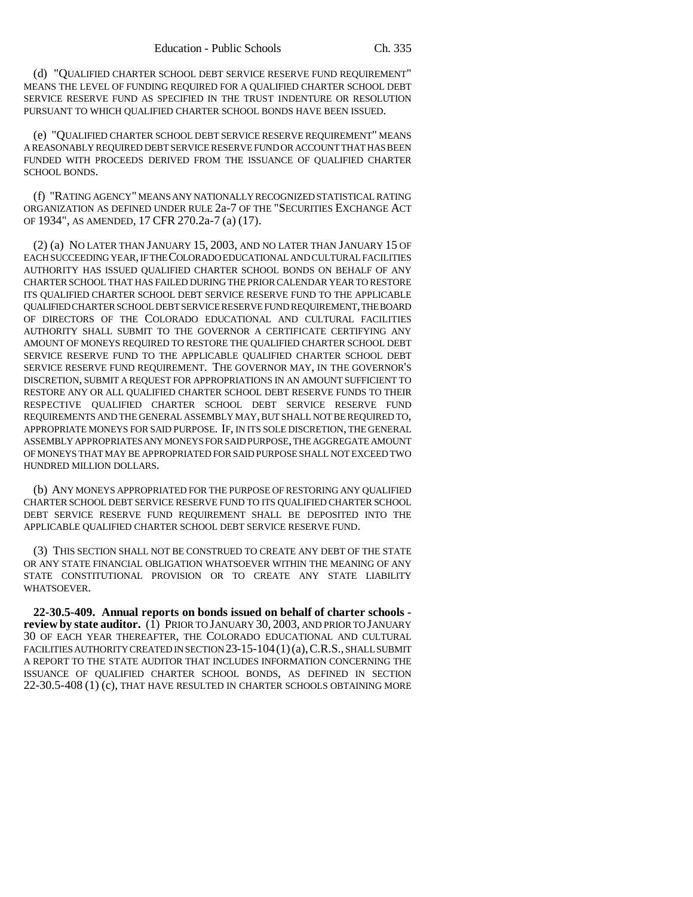(d) "QUALIFIED CHARTER SCHOOL DEBT SERVICE RESERVE FUND REQUIREMENT" MEANS THE LEVEL OF FUNDING REQUIRED FOR A QUALIFIED CHARTER SCHOOL DEBT SERVICE RESERVE FUND AS SPECIFIED IN THE TRUST INDENTURE OR RESOLUTION PURSUANT TO WHICH QUALIFIED CHARTER SCHOOL BONDS HAVE BEEN ISSUED.

(e) "QUALIFIED CHARTER SCHOOL DEBT SERVICE RESERVE REQUIREMENT" MEANS A REASONABLY REQUIRED DEBT SERVICE RESERVE FUND OR ACCOUNT THAT HAS BEEN FUNDED WITH PROCEEDS DERIVED FROM THE ISSUANCE OF QUALIFIED CHARTER SCHOOL BONDS.

(f) "RATING AGENCY" MEANS ANY NATIONALLY RECOGNIZED STATISTICAL RATING ORGANIZATION AS DEFINED UNDER RULE 2a-7 OF THE "SECURITIES EXCHANGE ACT OF 1934", AS AMENDED, 17 CFR 270.2a-7 (a) (17).

(2) (a) NO LATER THAN JANUARY 15, 2003, AND NO LATER THAN JANUARY 15 OF EACH SUCCEEDING YEAR, IF THE COLORADO EDUCATIONAL AND CULTURAL FACILITIES AUTHORITY HAS ISSUED QUALIFIED CHARTER SCHOOL BONDS ON BEHALF OF ANY CHARTER SCHOOL THAT HAS FAILED DURING THE PRIOR CALENDAR YEAR TO RESTORE ITS QUALIFIED CHARTER SCHOOL DEBT SERVICE RESERVE FUND TO THE APPLICABLE QUALIFIED CHARTER SCHOOL DEBT SERVICE RESERVE FUND REQUIREMENT, THE BOARD OF DIRECTORS OF THE COLORADO EDUCATIONAL AND CULTURAL FACILITIES AUTHORITY SHALL SUBMIT TO THE GOVERNOR A CERTIFICATE CERTIFYING ANY AMOUNT OF MONEYS REQUIRED TO RESTORE THE QUALIFIED CHARTER SCHOOL DEBT SERVICE RESERVE FUND TO THE APPLICABLE QUALIFIED CHARTER SCHOOL DEBT SERVICE RESERVE FUND REQUIREMENT. THE GOVERNOR MAY, IN THE GOVERNOR'S DISCRETION, SUBMIT A REQUEST FOR APPROPRIATIONS IN AN AMOUNT SUFFICIENT TO RESTORE ANY OR ALL QUALIFIED CHARTER SCHOOL DEBT RESERVE FUNDS TO THEIR RESPECTIVE QUALIFIED CHARTER SCHOOL DEBT SERVICE RESERVE FUND REQUIREMENTS AND THE GENERAL ASSEMBLY MAY, BUT SHALL NOT BE REQUIRED TO, APPROPRIATE MONEYS FOR SAID PURPOSE. IF, IN ITS SOLE DISCRETION, THE GENERAL ASSEMBLY APPROPRIATES ANY MONEYS FOR SAID PURPOSE, THE AGGREGATE AMOUNT OF MONEYS THAT MAY BE APPROPRIATED FOR SAID PURPOSE SHALL NOT EXCEED TWO HUNDRED MILLION DOLLARS.

(b) ANY MONEYS APPROPRIATED FOR THE PURPOSE OF RESTORING ANY QUALIFIED CHARTER SCHOOL DEBT SERVICE RESERVE FUND TO ITS QUALIFIED CHARTER SCHOOL DEBT SERVICE RESERVE FUND REQUIREMENT SHALL BE DEPOSITED INTO THE APPLICABLE QUALIFIED CHARTER SCHOOL DEBT SERVICE RESERVE FUND.

(3) THIS SECTION SHALL NOT BE CONSTRUED TO CREATE ANY DEBT OF THE STATE OR ANY STATE FINANCIAL OBLIGATION WHATSOEVER WITHIN THE MEANING OF ANY STATE CONSTITUTIONAL PROVISION OR TO CREATE ANY STATE LIABILITY WHATSOEVER.

**22-30.5-409. Annual reports on bonds issued on behalf of charter schools - review by state auditor.** (1) PRIOR TO JANUARY 30, 2003, AND PRIOR TO JANUARY 30 OF EACH YEAR THEREAFTER, THE COLORADO EDUCATIONAL AND CULTURAL FACILITIES AUTHORITY CREATED IN SECTION 23-15-104 (1) (a), C.R.S., SHALL SUBMIT A REPORT TO THE STATE AUDITOR THAT INCLUDES INFORMATION CONCERNING THE ISSUANCE OF QUALIFIED CHARTER SCHOOL BONDS, AS DEFINED IN SECTION 22-30.5-408 (1) (c), THAT HAVE RESULTED IN CHARTER SCHOOLS OBTAINING MORE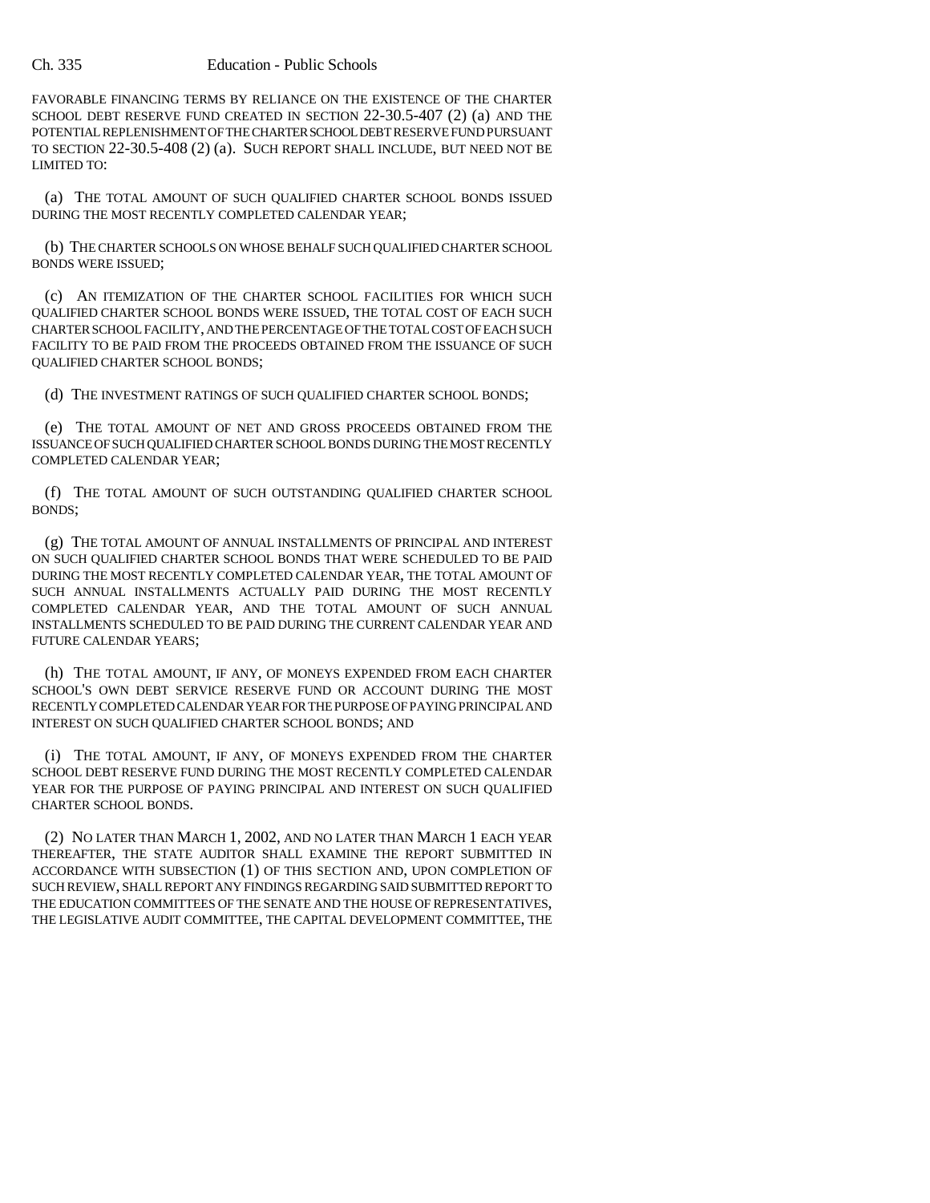FAVORABLE FINANCING TERMS BY RELIANCE ON THE EXISTENCE OF THE CHARTER SCHOOL DEBT RESERVE FUND CREATED IN SECTION 22-30.5-407 (2) (a) AND THE POTENTIAL REPLENISHMENT OF THE CHARTER SCHOOL DEBT RESERVE FUND PURSUANT TO SECTION 22-30.5-408 (2) (a). SUCH REPORT SHALL INCLUDE, BUT NEED NOT BE LIMITED TO:

(a) THE TOTAL AMOUNT OF SUCH QUALIFIED CHARTER SCHOOL BONDS ISSUED DURING THE MOST RECENTLY COMPLETED CALENDAR YEAR;

(b) THE CHARTER SCHOOLS ON WHOSE BEHALF SUCH QUALIFIED CHARTER SCHOOL BONDS WERE ISSUED;

(c) AN ITEMIZATION OF THE CHARTER SCHOOL FACILITIES FOR WHICH SUCH QUALIFIED CHARTER SCHOOL BONDS WERE ISSUED, THE TOTAL COST OF EACH SUCH CHARTER SCHOOL FACILITY, AND THE PERCENTAGE OF THE TOTAL COST OF EACH SUCH FACILITY TO BE PAID FROM THE PROCEEDS OBTAINED FROM THE ISSUANCE OF SUCH QUALIFIED CHARTER SCHOOL BONDS;

(d) THE INVESTMENT RATINGS OF SUCH QUALIFIED CHARTER SCHOOL BONDS;

(e) THE TOTAL AMOUNT OF NET AND GROSS PROCEEDS OBTAINED FROM THE ISSUANCE OF SUCH QUALIFIED CHARTER SCHOOL BONDS DURING THE MOST RECENTLY COMPLETED CALENDAR YEAR;

(f) THE TOTAL AMOUNT OF SUCH OUTSTANDING QUALIFIED CHARTER SCHOOL BONDS;

(g) THE TOTAL AMOUNT OF ANNUAL INSTALLMENTS OF PRINCIPAL AND INTEREST ON SUCH QUALIFIED CHARTER SCHOOL BONDS THAT WERE SCHEDULED TO BE PAID DURING THE MOST RECENTLY COMPLETED CALENDAR YEAR, THE TOTAL AMOUNT OF SUCH ANNUAL INSTALLMENTS ACTUALLY PAID DURING THE MOST RECENTLY COMPLETED CALENDAR YEAR, AND THE TOTAL AMOUNT OF SUCH ANNUAL INSTALLMENTS SCHEDULED TO BE PAID DURING THE CURRENT CALENDAR YEAR AND FUTURE CALENDAR YEARS;

(h) THE TOTAL AMOUNT, IF ANY, OF MONEYS EXPENDED FROM EACH CHARTER SCHOOL'S OWN DEBT SERVICE RESERVE FUND OR ACCOUNT DURING THE MOST RECENTLY COMPLETED CALENDAR YEAR FOR THE PURPOSE OF PAYING PRINCIPAL AND INTEREST ON SUCH QUALIFIED CHARTER SCHOOL BONDS; AND

(i) THE TOTAL AMOUNT, IF ANY, OF MONEYS EXPENDED FROM THE CHARTER SCHOOL DEBT RESERVE FUND DURING THE MOST RECENTLY COMPLETED CALENDAR YEAR FOR THE PURPOSE OF PAYING PRINCIPAL AND INTEREST ON SUCH QUALIFIED CHARTER SCHOOL BONDS.

(2) NO LATER THAN MARCH 1, 2002, AND NO LATER THAN MARCH 1 EACH YEAR THEREAFTER, THE STATE AUDITOR SHALL EXAMINE THE REPORT SUBMITTED IN ACCORDANCE WITH SUBSECTION (1) OF THIS SECTION AND, UPON COMPLETION OF SUCH REVIEW, SHALL REPORT ANY FINDINGS REGARDING SAID SUBMITTED REPORT TO THE EDUCATION COMMITTEES OF THE SENATE AND THE HOUSE OF REPRESENTATIVES, THE LEGISLATIVE AUDIT COMMITTEE, THE CAPITAL DEVELOPMENT COMMITTEE, THE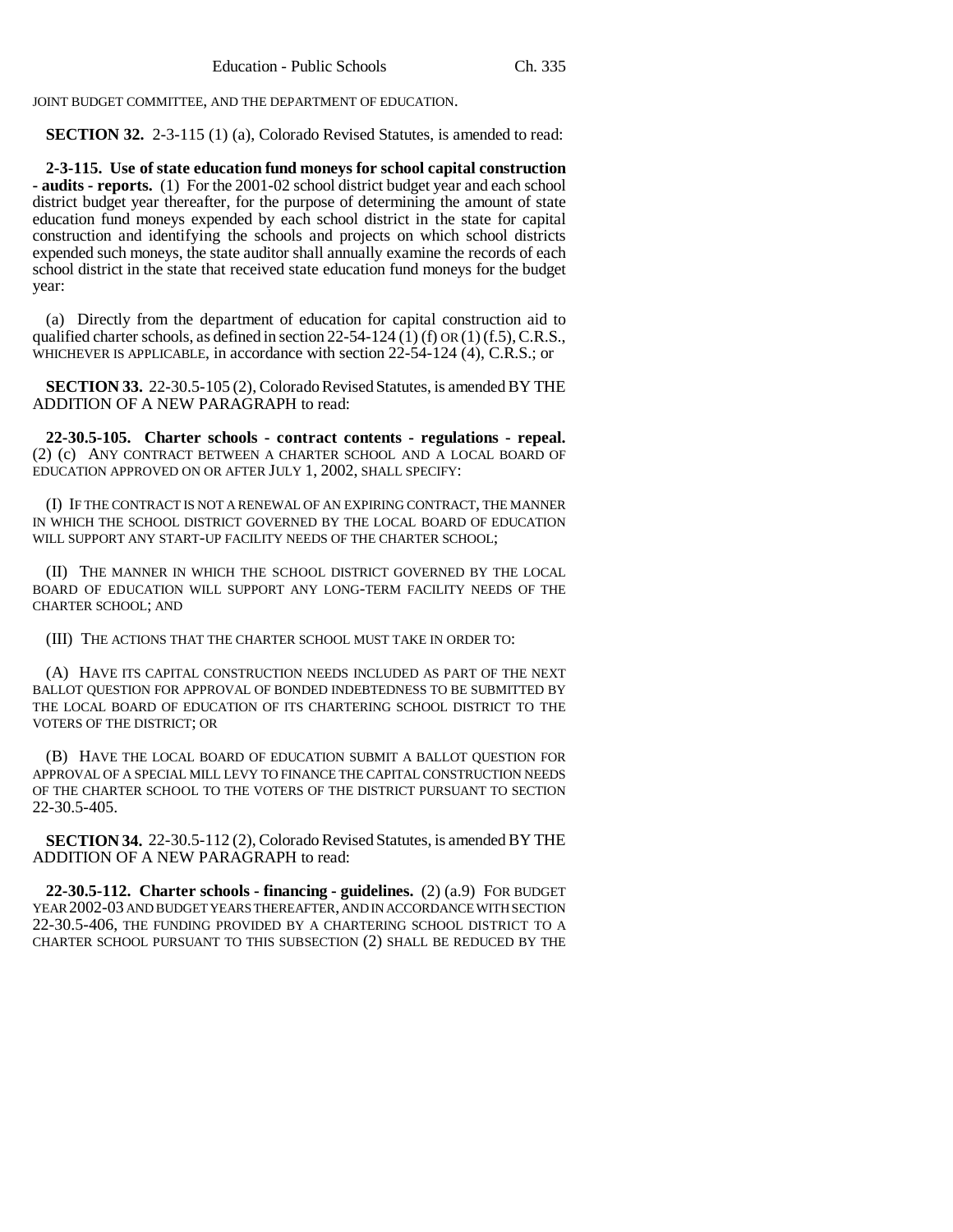JOINT BUDGET COMMITTEE, AND THE DEPARTMENT OF EDUCATION.

**SECTION 32.** 2-3-115 (1) (a), Colorado Revised Statutes, is amended to read:

**2-3-115. Use of state education fund moneys for school capital construction - audits - reports.** (1) For the 2001-02 school district budget year and each school district budget year thereafter, for the purpose of determining the amount of state education fund moneys expended by each school district in the state for capital construction and identifying the schools and projects on which school districts expended such moneys, the state auditor shall annually examine the records of each school district in the state that received state education fund moneys for the budget year:

(a) Directly from the department of education for capital construction aid to qualified charter schools, as defined in section 22-54-124 (1) (f) OR (1) (f.5), C.R.S., WHICHEVER IS APPLICABLE, in accordance with section 22-54-124 (4), C.R.S.; or

**SECTION 33.** 22-30.5-105 (2), Colorado Revised Statutes, is amended BY THE ADDITION OF A NEW PARAGRAPH to read:

**22-30.5-105. Charter schools - contract contents - regulations - repeal.** (2) (c) ANY CONTRACT BETWEEN A CHARTER SCHOOL AND A LOCAL BOARD OF EDUCATION APPROVED ON OR AFTER JULY 1, 2002, SHALL SPECIFY:

(I) IF THE CONTRACT IS NOT A RENEWAL OF AN EXPIRING CONTRACT, THE MANNER IN WHICH THE SCHOOL DISTRICT GOVERNED BY THE LOCAL BOARD OF EDUCATION WILL SUPPORT ANY START-UP FACILITY NEEDS OF THE CHARTER SCHOOL;

(II) THE MANNER IN WHICH THE SCHOOL DISTRICT GOVERNED BY THE LOCAL BOARD OF EDUCATION WILL SUPPORT ANY LONG-TERM FACILITY NEEDS OF THE CHARTER SCHOOL; AND

(III) THE ACTIONS THAT THE CHARTER SCHOOL MUST TAKE IN ORDER TO:

(A) HAVE ITS CAPITAL CONSTRUCTION NEEDS INCLUDED AS PART OF THE NEXT BALLOT QUESTION FOR APPROVAL OF BONDED INDEBTEDNESS TO BE SUBMITTED BY THE LOCAL BOARD OF EDUCATION OF ITS CHARTERING SCHOOL DISTRICT TO THE VOTERS OF THE DISTRICT; OR

(B) HAVE THE LOCAL BOARD OF EDUCATION SUBMIT A BALLOT QUESTION FOR APPROVAL OF A SPECIAL MILL LEVY TO FINANCE THE CAPITAL CONSTRUCTION NEEDS OF THE CHARTER SCHOOL TO THE VOTERS OF THE DISTRICT PURSUANT TO SECTION 22-30.5-405.

**SECTION 34.** 22-30.5-112 (2), Colorado Revised Statutes, is amended BY THE ADDITION OF A NEW PARAGRAPH to read:

**22-30.5-112. Charter schools - financing - guidelines.** (2) (a.9) FOR BUDGET YEAR 2002-03 AND BUDGET YEARS THEREAFTER, AND IN ACCORDANCE WITH SECTION 22-30.5-406, THE FUNDING PROVIDED BY A CHARTERING SCHOOL DISTRICT TO A CHARTER SCHOOL PURSUANT TO THIS SUBSECTION (2) SHALL BE REDUCED BY THE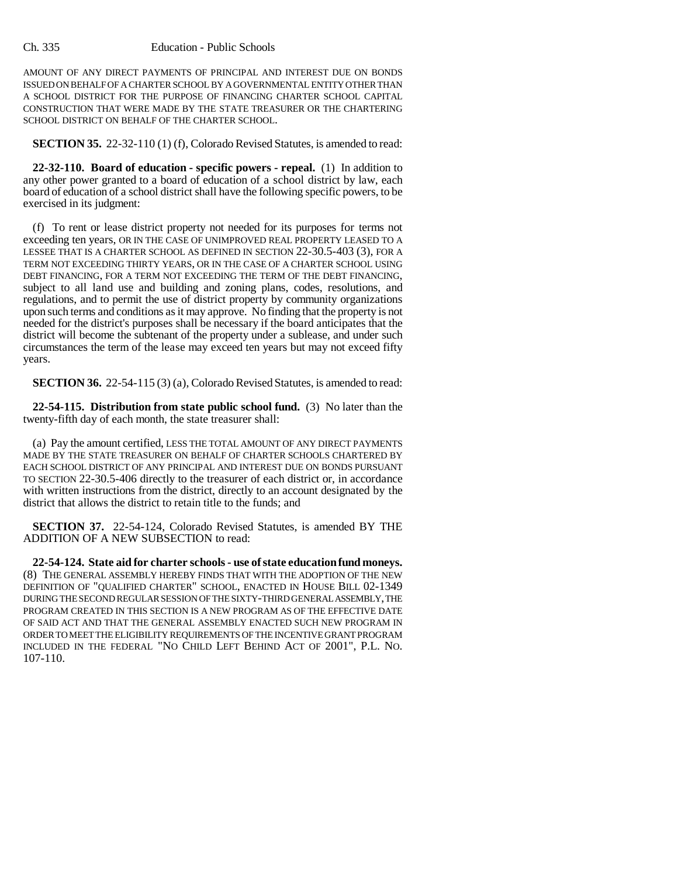AMOUNT OF ANY DIRECT PAYMENTS OF PRINCIPAL AND INTEREST DUE ON BONDS ISSUED ON BEHALF OF A CHARTER SCHOOL BY A GOVERNMENTAL ENTITY OTHER THAN A SCHOOL DISTRICT FOR THE PURPOSE OF FINANCING CHARTER SCHOOL CAPITAL CONSTRUCTION THAT WERE MADE BY THE STATE TREASURER OR THE CHARTERING SCHOOL DISTRICT ON BEHALF OF THE CHARTER SCHOOL.

**SECTION 35.** 22-32-110 (1) (f), Colorado Revised Statutes, is amended to read:

**22-32-110. Board of education - specific powers - repeal.** (1) In addition to any other power granted to a board of education of a school district by law, each board of education of a school district shall have the following specific powers, to be exercised in its judgment:

(f) To rent or lease district property not needed for its purposes for terms not exceeding ten years, OR IN THE CASE OF UNIMPROVED REAL PROPERTY LEASED TO A LESSEE THAT IS A CHARTER SCHOOL AS DEFINED IN SECTION 22-30.5-403 (3), FOR A TERM NOT EXCEEDING THIRTY YEARS, OR IN THE CASE OF A CHARTER SCHOOL USING DEBT FINANCING, FOR A TERM NOT EXCEEDING THE TERM OF THE DEBT FINANCING, subject to all land use and building and zoning plans, codes, resolutions, and regulations, and to permit the use of district property by community organizations upon such terms and conditions as it may approve. No finding that the property is not needed for the district's purposes shall be necessary if the board anticipates that the district will become the subtenant of the property under a sublease, and under such circumstances the term of the lease may exceed ten years but may not exceed fifty years.

**SECTION 36.** 22-54-115 (3) (a), Colorado Revised Statutes, is amended to read:

**22-54-115. Distribution from state public school fund.** (3) No later than the twenty-fifth day of each month, the state treasurer shall:

(a) Pay the amount certified, LESS THE TOTAL AMOUNT OF ANY DIRECT PAYMENTS MADE BY THE STATE TREASURER ON BEHALF OF CHARTER SCHOOLS CHARTERED BY EACH SCHOOL DISTRICT OF ANY PRINCIPAL AND INTEREST DUE ON BONDS PURSUANT TO SECTION 22-30.5-406 directly to the treasurer of each district or, in accordance with written instructions from the district, directly to an account designated by the district that allows the district to retain title to the funds; and

**SECTION 37.** 22-54-124, Colorado Revised Statutes, is amended BY THE ADDITION OF A NEW SUBSECTION to read:

**22-54-124. State aid for charter schools - use of state education fund moneys.** (8) THE GENERAL ASSEMBLY HEREBY FINDS THAT WITH THE ADOPTION OF THE NEW DEFINITION OF "QUALIFIED CHARTER" SCHOOL, ENACTED IN HOUSE BILL 02-1349 DURING THE SECOND REGULAR SESSION OF THE SIXTY-THIRD GENERAL ASSEMBLY, THE PROGRAM CREATED IN THIS SECTION IS A NEW PROGRAM AS OF THE EFFECTIVE DATE OF SAID ACT AND THAT THE GENERAL ASSEMBLY ENACTED SUCH NEW PROGRAM IN ORDER TO MEET THE ELIGIBILITY REQUIREMENTS OF THE INCENTIVE GRANT PROGRAM INCLUDED IN THE FEDERAL "NO CHILD LEFT BEHIND ACT OF 2001", P.L. NO. 107-110.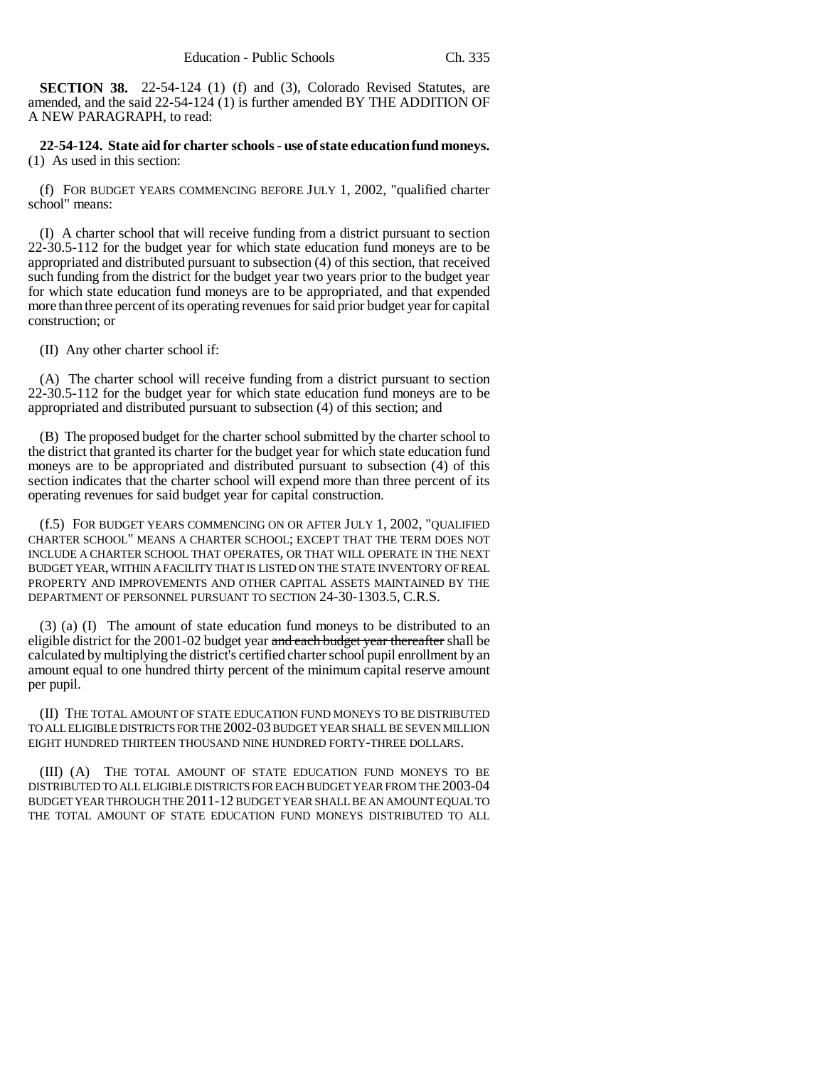**SECTION 38.** 22-54-124 (1) (f) and (3), Colorado Revised Statutes, are amended, and the said 22-54-124 (1) is further amended BY THE ADDITION OF A NEW PARAGRAPH, to read:

**22-54-124. State aid for charter schools - use of state education fund moneys.** (1) As used in this section:

(f) FOR BUDGET YEARS COMMENCING BEFORE JULY 1, 2002, "qualified charter school" means:

(I) A charter school that will receive funding from a district pursuant to section 22-30.5-112 for the budget year for which state education fund moneys are to be appropriated and distributed pursuant to subsection (4) of this section, that received such funding from the district for the budget year two years prior to the budget year for which state education fund moneys are to be appropriated, and that expended more than three percent of its operating revenues for said prior budget year for capital construction; or

(II) Any other charter school if:

(A) The charter school will receive funding from a district pursuant to section 22-30.5-112 for the budget year for which state education fund moneys are to be appropriated and distributed pursuant to subsection (4) of this section; and

(B) The proposed budget for the charter school submitted by the charter school to the district that granted its charter for the budget year for which state education fund moneys are to be appropriated and distributed pursuant to subsection (4) of this section indicates that the charter school will expend more than three percent of its operating revenues for said budget year for capital construction.

(f.5) FOR BUDGET YEARS COMMENCING ON OR AFTER JULY 1, 2002, "QUALIFIED CHARTER SCHOOL" MEANS A CHARTER SCHOOL; EXCEPT THAT THE TERM DOES NOT INCLUDE A CHARTER SCHOOL THAT OPERATES, OR THAT WILL OPERATE IN THE NEXT BUDGET YEAR, WITHIN A FACILITY THAT IS LISTED ON THE STATE INVENTORY OF REAL PROPERTY AND IMPROVEMENTS AND OTHER CAPITAL ASSETS MAINTAINED BY THE DEPARTMENT OF PERSONNEL PURSUANT TO SECTION 24-30-1303.5, C.R.S.

(3) (a) (I) The amount of state education fund moneys to be distributed to an eligible district for the 2001-02 budget year ~~and each budget year thereafter~~ shall be calculated by multiplying the district's certified charter school pupil enrollment by an amount equal to one hundred thirty percent of the minimum capital reserve amount per pupil.

(II) THE TOTAL AMOUNT OF STATE EDUCATION FUND MONEYS TO BE DISTRIBUTED TO ALL ELIGIBLE DISTRICTS FOR THE 2002-03 BUDGET YEAR SHALL BE SEVEN MILLION EIGHT HUNDRED THIRTEEN THOUSAND NINE HUNDRED FORTY-THREE DOLLARS.

(III) (A) THE TOTAL AMOUNT OF STATE EDUCATION FUND MONEYS TO BE DISTRIBUTED TO ALL ELIGIBLE DISTRICTS FOR EACH BUDGET YEAR FROM THE 2003-04 BUDGET YEAR THROUGH THE 2011-12 BUDGET YEAR SHALL BE AN AMOUNT EQUAL TO THE TOTAL AMOUNT OF STATE EDUCATION FUND MONEYS DISTRIBUTED TO ALL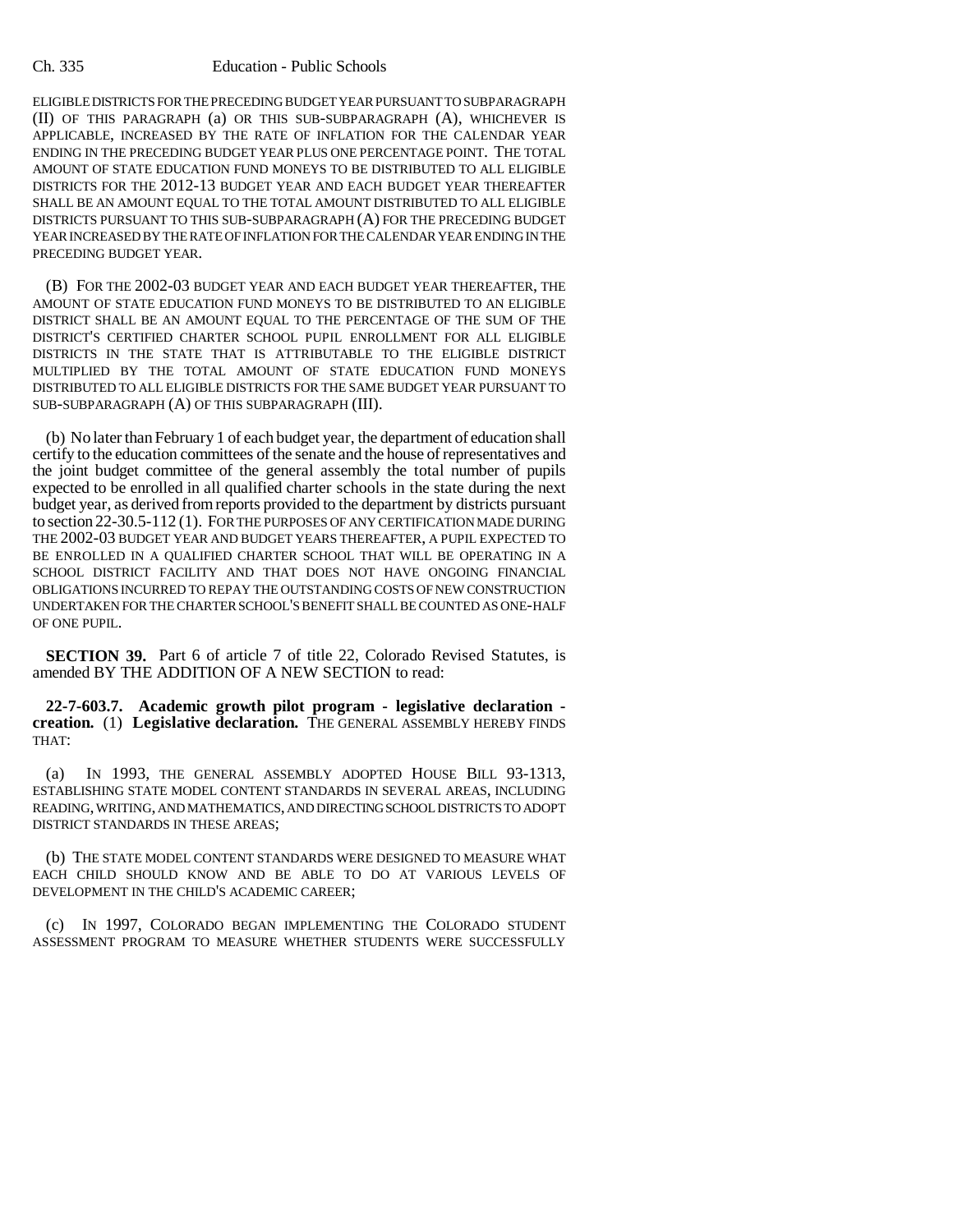ELIGIBLE DISTRICTS FOR THE PRECEDING BUDGET YEAR PURSUANT TO SUBPARAGRAPH (II) OF THIS PARAGRAPH (a) OR THIS SUB-SUBPARAGRAPH (A), WHICHEVER IS APPLICABLE, INCREASED BY THE RATE OF INFLATION FOR THE CALENDAR YEAR ENDING IN THE PRECEDING BUDGET YEAR PLUS ONE PERCENTAGE POINT. THE TOTAL AMOUNT OF STATE EDUCATION FUND MONEYS TO BE DISTRIBUTED TO ALL ELIGIBLE DISTRICTS FOR THE 2012-13 BUDGET YEAR AND EACH BUDGET YEAR THEREAFTER SHALL BE AN AMOUNT EQUAL TO THE TOTAL AMOUNT DISTRIBUTED TO ALL ELIGIBLE DISTRICTS PURSUANT TO THIS SUB-SUBPARAGRAPH (A) FOR THE PRECEDING BUDGET YEAR INCREASED BY THE RATE OF INFLATION FOR THE CALENDAR YEAR ENDING IN THE PRECEDING BUDGET YEAR.

(B) FOR THE 2002-03 BUDGET YEAR AND EACH BUDGET YEAR THEREAFTER, THE AMOUNT OF STATE EDUCATION FUND MONEYS TO BE DISTRIBUTED TO AN ELIGIBLE DISTRICT SHALL BE AN AMOUNT EQUAL TO THE PERCENTAGE OF THE SUM OF THE DISTRICT'S CERTIFIED CHARTER SCHOOL PUPIL ENROLLMENT FOR ALL ELIGIBLE DISTRICTS IN THE STATE THAT IS ATTRIBUTABLE TO THE ELIGIBLE DISTRICT MULTIPLIED BY THE TOTAL AMOUNT OF STATE EDUCATION FUND MONEYS DISTRIBUTED TO ALL ELIGIBLE DISTRICTS FOR THE SAME BUDGET YEAR PURSUANT TO SUB-SUBPARAGRAPH (A) OF THIS SUBPARAGRAPH (III).

(b) No later than February 1 of each budget year, the department of education shall certify to the education committees of the senate and the house of representatives and the joint budget committee of the general assembly the total number of pupils expected to be enrolled in all qualified charter schools in the state during the next budget year, as derived from reports provided to the department by districts pursuant to section 22-30.5-112 (1). FOR THE PURPOSES OF ANY CERTIFICATION MADE DURING THE 2002-03 BUDGET YEAR AND BUDGET YEARS THEREAFTER, A PUPIL EXPECTED TO BE ENROLLED IN A QUALIFIED CHARTER SCHOOL THAT WILL BE OPERATING IN A SCHOOL DISTRICT FACILITY AND THAT DOES NOT HAVE ONGOING FINANCIAL OBLIGATIONS INCURRED TO REPAY THE OUTSTANDING COSTS OF NEW CONSTRUCTION UNDERTAKEN FOR THE CHARTER SCHOOL'S BENEFIT SHALL BE COUNTED AS ONE-HALF OF ONE PUPIL.

**SECTION 39.** Part 6 of article 7 of title 22, Colorado Revised Statutes, is amended BY THE ADDITION OF A NEW SECTION to read:

**22-7-603.7. Academic growth pilot program - legislative declaration - creation.** (1) **Legislative declaration.** THE GENERAL ASSEMBLY HEREBY FINDS THAT:

(a) IN 1993, THE GENERAL ASSEMBLY ADOPTED HOUSE BILL 93-1313, ESTABLISHING STATE MODEL CONTENT STANDARDS IN SEVERAL AREAS, INCLUDING READING, WRITING, AND MATHEMATICS, AND DIRECTING SCHOOL DISTRICTS TO ADOPT DISTRICT STANDARDS IN THESE AREAS;

(b) THE STATE MODEL CONTENT STANDARDS WERE DESIGNED TO MEASURE WHAT EACH CHILD SHOULD KNOW AND BE ABLE TO DO AT VARIOUS LEVELS OF DEVELOPMENT IN THE CHILD'S ACADEMIC CAREER;

(c) IN 1997, COLORADO BEGAN IMPLEMENTING THE COLORADO STUDENT ASSESSMENT PROGRAM TO MEASURE WHETHER STUDENTS WERE SUCCESSFULLY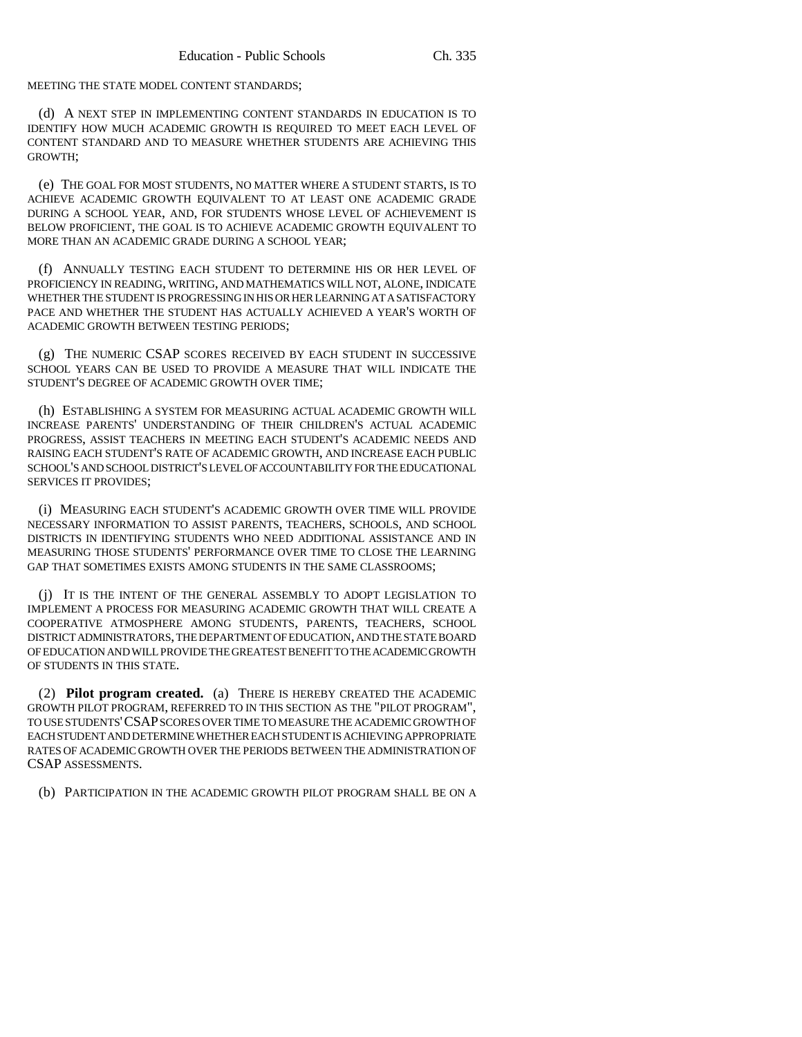MEETING THE STATE MODEL CONTENT STANDARDS;

(d) A NEXT STEP IN IMPLEMENTING CONTENT STANDARDS IN EDUCATION IS TO IDENTIFY HOW MUCH ACADEMIC GROWTH IS REQUIRED TO MEET EACH LEVEL OF CONTENT STANDARD AND TO MEASURE WHETHER STUDENTS ARE ACHIEVING THIS GROWTH;

(e) THE GOAL FOR MOST STUDENTS, NO MATTER WHERE A STUDENT STARTS, IS TO ACHIEVE ACADEMIC GROWTH EQUIVALENT TO AT LEAST ONE ACADEMIC GRADE DURING A SCHOOL YEAR, AND, FOR STUDENTS WHOSE LEVEL OF ACHIEVEMENT IS BELOW PROFICIENT, THE GOAL IS TO ACHIEVE ACADEMIC GROWTH EQUIVALENT TO MORE THAN AN ACADEMIC GRADE DURING A SCHOOL YEAR;

(f) ANNUALLY TESTING EACH STUDENT TO DETERMINE HIS OR HER LEVEL OF PROFICIENCY IN READING, WRITING, AND MATHEMATICS WILL NOT, ALONE, INDICATE WHETHER THE STUDENT IS PROGRESSING IN HIS OR HER LEARNING AT A SATISFACTORY PACE AND WHETHER THE STUDENT HAS ACTUALLY ACHIEVED A YEAR'S WORTH OF ACADEMIC GROWTH BETWEEN TESTING PERIODS;

(g) THE NUMERIC CSAP SCORES RECEIVED BY EACH STUDENT IN SUCCESSIVE SCHOOL YEARS CAN BE USED TO PROVIDE A MEASURE THAT WILL INDICATE THE STUDENT'S DEGREE OF ACADEMIC GROWTH OVER TIME;

(h) ESTABLISHING A SYSTEM FOR MEASURING ACTUAL ACADEMIC GROWTH WILL INCREASE PARENTS' UNDERSTANDING OF THEIR CHILDREN'S ACTUAL ACADEMIC PROGRESS, ASSIST TEACHERS IN MEETING EACH STUDENT'S ACADEMIC NEEDS AND RAISING EACH STUDENT'S RATE OF ACADEMIC GROWTH, AND INCREASE EACH PUBLIC SCHOOL'S AND SCHOOL DISTRICT'S LEVEL OF ACCOUNTABILITY FOR THE EDUCATIONAL SERVICES IT PROVIDES;

(i) MEASURING EACH STUDENT'S ACADEMIC GROWTH OVER TIME WILL PROVIDE NECESSARY INFORMATION TO ASSIST PARENTS, TEACHERS, SCHOOLS, AND SCHOOL DISTRICTS IN IDENTIFYING STUDENTS WHO NEED ADDITIONAL ASSISTANCE AND IN MEASURING THOSE STUDENTS' PERFORMANCE OVER TIME TO CLOSE THE LEARNING GAP THAT SOMETIMES EXISTS AMONG STUDENTS IN THE SAME CLASSROOMS;

(j) IT IS THE INTENT OF THE GENERAL ASSEMBLY TO ADOPT LEGISLATION TO IMPLEMENT A PROCESS FOR MEASURING ACADEMIC GROWTH THAT WILL CREATE A COOPERATIVE ATMOSPHERE AMONG STUDENTS, PARENTS, TEACHERS, SCHOOL DISTRICT ADMINISTRATORS, THE DEPARTMENT OF EDUCATION, AND THE STATE BOARD OF EDUCATION AND WILL PROVIDE THE GREATEST BENEFIT TO THE ACADEMIC GROWTH OF STUDENTS IN THIS STATE.

(2) **Pilot program created.** (a) THERE IS HEREBY CREATED THE ACADEMIC GROWTH PILOT PROGRAM, REFERRED TO IN THIS SECTION AS THE "PILOT PROGRAM", TO USE STUDENTS' CSAP SCORES OVER TIME TO MEASURE THE ACADEMIC GROWTH OF EACH STUDENT AND DETERMINE WHETHER EACH STUDENT IS ACHIEVING APPROPRIATE RATES OF ACADEMIC GROWTH OVER THE PERIODS BETWEEN THE ADMINISTRATION OF CSAP ASSESSMENTS.

(b) PARTICIPATION IN THE ACADEMIC GROWTH PILOT PROGRAM SHALL BE ON A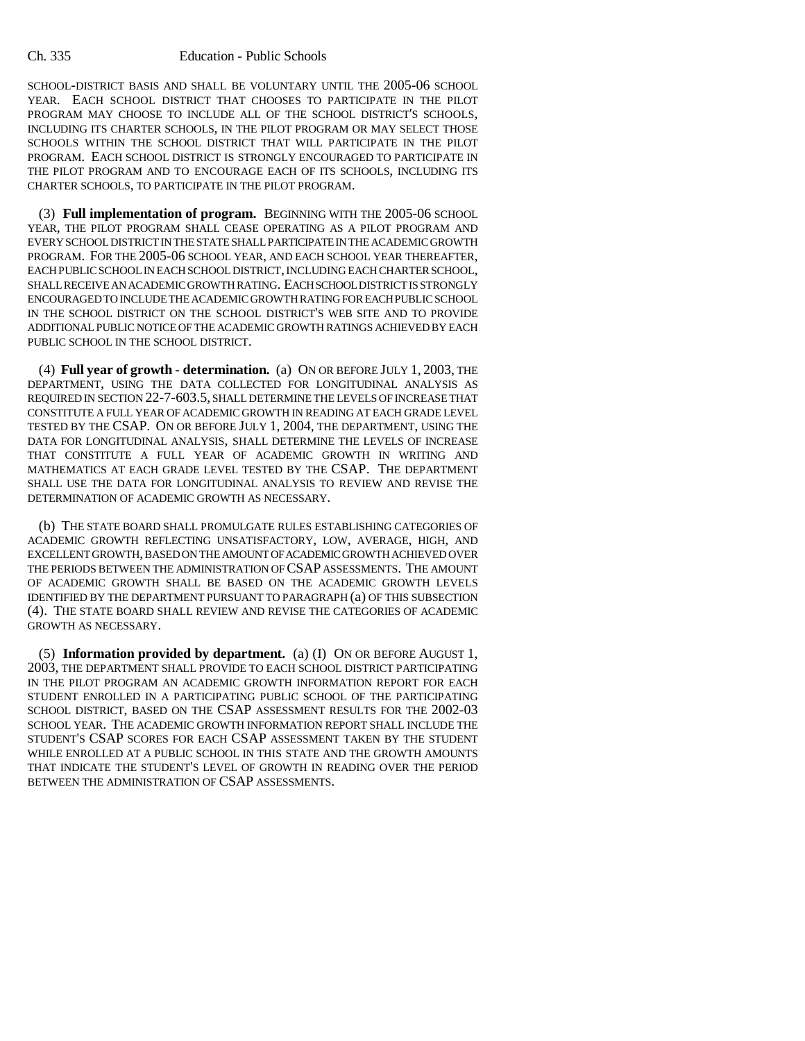SCHOOL-DISTRICT BASIS AND SHALL BE VOLUNTARY UNTIL THE 2005-06 SCHOOL YEAR. EACH SCHOOL DISTRICT THAT CHOOSES TO PARTICIPATE IN THE PILOT PROGRAM MAY CHOOSE TO INCLUDE ALL OF THE SCHOOL DISTRICT'S SCHOOLS, INCLUDING ITS CHARTER SCHOOLS, IN THE PILOT PROGRAM OR MAY SELECT THOSE SCHOOLS WITHIN THE SCHOOL DISTRICT THAT WILL PARTICIPATE IN THE PILOT PROGRAM. EACH SCHOOL DISTRICT IS STRONGLY ENCOURAGED TO PARTICIPATE IN THE PILOT PROGRAM AND TO ENCOURAGE EACH OF ITS SCHOOLS, INCLUDING ITS CHARTER SCHOOLS, TO PARTICIPATE IN THE PILOT PROGRAM.

(3) **Full implementation of program.** BEGINNING WITH THE 2005-06 SCHOOL YEAR, THE PILOT PROGRAM SHALL CEASE OPERATING AS A PILOT PROGRAM AND EVERY SCHOOL DISTRICT IN THE STATE SHALL PARTICIPATE IN THE ACADEMIC GROWTH PROGRAM. FOR THE 2005-06 SCHOOL YEAR, AND EACH SCHOOL YEAR THEREAFTER, EACH PUBLIC SCHOOL IN EACH SCHOOL DISTRICT, INCLUDING EACH CHARTER SCHOOL, SHALL RECEIVE AN ACADEMIC GROWTH RATING. EACH SCHOOL DISTRICT IS STRONGLY ENCOURAGED TO INCLUDE THE ACADEMIC GROWTH RATING FOR EACH PUBLIC SCHOOL IN THE SCHOOL DISTRICT ON THE SCHOOL DISTRICT'S WEB SITE AND TO PROVIDE ADDITIONAL PUBLIC NOTICE OF THE ACADEMIC GROWTH RATINGS ACHIEVED BY EACH PUBLIC SCHOOL IN THE SCHOOL DISTRICT.

(4) **Full year of growth - determination.** (a) ON OR BEFORE JULY 1, 2003, THE DEPARTMENT, USING THE DATA COLLECTED FOR LONGITUDINAL ANALYSIS AS REQUIRED IN SECTION 22-7-603.5, SHALL DETERMINE THE LEVELS OF INCREASE THAT CONSTITUTE A FULL YEAR OF ACADEMIC GROWTH IN READING AT EACH GRADE LEVEL TESTED BY THE CSAP. ON OR BEFORE JULY 1, 2004, THE DEPARTMENT, USING THE DATA FOR LONGITUDINAL ANALYSIS, SHALL DETERMINE THE LEVELS OF INCREASE THAT CONSTITUTE A FULL YEAR OF ACADEMIC GROWTH IN WRITING AND MATHEMATICS AT EACH GRADE LEVEL TESTED BY THE CSAP. THE DEPARTMENT SHALL USE THE DATA FOR LONGITUDINAL ANALYSIS TO REVIEW AND REVISE THE DETERMINATION OF ACADEMIC GROWTH AS NECESSARY.

(b) THE STATE BOARD SHALL PROMULGATE RULES ESTABLISHING CATEGORIES OF ACADEMIC GROWTH REFLECTING UNSATISFACTORY, LOW, AVERAGE, HIGH, AND EXCELLENT GROWTH, BASED ON THE AMOUNT OF ACADEMIC GROWTH ACHIEVED OVER THE PERIODS BETWEEN THE ADMINISTRATION OF CSAP ASSESSMENTS. THE AMOUNT OF ACADEMIC GROWTH SHALL BE BASED ON THE ACADEMIC GROWTH LEVELS IDENTIFIED BY THE DEPARTMENT PURSUANT TO PARAGRAPH (a) OF THIS SUBSECTION (4). THE STATE BOARD SHALL REVIEW AND REVISE THE CATEGORIES OF ACADEMIC GROWTH AS NECESSARY.

(5) **Information provided by department.** (a) (I) ON OR BEFORE AUGUST 1, 2003, THE DEPARTMENT SHALL PROVIDE TO EACH SCHOOL DISTRICT PARTICIPATING IN THE PILOT PROGRAM AN ACADEMIC GROWTH INFORMATION REPORT FOR EACH STUDENT ENROLLED IN A PARTICIPATING PUBLIC SCHOOL OF THE PARTICIPATING SCHOOL DISTRICT, BASED ON THE CSAP ASSESSMENT RESULTS FOR THE 2002-03 SCHOOL YEAR. THE ACADEMIC GROWTH INFORMATION REPORT SHALL INCLUDE THE STUDENT'S CSAP SCORES FOR EACH CSAP ASSESSMENT TAKEN BY THE STUDENT WHILE ENROLLED AT A PUBLIC SCHOOL IN THIS STATE AND THE GROWTH AMOUNTS THAT INDICATE THE STUDENT'S LEVEL OF GROWTH IN READING OVER THE PERIOD BETWEEN THE ADMINISTRATION OF CSAP ASSESSMENTS.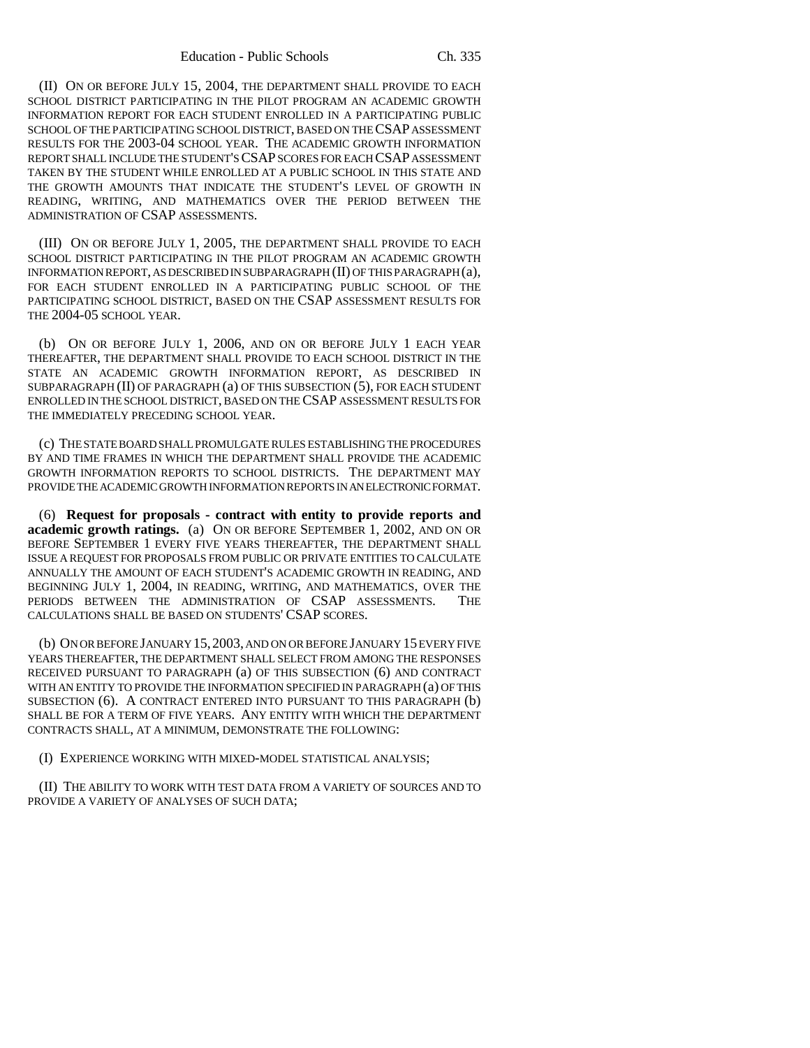(II) ON OR BEFORE JULY 15, 2004, THE DEPARTMENT SHALL PROVIDE TO EACH SCHOOL DISTRICT PARTICIPATING IN THE PILOT PROGRAM AN ACADEMIC GROWTH INFORMATION REPORT FOR EACH STUDENT ENROLLED IN A PARTICIPATING PUBLIC SCHOOL OF THE PARTICIPATING SCHOOL DISTRICT, BASED ON THE CSAP ASSESSMENT RESULTS FOR THE 2003-04 SCHOOL YEAR. THE ACADEMIC GROWTH INFORMATION REPORT SHALL INCLUDE THE STUDENT'S CSAP SCORES FOR EACH CSAP ASSESSMENT TAKEN BY THE STUDENT WHILE ENROLLED AT A PUBLIC SCHOOL IN THIS STATE AND THE GROWTH AMOUNTS THAT INDICATE THE STUDENT'S LEVEL OF GROWTH IN READING, WRITING, AND MATHEMATICS OVER THE PERIOD BETWEEN THE ADMINISTRATION OF CSAP ASSESSMENTS.

(III) ON OR BEFORE JULY 1, 2005, THE DEPARTMENT SHALL PROVIDE TO EACH SCHOOL DISTRICT PARTICIPATING IN THE PILOT PROGRAM AN ACADEMIC GROWTH INFORMATION REPORT, AS DESCRIBED IN SUBPARAGRAPH (II) OF THIS PARAGRAPH (a), FOR EACH STUDENT ENROLLED IN A PARTICIPATING PUBLIC SCHOOL OF THE PARTICIPATING SCHOOL DISTRICT, BASED ON THE CSAP ASSESSMENT RESULTS FOR THE 2004-05 SCHOOL YEAR.

(b) ON OR BEFORE JULY 1, 2006, AND ON OR BEFORE JULY 1 EACH YEAR THEREAFTER, THE DEPARTMENT SHALL PROVIDE TO EACH SCHOOL DISTRICT IN THE STATE AN ACADEMIC GROWTH INFORMATION REPORT, AS DESCRIBED IN SUBPARAGRAPH (II) OF PARAGRAPH (a) OF THIS SUBSECTION (5), FOR EACH STUDENT ENROLLED IN THE SCHOOL DISTRICT, BASED ON THE CSAP ASSESSMENT RESULTS FOR THE IMMEDIATELY PRECEDING SCHOOL YEAR.

(c) THE STATE BOARD SHALL PROMULGATE RULES ESTABLISHING THE PROCEDURES BY AND TIME FRAMES IN WHICH THE DEPARTMENT SHALL PROVIDE THE ACADEMIC GROWTH INFORMATION REPORTS TO SCHOOL DISTRICTS. THE DEPARTMENT MAY PROVIDE THE ACADEMIC GROWTH INFORMATION REPORTS IN AN ELECTRONIC FORMAT.

(6) **Request for proposals - contract with entity to provide reports and academic growth ratings.** (a) ON OR BEFORE SEPTEMBER 1, 2002, AND ON OR BEFORE SEPTEMBER 1 EVERY FIVE YEARS THEREAFTER, THE DEPARTMENT SHALL ISSUE A REQUEST FOR PROPOSALS FROM PUBLIC OR PRIVATE ENTITIES TO CALCULATE ANNUALLY THE AMOUNT OF EACH STUDENT'S ACADEMIC GROWTH IN READING, AND BEGINNING JULY 1, 2004, IN READING, WRITING, AND MATHEMATICS, OVER THE PERIODS BETWEEN THE ADMINISTRATION OF CSAP ASSESSMENTS. THE CALCULATIONS SHALL BE BASED ON STUDENTS' CSAP SCORES.

(b) ON OR BEFORE JANUARY 15, 2003, AND ON OR BEFORE JANUARY 15 EVERY FIVE YEARS THEREAFTER, THE DEPARTMENT SHALL SELECT FROM AMONG THE RESPONSES RECEIVED PURSUANT TO PARAGRAPH (a) OF THIS SUBSECTION (6) AND CONTRACT WITH AN ENTITY TO PROVIDE THE INFORMATION SPECIFIED IN PARAGRAPH (a) OF THIS SUBSECTION (6). A CONTRACT ENTERED INTO PURSUANT TO THIS PARAGRAPH (b) SHALL BE FOR A TERM OF FIVE YEARS. ANY ENTITY WITH WHICH THE DEPARTMENT CONTRACTS SHALL, AT A MINIMUM, DEMONSTRATE THE FOLLOWING:

(I) EXPERIENCE WORKING WITH MIXED-MODEL STATISTICAL ANALYSIS;

(II) THE ABILITY TO WORK WITH TEST DATA FROM A VARIETY OF SOURCES AND TO PROVIDE A VARIETY OF ANALYSES OF SUCH DATA;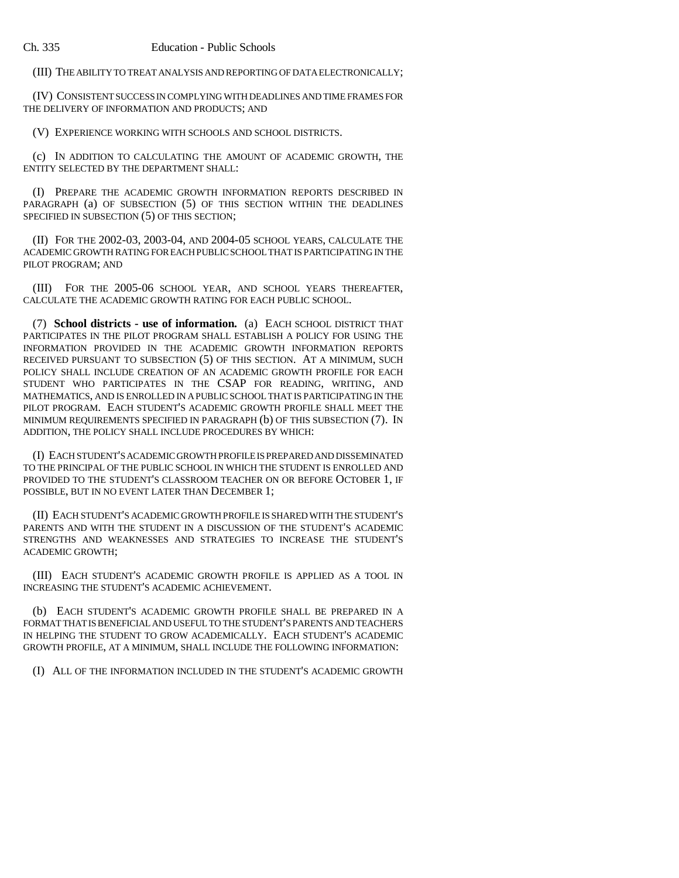(III) THE ABILITY TO TREAT ANALYSIS AND REPORTING OF DATA ELECTRONICALLY;

(IV) CONSISTENT SUCCESS IN COMPLYING WITH DEADLINES AND TIME FRAMES FOR THE DELIVERY OF INFORMATION AND PRODUCTS; AND

(V) EXPERIENCE WORKING WITH SCHOOLS AND SCHOOL DISTRICTS.

(c) IN ADDITION TO CALCULATING THE AMOUNT OF ACADEMIC GROWTH, THE ENTITY SELECTED BY THE DEPARTMENT SHALL:

(I) PREPARE THE ACADEMIC GROWTH INFORMATION REPORTS DESCRIBED IN PARAGRAPH (a) OF SUBSECTION (5) OF THIS SECTION WITHIN THE DEADLINES SPECIFIED IN SUBSECTION (5) OF THIS SECTION;

(II) FOR THE 2002-03, 2003-04, AND 2004-05 SCHOOL YEARS, CALCULATE THE ACADEMIC GROWTH RATING FOR EACH PUBLIC SCHOOL THAT IS PARTICIPATING IN THE PILOT PROGRAM; AND

(III) FOR THE 2005-06 SCHOOL YEAR, AND SCHOOL YEARS THEREAFTER, CALCULATE THE ACADEMIC GROWTH RATING FOR EACH PUBLIC SCHOOL.

(7) **School districts - use of information.** (a) EACH SCHOOL DISTRICT THAT PARTICIPATES IN THE PILOT PROGRAM SHALL ESTABLISH A POLICY FOR USING THE INFORMATION PROVIDED IN THE ACADEMIC GROWTH INFORMATION REPORTS RECEIVED PURSUANT TO SUBSECTION (5) OF THIS SECTION. AT A MINIMUM, SUCH POLICY SHALL INCLUDE CREATION OF AN ACADEMIC GROWTH PROFILE FOR EACH STUDENT WHO PARTICIPATES IN THE CSAP FOR READING, WRITING, AND MATHEMATICS, AND IS ENROLLED IN A PUBLIC SCHOOL THAT IS PARTICIPATING IN THE PILOT PROGRAM. EACH STUDENT'S ACADEMIC GROWTH PROFILE SHALL MEET THE MINIMUM REQUIREMENTS SPECIFIED IN PARAGRAPH (b) OF THIS SUBSECTION (7). IN ADDITION, THE POLICY SHALL INCLUDE PROCEDURES BY WHICH:

(I) EACH STUDENT'S ACADEMIC GROWTH PROFILE IS PREPARED AND DISSEMINATED TO THE PRINCIPAL OF THE PUBLIC SCHOOL IN WHICH THE STUDENT IS ENROLLED AND PROVIDED TO THE STUDENT'S CLASSROOM TEACHER ON OR BEFORE OCTOBER 1, IF POSSIBLE, BUT IN NO EVENT LATER THAN DECEMBER 1;

(II) EACH STUDENT'S ACADEMIC GROWTH PROFILE IS SHARED WITH THE STUDENT'S PARENTS AND WITH THE STUDENT IN A DISCUSSION OF THE STUDENT'S ACADEMIC STRENGTHS AND WEAKNESSES AND STRATEGIES TO INCREASE THE STUDENT'S ACADEMIC GROWTH;

(III) EACH STUDENT'S ACADEMIC GROWTH PROFILE IS APPLIED AS A TOOL IN INCREASING THE STUDENT'S ACADEMIC ACHIEVEMENT.

(b) EACH STUDENT'S ACADEMIC GROWTH PROFILE SHALL BE PREPARED IN A FORMAT THAT IS BENEFICIAL AND USEFUL TO THE STUDENT'S PARENTS AND TEACHERS IN HELPING THE STUDENT TO GROW ACADEMICALLY. EACH STUDENT'S ACADEMIC GROWTH PROFILE, AT A MINIMUM, SHALL INCLUDE THE FOLLOWING INFORMATION:

(I) ALL OF THE INFORMATION INCLUDED IN THE STUDENT'S ACADEMIC GROWTH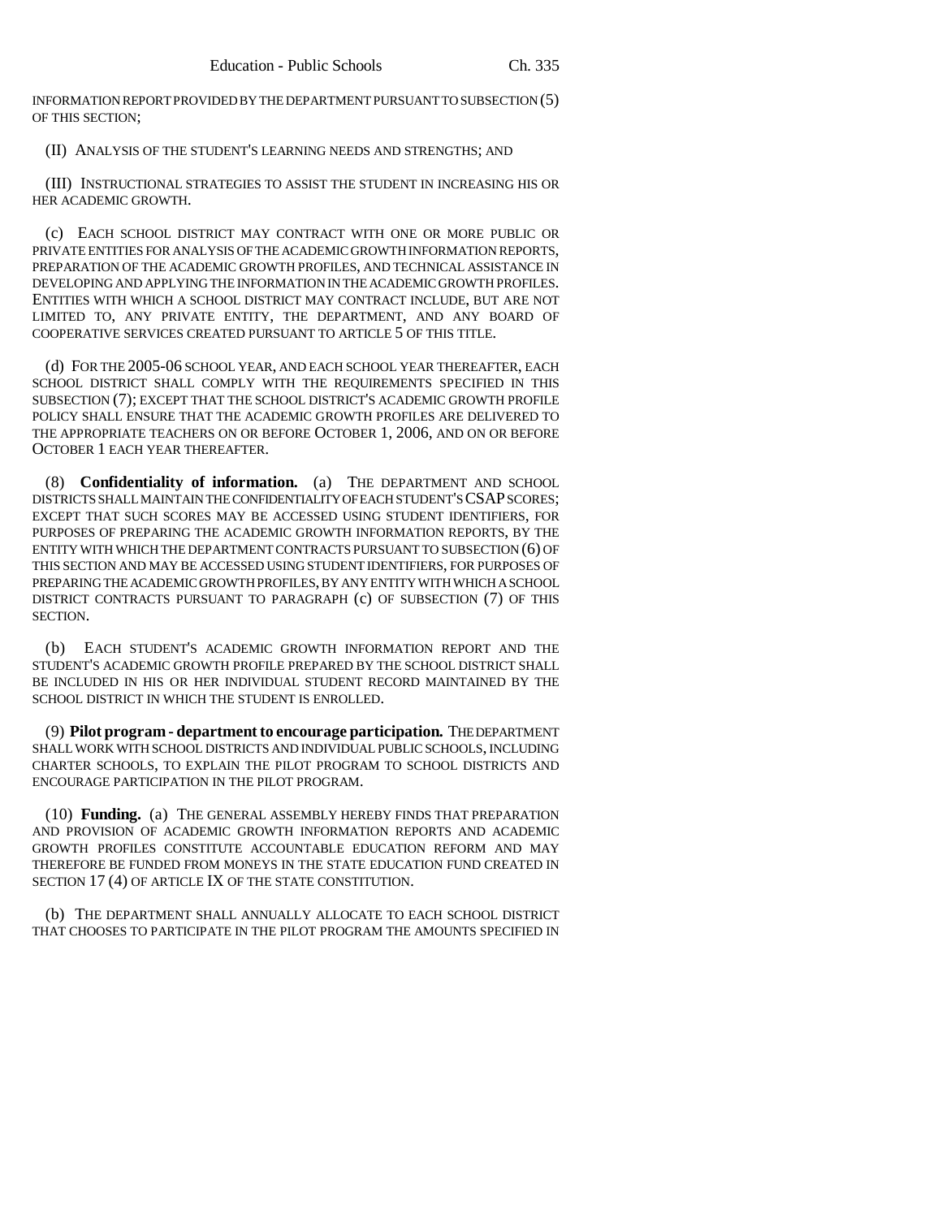INFORMATION REPORT PROVIDED BY THE DEPARTMENT PURSUANT TO SUBSECTION (5) OF THIS SECTION;

(II) ANALYSIS OF THE STUDENT'S LEARNING NEEDS AND STRENGTHS; AND

(III) INSTRUCTIONAL STRATEGIES TO ASSIST THE STUDENT IN INCREASING HIS OR HER ACADEMIC GROWTH.

(c) EACH SCHOOL DISTRICT MAY CONTRACT WITH ONE OR MORE PUBLIC OR PRIVATE ENTITIES FOR ANALYSIS OF THE ACADEMIC GROWTH INFORMATION REPORTS, PREPARATION OF THE ACADEMIC GROWTH PROFILES, AND TECHNICAL ASSISTANCE IN DEVELOPING AND APPLYING THE INFORMATION IN THE ACADEMIC GROWTH PROFILES. ENTITIES WITH WHICH A SCHOOL DISTRICT MAY CONTRACT INCLUDE, BUT ARE NOT LIMITED TO, ANY PRIVATE ENTITY, THE DEPARTMENT, AND ANY BOARD OF COOPERATIVE SERVICES CREATED PURSUANT TO ARTICLE 5 OF THIS TITLE.

(d) FOR THE 2005-06 SCHOOL YEAR, AND EACH SCHOOL YEAR THEREAFTER, EACH SCHOOL DISTRICT SHALL COMPLY WITH THE REQUIREMENTS SPECIFIED IN THIS SUBSECTION (7); EXCEPT THAT THE SCHOOL DISTRICT'S ACADEMIC GROWTH PROFILE POLICY SHALL ENSURE THAT THE ACADEMIC GROWTH PROFILES ARE DELIVERED TO THE APPROPRIATE TEACHERS ON OR BEFORE OCTOBER 1, 2006, AND ON OR BEFORE OCTOBER 1 EACH YEAR THEREAFTER.

(8) **Confidentiality of information.** (a) THE DEPARTMENT AND SCHOOL DISTRICTS SHALL MAINTAIN THE CONFIDENTIALITY OF EACH STUDENT'S CSAP SCORES; EXCEPT THAT SUCH SCORES MAY BE ACCESSED USING STUDENT IDENTIFIERS, FOR PURPOSES OF PREPARING THE ACADEMIC GROWTH INFORMATION REPORTS, BY THE ENTITY WITH WHICH THE DEPARTMENT CONTRACTS PURSUANT TO SUBSECTION (6) OF THIS SECTION AND MAY BE ACCESSED USING STUDENT IDENTIFIERS, FOR PURPOSES OF PREPARING THE ACADEMIC GROWTH PROFILES, BY ANY ENTITY WITH WHICH A SCHOOL DISTRICT CONTRACTS PURSUANT TO PARAGRAPH (c) OF SUBSECTION (7) OF THIS SECTION.

(b) EACH STUDENT'S ACADEMIC GROWTH INFORMATION REPORT AND THE STUDENT'S ACADEMIC GROWTH PROFILE PREPARED BY THE SCHOOL DISTRICT SHALL BE INCLUDED IN HIS OR HER INDIVIDUAL STUDENT RECORD MAINTAINED BY THE SCHOOL DISTRICT IN WHICH THE STUDENT IS ENROLLED.

(9) **Pilot program - department to encourage participation.** THE DEPARTMENT SHALL WORK WITH SCHOOL DISTRICTS AND INDIVIDUAL PUBLIC SCHOOLS, INCLUDING CHARTER SCHOOLS, TO EXPLAIN THE PILOT PROGRAM TO SCHOOL DISTRICTS AND ENCOURAGE PARTICIPATION IN THE PILOT PROGRAM.

(10) **Funding.** (a) THE GENERAL ASSEMBLY HEREBY FINDS THAT PREPARATION AND PROVISION OF ACADEMIC GROWTH INFORMATION REPORTS AND ACADEMIC GROWTH PROFILES CONSTITUTE ACCOUNTABLE EDUCATION REFORM AND MAY THEREFORE BE FUNDED FROM MONEYS IN THE STATE EDUCATION FUND CREATED IN SECTION 17 (4) OF ARTICLE IX OF THE STATE CONSTITUTION.

(b) THE DEPARTMENT SHALL ANNUALLY ALLOCATE TO EACH SCHOOL DISTRICT THAT CHOOSES TO PARTICIPATE IN THE PILOT PROGRAM THE AMOUNTS SPECIFIED IN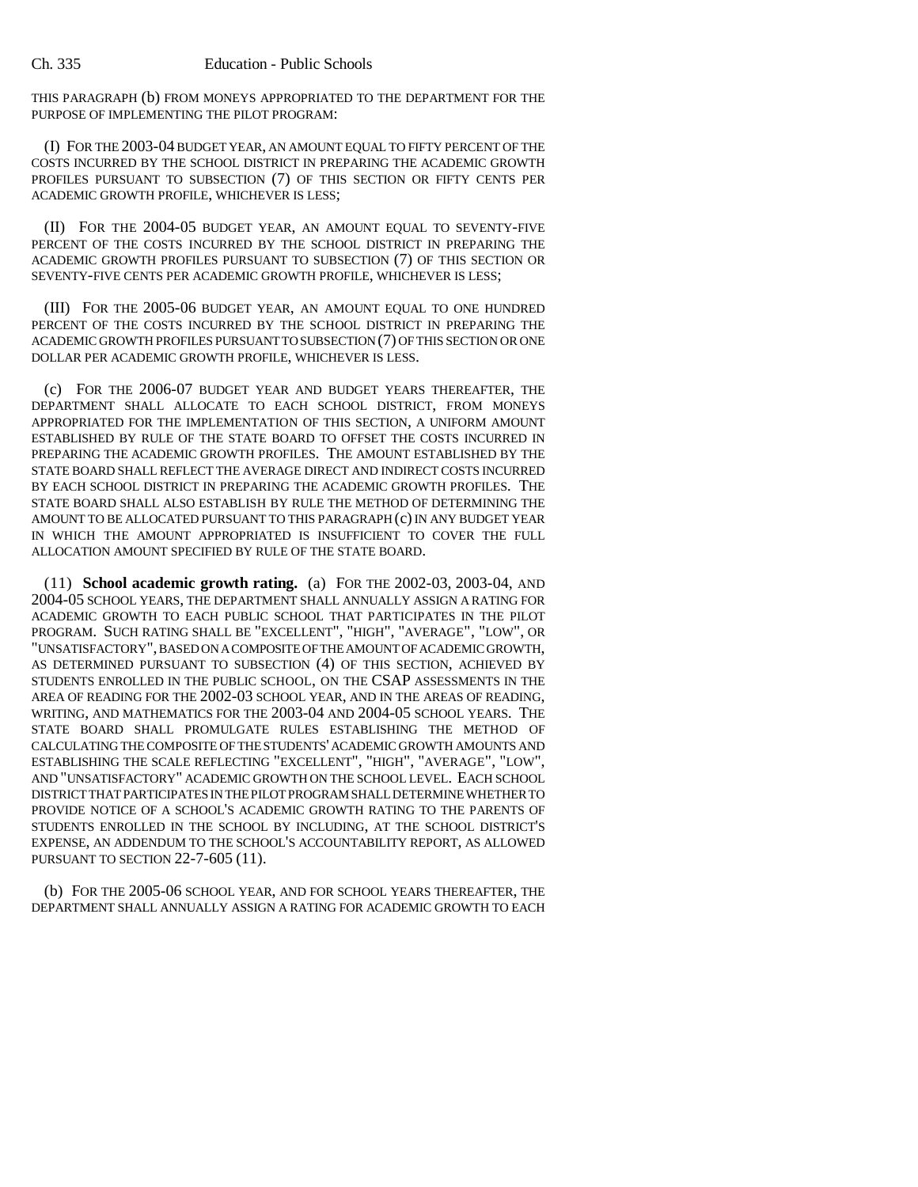THIS PARAGRAPH (b) FROM MONEYS APPROPRIATED TO THE DEPARTMENT FOR THE PURPOSE OF IMPLEMENTING THE PILOT PROGRAM:

(I) FOR THE 2003-04 BUDGET YEAR, AN AMOUNT EQUAL TO FIFTY PERCENT OF THE COSTS INCURRED BY THE SCHOOL DISTRICT IN PREPARING THE ACADEMIC GROWTH PROFILES PURSUANT TO SUBSECTION (7) OF THIS SECTION OR FIFTY CENTS PER ACADEMIC GROWTH PROFILE, WHICHEVER IS LESS;

(II) FOR THE 2004-05 BUDGET YEAR, AN AMOUNT EQUAL TO SEVENTY-FIVE PERCENT OF THE COSTS INCURRED BY THE SCHOOL DISTRICT IN PREPARING THE ACADEMIC GROWTH PROFILES PURSUANT TO SUBSECTION (7) OF THIS SECTION OR SEVENTY-FIVE CENTS PER ACADEMIC GROWTH PROFILE, WHICHEVER IS LESS;

(III) FOR THE 2005-06 BUDGET YEAR, AN AMOUNT EQUAL TO ONE HUNDRED PERCENT OF THE COSTS INCURRED BY THE SCHOOL DISTRICT IN PREPARING THE ACADEMIC GROWTH PROFILES PURSUANT TO SUBSECTION (7) OF THIS SECTION OR ONE DOLLAR PER ACADEMIC GROWTH PROFILE, WHICHEVER IS LESS.

(c) FOR THE 2006-07 BUDGET YEAR AND BUDGET YEARS THEREAFTER, THE DEPARTMENT SHALL ALLOCATE TO EACH SCHOOL DISTRICT, FROM MONEYS APPROPRIATED FOR THE IMPLEMENTATION OF THIS SECTION, A UNIFORM AMOUNT ESTABLISHED BY RULE OF THE STATE BOARD TO OFFSET THE COSTS INCURRED IN PREPARING THE ACADEMIC GROWTH PROFILES. THE AMOUNT ESTABLISHED BY THE STATE BOARD SHALL REFLECT THE AVERAGE DIRECT AND INDIRECT COSTS INCURRED BY EACH SCHOOL DISTRICT IN PREPARING THE ACADEMIC GROWTH PROFILES. THE STATE BOARD SHALL ALSO ESTABLISH BY RULE THE METHOD OF DETERMINING THE AMOUNT TO BE ALLOCATED PURSUANT TO THIS PARAGRAPH (c) IN ANY BUDGET YEAR IN WHICH THE AMOUNT APPROPRIATED IS INSUFFICIENT TO COVER THE FULL ALLOCATION AMOUNT SPECIFIED BY RULE OF THE STATE BOARD.

(11) **School academic growth rating.** (a) FOR THE 2002-03, 2003-04, AND 2004-05 SCHOOL YEARS, THE DEPARTMENT SHALL ANNUALLY ASSIGN A RATING FOR ACADEMIC GROWTH TO EACH PUBLIC SCHOOL THAT PARTICIPATES IN THE PILOT PROGRAM. SUCH RATING SHALL BE "EXCELLENT", "HIGH", "AVERAGE", "LOW", OR "UNSATISFACTORY", BASED ON A COMPOSITE OF THE AMOUNT OF ACADEMIC GROWTH, AS DETERMINED PURSUANT TO SUBSECTION (4) OF THIS SECTION, ACHIEVED BY STUDENTS ENROLLED IN THE PUBLIC SCHOOL, ON THE CSAP ASSESSMENTS IN THE AREA OF READING FOR THE 2002-03 SCHOOL YEAR, AND IN THE AREAS OF READING, WRITING, AND MATHEMATICS FOR THE 2003-04 AND 2004-05 SCHOOL YEARS. THE STATE BOARD SHALL PROMULGATE RULES ESTABLISHING THE METHOD OF CALCULATING THE COMPOSITE OF THE STUDENTS' ACADEMIC GROWTH AMOUNTS AND ESTABLISHING THE SCALE REFLECTING "EXCELLENT", "HIGH", "AVERAGE", "LOW", AND "UNSATISFACTORY" ACADEMIC GROWTH ON THE SCHOOL LEVEL. EACH SCHOOL DISTRICT THAT PARTICIPATES IN THE PILOT PROGRAM SHALL DETERMINE WHETHER TO PROVIDE NOTICE OF A SCHOOL'S ACADEMIC GROWTH RATING TO THE PARENTS OF STUDENTS ENROLLED IN THE SCHOOL BY INCLUDING, AT THE SCHOOL DISTRICT'S EXPENSE, AN ADDENDUM TO THE SCHOOL'S ACCOUNTABILITY REPORT, AS ALLOWED PURSUANT TO SECTION 22-7-605 (11).

(b) FOR THE 2005-06 SCHOOL YEAR, AND FOR SCHOOL YEARS THEREAFTER, THE DEPARTMENT SHALL ANNUALLY ASSIGN A RATING FOR ACADEMIC GROWTH TO EACH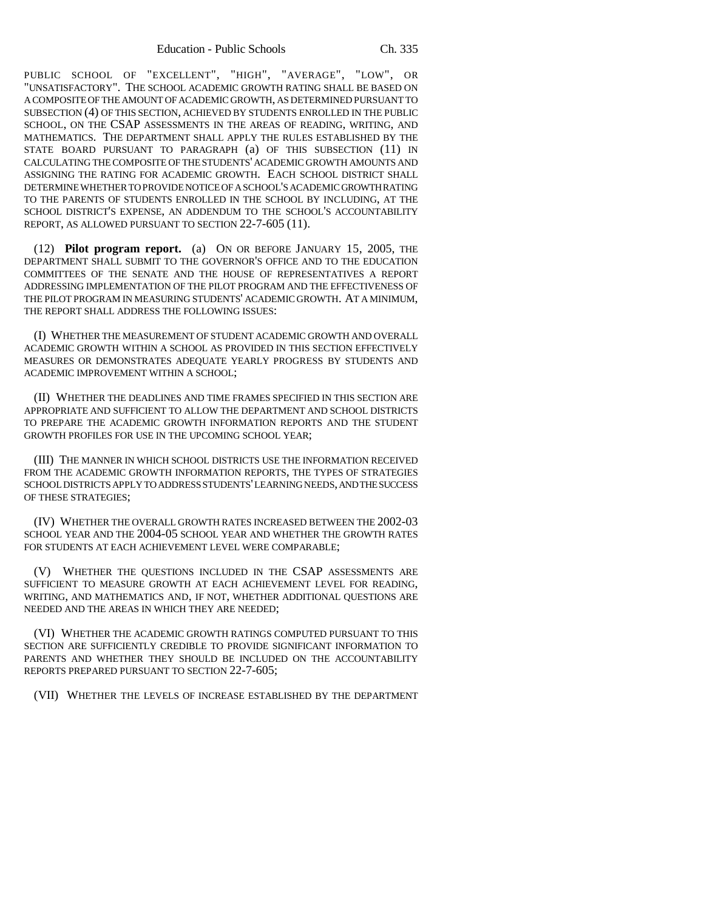PUBLIC SCHOOL OF "EXCELLENT", "HIGH", "AVERAGE", "LOW", OR "UNSATISFACTORY". THE SCHOOL ACADEMIC GROWTH RATING SHALL BE BASED ON A COMPOSITE OF THE AMOUNT OF ACADEMIC GROWTH, AS DETERMINED PURSUANT TO SUBSECTION (4) OF THIS SECTION, ACHIEVED BY STUDENTS ENROLLED IN THE PUBLIC SCHOOL, ON THE CSAP ASSESSMENTS IN THE AREAS OF READING, WRITING, AND MATHEMATICS. THE DEPARTMENT SHALL APPLY THE RULES ESTABLISHED BY THE STATE BOARD PURSUANT TO PARAGRAPH (a) OF THIS SUBSECTION (11) IN CALCULATING THE COMPOSITE OF THE STUDENTS' ACADEMIC GROWTH AMOUNTS AND ASSIGNING THE RATING FOR ACADEMIC GROWTH. EACH SCHOOL DISTRICT SHALL DETERMINE WHETHER TO PROVIDE NOTICE OF A SCHOOL'S ACADEMIC GROWTH RATING TO THE PARENTS OF STUDENTS ENROLLED IN THE SCHOOL BY INCLUDING, AT THE SCHOOL DISTRICT'S EXPENSE, AN ADDENDUM TO THE SCHOOL'S ACCOUNTABILITY REPORT, AS ALLOWED PURSUANT TO SECTION 22-7-605 (11).

(12) **Pilot program report.** (a) ON OR BEFORE JANUARY 15, 2005, THE DEPARTMENT SHALL SUBMIT TO THE GOVERNOR'S OFFICE AND TO THE EDUCATION COMMITTEES OF THE SENATE AND THE HOUSE OF REPRESENTATIVES A REPORT ADDRESSING IMPLEMENTATION OF THE PILOT PROGRAM AND THE EFFECTIVENESS OF THE PILOT PROGRAM IN MEASURING STUDENTS' ACADEMIC GROWTH. AT A MINIMUM, THE REPORT SHALL ADDRESS THE FOLLOWING ISSUES:

(I) WHETHER THE MEASUREMENT OF STUDENT ACADEMIC GROWTH AND OVERALL ACADEMIC GROWTH WITHIN A SCHOOL AS PROVIDED IN THIS SECTION EFFECTIVELY MEASURES OR DEMONSTRATES ADEQUATE YEARLY PROGRESS BY STUDENTS AND ACADEMIC IMPROVEMENT WITHIN A SCHOOL;

(II) WHETHER THE DEADLINES AND TIME FRAMES SPECIFIED IN THIS SECTION ARE APPROPRIATE AND SUFFICIENT TO ALLOW THE DEPARTMENT AND SCHOOL DISTRICTS TO PREPARE THE ACADEMIC GROWTH INFORMATION REPORTS AND THE STUDENT GROWTH PROFILES FOR USE IN THE UPCOMING SCHOOL YEAR;

(III) THE MANNER IN WHICH SCHOOL DISTRICTS USE THE INFORMATION RECEIVED FROM THE ACADEMIC GROWTH INFORMATION REPORTS, THE TYPES OF STRATEGIES SCHOOL DISTRICTS APPLY TO ADDRESS STUDENTS' LEARNING NEEDS, AND THE SUCCESS OF THESE STRATEGIES;

(IV) WHETHER THE OVERALL GROWTH RATES INCREASED BETWEEN THE 2002-03 SCHOOL YEAR AND THE 2004-05 SCHOOL YEAR AND WHETHER THE GROWTH RATES FOR STUDENTS AT EACH ACHIEVEMENT LEVEL WERE COMPARABLE;

(V) WHETHER THE QUESTIONS INCLUDED IN THE CSAP ASSESSMENTS ARE SUFFICIENT TO MEASURE GROWTH AT EACH ACHIEVEMENT LEVEL FOR READING, WRITING, AND MATHEMATICS AND, IF NOT, WHETHER ADDITIONAL QUESTIONS ARE NEEDED AND THE AREAS IN WHICH THEY ARE NEEDED;

(VI) WHETHER THE ACADEMIC GROWTH RATINGS COMPUTED PURSUANT TO THIS SECTION ARE SUFFICIENTLY CREDIBLE TO PROVIDE SIGNIFICANT INFORMATION TO PARENTS AND WHETHER THEY SHOULD BE INCLUDED ON THE ACCOUNTABILITY REPORTS PREPARED PURSUANT TO SECTION 22-7-605;

(VII) WHETHER THE LEVELS OF INCREASE ESTABLISHED BY THE DEPARTMENT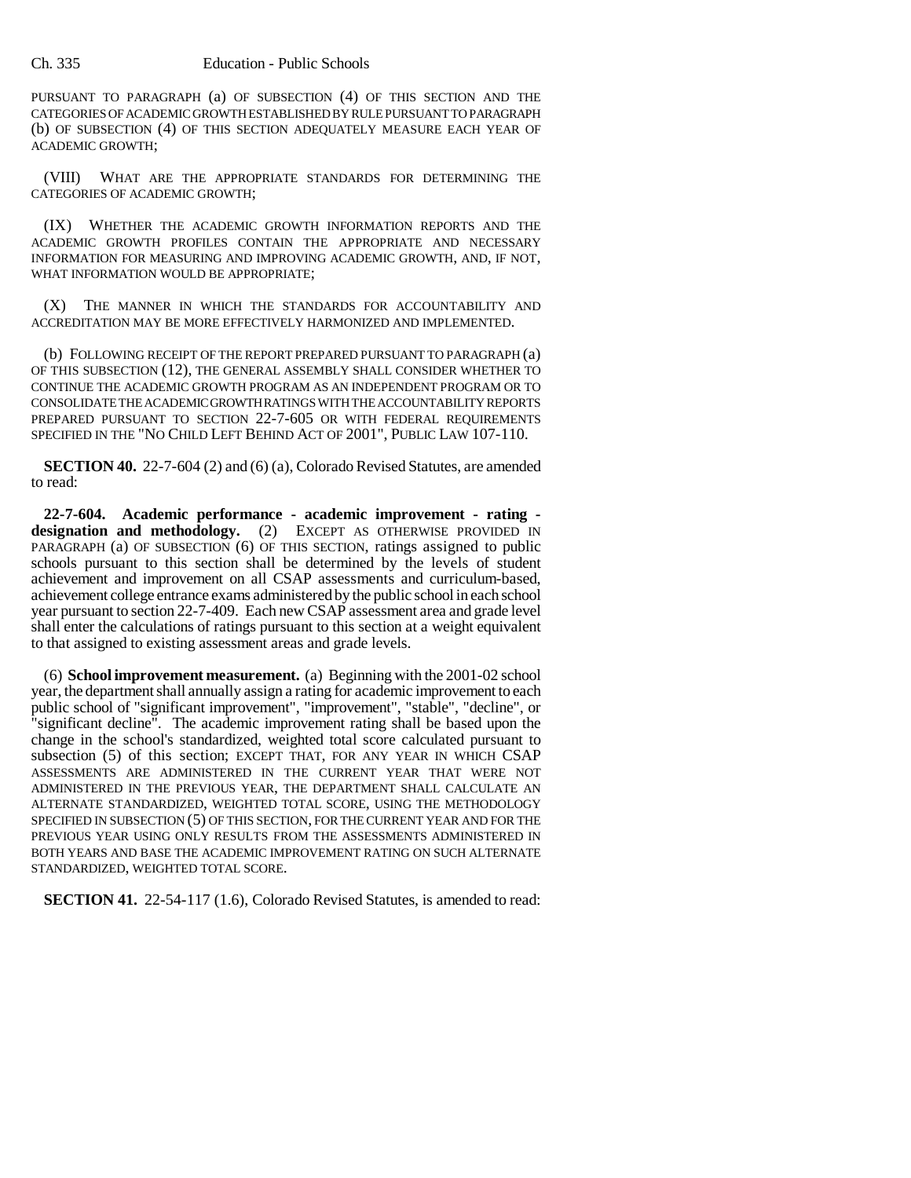PURSUANT TO PARAGRAPH (a) OF SUBSECTION (4) OF THIS SECTION AND THE CATEGORIES OF ACADEMIC GROWTH ESTABLISHED BY RULE PURSUANT TO PARAGRAPH (b) OF SUBSECTION (4) OF THIS SECTION ADEQUATELY MEASURE EACH YEAR OF ACADEMIC GROWTH;

(VIII) WHAT ARE THE APPROPRIATE STANDARDS FOR DETERMINING THE CATEGORIES OF ACADEMIC GROWTH;

(IX) WHETHER THE ACADEMIC GROWTH INFORMATION REPORTS AND THE ACADEMIC GROWTH PROFILES CONTAIN THE APPROPRIATE AND NECESSARY INFORMATION FOR MEASURING AND IMPROVING ACADEMIC GROWTH, AND, IF NOT, WHAT INFORMATION WOULD BE APPROPRIATE;

(X) THE MANNER IN WHICH THE STANDARDS FOR ACCOUNTABILITY AND ACCREDITATION MAY BE MORE EFFECTIVELY HARMONIZED AND IMPLEMENTED.

(b) FOLLOWING RECEIPT OF THE REPORT PREPARED PURSUANT TO PARAGRAPH (a) OF THIS SUBSECTION (12), THE GENERAL ASSEMBLY SHALL CONSIDER WHETHER TO CONTINUE THE ACADEMIC GROWTH PROGRAM AS AN INDEPENDENT PROGRAM OR TO CONSOLIDATE THE ACADEMIC GROWTH RATINGS WITH THE ACCOUNTABILITY REPORTS PREPARED PURSUANT TO SECTION 22-7-605 OR WITH FEDERAL REQUIREMENTS SPECIFIED IN THE "NO CHILD LEFT BEHIND ACT OF 2001", PUBLIC LAW 107-110.

**SECTION 40.** 22-7-604 (2) and (6) (a), Colorado Revised Statutes, are amended to read:

**22-7-604. Academic performance - academic improvement - rating - designation and methodology.** (2) EXCEPT AS OTHERWISE PROVIDED IN PARAGRAPH (a) OF SUBSECTION (6) OF THIS SECTION, ratings assigned to public schools pursuant to this section shall be determined by the levels of student achievement and improvement on all CSAP assessments and curriculum-based, achievement college entrance exams administered by the public school in each school year pursuant to section 22-7-409. Each new CSAP assessment area and grade level shall enter the calculations of ratings pursuant to this section at a weight equivalent to that assigned to existing assessment areas and grade levels.

(6) **School improvement measurement.** (a) Beginning with the 2001-02 school year, the department shall annually assign a rating for academic improvement to each public school of "significant improvement", "improvement", "stable", "decline", or "significant decline". The academic improvement rating shall be based upon the change in the school's standardized, weighted total score calculated pursuant to subsection (5) of this section; EXCEPT THAT, FOR ANY YEAR IN WHICH CSAP ASSESSMENTS ARE ADMINISTERED IN THE CURRENT YEAR THAT WERE NOT ADMINISTERED IN THE PREVIOUS YEAR, THE DEPARTMENT SHALL CALCULATE AN ALTERNATE STANDARDIZED, WEIGHTED TOTAL SCORE, USING THE METHODOLOGY SPECIFIED IN SUBSECTION (5) OF THIS SECTION, FOR THE CURRENT YEAR AND FOR THE PREVIOUS YEAR USING ONLY RESULTS FROM THE ASSESSMENTS ADMINISTERED IN BOTH YEARS AND BASE THE ACADEMIC IMPROVEMENT RATING ON SUCH ALTERNATE STANDARDIZED, WEIGHTED TOTAL SCORE.

**SECTION 41.** 22-54-117 (1.6), Colorado Revised Statutes, is amended to read: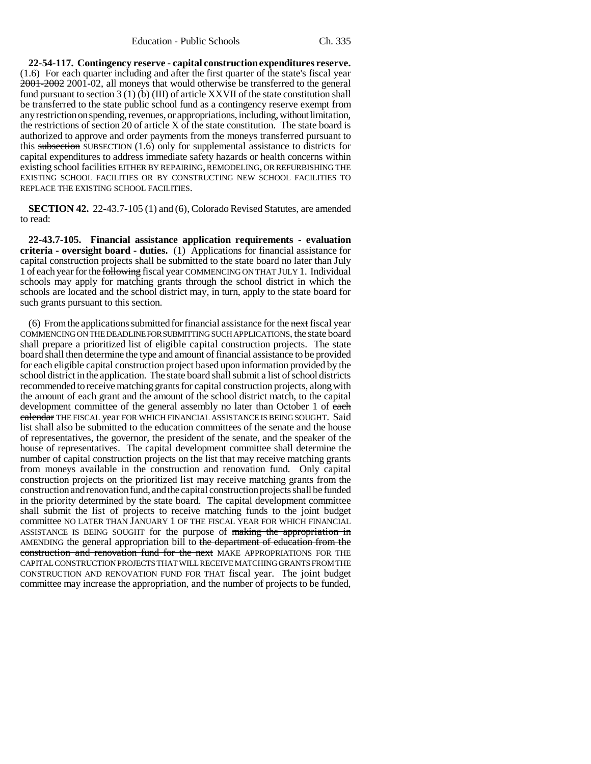**22-54-117. Contingency reserve - capital construction expenditures reserve.** (1.6) For each quarter including and after the first quarter of the state's fiscal year ~~2001-2002~~ 2001-02, all moneys that would otherwise be transferred to the general fund pursuant to section 3 (1) (b) (III) of article XXVII of the state constitution shall be transferred to the state public school fund as a contingency reserve exempt from any restriction on spending, revenues, or appropriations, including, without limitation, the restrictions of section 20 of article X of the state constitution. The state board is authorized to approve and order payments from the moneys transferred pursuant to this ~~subsection~~ SUBSECTION (1.6) only for supplemental assistance to districts for capital expenditures to address immediate safety hazards or health concerns within existing school facilities EITHER BY REPAIRING, REMODELING, OR REFURBISHING THE EXISTING SCHOOL FACILITIES OR BY CONSTRUCTING NEW SCHOOL FACILITIES TO REPLACE THE EXISTING SCHOOL FACILITIES.

**SECTION 42.** 22-43.7-105 (1) and (6), Colorado Revised Statutes, are amended to read:

**22-43.7-105. Financial assistance application requirements - evaluation criteria - oversight board - duties.** (1) Applications for financial assistance for capital construction projects shall be submitted to the state board no later than July 1 of each year for the ~~following~~ fiscal year COMMENCING ON THAT JULY 1. Individual schools may apply for matching grants through the school district in which the schools are located and the school district may, in turn, apply to the state board for such grants pursuant to this section.

(6) From the applications submitted for financial assistance for the ~~next~~ fiscal year COMMENCING ON THE DEADLINE FOR SUBMITTING SUCH APPLICATIONS, the state board shall prepare a prioritized list of eligible capital construction projects. The state board shall then determine the type and amount of financial assistance to be provided for each eligible capital construction project based upon information provided by the school district in the application. The state board shall submit a list of school districts recommended to receive matching grants for capital construction projects, along with the amount of each grant and the amount of the school district match, to the capital development committee of the general assembly no later than October 1 of ~~each calendar~~ THE FISCAL year FOR WHICH FINANCIAL ASSISTANCE IS BEING SOUGHT. Said list shall also be submitted to the education committees of the senate and the house of representatives, the governor, the president of the senate, and the speaker of the house of representatives. The capital development committee shall determine the number of capital construction projects on the list that may receive matching grants from moneys available in the construction and renovation fund. Only capital construction projects on the prioritized list may receive matching grants from the construction and renovation fund, and the capital construction projects shall be funded in the priority determined by the state board. The capital development committee shall submit the list of projects to receive matching funds to the joint budget committee NO LATER THAN JANUARY 1 OF THE FISCAL YEAR FOR WHICH FINANCIAL ASSISTANCE IS BEING SOUGHT for the purpose of ~~making the appropriation in~~ AMENDING the general appropriation bill to ~~the department of education from the construction and renovation fund for the next~~ MAKE APPROPRIATIONS FOR THE CAPITAL CONSTRUCTION PROJECTS THAT WILL RECEIVE MATCHING GRANTS FROM THE CONSTRUCTION AND RENOVATION FUND FOR THAT fiscal year. The joint budget committee may increase the appropriation, and the number of projects to be funded,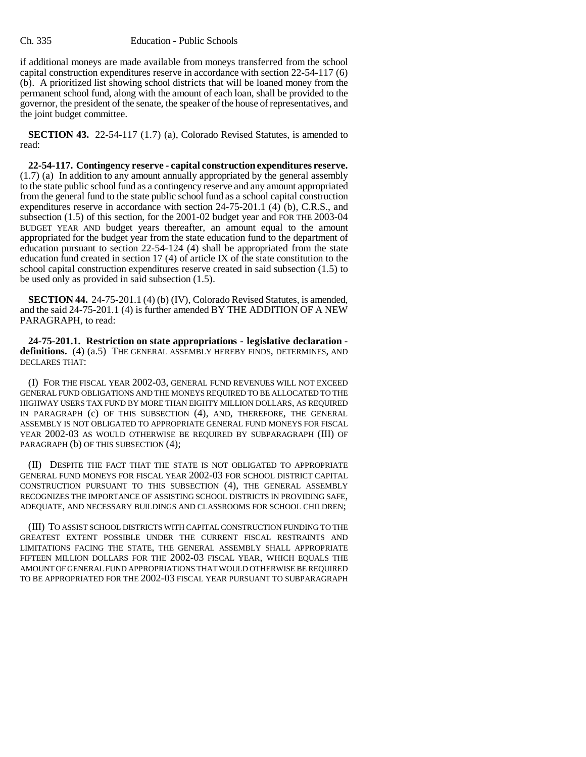if additional moneys are made available from moneys transferred from the school capital construction expenditures reserve in accordance with section 22-54-117 (6) (b). A prioritized list showing school districts that will be loaned money from the permanent school fund, along with the amount of each loan, shall be provided to the governor, the president of the senate, the speaker of the house of representatives, and the joint budget committee.

**SECTION 43.** 22-54-117 (1.7) (a), Colorado Revised Statutes, is amended to read:

**22-54-117. Contingency reserve - capital construction expenditures reserve.** (1.7) (a) In addition to any amount annually appropriated by the general assembly to the state public school fund as a contingency reserve and any amount appropriated from the general fund to the state public school fund as a school capital construction expenditures reserve in accordance with section 24-75-201.1 (4) (b), C.R.S., and subsection (1.5) of this section, for the 2001-02 budget year and FOR THE 2003-04 BUDGET YEAR AND budget years thereafter, an amount equal to the amount appropriated for the budget year from the state education fund to the department of education pursuant to section 22-54-124 (4) shall be appropriated from the state education fund created in section 17 (4) of article IX of the state constitution to the school capital construction expenditures reserve created in said subsection (1.5) to be used only as provided in said subsection (1.5).

**SECTION 44.** 24-75-201.1 (4) (b) (IV), Colorado Revised Statutes, is amended, and the said 24-75-201.1 (4) is further amended BY THE ADDITION OF A NEW PARAGRAPH, to read:

**24-75-201.1. Restriction on state appropriations - legislative declaration - definitions.** (4) (a.5) THE GENERAL ASSEMBLY HEREBY FINDS, DETERMINES, AND DECLARES THAT:

(I) FOR THE FISCAL YEAR 2002-03, GENERAL FUND REVENUES WILL NOT EXCEED GENERAL FUND OBLIGATIONS AND THE MONEYS REQUIRED TO BE ALLOCATED TO THE HIGHWAY USERS TAX FUND BY MORE THAN EIGHTY MILLION DOLLARS, AS REQUIRED IN PARAGRAPH (c) OF THIS SUBSECTION (4), AND, THEREFORE, THE GENERAL ASSEMBLY IS NOT OBLIGATED TO APPROPRIATE GENERAL FUND MONEYS FOR FISCAL YEAR 2002-03 AS WOULD OTHERWISE BE REQUIRED BY SUBPARAGRAPH (III) OF PARAGRAPH (b) OF THIS SUBSECTION (4);

(II) DESPITE THE FACT THAT THE STATE IS NOT OBLIGATED TO APPROPRIATE GENERAL FUND MONEYS FOR FISCAL YEAR 2002-03 FOR SCHOOL DISTRICT CAPITAL CONSTRUCTION PURSUANT TO THIS SUBSECTION (4), THE GENERAL ASSEMBLY RECOGNIZES THE IMPORTANCE OF ASSISTING SCHOOL DISTRICTS IN PROVIDING SAFE, ADEQUATE, AND NECESSARY BUILDINGS AND CLASSROOMS FOR SCHOOL CHILDREN;

(III) TO ASSIST SCHOOL DISTRICTS WITH CAPITAL CONSTRUCTION FUNDING TO THE GREATEST EXTENT POSSIBLE UNDER THE CURRENT FISCAL RESTRAINTS AND LIMITATIONS FACING THE STATE, THE GENERAL ASSEMBLY SHALL APPROPRIATE FIFTEEN MILLION DOLLARS FOR THE 2002-03 FISCAL YEAR, WHICH EQUALS THE AMOUNT OF GENERAL FUND APPROPRIATIONS THAT WOULD OTHERWISE BE REQUIRED TO BE APPROPRIATED FOR THE 2002-03 FISCAL YEAR PURSUANT TO SUBPARAGRAPH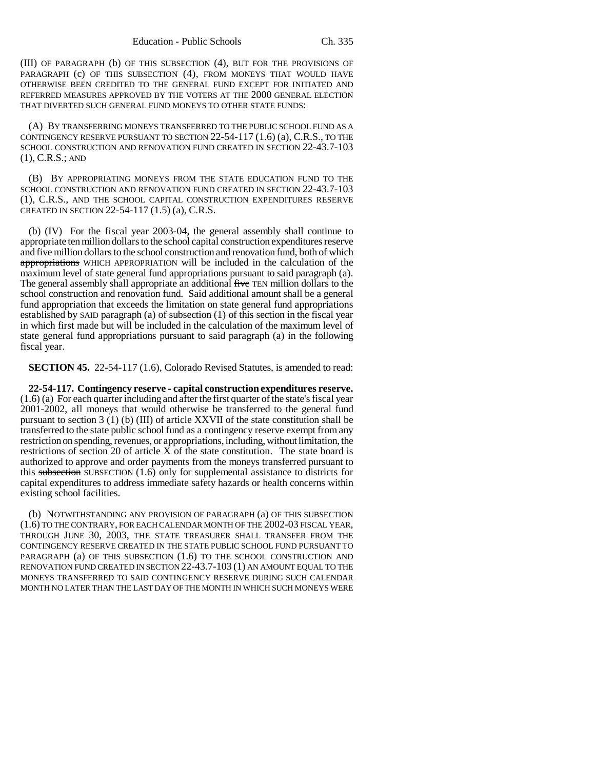(III) OF PARAGRAPH (b) OF THIS SUBSECTION (4), BUT FOR THE PROVISIONS OF PARAGRAPH (c) OF THIS SUBSECTION (4), FROM MONEYS THAT WOULD HAVE OTHERWISE BEEN CREDITED TO THE GENERAL FUND EXCEPT FOR INITIATED AND REFERRED MEASURES APPROVED BY THE VOTERS AT THE 2000 GENERAL ELECTION THAT DIVERTED SUCH GENERAL FUND MONEYS TO OTHER STATE FUNDS:

(A) BY TRANSFERRING MONEYS TRANSFERRED TO THE PUBLIC SCHOOL FUND AS A CONTINGENCY RESERVE PURSUANT TO SECTION 22-54-117 (1.6) (a), C.R.S., TO THE SCHOOL CONSTRUCTION AND RENOVATION FUND CREATED IN SECTION 22-43.7-103 (1), C.R.S.; AND

(B) BY APPROPRIATING MONEYS FROM THE STATE EDUCATION FUND TO THE SCHOOL CONSTRUCTION AND RENOVATION FUND CREATED IN SECTION 22-43.7-103 (1), C.R.S., AND THE SCHOOL CAPITAL CONSTRUCTION EXPENDITURES RESERVE CREATED IN SECTION 22-54-117 (1.5) (a), C.R.S.

(b) (IV) For the fiscal year 2003-04, the general assembly shall continue to appropriate ten million dollars to the school capital construction expenditures reserve ~~and five million dollars to the school construction and renovation fund, both of which appropriations~~ WHICH APPROPRIATION will be included in the calculation of the maximum level of state general fund appropriations pursuant to said paragraph (a). The general assembly shall appropriate an additional ~~five~~ TEN million dollars to the school construction and renovation fund. Said additional amount shall be a general fund appropriation that exceeds the limitation on state general fund appropriations established by SAID paragraph (a) ~~of subsection (1) of this section~~ in the fiscal year in which first made but will be included in the calculation of the maximum level of state general fund appropriations pursuant to said paragraph (a) in the following fiscal year.

**SECTION 45.** 22-54-117 (1.6), Colorado Revised Statutes, is amended to read:

**22-54-117. Contingency reserve - capital construction expenditures reserve.** (1.6) (a) For each quarter including and after the first quarter of the state's fiscal year 2001-2002, all moneys that would otherwise be transferred to the general fund pursuant to section 3 (1) (b) (III) of article XXVII of the state constitution shall be transferred to the state public school fund as a contingency reserve exempt from any restriction on spending, revenues, or appropriations, including, without limitation, the restrictions of section 20 of article X of the state constitution. The state board is authorized to approve and order payments from the moneys transferred pursuant to this ~~subsection~~ SUBSECTION (1.6) only for supplemental assistance to districts for capital expenditures to address immediate safety hazards or health concerns within existing school facilities.

(b) NOTWITHSTANDING ANY PROVISION OF PARAGRAPH (a) OF THIS SUBSECTION (1.6) TO THE CONTRARY, FOR EACH CALENDAR MONTH OF THE 2002-03 FISCAL YEAR, THROUGH JUNE 30, 2003, THE STATE TREASURER SHALL TRANSFER FROM THE CONTINGENCY RESERVE CREATED IN THE STATE PUBLIC SCHOOL FUND PURSUANT TO PARAGRAPH (a) OF THIS SUBSECTION (1.6) TO THE SCHOOL CONSTRUCTION AND RENOVATION FUND CREATED IN SECTION 22-43.7-103 (1) AN AMOUNT EQUAL TO THE MONEYS TRANSFERRED TO SAID CONTINGENCY RESERVE DURING SUCH CALENDAR MONTH NO LATER THAN THE LAST DAY OF THE MONTH IN WHICH SUCH MONEYS WERE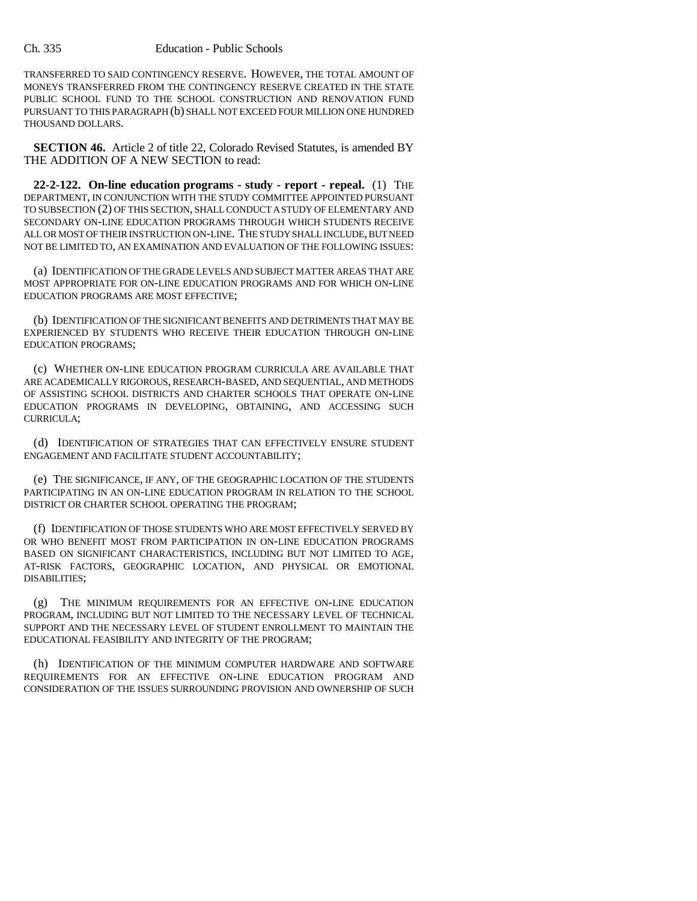TRANSFERRED TO SAID CONTINGENCY RESERVE. HOWEVER, THE TOTAL AMOUNT OF MONEYS TRANSFERRED FROM THE CONTINGENCY RESERVE CREATED IN THE STATE PUBLIC SCHOOL FUND TO THE SCHOOL CONSTRUCTION AND RENOVATION FUND PURSUANT TO THIS PARAGRAPH (b) SHALL NOT EXCEED FOUR MILLION ONE HUNDRED THOUSAND DOLLARS.

**SECTION 46.** Article 2 of title 22, Colorado Revised Statutes, is amended BY THE ADDITION OF A NEW SECTION to read:

**22-2-122. On-line education programs - study - report - repeal.** (1) THE DEPARTMENT, IN CONJUNCTION WITH THE STUDY COMMITTEE APPOINTED PURSUANT TO SUBSECTION (2) OF THIS SECTION, SHALL CONDUCT A STUDY OF ELEMENTARY AND SECONDARY ON-LINE EDUCATION PROGRAMS THROUGH WHICH STUDENTS RECEIVE ALL OR MOST OF THEIR INSTRUCTION ON-LINE. THE STUDY SHALL INCLUDE, BUT NEED NOT BE LIMITED TO, AN EXAMINATION AND EVALUATION OF THE FOLLOWING ISSUES:

(a) IDENTIFICATION OF THE GRADE LEVELS AND SUBJECT MATTER AREAS THAT ARE MOST APPROPRIATE FOR ON-LINE EDUCATION PROGRAMS AND FOR WHICH ON-LINE EDUCATION PROGRAMS ARE MOST EFFECTIVE;

(b) IDENTIFICATION OF THE SIGNIFICANT BENEFITS AND DETRIMENTS THAT MAY BE EXPERIENCED BY STUDENTS WHO RECEIVE THEIR EDUCATION THROUGH ON-LINE EDUCATION PROGRAMS;

(c) WHETHER ON-LINE EDUCATION PROGRAM CURRICULA ARE AVAILABLE THAT ARE ACADEMICALLY RIGOROUS, RESEARCH-BASED, AND SEQUENTIAL, AND METHODS OF ASSISTING SCHOOL DISTRICTS AND CHARTER SCHOOLS THAT OPERATE ON-LINE EDUCATION PROGRAMS IN DEVELOPING, OBTAINING, AND ACCESSING SUCH CURRICULA;

(d) IDENTIFICATION OF STRATEGIES THAT CAN EFFECTIVELY ENSURE STUDENT ENGAGEMENT AND FACILITATE STUDENT ACCOUNTABILITY;

(e) THE SIGNIFICANCE, IF ANY, OF THE GEOGRAPHIC LOCATION OF THE STUDENTS PARTICIPATING IN AN ON-LINE EDUCATION PROGRAM IN RELATION TO THE SCHOOL DISTRICT OR CHARTER SCHOOL OPERATING THE PROGRAM;

(f) IDENTIFICATION OF THOSE STUDENTS WHO ARE MOST EFFECTIVELY SERVED BY OR WHO BENEFIT MOST FROM PARTICIPATION IN ON-LINE EDUCATION PROGRAMS BASED ON SIGNIFICANT CHARACTERISTICS, INCLUDING BUT NOT LIMITED TO AGE, AT-RISK FACTORS, GEOGRAPHIC LOCATION, AND PHYSICAL OR EMOTIONAL DISABILITIES;

(g) THE MINIMUM REQUIREMENTS FOR AN EFFECTIVE ON-LINE EDUCATION PROGRAM, INCLUDING BUT NOT LIMITED TO THE NECESSARY LEVEL OF TECHNICAL SUPPORT AND THE NECESSARY LEVEL OF STUDENT ENROLLMENT TO MAINTAIN THE EDUCATIONAL FEASIBILITY AND INTEGRITY OF THE PROGRAM;

(h) IDENTIFICATION OF THE MINIMUM COMPUTER HARDWARE AND SOFTWARE REQUIREMENTS FOR AN EFFECTIVE ON-LINE EDUCATION PROGRAM AND CONSIDERATION OF THE ISSUES SURROUNDING PROVISION AND OWNERSHIP OF SUCH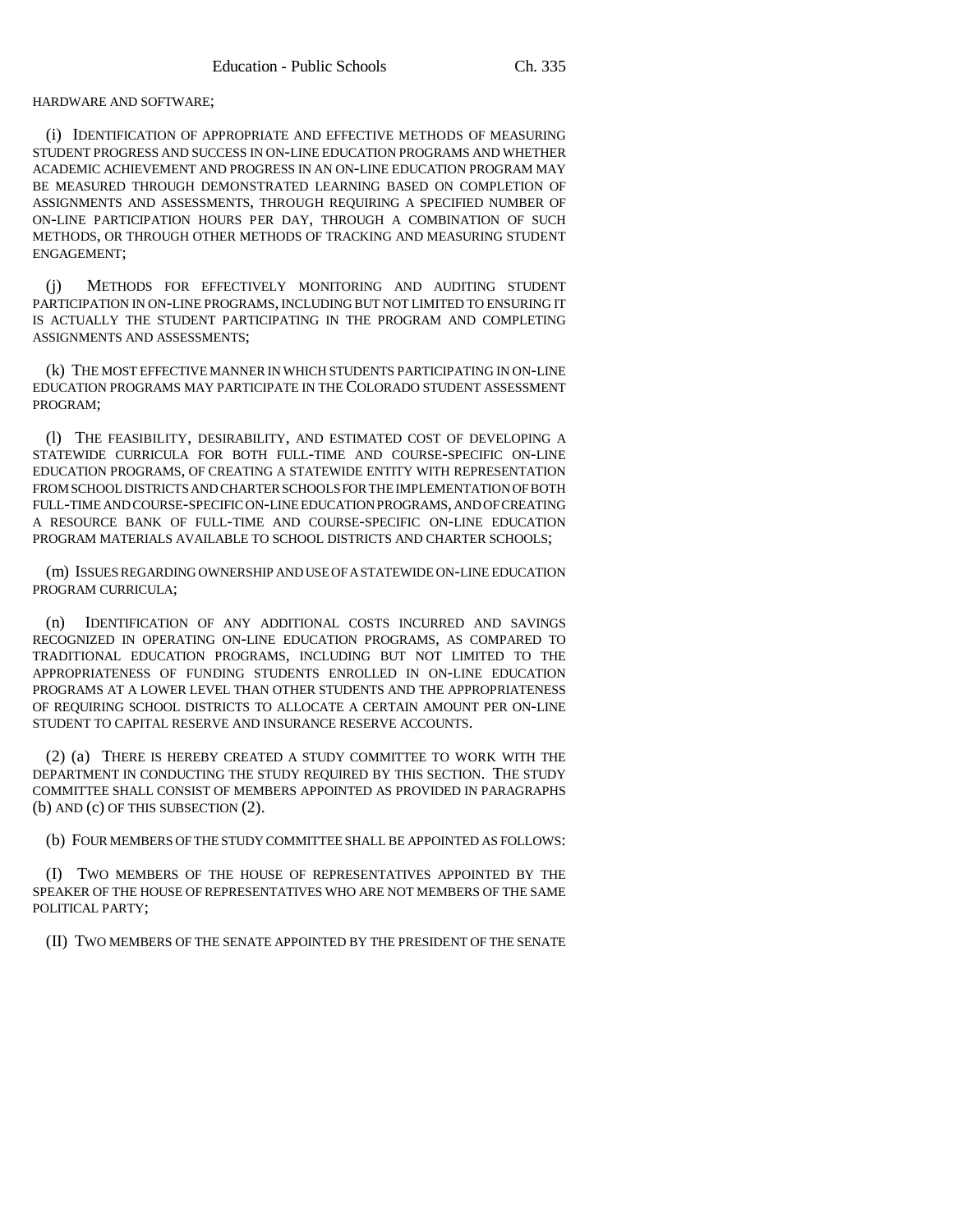HARDWARE AND SOFTWARE;

(i) IDENTIFICATION OF APPROPRIATE AND EFFECTIVE METHODS OF MEASURING STUDENT PROGRESS AND SUCCESS IN ON-LINE EDUCATION PROGRAMS AND WHETHER ACADEMIC ACHIEVEMENT AND PROGRESS IN AN ON-LINE EDUCATION PROGRAM MAY BE MEASURED THROUGH DEMONSTRATED LEARNING BASED ON COMPLETION OF ASSIGNMENTS AND ASSESSMENTS, THROUGH REQUIRING A SPECIFIED NUMBER OF ON-LINE PARTICIPATION HOURS PER DAY, THROUGH A COMBINATION OF SUCH METHODS, OR THROUGH OTHER METHODS OF TRACKING AND MEASURING STUDENT ENGAGEMENT;

(j) METHODS FOR EFFECTIVELY MONITORING AND AUDITING STUDENT PARTICIPATION IN ON-LINE PROGRAMS, INCLUDING BUT NOT LIMITED TO ENSURING IT IS ACTUALLY THE STUDENT PARTICIPATING IN THE PROGRAM AND COMPLETING ASSIGNMENTS AND ASSESSMENTS;

(k) THE MOST EFFECTIVE MANNER IN WHICH STUDENTS PARTICIPATING IN ON-LINE EDUCATION PROGRAMS MAY PARTICIPATE IN THE COLORADO STUDENT ASSESSMENT PROGRAM;

(l) THE FEASIBILITY, DESIRABILITY, AND ESTIMATED COST OF DEVELOPING A STATEWIDE CURRICULA FOR BOTH FULL-TIME AND COURSE-SPECIFIC ON-LINE EDUCATION PROGRAMS, OF CREATING A STATEWIDE ENTITY WITH REPRESENTATION FROM SCHOOL DISTRICTS AND CHARTER SCHOOLS FOR THE IMPLEMENTATION OF BOTH FULL-TIME AND COURSE-SPECIFIC ON-LINE EDUCATION PROGRAMS, AND OF CREATING A RESOURCE BANK OF FULL-TIME AND COURSE-SPECIFIC ON-LINE EDUCATION PROGRAM MATERIALS AVAILABLE TO SCHOOL DISTRICTS AND CHARTER SCHOOLS;

(m) ISSUES REGARDING OWNERSHIP AND USE OF A STATEWIDE ON-LINE EDUCATION PROGRAM CURRICULA;

(n) IDENTIFICATION OF ANY ADDITIONAL COSTS INCURRED AND SAVINGS RECOGNIZED IN OPERATING ON-LINE EDUCATION PROGRAMS, AS COMPARED TO TRADITIONAL EDUCATION PROGRAMS, INCLUDING BUT NOT LIMITED TO THE APPROPRIATENESS OF FUNDING STUDENTS ENROLLED IN ON-LINE EDUCATION PROGRAMS AT A LOWER LEVEL THAN OTHER STUDENTS AND THE APPROPRIATENESS OF REQUIRING SCHOOL DISTRICTS TO ALLOCATE A CERTAIN AMOUNT PER ON-LINE STUDENT TO CAPITAL RESERVE AND INSURANCE RESERVE ACCOUNTS.

(2) (a) THERE IS HEREBY CREATED A STUDY COMMITTEE TO WORK WITH THE DEPARTMENT IN CONDUCTING THE STUDY REQUIRED BY THIS SECTION. THE STUDY COMMITTEE SHALL CONSIST OF MEMBERS APPOINTED AS PROVIDED IN PARAGRAPHS (b) AND (c) OF THIS SUBSECTION (2).

(b) FOUR MEMBERS OF THE STUDY COMMITTEE SHALL BE APPOINTED AS FOLLOWS:

(I) TWO MEMBERS OF THE HOUSE OF REPRESENTATIVES APPOINTED BY THE SPEAKER OF THE HOUSE OF REPRESENTATIVES WHO ARE NOT MEMBERS OF THE SAME POLITICAL PARTY;

(II) TWO MEMBERS OF THE SENATE APPOINTED BY THE PRESIDENT OF THE SENATE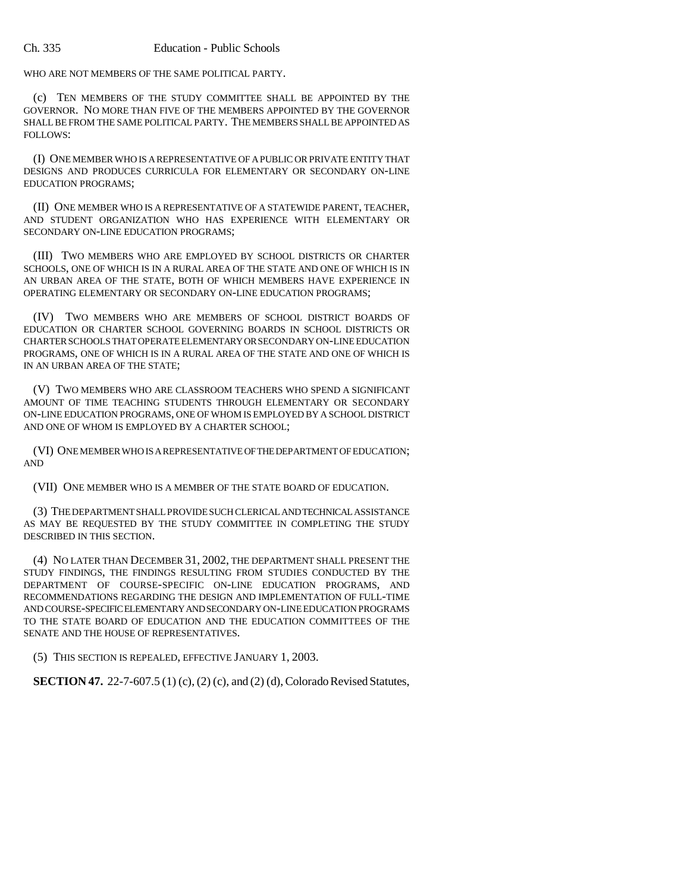WHO ARE NOT MEMBERS OF THE SAME POLITICAL PARTY.

(c) TEN MEMBERS OF THE STUDY COMMITTEE SHALL BE APPOINTED BY THE GOVERNOR. NO MORE THAN FIVE OF THE MEMBERS APPOINTED BY THE GOVERNOR SHALL BE FROM THE SAME POLITICAL PARTY. THE MEMBERS SHALL BE APPOINTED AS FOLLOWS:

(I) ONE MEMBER WHO IS A REPRESENTATIVE OF A PUBLIC OR PRIVATE ENTITY THAT DESIGNS AND PRODUCES CURRICULA FOR ELEMENTARY OR SECONDARY ON-LINE EDUCATION PROGRAMS;

(II) ONE MEMBER WHO IS A REPRESENTATIVE OF A STATEWIDE PARENT, TEACHER, AND STUDENT ORGANIZATION WHO HAS EXPERIENCE WITH ELEMENTARY OR SECONDARY ON-LINE EDUCATION PROGRAMS;

(III) TWO MEMBERS WHO ARE EMPLOYED BY SCHOOL DISTRICTS OR CHARTER SCHOOLS, ONE OF WHICH IS IN A RURAL AREA OF THE STATE AND ONE OF WHICH IS IN AN URBAN AREA OF THE STATE, BOTH OF WHICH MEMBERS HAVE EXPERIENCE IN OPERATING ELEMENTARY OR SECONDARY ON-LINE EDUCATION PROGRAMS;

(IV) TWO MEMBERS WHO ARE MEMBERS OF SCHOOL DISTRICT BOARDS OF EDUCATION OR CHARTER SCHOOL GOVERNING BOARDS IN SCHOOL DISTRICTS OR CHARTER SCHOOLS THAT OPERATE ELEMENTARY OR SECONDARY ON-LINE EDUCATION PROGRAMS, ONE OF WHICH IS IN A RURAL AREA OF THE STATE AND ONE OF WHICH IS IN AN URBAN AREA OF THE STATE;

(V) TWO MEMBERS WHO ARE CLASSROOM TEACHERS WHO SPEND A SIGNIFICANT AMOUNT OF TIME TEACHING STUDENTS THROUGH ELEMENTARY OR SECONDARY ON-LINE EDUCATION PROGRAMS, ONE OF WHOM IS EMPLOYED BY A SCHOOL DISTRICT AND ONE OF WHOM IS EMPLOYED BY A CHARTER SCHOOL;

(VI) ONE MEMBER WHO IS A REPRESENTATIVE OF THE DEPARTMENT OF EDUCATION; AND

(VII) ONE MEMBER WHO IS A MEMBER OF THE STATE BOARD OF EDUCATION.

(3) THE DEPARTMENT SHALL PROVIDE SUCH CLERICAL AND TECHNICAL ASSISTANCE AS MAY BE REQUESTED BY THE STUDY COMMITTEE IN COMPLETING THE STUDY DESCRIBED IN THIS SECTION.

(4) NO LATER THAN DECEMBER 31, 2002, THE DEPARTMENT SHALL PRESENT THE STUDY FINDINGS, THE FINDINGS RESULTING FROM STUDIES CONDUCTED BY THE DEPARTMENT OF COURSE-SPECIFIC ON-LINE EDUCATION PROGRAMS, AND RECOMMENDATIONS REGARDING THE DESIGN AND IMPLEMENTATION OF FULL-TIME AND COURSE-SPECIFIC ELEMENTARY AND SECONDARY ON-LINE EDUCATION PROGRAMS TO THE STATE BOARD OF EDUCATION AND THE EDUCATION COMMITTEES OF THE SENATE AND THE HOUSE OF REPRESENTATIVES.

(5) THIS SECTION IS REPEALED, EFFECTIVE JANUARY 1, 2003.

**SECTION 47.** 22-7-607.5 (1) (c), (2) (c), and (2) (d), Colorado Revised Statutes,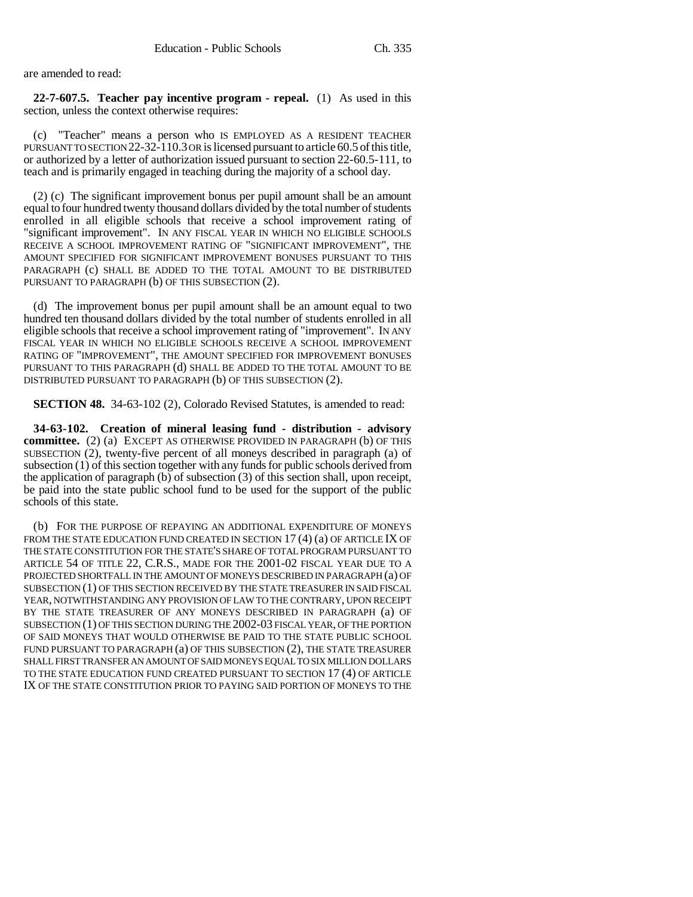are amended to read:

**22-7-607.5. Teacher pay incentive program - repeal.** (1) As used in this section, unless the context otherwise requires:

(c) "Teacher" means a person who IS EMPLOYED AS A RESIDENT TEACHER PURSUANT TO SECTION 22-32-110.3 OR is licensed pursuant to article 60.5 of this title, or authorized by a letter of authorization issued pursuant to section 22-60.5-111, to teach and is primarily engaged in teaching during the majority of a school day.

(2) (c) The significant improvement bonus per pupil amount shall be an amount equal to four hundred twenty thousand dollars divided by the total number of students enrolled in all eligible schools that receive a school improvement rating of "significant improvement". IN ANY FISCAL YEAR IN WHICH NO ELIGIBLE SCHOOLS RECEIVE A SCHOOL IMPROVEMENT RATING OF "SIGNIFICANT IMPROVEMENT", THE AMOUNT SPECIFIED FOR SIGNIFICANT IMPROVEMENT BONUSES PURSUANT TO THIS PARAGRAPH (c) SHALL BE ADDED TO THE TOTAL AMOUNT TO BE DISTRIBUTED PURSUANT TO PARAGRAPH (b) OF THIS SUBSECTION (2).

(d) The improvement bonus per pupil amount shall be an amount equal to two hundred ten thousand dollars divided by the total number of students enrolled in all eligible schools that receive a school improvement rating of "improvement". IN ANY FISCAL YEAR IN WHICH NO ELIGIBLE SCHOOLS RECEIVE A SCHOOL IMPROVEMENT RATING OF "IMPROVEMENT", THE AMOUNT SPECIFIED FOR IMPROVEMENT BONUSES PURSUANT TO THIS PARAGRAPH (d) SHALL BE ADDED TO THE TOTAL AMOUNT TO BE DISTRIBUTED PURSUANT TO PARAGRAPH (b) OF THIS SUBSECTION (2).

**SECTION 48.** 34-63-102 (2), Colorado Revised Statutes, is amended to read:

**34-63-102. Creation of mineral leasing fund - distribution - advisory committee.** (2) (a) EXCEPT AS OTHERWISE PROVIDED IN PARAGRAPH (b) OF THIS SUBSECTION (2), twenty-five percent of all moneys described in paragraph (a) of subsection (1) of this section together with any funds for public schools derived from the application of paragraph (b) of subsection (3) of this section shall, upon receipt, be paid into the state public school fund to be used for the support of the public schools of this state.

(b) FOR THE PURPOSE OF REPAYING AN ADDITIONAL EXPENDITURE OF MONEYS FROM THE STATE EDUCATION FUND CREATED IN SECTION 17 (4) (a) OF ARTICLE IX OF THE STATE CONSTITUTION FOR THE STATE'S SHARE OF TOTAL PROGRAM PURSUANT TO ARTICLE 54 OF TITLE 22, C.R.S., MADE FOR THE 2001-02 FISCAL YEAR DUE TO A PROJECTED SHORTFALL IN THE AMOUNT OF MONEYS DESCRIBED IN PARAGRAPH (a) OF SUBSECTION (1) OF THIS SECTION RECEIVED BY THE STATE TREASURER IN SAID FISCAL YEAR, NOTWITHSTANDING ANY PROVISION OF LAW TO THE CONTRARY, UPON RECEIPT BY THE STATE TREASURER OF ANY MONEYS DESCRIBED IN PARAGRAPH (a) OF SUBSECTION (1) OF THIS SECTION DURING THE 2002-03 FISCAL YEAR, OF THE PORTION OF SAID MONEYS THAT WOULD OTHERWISE BE PAID TO THE STATE PUBLIC SCHOOL FUND PURSUANT TO PARAGRAPH (a) OF THIS SUBSECTION (2), THE STATE TREASURER SHALL FIRST TRANSFER AN AMOUNT OF SAID MONEYS EQUAL TO SIX MILLION DOLLARS TO THE STATE EDUCATION FUND CREATED PURSUANT TO SECTION 17 (4) OF ARTICLE IX OF THE STATE CONSTITUTION PRIOR TO PAYING SAID PORTION OF MONEYS TO THE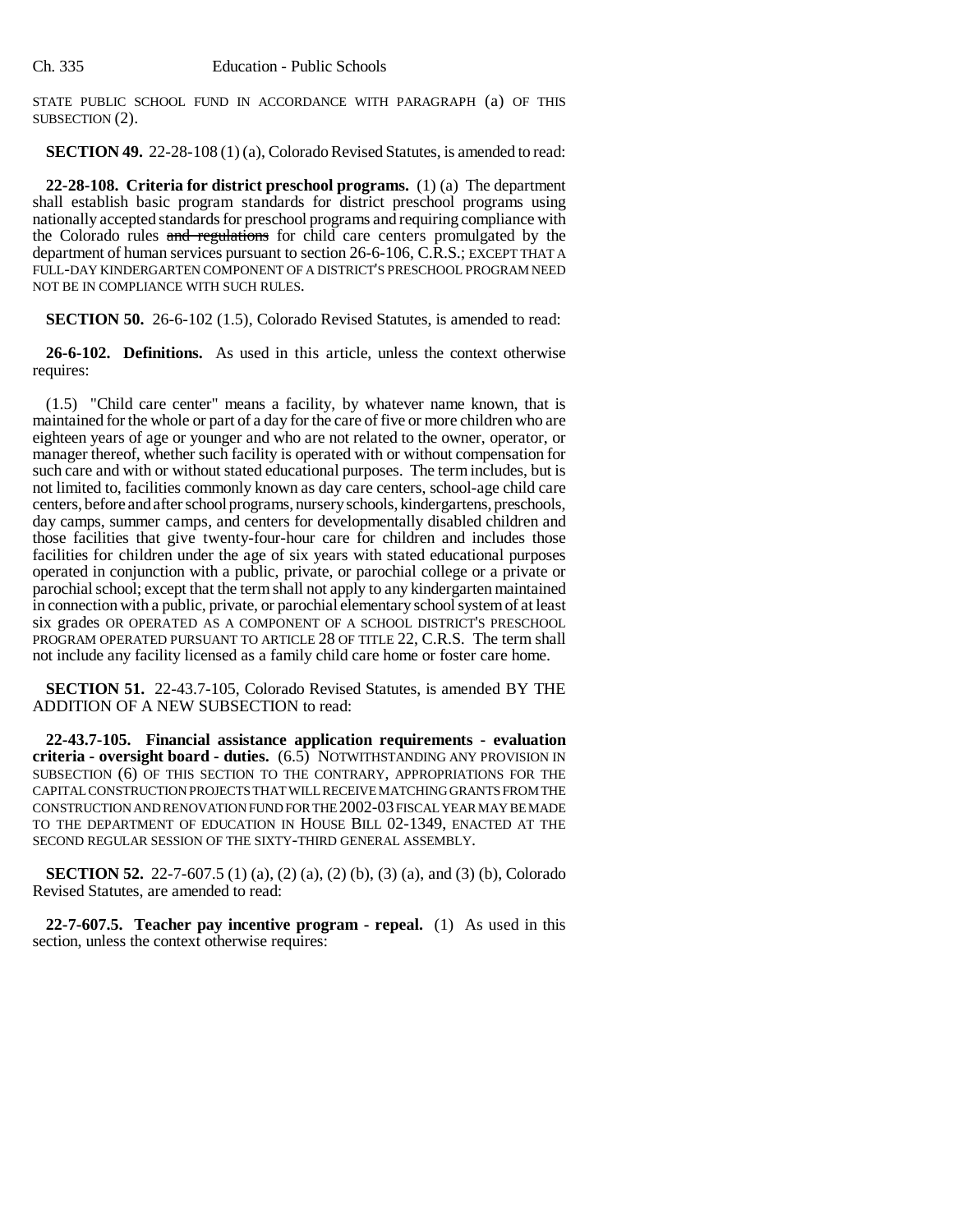STATE PUBLIC SCHOOL FUND IN ACCORDANCE WITH PARAGRAPH (a) OF THIS SUBSECTION (2).

**SECTION 49.** 22-28-108 (1) (a), Colorado Revised Statutes, is amended to read:

**22-28-108. Criteria for district preschool programs.** (1) (a) The department shall establish basic program standards for district preschool programs using nationally accepted standards for preschool programs and requiring compliance with the Colorado rules ~~and regulations~~ for child care centers promulgated by the department of human services pursuant to section 26-6-106, C.R.S.; EXCEPT THAT A FULL-DAY KINDERGARTEN COMPONENT OF A DISTRICT'S PRESCHOOL PROGRAM NEED NOT BE IN COMPLIANCE WITH SUCH RULES.

**SECTION 50.** 26-6-102 (1.5), Colorado Revised Statutes, is amended to read:

**26-6-102. Definitions.** As used in this article, unless the context otherwise requires:

(1.5) "Child care center" means a facility, by whatever name known, that is maintained for the whole or part of a day for the care of five or more children who are eighteen years of age or younger and who are not related to the owner, operator, or manager thereof, whether such facility is operated with or without compensation for such care and with or without stated educational purposes. The term includes, but is not limited to, facilities commonly known as day care centers, school-age child care centers, before and after school programs, nursery schools, kindergartens, preschools, day camps, summer camps, and centers for developmentally disabled children and those facilities that give twenty-four-hour care for children and includes those facilities for children under the age of six years with stated educational purposes operated in conjunction with a public, private, or parochial college or a private or parochial school; except that the term shall not apply to any kindergarten maintained in connection with a public, private, or parochial elementary school system of at least six grades OR OPERATED AS A COMPONENT OF A SCHOOL DISTRICT'S PRESCHOOL PROGRAM OPERATED PURSUANT TO ARTICLE 28 OF TITLE 22, C.R.S. The term shall not include any facility licensed as a family child care home or foster care home.

**SECTION 51.** 22-43.7-105, Colorado Revised Statutes, is amended BY THE ADDITION OF A NEW SUBSECTION to read:

**22-43.7-105. Financial assistance application requirements - evaluation criteria - oversight board - duties.** (6.5) NOTWITHSTANDING ANY PROVISION IN SUBSECTION (6) OF THIS SECTION TO THE CONTRARY, APPROPRIATIONS FOR THE CAPITAL CONSTRUCTION PROJECTS THAT WILL RECEIVE MATCHING GRANTS FROM THE CONSTRUCTION AND RENOVATION FUND FOR THE 2002-03 FISCAL YEAR MAY BE MADE TO THE DEPARTMENT OF EDUCATION IN HOUSE BILL 02-1349, ENACTED AT THE SECOND REGULAR SESSION OF THE SIXTY-THIRD GENERAL ASSEMBLY.

**SECTION 52.** 22-7-607.5 (1) (a), (2) (a), (2) (b), (3) (a), and (3) (b), Colorado Revised Statutes, are amended to read:

**22-7-607.5. Teacher pay incentive program - repeal.** (1) As used in this section, unless the context otherwise requires: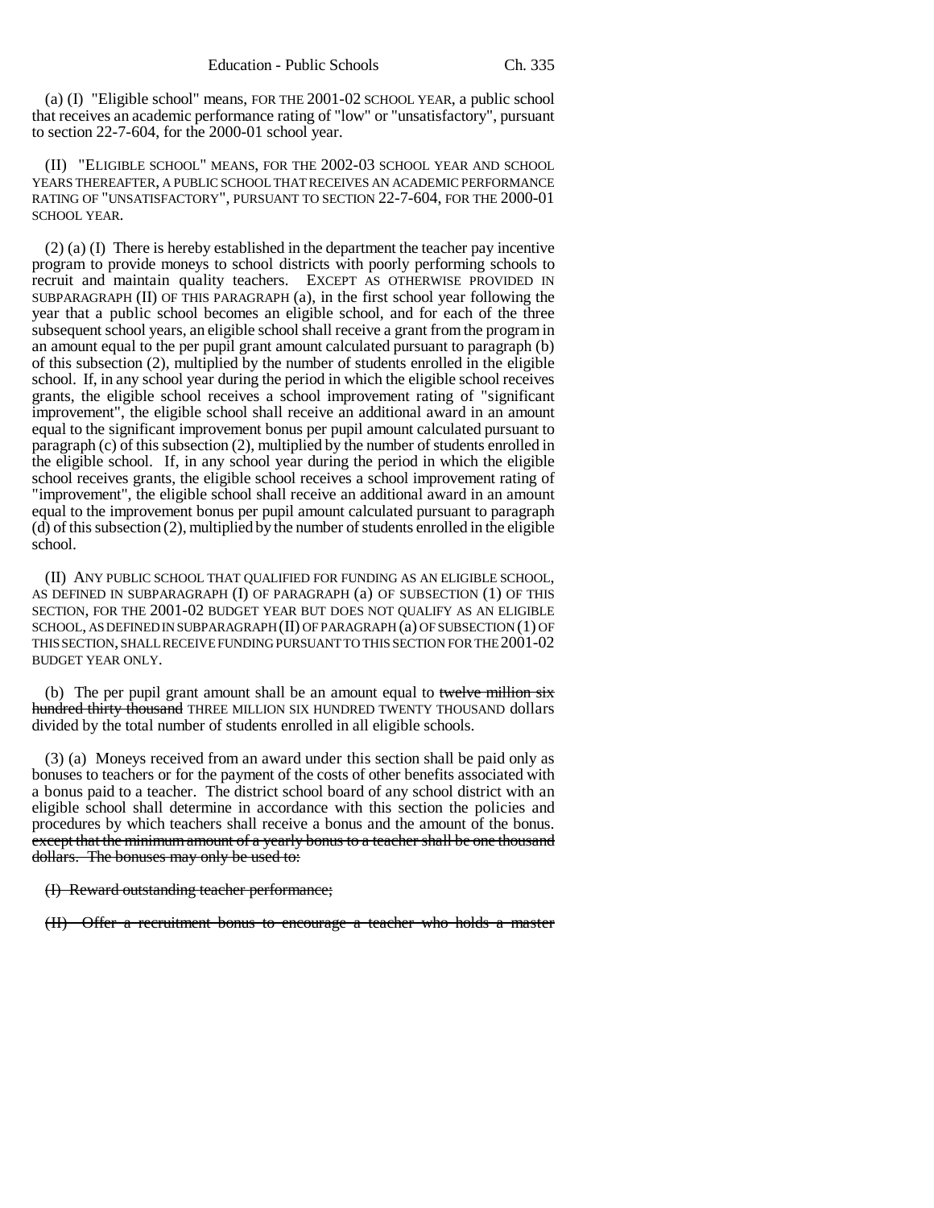(a) (I) "Eligible school" means, FOR THE 2001-02 SCHOOL YEAR, a public school that receives an academic performance rating of "low" or "unsatisfactory", pursuant to section 22-7-604, for the 2000-01 school year.

(II) "ELIGIBLE SCHOOL" MEANS, FOR THE 2002-03 SCHOOL YEAR AND SCHOOL YEARS THEREAFTER, A PUBLIC SCHOOL THAT RECEIVES AN ACADEMIC PERFORMANCE RATING OF "UNSATISFACTORY", PURSUANT TO SECTION 22-7-604, FOR THE 2000-01 SCHOOL YEAR.

(2) (a) (I) There is hereby established in the department the teacher pay incentive program to provide moneys to school districts with poorly performing schools to recruit and maintain quality teachers. EXCEPT AS OTHERWISE PROVIDED IN SUBPARAGRAPH (II) OF THIS PARAGRAPH (a), in the first school year following the year that a public school becomes an eligible school, and for each of the three subsequent school years, an eligible school shall receive a grant from the program in an amount equal to the per pupil grant amount calculated pursuant to paragraph (b) of this subsection (2), multiplied by the number of students enrolled in the eligible school. If, in any school year during the period in which the eligible school receives grants, the eligible school receives a school improvement rating of "significant improvement", the eligible school shall receive an additional award in an amount equal to the significant improvement bonus per pupil amount calculated pursuant to paragraph (c) of this subsection (2), multiplied by the number of students enrolled in the eligible school. If, in any school year during the period in which the eligible school receives grants, the eligible school receives a school improvement rating of "improvement", the eligible school shall receive an additional award in an amount equal to the improvement bonus per pupil amount calculated pursuant to paragraph (d) of this subsection (2), multiplied by the number of students enrolled in the eligible school.

(II) ANY PUBLIC SCHOOL THAT QUALIFIED FOR FUNDING AS AN ELIGIBLE SCHOOL, AS DEFINED IN SUBPARAGRAPH (I) OF PARAGRAPH (a) OF SUBSECTION (1) OF THIS SECTION, FOR THE 2001-02 BUDGET YEAR BUT DOES NOT QUALIFY AS AN ELIGIBLE SCHOOL, AS DEFINED IN SUBPARAGRAPH (II) OF PARAGRAPH (a) OF SUBSECTION (1) OF THIS SECTION, SHALL RECEIVE FUNDING PURSUANT TO THIS SECTION FOR THE 2001-02 BUDGET YEAR ONLY.

(b) The per pupil grant amount shall be an amount equal to ~~twelve million six hundred thirty thousand~~ THREE MILLION SIX HUNDRED TWENTY THOUSAND dollars divided by the total number of students enrolled in all eligible schools.

(3) (a) Moneys received from an award under this section shall be paid only as bonuses to teachers or for the payment of the costs of other benefits associated with a bonus paid to a teacher. The district school board of any school district with an eligible school shall determine in accordance with this section the policies and procedures by which teachers shall receive a bonus and the amount of the bonus. ~~except that the minimum amount of a yearly bonus to a teacher shall be one thousand dollars. The bonuses may only be used to:~~

~~(I) Reward outstanding teacher performance;~~

~~(II) Offer a recruitment bonus to encourage a teacher who holds a master~~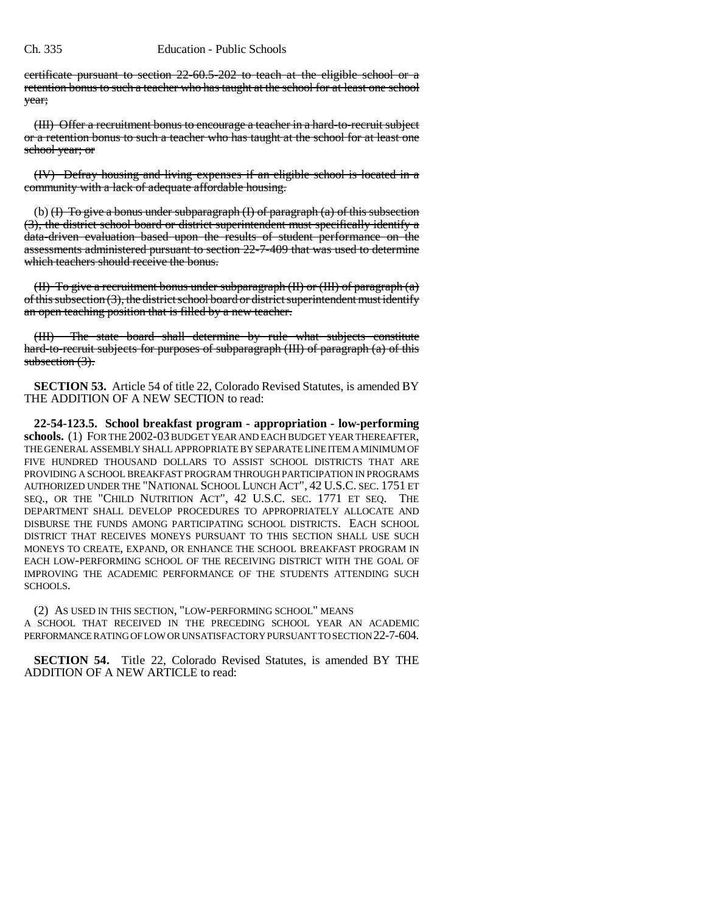certificate pursuant to section 22-60.5-202 to teach at the eligible school or a retention bonus to such a teacher who has taught at the school for at least one school year;

(III) Offer a recruitment bonus to encourage a teacher in a hard-to-recruit subject or a retention bonus to such a teacher who has taught at the school for at least one school year; or

(IV) Defray housing and living expenses if an eligible school is located in a community with a lack of adequate affordable housing.

(b) (I) To give a bonus under subparagraph (I) of paragraph (a) of this subsection (3), the district school board or district superintendent must specifically identify a data-driven evaluation based upon the results of student performance on the assessments administered pursuant to section 22-7-409 that was used to determine which teachers should receive the bonus.

(II) To give a recruitment bonus under subparagraph (II) or (III) of paragraph (a) of this subsection (3), the district school board or district superintendent must identify an open teaching position that is filled by a new teacher.

(III) The state board shall determine by rule what subjects constitute hard-to-recruit subjects for purposes of subparagraph (III) of paragraph (a) of this subsection (3).

**SECTION 53.** Article 54 of title 22, Colorado Revised Statutes, is amended BY THE ADDITION OF A NEW SECTION to read:

**22-54-123.5. School breakfast program - appropriation - low-performing schools.** (1) FOR THE 2002-03 BUDGET YEAR AND EACH BUDGET YEAR THEREAFTER, THE GENERAL ASSEMBLY SHALL APPROPRIATE BY SEPARATE LINE ITEM A MINIMUM OF FIVE HUNDRED THOUSAND DOLLARS TO ASSIST SCHOOL DISTRICTS THAT ARE PROVIDING A SCHOOL BREAKFAST PROGRAM THROUGH PARTICIPATION IN PROGRAMS AUTHORIZED UNDER THE "NATIONAL SCHOOL LUNCH ACT", 42 U.S.C. SEC. 1751 ET SEQ., OR THE "CHILD NUTRITION ACT", 42 U.S.C. SEC. 1771 ET SEQ. THE DEPARTMENT SHALL DEVELOP PROCEDURES TO APPROPRIATELY ALLOCATE AND DISBURSE THE FUNDS AMONG PARTICIPATING SCHOOL DISTRICTS. EACH SCHOOL DISTRICT THAT RECEIVES MONEYS PURSUANT TO THIS SECTION SHALL USE SUCH MONEYS TO CREATE, EXPAND, OR ENHANCE THE SCHOOL BREAKFAST PROGRAM IN EACH LOW-PERFORMING SCHOOL OF THE RECEIVING DISTRICT WITH THE GOAL OF IMPROVING THE ACADEMIC PERFORMANCE OF THE STUDENTS ATTENDING SUCH SCHOOLS.

(2) AS USED IN THIS SECTION, "LOW-PERFORMING SCHOOL" MEANS A SCHOOL THAT RECEIVED IN THE PRECEDING SCHOOL YEAR AN ACADEMIC PERFORMANCE RATING OF LOW OR UNSATISFACTORY PURSUANT TO SECTION 22-7-604.

**SECTION 54.** Title 22, Colorado Revised Statutes, is amended BY THE ADDITION OF A NEW ARTICLE to read: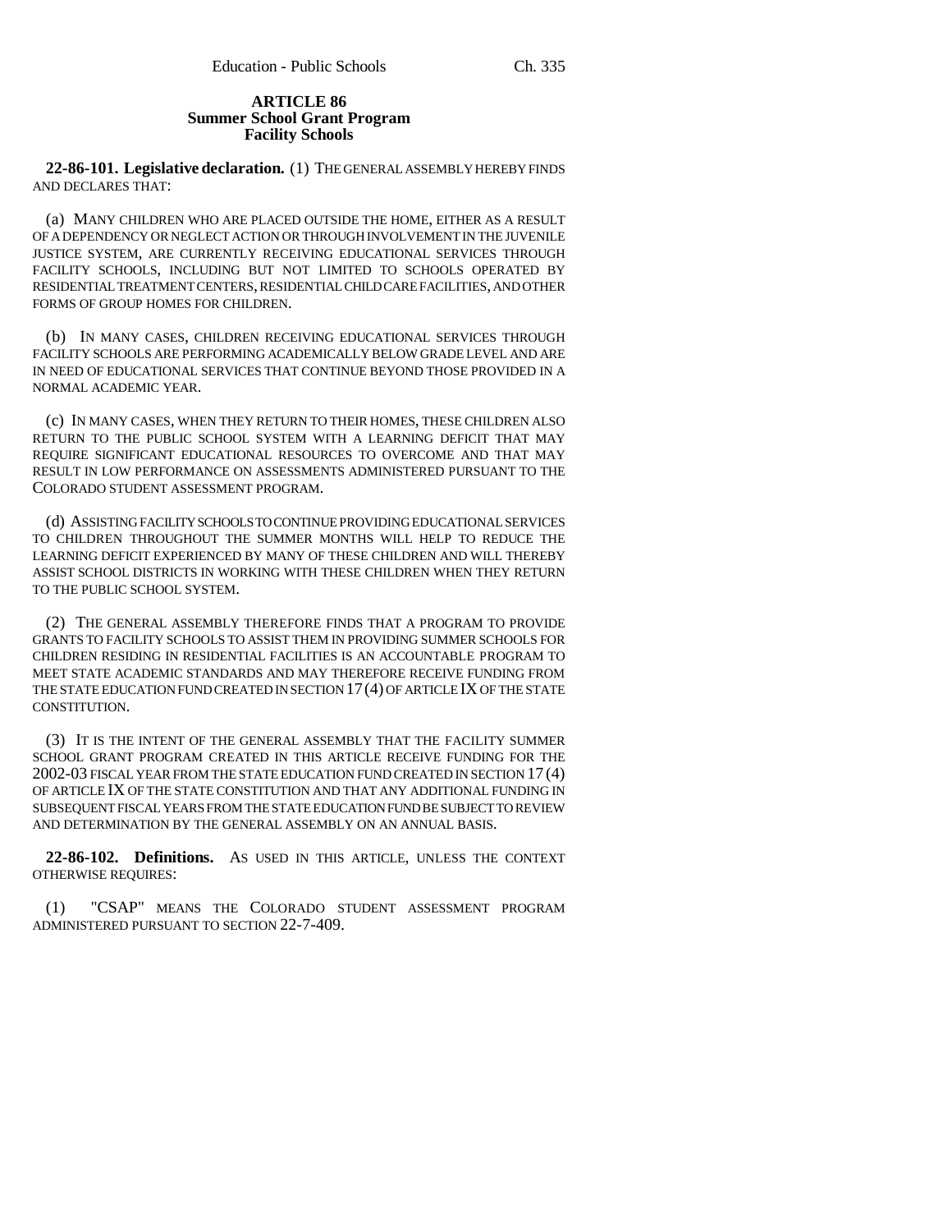**ARTICLE 86**
**Summer School Grant Program**
**Facility Schools**

**22-86-101. Legislative declaration.** (1) THE GENERAL ASSEMBLY HEREBY FINDS AND DECLARES THAT:

(a) MANY CHILDREN WHO ARE PLACED OUTSIDE THE HOME, EITHER AS A RESULT OF A DEPENDENCY OR NEGLECT ACTION OR THROUGH INVOLVEMENT IN THE JUVENILE JUSTICE SYSTEM, ARE CURRENTLY RECEIVING EDUCATIONAL SERVICES THROUGH FACILITY SCHOOLS, INCLUDING BUT NOT LIMITED TO SCHOOLS OPERATED BY RESIDENTIAL TREATMENT CENTERS, RESIDENTIAL CHILD CARE FACILITIES, AND OTHER FORMS OF GROUP HOMES FOR CHILDREN.

(b) IN MANY CASES, CHILDREN RECEIVING EDUCATIONAL SERVICES THROUGH FACILITY SCHOOLS ARE PERFORMING ACADEMICALLY BELOW GRADE LEVEL AND ARE IN NEED OF EDUCATIONAL SERVICES THAT CONTINUE BEYOND THOSE PROVIDED IN A NORMAL ACADEMIC YEAR.

(c) IN MANY CASES, WHEN THEY RETURN TO THEIR HOMES, THESE CHILDREN ALSO RETURN TO THE PUBLIC SCHOOL SYSTEM WITH A LEARNING DEFICIT THAT MAY REQUIRE SIGNIFICANT EDUCATIONAL RESOURCES TO OVERCOME AND THAT MAY RESULT IN LOW PERFORMANCE ON ASSESSMENTS ADMINISTERED PURSUANT TO THE COLORADO STUDENT ASSESSMENT PROGRAM.

(d) ASSISTING FACILITY SCHOOLS TO CONTINUE PROVIDING EDUCATIONAL SERVICES TO CHILDREN THROUGHOUT THE SUMMER MONTHS WILL HELP TO REDUCE THE LEARNING DEFICIT EXPERIENCED BY MANY OF THESE CHILDREN AND WILL THEREBY ASSIST SCHOOL DISTRICTS IN WORKING WITH THESE CHILDREN WHEN THEY RETURN TO THE PUBLIC SCHOOL SYSTEM.

(2) THE GENERAL ASSEMBLY THEREFORE FINDS THAT A PROGRAM TO PROVIDE GRANTS TO FACILITY SCHOOLS TO ASSIST THEM IN PROVIDING SUMMER SCHOOLS FOR CHILDREN RESIDING IN RESIDENTIAL FACILITIES IS AN ACCOUNTABLE PROGRAM TO MEET STATE ACADEMIC STANDARDS AND MAY THEREFORE RECEIVE FUNDING FROM THE STATE EDUCATION FUND CREATED IN SECTION 17 (4) OF ARTICLE IX OF THE STATE CONSTITUTION.

(3) IT IS THE INTENT OF THE GENERAL ASSEMBLY THAT THE FACILITY SUMMER SCHOOL GRANT PROGRAM CREATED IN THIS ARTICLE RECEIVE FUNDING FOR THE 2002-03 FISCAL YEAR FROM THE STATE EDUCATION FUND CREATED IN SECTION 17 (4) OF ARTICLE IX OF THE STATE CONSTITUTION AND THAT ANY ADDITIONAL FUNDING IN SUBSEQUENT FISCAL YEARS FROM THE STATE EDUCATION FUND BE SUBJECT TO REVIEW AND DETERMINATION BY THE GENERAL ASSEMBLY ON AN ANNUAL BASIS.

**22-86-102. Definitions.** AS USED IN THIS ARTICLE, UNLESS THE CONTEXT OTHERWISE REQUIRES:

(1) "CSAP" MEANS THE COLORADO STUDENT ASSESSMENT PROGRAM ADMINISTERED PURSUANT TO SECTION 22-7-409.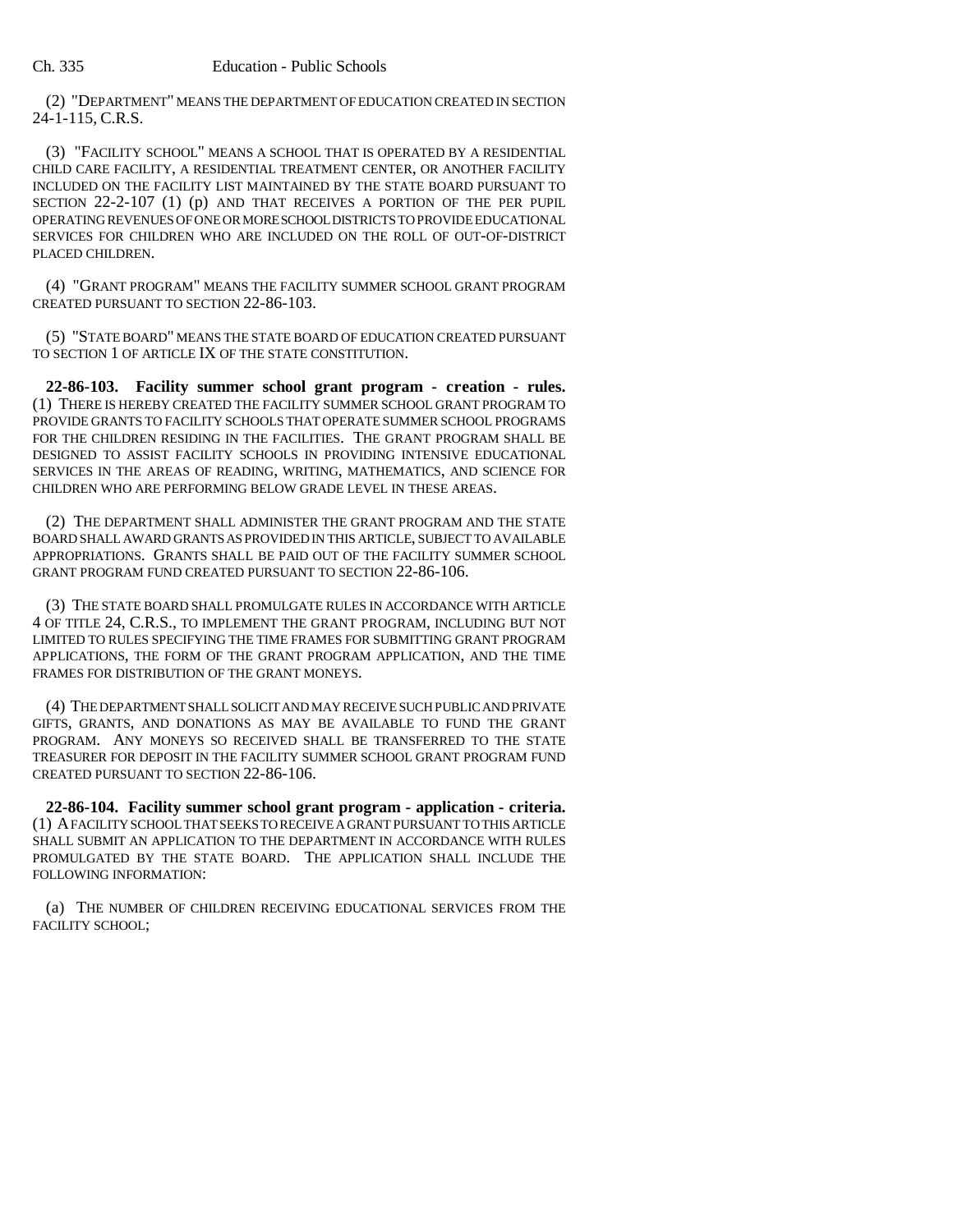(2) "DEPARTMENT" MEANS THE DEPARTMENT OF EDUCATION CREATED IN SECTION 24-1-115, C.R.S.

(3) "FACILITY SCHOOL" MEANS A SCHOOL THAT IS OPERATED BY A RESIDENTIAL CHILD CARE FACILITY, A RESIDENTIAL TREATMENT CENTER, OR ANOTHER FACILITY INCLUDED ON THE FACILITY LIST MAINTAINED BY THE STATE BOARD PURSUANT TO SECTION 22-2-107 (1) (p) AND THAT RECEIVES A PORTION OF THE PER PUPIL OPERATING REVENUES OF ONE OR MORE SCHOOL DISTRICTS TO PROVIDE EDUCATIONAL SERVICES FOR CHILDREN WHO ARE INCLUDED ON THE ROLL OF OUT-OF-DISTRICT PLACED CHILDREN.

(4) "GRANT PROGRAM" MEANS THE FACILITY SUMMER SCHOOL GRANT PROGRAM CREATED PURSUANT TO SECTION 22-86-103.

(5) "STATE BOARD" MEANS THE STATE BOARD OF EDUCATION CREATED PURSUANT TO SECTION 1 OF ARTICLE IX OF THE STATE CONSTITUTION.

**22-86-103. Facility summer school grant program - creation - rules.** (1) THERE IS HEREBY CREATED THE FACILITY SUMMER SCHOOL GRANT PROGRAM TO PROVIDE GRANTS TO FACILITY SCHOOLS THAT OPERATE SUMMER SCHOOL PROGRAMS FOR THE CHILDREN RESIDING IN THE FACILITIES. THE GRANT PROGRAM SHALL BE DESIGNED TO ASSIST FACILITY SCHOOLS IN PROVIDING INTENSIVE EDUCATIONAL SERVICES IN THE AREAS OF READING, WRITING, MATHEMATICS, AND SCIENCE FOR CHILDREN WHO ARE PERFORMING BELOW GRADE LEVEL IN THESE AREAS.

(2) THE DEPARTMENT SHALL ADMINISTER THE GRANT PROGRAM AND THE STATE BOARD SHALL AWARD GRANTS AS PROVIDED IN THIS ARTICLE, SUBJECT TO AVAILABLE APPROPRIATIONS. GRANTS SHALL BE PAID OUT OF THE FACILITY SUMMER SCHOOL GRANT PROGRAM FUND CREATED PURSUANT TO SECTION 22-86-106.

(3) THE STATE BOARD SHALL PROMULGATE RULES IN ACCORDANCE WITH ARTICLE 4 OF TITLE 24, C.R.S., TO IMPLEMENT THE GRANT PROGRAM, INCLUDING BUT NOT LIMITED TO RULES SPECIFYING THE TIME FRAMES FOR SUBMITTING GRANT PROGRAM APPLICATIONS, THE FORM OF THE GRANT PROGRAM APPLICATION, AND THE TIME FRAMES FOR DISTRIBUTION OF THE GRANT MONEYS.

(4) THE DEPARTMENT SHALL SOLICIT AND MAY RECEIVE SUCH PUBLIC AND PRIVATE GIFTS, GRANTS, AND DONATIONS AS MAY BE AVAILABLE TO FUND THE GRANT PROGRAM. ANY MONEYS SO RECEIVED SHALL BE TRANSFERRED TO THE STATE TREASURER FOR DEPOSIT IN THE FACILITY SUMMER SCHOOL GRANT PROGRAM FUND CREATED PURSUANT TO SECTION 22-86-106.

**22-86-104. Facility summer school grant program - application - criteria.** (1) A FACILITY SCHOOL THAT SEEKS TO RECEIVE A GRANT PURSUANT TO THIS ARTICLE SHALL SUBMIT AN APPLICATION TO THE DEPARTMENT IN ACCORDANCE WITH RULES PROMULGATED BY THE STATE BOARD. THE APPLICATION SHALL INCLUDE THE FOLLOWING INFORMATION:

(a) THE NUMBER OF CHILDREN RECEIVING EDUCATIONAL SERVICES FROM THE FACILITY SCHOOL;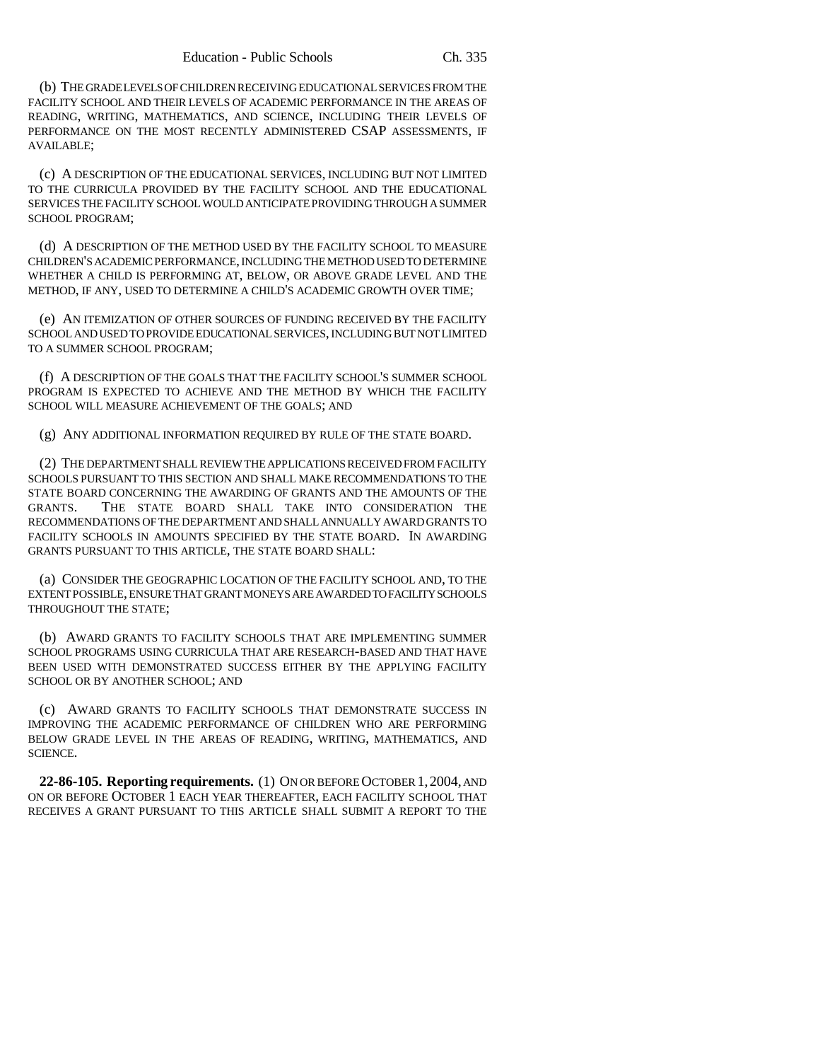(b) THE GRADE LEVELS OF CHILDREN RECEIVING EDUCATIONAL SERVICES FROM THE FACILITY SCHOOL AND THEIR LEVELS OF ACADEMIC PERFORMANCE IN THE AREAS OF READING, WRITING, MATHEMATICS, AND SCIENCE, INCLUDING THEIR LEVELS OF PERFORMANCE ON THE MOST RECENTLY ADMINISTERED CSAP ASSESSMENTS, IF AVAILABLE;

(c) A DESCRIPTION OF THE EDUCATIONAL SERVICES, INCLUDING BUT NOT LIMITED TO THE CURRICULA PROVIDED BY THE FACILITY SCHOOL AND THE EDUCATIONAL SERVICES THE FACILITY SCHOOL WOULD ANTICIPATE PROVIDING THROUGH A SUMMER SCHOOL PROGRAM;

(d) A DESCRIPTION OF THE METHOD USED BY THE FACILITY SCHOOL TO MEASURE CHILDREN'S ACADEMIC PERFORMANCE, INCLUDING THE METHOD USED TO DETERMINE WHETHER A CHILD IS PERFORMING AT, BELOW, OR ABOVE GRADE LEVEL AND THE METHOD, IF ANY, USED TO DETERMINE A CHILD'S ACADEMIC GROWTH OVER TIME;

(e) AN ITEMIZATION OF OTHER SOURCES OF FUNDING RECEIVED BY THE FACILITY SCHOOL AND USED TO PROVIDE EDUCATIONAL SERVICES, INCLUDING BUT NOT LIMITED TO A SUMMER SCHOOL PROGRAM;

(f) A DESCRIPTION OF THE GOALS THAT THE FACILITY SCHOOL'S SUMMER SCHOOL PROGRAM IS EXPECTED TO ACHIEVE AND THE METHOD BY WHICH THE FACILITY SCHOOL WILL MEASURE ACHIEVEMENT OF THE GOALS; AND

(g) ANY ADDITIONAL INFORMATION REQUIRED BY RULE OF THE STATE BOARD.

(2) THE DEPARTMENT SHALL REVIEW THE APPLICATIONS RECEIVED FROM FACILITY SCHOOLS PURSUANT TO THIS SECTION AND SHALL MAKE RECOMMENDATIONS TO THE STATE BOARD CONCERNING THE AWARDING OF GRANTS AND THE AMOUNTS OF THE GRANTS. THE STATE BOARD SHALL TAKE INTO CONSIDERATION THE RECOMMENDATIONS OF THE DEPARTMENT AND SHALL ANNUALLY AWARD GRANTS TO FACILITY SCHOOLS IN AMOUNTS SPECIFIED BY THE STATE BOARD. IN AWARDING GRANTS PURSUANT TO THIS ARTICLE, THE STATE BOARD SHALL:

(a) CONSIDER THE GEOGRAPHIC LOCATION OF THE FACILITY SCHOOL AND, TO THE EXTENT POSSIBLE, ENSURE THAT GRANT MONEYS ARE AWARDED TO FACILITY SCHOOLS THROUGHOUT THE STATE;

(b) AWARD GRANTS TO FACILITY SCHOOLS THAT ARE IMPLEMENTING SUMMER SCHOOL PROGRAMS USING CURRICULA THAT ARE RESEARCH-BASED AND THAT HAVE BEEN USED WITH DEMONSTRATED SUCCESS EITHER BY THE APPLYING FACILITY SCHOOL OR BY ANOTHER SCHOOL; AND

(c) AWARD GRANTS TO FACILITY SCHOOLS THAT DEMONSTRATE SUCCESS IN IMPROVING THE ACADEMIC PERFORMANCE OF CHILDREN WHO ARE PERFORMING BELOW GRADE LEVEL IN THE AREAS OF READING, WRITING, MATHEMATICS, AND SCIENCE.

**22-86-105. Reporting requirements.** (1) ON OR BEFORE OCTOBER 1, 2004, AND ON OR BEFORE OCTOBER 1 EACH YEAR THEREAFTER, EACH FACILITY SCHOOL THAT RECEIVES A GRANT PURSUANT TO THIS ARTICLE SHALL SUBMIT A REPORT TO THE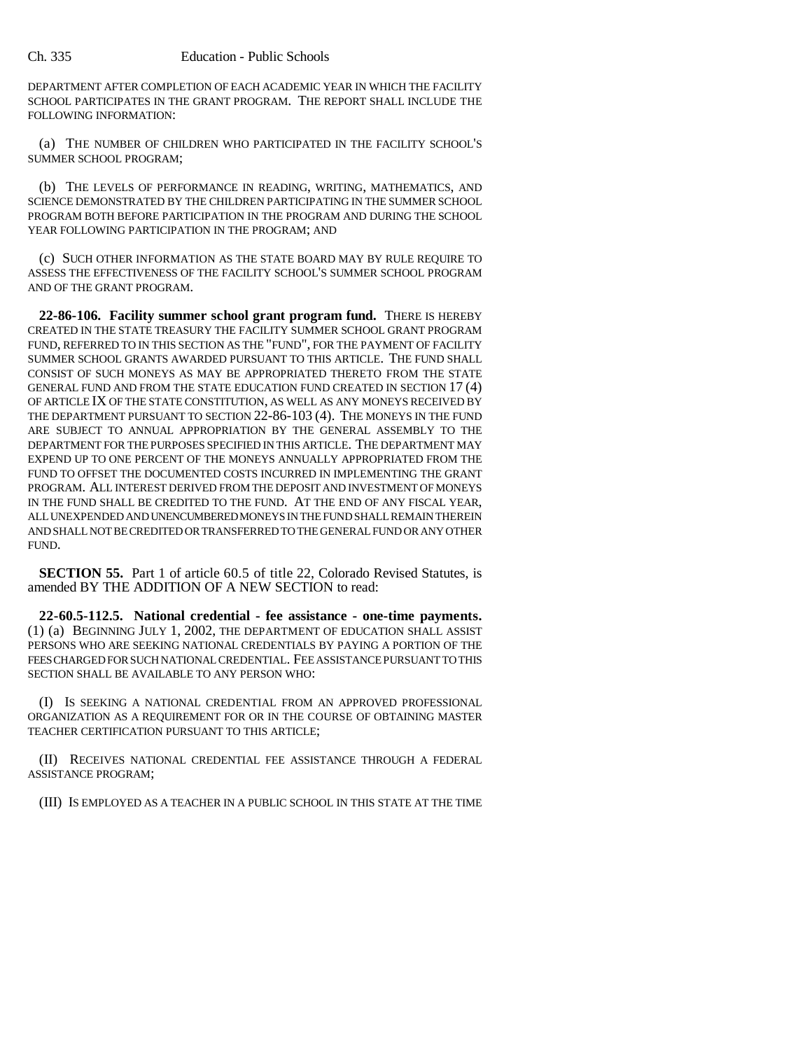DEPARTMENT AFTER COMPLETION OF EACH ACADEMIC YEAR IN WHICH THE FACILITY SCHOOL PARTICIPATES IN THE GRANT PROGRAM. THE REPORT SHALL INCLUDE THE FOLLOWING INFORMATION:

(a) THE NUMBER OF CHILDREN WHO PARTICIPATED IN THE FACILITY SCHOOL'S SUMMER SCHOOL PROGRAM;

(b) THE LEVELS OF PERFORMANCE IN READING, WRITING, MATHEMATICS, AND SCIENCE DEMONSTRATED BY THE CHILDREN PARTICIPATING IN THE SUMMER SCHOOL PROGRAM BOTH BEFORE PARTICIPATION IN THE PROGRAM AND DURING THE SCHOOL YEAR FOLLOWING PARTICIPATION IN THE PROGRAM; AND

(c) SUCH OTHER INFORMATION AS THE STATE BOARD MAY BY RULE REQUIRE TO ASSESS THE EFFECTIVENESS OF THE FACILITY SCHOOL'S SUMMER SCHOOL PROGRAM AND OF THE GRANT PROGRAM.

**22-86-106. Facility summer school grant program fund.** THERE IS HEREBY CREATED IN THE STATE TREASURY THE FACILITY SUMMER SCHOOL GRANT PROGRAM FUND, REFERRED TO IN THIS SECTION AS THE "FUND", FOR THE PAYMENT OF FACILITY SUMMER SCHOOL GRANTS AWARDED PURSUANT TO THIS ARTICLE. THE FUND SHALL CONSIST OF SUCH MONEYS AS MAY BE APPROPRIATED THERETO FROM THE STATE GENERAL FUND AND FROM THE STATE EDUCATION FUND CREATED IN SECTION 17 (4) OF ARTICLE IX OF THE STATE CONSTITUTION, AS WELL AS ANY MONEYS RECEIVED BY THE DEPARTMENT PURSUANT TO SECTION 22-86-103 (4). THE MONEYS IN THE FUND ARE SUBJECT TO ANNUAL APPROPRIATION BY THE GENERAL ASSEMBLY TO THE DEPARTMENT FOR THE PURPOSES SPECIFIED IN THIS ARTICLE. THE DEPARTMENT MAY EXPEND UP TO ONE PERCENT OF THE MONEYS ANNUALLY APPROPRIATED FROM THE FUND TO OFFSET THE DOCUMENTED COSTS INCURRED IN IMPLEMENTING THE GRANT PROGRAM. ALL INTEREST DERIVED FROM THE DEPOSIT AND INVESTMENT OF MONEYS IN THE FUND SHALL BE CREDITED TO THE FUND. AT THE END OF ANY FISCAL YEAR, ALL UNEXPENDED AND UNENCUMBERED MONEYS IN THE FUND SHALL REMAIN THEREIN AND SHALL NOT BE CREDITED OR TRANSFERRED TO THE GENERAL FUND OR ANY OTHER FUND.

**SECTION 55.** Part 1 of article 60.5 of title 22, Colorado Revised Statutes, is amended BY THE ADDITION OF A NEW SECTION to read:

**22-60.5-112.5. National credential - fee assistance - one-time payments.** (1) (a) BEGINNING JULY 1, 2002, THE DEPARTMENT OF EDUCATION SHALL ASSIST PERSONS WHO ARE SEEKING NATIONAL CREDENTIALS BY PAYING A PORTION OF THE FEES CHARGED FOR SUCH NATIONAL CREDENTIAL. FEE ASSISTANCE PURSUANT TO THIS SECTION SHALL BE AVAILABLE TO ANY PERSON WHO:

(I) IS SEEKING A NATIONAL CREDENTIAL FROM AN APPROVED PROFESSIONAL ORGANIZATION AS A REQUIREMENT FOR OR IN THE COURSE OF OBTAINING MASTER TEACHER CERTIFICATION PURSUANT TO THIS ARTICLE;

(II) RECEIVES NATIONAL CREDENTIAL FEE ASSISTANCE THROUGH A FEDERAL ASSISTANCE PROGRAM;

(III) IS EMPLOYED AS A TEACHER IN A PUBLIC SCHOOL IN THIS STATE AT THE TIME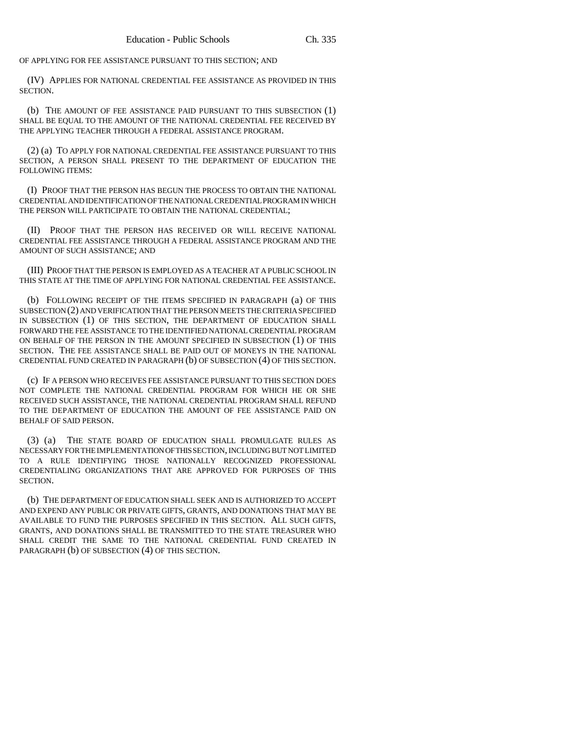OF APPLYING FOR FEE ASSISTANCE PURSUANT TO THIS SECTION; AND

(IV) APPLIES FOR NATIONAL CREDENTIAL FEE ASSISTANCE AS PROVIDED IN THIS SECTION.

(b) THE AMOUNT OF FEE ASSISTANCE PAID PURSUANT TO THIS SUBSECTION (1) SHALL BE EQUAL TO THE AMOUNT OF THE NATIONAL CREDENTIAL FEE RECEIVED BY THE APPLYING TEACHER THROUGH A FEDERAL ASSISTANCE PROGRAM.

(2) (a) TO APPLY FOR NATIONAL CREDENTIAL FEE ASSISTANCE PURSUANT TO THIS SECTION, A PERSON SHALL PRESENT TO THE DEPARTMENT OF EDUCATION THE FOLLOWING ITEMS:

(I) PROOF THAT THE PERSON HAS BEGUN THE PROCESS TO OBTAIN THE NATIONAL CREDENTIAL AND IDENTIFICATION OF THE NATIONAL CREDENTIAL PROGRAM IN WHICH THE PERSON WILL PARTICIPATE TO OBTAIN THE NATIONAL CREDENTIAL;

(II) PROOF THAT THE PERSON HAS RECEIVED OR WILL RECEIVE NATIONAL CREDENTIAL FEE ASSISTANCE THROUGH A FEDERAL ASSISTANCE PROGRAM AND THE AMOUNT OF SUCH ASSISTANCE; AND

(III) PROOF THAT THE PERSON IS EMPLOYED AS A TEACHER AT A PUBLIC SCHOOL IN THIS STATE AT THE TIME OF APPLYING FOR NATIONAL CREDENTIAL FEE ASSISTANCE.

(b) FOLLOWING RECEIPT OF THE ITEMS SPECIFIED IN PARAGRAPH (a) OF THIS SUBSECTION (2) AND VERIFICATION THAT THE PERSON MEETS THE CRITERIA SPECIFIED IN SUBSECTION (1) OF THIS SECTION, THE DEPARTMENT OF EDUCATION SHALL FORWARD THE FEE ASSISTANCE TO THE IDENTIFIED NATIONAL CREDENTIAL PROGRAM ON BEHALF OF THE PERSON IN THE AMOUNT SPECIFIED IN SUBSECTION (1) OF THIS SECTION. THE FEE ASSISTANCE SHALL BE PAID OUT OF MONEYS IN THE NATIONAL CREDENTIAL FUND CREATED IN PARAGRAPH (b) OF SUBSECTION (4) OF THIS SECTION.

(c) IF A PERSON WHO RECEIVES FEE ASSISTANCE PURSUANT TO THIS SECTION DOES NOT COMPLETE THE NATIONAL CREDENTIAL PROGRAM FOR WHICH HE OR SHE RECEIVED SUCH ASSISTANCE, THE NATIONAL CREDENTIAL PROGRAM SHALL REFUND TO THE DEPARTMENT OF EDUCATION THE AMOUNT OF FEE ASSISTANCE PAID ON BEHALF OF SAID PERSON.

(3) (a) THE STATE BOARD OF EDUCATION SHALL PROMULGATE RULES AS NECESSARY FOR THE IMPLEMENTATION OF THIS SECTION, INCLUDING BUT NOT LIMITED TO A RULE IDENTIFYING THOSE NATIONALLY RECOGNIZED PROFESSIONAL CREDENTIALING ORGANIZATIONS THAT ARE APPROVED FOR PURPOSES OF THIS SECTION.

(b) THE DEPARTMENT OF EDUCATION SHALL SEEK AND IS AUTHORIZED TO ACCEPT AND EXPEND ANY PUBLIC OR PRIVATE GIFTS, GRANTS, AND DONATIONS THAT MAY BE AVAILABLE TO FUND THE PURPOSES SPECIFIED IN THIS SECTION. ALL SUCH GIFTS, GRANTS, AND DONATIONS SHALL BE TRANSMITTED TO THE STATE TREASURER WHO SHALL CREDIT THE SAME TO THE NATIONAL CREDENTIAL FUND CREATED IN PARAGRAPH (b) OF SUBSECTION (4) OF THIS SECTION.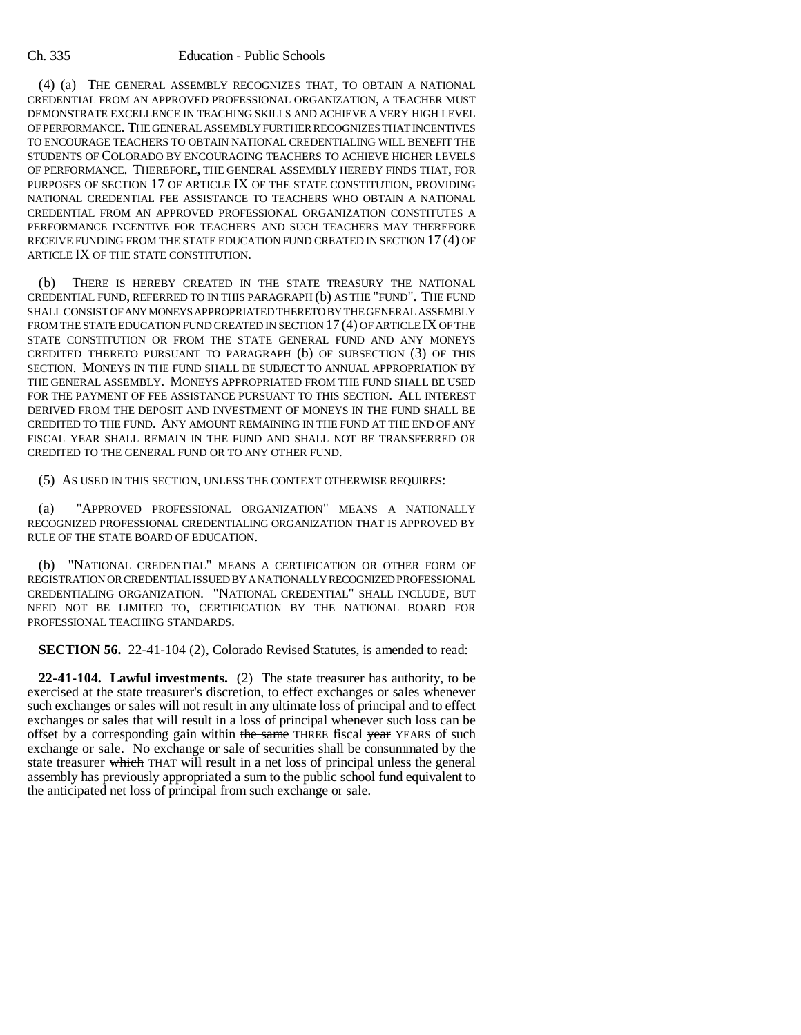(4) (a) THE GENERAL ASSEMBLY RECOGNIZES THAT, TO OBTAIN A NATIONAL CREDENTIAL FROM AN APPROVED PROFESSIONAL ORGANIZATION, A TEACHER MUST DEMONSTRATE EXCELLENCE IN TEACHING SKILLS AND ACHIEVE A VERY HIGH LEVEL OF PERFORMANCE. THE GENERAL ASSEMBLY FURTHER RECOGNIZES THAT INCENTIVES TO ENCOURAGE TEACHERS TO OBTAIN NATIONAL CREDENTIALING WILL BENEFIT THE STUDENTS OF COLORADO BY ENCOURAGING TEACHERS TO ACHIEVE HIGHER LEVELS OF PERFORMANCE. THEREFORE, THE GENERAL ASSEMBLY HEREBY FINDS THAT, FOR PURPOSES OF SECTION 17 OF ARTICLE IX OF THE STATE CONSTITUTION, PROVIDING NATIONAL CREDENTIAL FEE ASSISTANCE TO TEACHERS WHO OBTAIN A NATIONAL CREDENTIAL FROM AN APPROVED PROFESSIONAL ORGANIZATION CONSTITUTES A PERFORMANCE INCENTIVE FOR TEACHERS AND SUCH TEACHERS MAY THEREFORE RECEIVE FUNDING FROM THE STATE EDUCATION FUND CREATED IN SECTION 17 (4) OF ARTICLE IX OF THE STATE CONSTITUTION.

(b) THERE IS HEREBY CREATED IN THE STATE TREASURY THE NATIONAL CREDENTIAL FUND, REFERRED TO IN THIS PARAGRAPH (b) AS THE "FUND". THE FUND SHALL CONSIST OF ANY MONEYS APPROPRIATED THERETO BY THE GENERAL ASSEMBLY FROM THE STATE EDUCATION FUND CREATED IN SECTION 17 (4) OF ARTICLE IX OF THE STATE CONSTITUTION OR FROM THE STATE GENERAL FUND AND ANY MONEYS CREDITED THERETO PURSUANT TO PARAGRAPH (b) OF SUBSECTION (3) OF THIS SECTION. MONEYS IN THE FUND SHALL BE SUBJECT TO ANNUAL APPROPRIATION BY THE GENERAL ASSEMBLY. MONEYS APPROPRIATED FROM THE FUND SHALL BE USED FOR THE PAYMENT OF FEE ASSISTANCE PURSUANT TO THIS SECTION. ALL INTEREST DERIVED FROM THE DEPOSIT AND INVESTMENT OF MONEYS IN THE FUND SHALL BE CREDITED TO THE FUND. ANY AMOUNT REMAINING IN THE FUND AT THE END OF ANY FISCAL YEAR SHALL REMAIN IN THE FUND AND SHALL NOT BE TRANSFERRED OR CREDITED TO THE GENERAL FUND OR TO ANY OTHER FUND.

(5) AS USED IN THIS SECTION, UNLESS THE CONTEXT OTHERWISE REQUIRES:

(a) "APPROVED PROFESSIONAL ORGANIZATION" MEANS A NATIONALLY RECOGNIZED PROFESSIONAL CREDENTIALING ORGANIZATION THAT IS APPROVED BY RULE OF THE STATE BOARD OF EDUCATION.

(b) "NATIONAL CREDENTIAL" MEANS A CERTIFICATION OR OTHER FORM OF REGISTRATION OR CREDENTIAL ISSUED BY A NATIONALLY RECOGNIZED PROFESSIONAL CREDENTIALING ORGANIZATION. "NATIONAL CREDENTIAL" SHALL INCLUDE, BUT NEED NOT BE LIMITED TO, CERTIFICATION BY THE NATIONAL BOARD FOR PROFESSIONAL TEACHING STANDARDS.

**SECTION 56.** 22-41-104 (2), Colorado Revised Statutes, is amended to read:

**22-41-104. Lawful investments.** (2) The state treasurer has authority, to be exercised at the state treasurer's discretion, to effect exchanges or sales whenever such exchanges or sales will not result in any ultimate loss of principal and to effect exchanges or sales that will result in a loss of principal whenever such loss can be offset by a corresponding gain within ~~the same~~ THREE fiscal ~~year~~ YEARS of such exchange or sale. No exchange or sale of securities shall be consummated by the state treasurer ~~which~~ THAT will result in a net loss of principal unless the general assembly has previously appropriated a sum to the public school fund equivalent to the anticipated net loss of principal from such exchange or sale.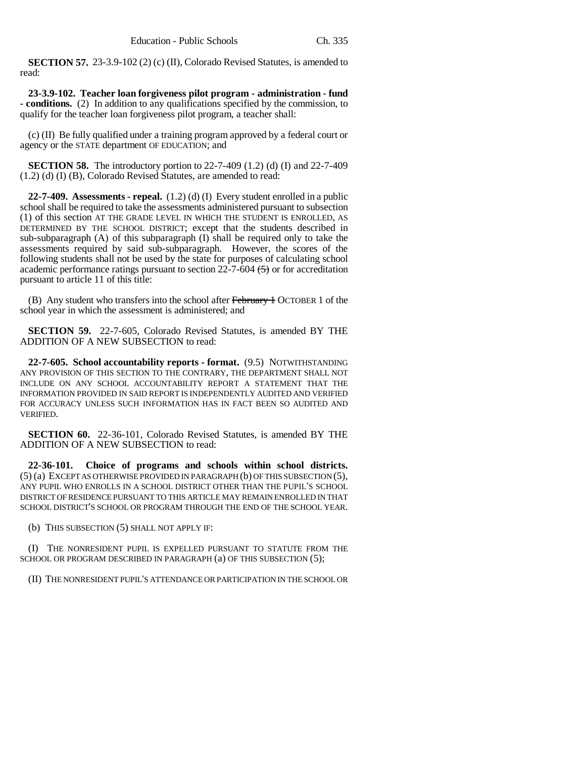**SECTION 57.** 23-3.9-102 (2) (c) (II), Colorado Revised Statutes, is amended to read:

**23-3.9-102. Teacher loan forgiveness pilot program - administration - fund - conditions.** (2) In addition to any qualifications specified by the commission, to qualify for the teacher loan forgiveness pilot program, a teacher shall:

(c) (II) Be fully qualified under a training program approved by a federal court or agency or the STATE department OF EDUCATION; and

**SECTION 58.** The introductory portion to 22-7-409 (1.2) (d) (I) and 22-7-409 (1.2) (d) (I) (B), Colorado Revised Statutes, are amended to read:

**22-7-409. Assessments - repeal.** (1.2) (d) (I) Every student enrolled in a public school shall be required to take the assessments administered pursuant to subsection (1) of this section AT THE GRADE LEVEL IN WHICH THE STUDENT IS ENROLLED, AS DETERMINED BY THE SCHOOL DISTRICT; except that the students described in sub-subparagraph (A) of this subparagraph (I) shall be required only to take the assessments required by said sub-subparagraph. However, the scores of the following students shall not be used by the state for purposes of calculating school academic performance ratings pursuant to section 22-7-604 ~~(5)~~ or for accreditation pursuant to article 11 of this title:

(B) Any student who transfers into the school after ~~February 1~~ OCTOBER 1 of the school year in which the assessment is administered; and

**SECTION 59.** 22-7-605, Colorado Revised Statutes, is amended BY THE ADDITION OF A NEW SUBSECTION to read:

**22-7-605. School accountability reports - format.** (9.5) NOTWITHSTANDING ANY PROVISION OF THIS SECTION TO THE CONTRARY, THE DEPARTMENT SHALL NOT INCLUDE ON ANY SCHOOL ACCOUNTABILITY REPORT A STATEMENT THAT THE INFORMATION PROVIDED IN SAID REPORT IS INDEPENDENTLY AUDITED AND VERIFIED FOR ACCURACY UNLESS SUCH INFORMATION HAS IN FACT BEEN SO AUDITED AND VERIFIED.

**SECTION 60.** 22-36-101, Colorado Revised Statutes, is amended BY THE ADDITION OF A NEW SUBSECTION to read:

**22-36-101. Choice of programs and schools within school districts.** (5) (a) EXCEPT AS OTHERWISE PROVIDED IN PARAGRAPH (b) OF THIS SUBSECTION (5), ANY PUPIL WHO ENROLLS IN A SCHOOL DISTRICT OTHER THAN THE PUPIL'S SCHOOL DISTRICT OF RESIDENCE PURSUANT TO THIS ARTICLE MAY REMAIN ENROLLED IN THAT SCHOOL DISTRICT'S SCHOOL OR PROGRAM THROUGH THE END OF THE SCHOOL YEAR.

(b) THIS SUBSECTION (5) SHALL NOT APPLY IF:

(I) THE NONRESIDENT PUPIL IS EXPELLED PURSUANT TO STATUTE FROM THE SCHOOL OR PROGRAM DESCRIBED IN PARAGRAPH (a) OF THIS SUBSECTION (5);

(II) THE NONRESIDENT PUPIL'S ATTENDANCE OR PARTICIPATION IN THE SCHOOL OR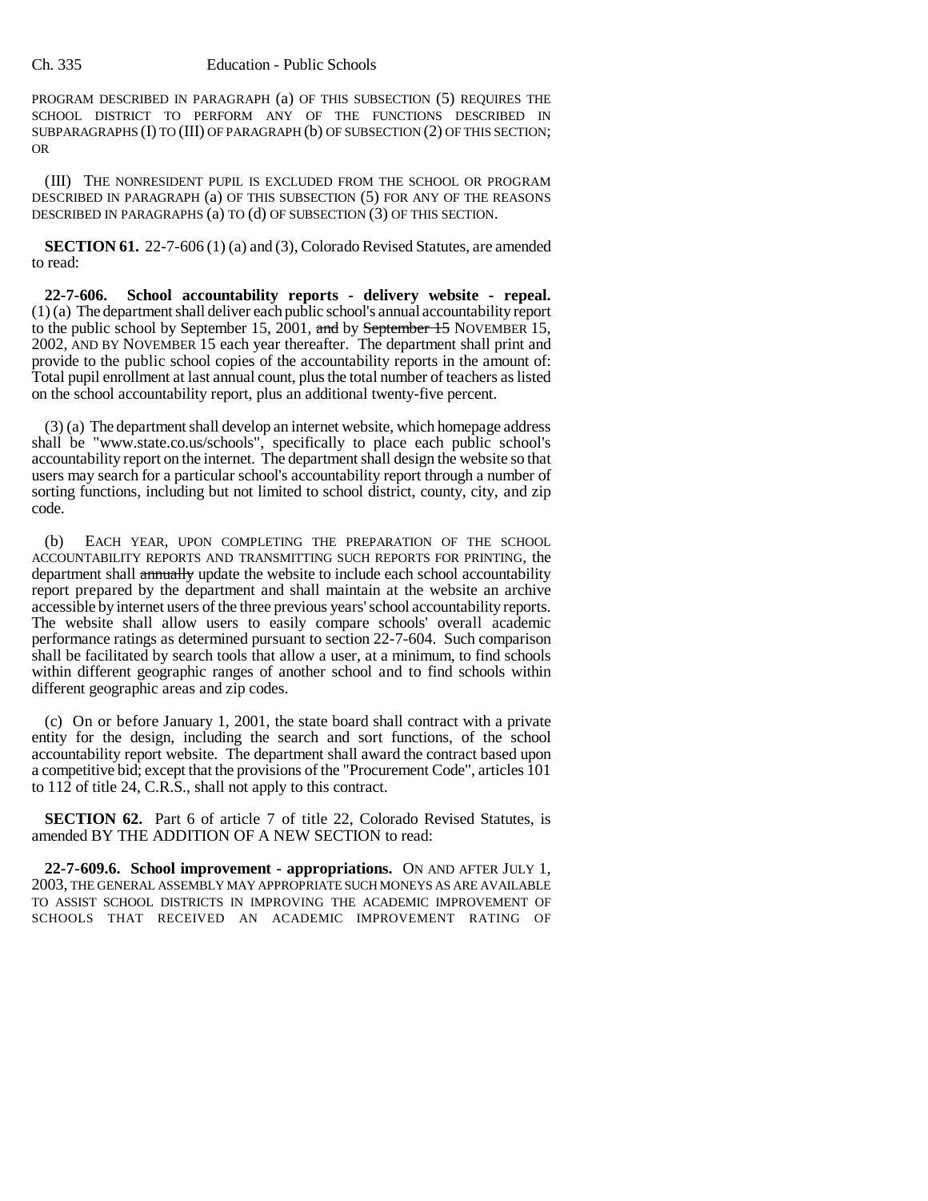PROGRAM DESCRIBED IN PARAGRAPH (a) OF THIS SUBSECTION (5) REQUIRES THE SCHOOL DISTRICT TO PERFORM ANY OF THE FUNCTIONS DESCRIBED IN SUBPARAGRAPHS (I) TO (III) OF PARAGRAPH (b) OF SUBSECTION (2) OF THIS SECTION; OR

(III) THE NONRESIDENT PUPIL IS EXCLUDED FROM THE SCHOOL OR PROGRAM DESCRIBED IN PARAGRAPH (a) OF THIS SUBSECTION (5) FOR ANY OF THE REASONS DESCRIBED IN PARAGRAPHS (a) TO (d) OF SUBSECTION (3) OF THIS SECTION.

**SECTION 61.** 22-7-606 (1) (a) and (3), Colorado Revised Statutes, are amended to read:

**22-7-606. School accountability reports - delivery website - repeal.** (1) (a) The department shall deliver each public school's annual accountability report to the public school by September 15, 2001, ~~and~~ by ~~September 15~~ NOVEMBER 15, 2002, AND BY NOVEMBER 15 each year thereafter. The department shall print and provide to the public school copies of the accountability reports in the amount of: Total pupil enrollment at last annual count, plus the total number of teachers as listed on the school accountability report, plus an additional twenty-five percent.

(3) (a) The department shall develop an internet website, which homepage address shall be "www.state.co.us/schools", specifically to place each public school's accountability report on the internet. The department shall design the website so that users may search for a particular school's accountability report through a number of sorting functions, including but not limited to school district, county, city, and zip code.

(b) EACH YEAR, UPON COMPLETING THE PREPARATION OF THE SCHOOL ACCOUNTABILITY REPORTS AND TRANSMITTING SUCH REPORTS FOR PRINTING, the department shall ~~annually~~ update the website to include each school accountability report prepared by the department and shall maintain at the website an archive accessible by internet users of the three previous years' school accountability reports. The website shall allow users to easily compare schools' overall academic performance ratings as determined pursuant to section 22-7-604. Such comparison shall be facilitated by search tools that allow a user, at a minimum, to find schools within different geographic ranges of another school and to find schools within different geographic areas and zip codes.

(c) On or before January 1, 2001, the state board shall contract with a private entity for the design, including the search and sort functions, of the school accountability report website. The department shall award the contract based upon a competitive bid; except that the provisions of the "Procurement Code", articles 101 to 112 of title 24, C.R.S., shall not apply to this contract.

**SECTION 62.** Part 6 of article 7 of title 22, Colorado Revised Statutes, is amended BY THE ADDITION OF A NEW SECTION to read:

**22-7-609.6. School improvement - appropriations.** ON AND AFTER JULY 1, 2003, THE GENERAL ASSEMBLY MAY APPROPRIATE SUCH MONEYS AS ARE AVAILABLE TO ASSIST SCHOOL DISTRICTS IN IMPROVING THE ACADEMIC IMPROVEMENT OF SCHOOLS THAT RECEIVED AN ACADEMIC IMPROVEMENT RATING OF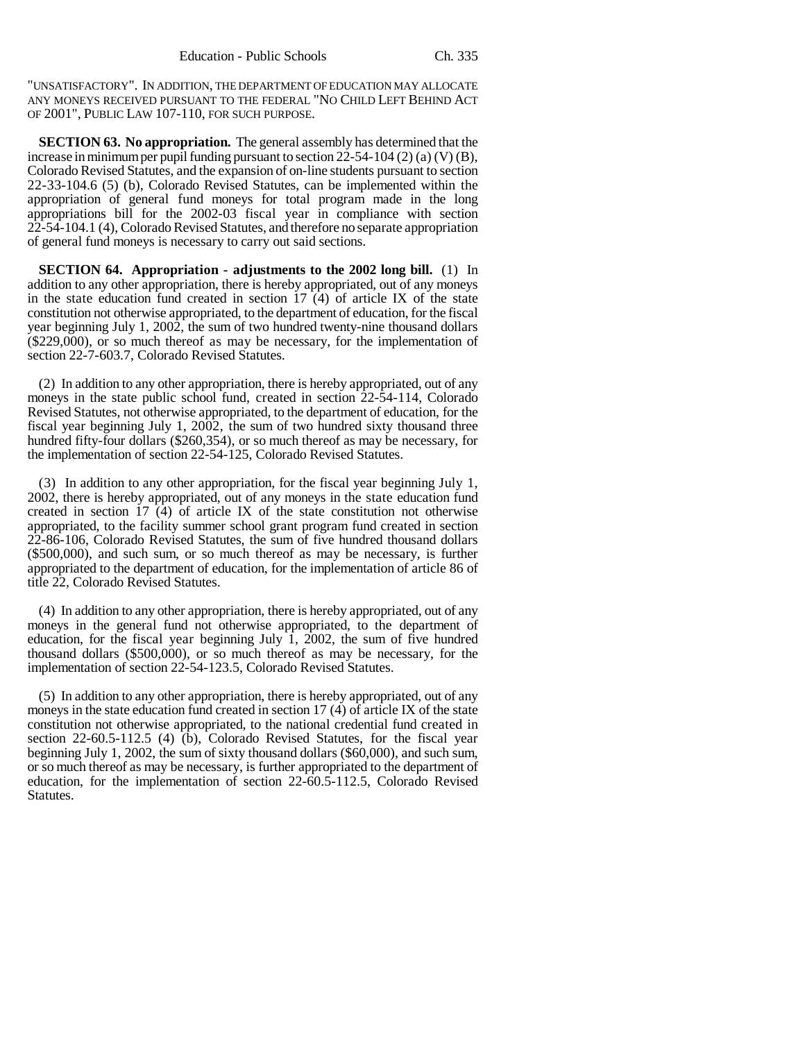"UNSATISFACTORY". IN ADDITION, THE DEPARTMENT OF EDUCATION MAY ALLOCATE ANY MONEYS RECEIVED PURSUANT TO THE FEDERAL "NO CHILD LEFT BEHIND ACT OF 2001", PUBLIC LAW 107-110, FOR SUCH PURPOSE.

**SECTION 63. No appropriation.** The general assembly has determined that the increase in minimum per pupil funding pursuant to section 22-54-104 (2) (a) (V) (B), Colorado Revised Statutes, and the expansion of on-line students pursuant to section 22-33-104.6 (5) (b), Colorado Revised Statutes, can be implemented within the appropriation of general fund moneys for total program made in the long appropriations bill for the 2002-03 fiscal year in compliance with section 22-54-104.1 (4), Colorado Revised Statutes, and therefore no separate appropriation of general fund moneys is necessary to carry out said sections.

**SECTION 64. Appropriation - adjustments to the 2002 long bill.** (1) In addition to any other appropriation, there is hereby appropriated, out of any moneys in the state education fund created in section 17 (4) of article IX of the state constitution not otherwise appropriated, to the department of education, for the fiscal year beginning July 1, 2002, the sum of two hundred twenty-nine thousand dollars ($229,000), or so much thereof as may be necessary, for the implementation of section 22-7-603.7, Colorado Revised Statutes.

(2) In addition to any other appropriation, there is hereby appropriated, out of any moneys in the state public school fund, created in section 22-54-114, Colorado Revised Statutes, not otherwise appropriated, to the department of education, for the fiscal year beginning July 1, 2002, the sum of two hundred sixty thousand three hundred fifty-four dollars ($260,354), or so much thereof as may be necessary, for the implementation of section 22-54-125, Colorado Revised Statutes.

(3) In addition to any other appropriation, for the fiscal year beginning July 1, 2002, there is hereby appropriated, out of any moneys in the state education fund created in section 17 (4) of article IX of the state constitution not otherwise appropriated, to the facility summer school grant program fund created in section 22-86-106, Colorado Revised Statutes, the sum of five hundred thousand dollars ($500,000), and such sum, or so much thereof as may be necessary, is further appropriated to the department of education, for the implementation of article 86 of title 22, Colorado Revised Statutes.

(4) In addition to any other appropriation, there is hereby appropriated, out of any moneys in the general fund not otherwise appropriated, to the department of education, for the fiscal year beginning July 1, 2002, the sum of five hundred thousand dollars ($500,000), or so much thereof as may be necessary, for the implementation of section 22-54-123.5, Colorado Revised Statutes.

(5) In addition to any other appropriation, there is hereby appropriated, out of any moneys in the state education fund created in section 17 (4) of article IX of the state constitution not otherwise appropriated, to the national credential fund created in section 22-60.5-112.5 (4) (b), Colorado Revised Statutes, for the fiscal year beginning July 1, 2002, the sum of sixty thousand dollars ($60,000), and such sum, or so much thereof as may be necessary, is further appropriated to the department of education, for the implementation of section 22-60.5-112.5, Colorado Revised Statutes.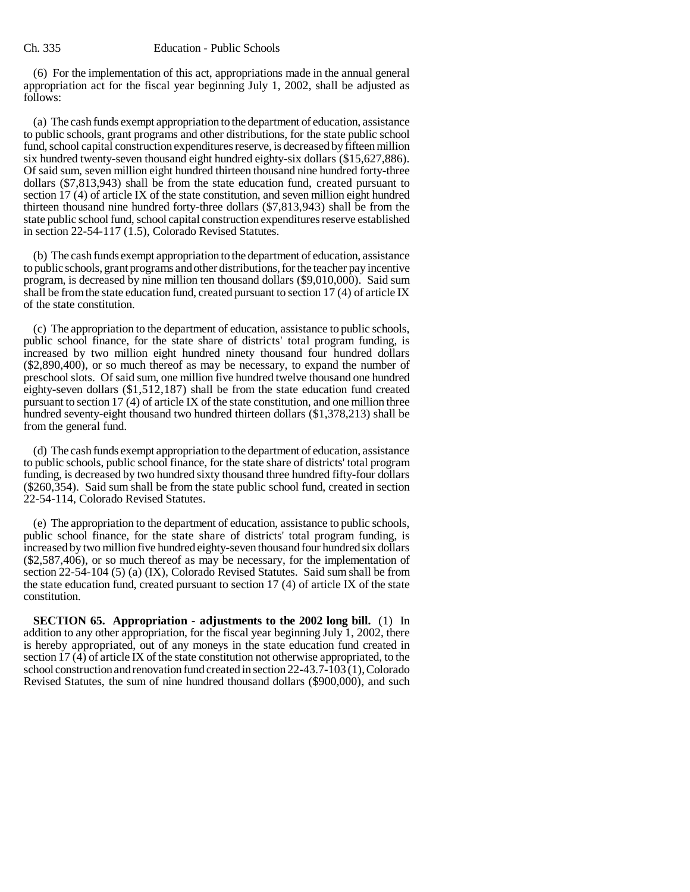(6) For the implementation of this act, appropriations made in the annual general appropriation act for the fiscal year beginning July 1, 2002, shall be adjusted as follows:

(a) The cash funds exempt appropriation to the department of education, assistance to public schools, grant programs and other distributions, for the state public school fund, school capital construction expenditures reserve, is decreased by fifteen million six hundred twenty-seven thousand eight hundred eighty-six dollars ($15,627,886). Of said sum, seven million eight hundred thirteen thousand nine hundred forty-three dollars ($7,813,943) shall be from the state education fund, created pursuant to section 17 (4) of article IX of the state constitution, and seven million eight hundred thirteen thousand nine hundred forty-three dollars ($7,813,943) shall be from the state public school fund, school capital construction expenditures reserve established in section 22-54-117 (1.5), Colorado Revised Statutes.

(b) The cash funds exempt appropriation to the department of education, assistance to public schools, grant programs and other distributions, for the teacher pay incentive program, is decreased by nine million ten thousand dollars ($9,010,000). Said sum shall be from the state education fund, created pursuant to section 17 (4) of article IX of the state constitution.

(c) The appropriation to the department of education, assistance to public schools, public school finance, for the state share of districts' total program funding, is increased by two million eight hundred ninety thousand four hundred dollars ($2,890,400), or so much thereof as may be necessary, to expand the number of preschool slots. Of said sum, one million five hundred twelve thousand one hundred eighty-seven dollars ($1,512,187) shall be from the state education fund created pursuant to section 17 (4) of article IX of the state constitution, and one million three hundred seventy-eight thousand two hundred thirteen dollars ($1,378,213) shall be from the general fund.

(d) The cash funds exempt appropriation to the department of education, assistance to public schools, public school finance, for the state share of districts' total program funding, is decreased by two hundred sixty thousand three hundred fifty-four dollars ($260,354). Said sum shall be from the state public school fund, created in section 22-54-114, Colorado Revised Statutes.

(e) The appropriation to the department of education, assistance to public schools, public school finance, for the state share of districts' total program funding, is increased by two million five hundred eighty-seven thousand four hundred six dollars ($2,587,406), or so much thereof as may be necessary, for the implementation of section 22-54-104 (5) (a) (IX), Colorado Revised Statutes. Said sum shall be from the state education fund, created pursuant to section 17 (4) of article IX of the state constitution.

**SECTION 65. Appropriation - adjustments to the 2002 long bill.** (1) In addition to any other appropriation, for the fiscal year beginning July 1, 2002, there is hereby appropriated, out of any moneys in the state education fund created in section 17 (4) of article IX of the state constitution not otherwise appropriated, to the school construction and renovation fund created in section 22-43.7-103 (1), Colorado Revised Statutes, the sum of nine hundred thousand dollars ($900,000), and such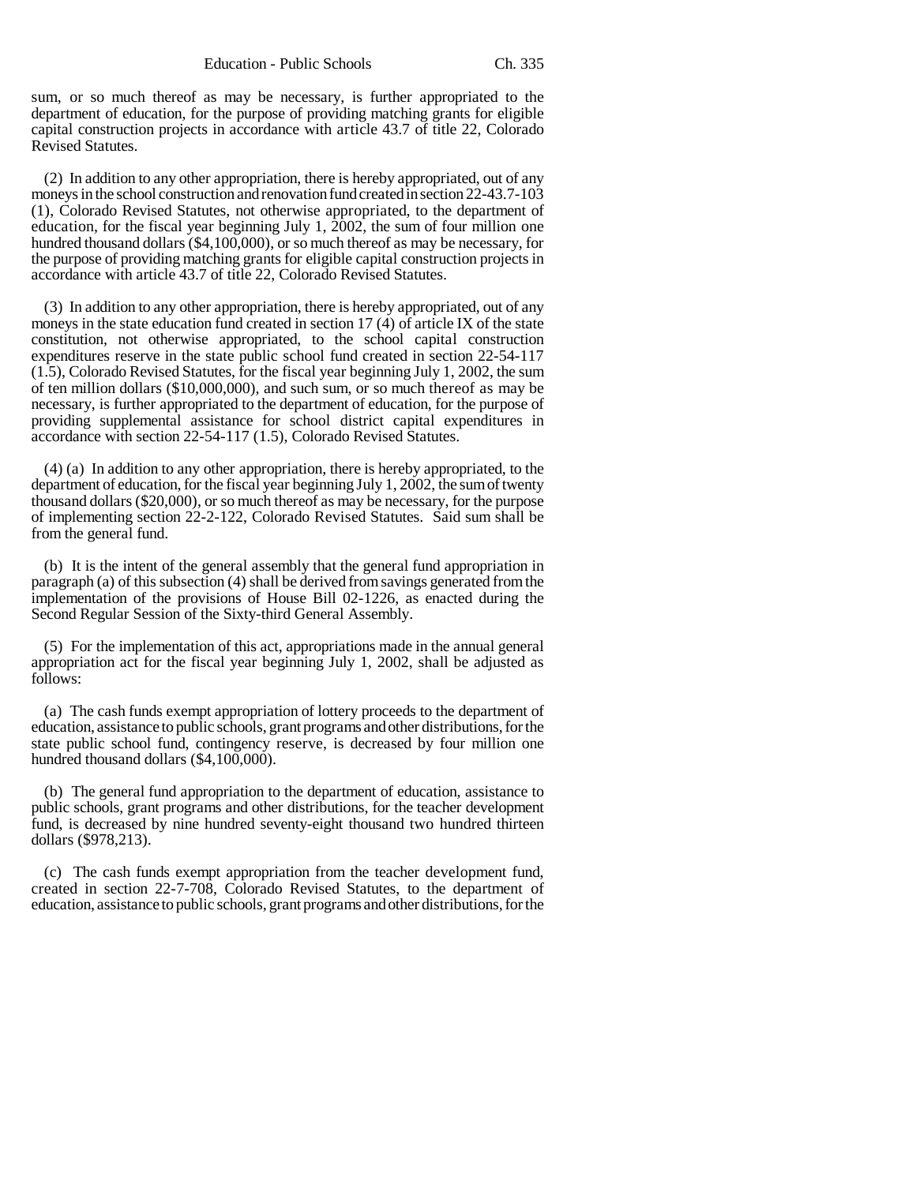sum, or so much thereof as may be necessary, is further appropriated to the department of education, for the purpose of providing matching grants for eligible capital construction projects in accordance with article 43.7 of title 22, Colorado Revised Statutes.

(2) In addition to any other appropriation, there is hereby appropriated, out of any moneys in the school construction and renovation fund created in section 22-43.7-103 (1), Colorado Revised Statutes, not otherwise appropriated, to the department of education, for the fiscal year beginning July 1, 2002, the sum of four million one hundred thousand dollars ($4,100,000), or so much thereof as may be necessary, for the purpose of providing matching grants for eligible capital construction projects in accordance with article 43.7 of title 22, Colorado Revised Statutes.

(3) In addition to any other appropriation, there is hereby appropriated, out of any moneys in the state education fund created in section 17 (4) of article IX of the state constitution, not otherwise appropriated, to the school capital construction expenditures reserve in the state public school fund created in section 22-54-117 (1.5), Colorado Revised Statutes, for the fiscal year beginning July 1, 2002, the sum of ten million dollars ($10,000,000), and such sum, or so much thereof as may be necessary, is further appropriated to the department of education, for the purpose of providing supplemental assistance for school district capital expenditures in accordance with section 22-54-117 (1.5), Colorado Revised Statutes.

(4) (a) In addition to any other appropriation, there is hereby appropriated, to the department of education, for the fiscal year beginning July 1, 2002, the sum of twenty thousand dollars ($20,000), or so much thereof as may be necessary, for the purpose of implementing section 22-2-122, Colorado Revised Statutes. Said sum shall be from the general fund.

(b) It is the intent of the general assembly that the general fund appropriation in paragraph (a) of this subsection (4) shall be derived from savings generated from the implementation of the provisions of House Bill 02-1226, as enacted during the Second Regular Session of the Sixty-third General Assembly.

(5) For the implementation of this act, appropriations made in the annual general appropriation act for the fiscal year beginning July 1, 2002, shall be adjusted as follows:

(a) The cash funds exempt appropriation of lottery proceeds to the department of education, assistance to public schools, grant programs and other distributions, for the state public school fund, contingency reserve, is decreased by four million one hundred thousand dollars ($4,100,000).

(b) The general fund appropriation to the department of education, assistance to public schools, grant programs and other distributions, for the teacher development fund, is decreased by nine hundred seventy-eight thousand two hundred thirteen dollars ($978,213).

(c) The cash funds exempt appropriation from the teacher development fund, created in section 22-7-708, Colorado Revised Statutes, to the department of education, assistance to public schools, grant programs and other distributions, for the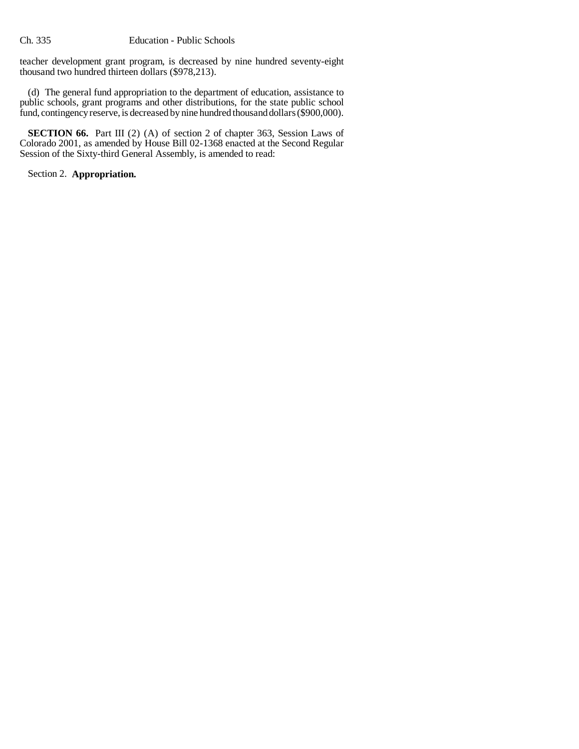teacher development grant program, is decreased by nine hundred seventy-eight thousand two hundred thirteen dollars ($978,213).

(d) The general fund appropriation to the department of education, assistance to public schools, grant programs and other distributions, for the state public school fund, contingency reserve, is decreased by nine hundred thousand dollars ($900,000).

**SECTION 66.** Part III (2) (A) of section 2 of chapter 363, Session Laws of Colorado 2001, as amended by House Bill 02-1368 enacted at the Second Regular Session of the Sixty-third General Assembly, is amended to read:

Section 2. **Appropriation.**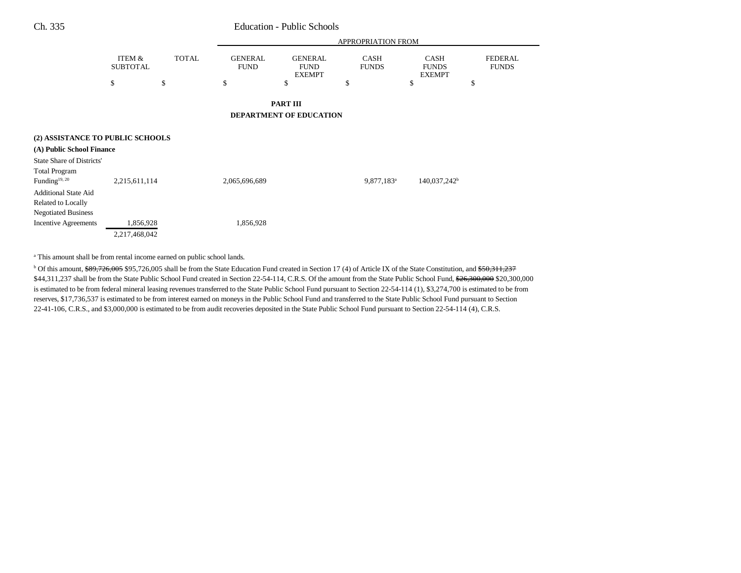| | ITEM & SUBTOTAL | TOTAL | GENERAL FUND | GENERAL FUND EXEMPT | CASH FUNDS | CASH FUNDS EXEMPT | FEDERAL FUNDS |
|---|---|---|---|---|---|---|---|
| | | | APPROPRIATION FROM | | | | |
| | $ | $ | $ | $ | $ | $ | $ |

## PART III
## DEPARTMENT OF EDUCATION

**(2) ASSISTANCE TO PUBLIC SCHOOLS**

**(A) Public School Finance**

| | ITEM & SUBTOTAL | TOTAL | GENERAL FUND | GENERAL FUND EXEMPT | CASH FUNDS | CASH FUNDS EXEMPT | FEDERAL FUNDS |
|---|---|---|---|---|---|---|---|
| State Share of Districts' Total Program Funding[19, 20] | 2,215,611,114 | | 2,065,696,689 | | 9,877,183[a] | 140,037,242[b] | |
| Additional State Aid Related to Locally Negotiated Business Incentive Agreements | 1,856,928 | | 1,856,928 | | | | |
| | 2,217,468,042 | | | | | | |

[a] This amount shall be from rental income earned on public school lands.

[b] Of this amount, ~~$89,726,005~~ $95,726,005 shall be from the State Education Fund created in Section 17 (4) of Article IX of the State Constitution, and ~~$50,311,237~~ $44,311,237 shall be from the State Public School Fund created in Section 22-54-114, C.R.S. Of the amount from the State Public School Fund, ~~$26,300,000~~ $20,300,000 is estimated to be from federal mineral leasing revenues transferred to the State Public School Fund pursuant to Section 22-54-114 (1), $3,274,700 is estimated to be from reserves, $17,736,537 is estimated to be from interest earned on moneys in the Public School Fund and transferred to the State Public School Fund pursuant to Section 22-41-106, C.R.S., and $3,000,000 is estimated to be from audit recoveries deposited in the State Public School Fund pursuant to Section 22-54-114 (4), C.R.S.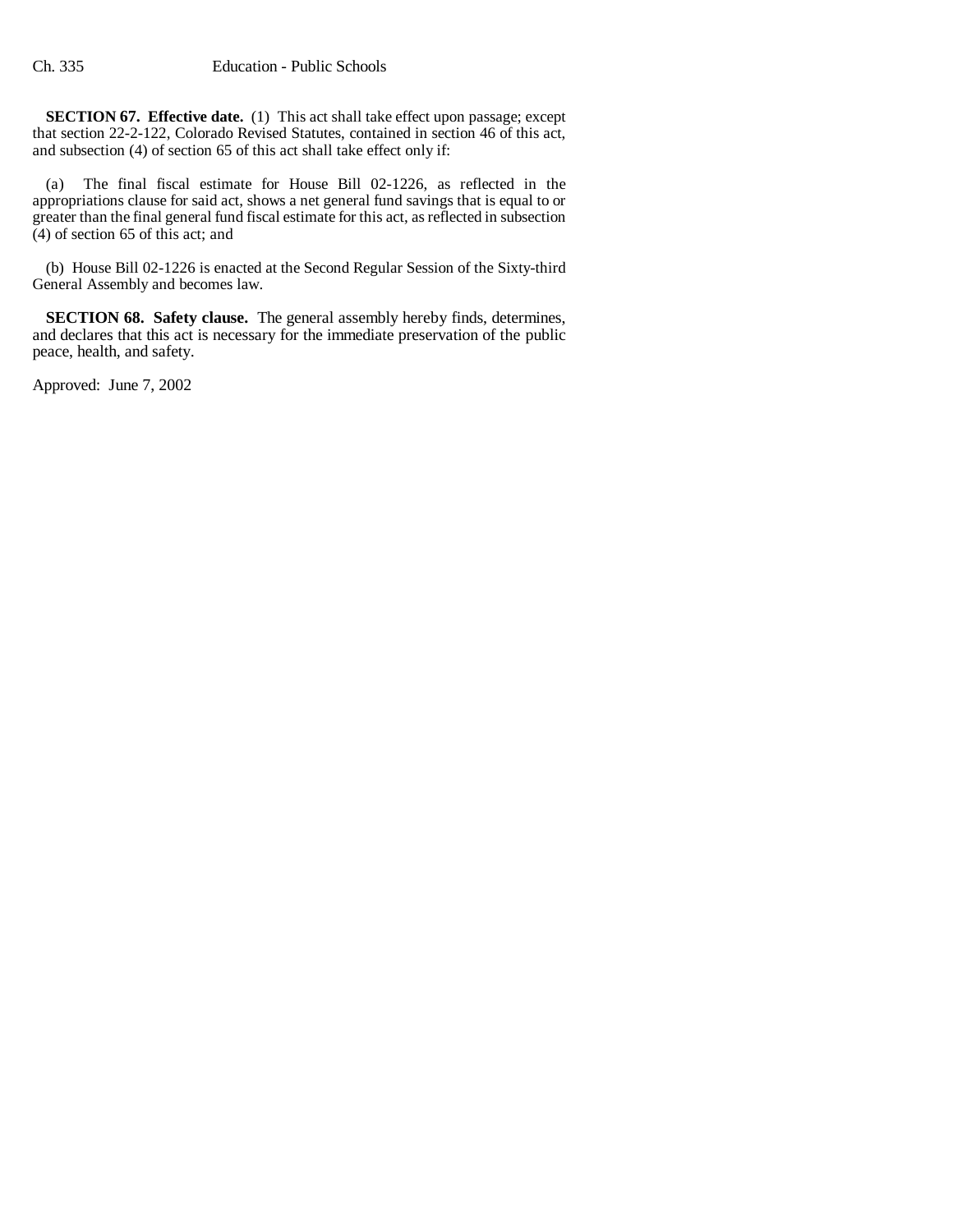**SECTION 67. Effective date.** (1) This act shall take effect upon passage; except that section 22-2-122, Colorado Revised Statutes, contained in section 46 of this act, and subsection (4) of section 65 of this act shall take effect only if:

(a) The final fiscal estimate for House Bill 02-1226, as reflected in the appropriations clause for said act, shows a net general fund savings that is equal to or greater than the final general fund fiscal estimate for this act, as reflected in subsection (4) of section 65 of this act; and

(b) House Bill 02-1226 is enacted at the Second Regular Session of the Sixty-third General Assembly and becomes law.

**SECTION 68. Safety clause.** The general assembly hereby finds, determines, and declares that this act is necessary for the immediate preservation of the public peace, health, and safety.

Approved: June 7, 2002